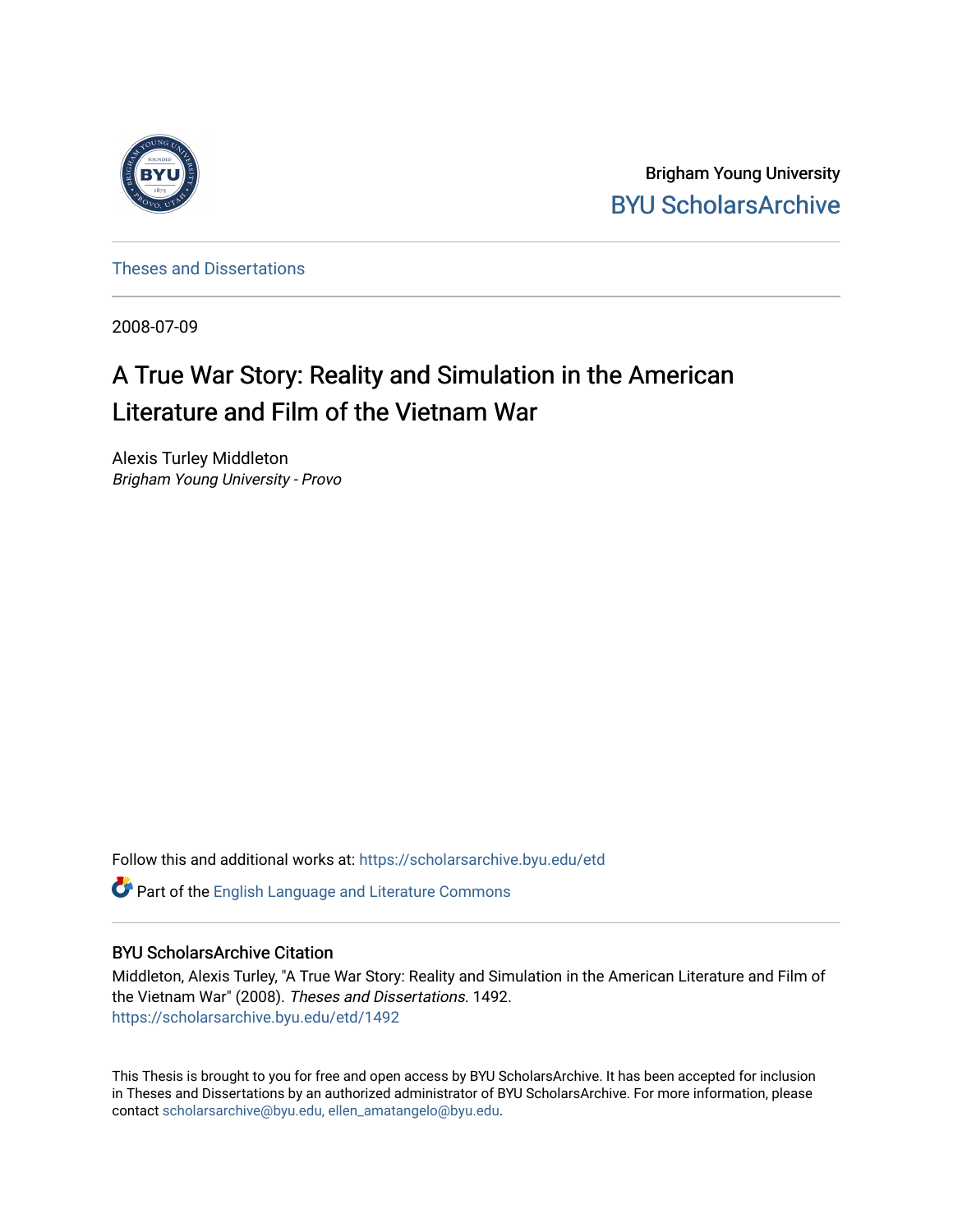Brigham Young University
BYU ScholarsArchive

Theses and Dissertations

2008-07-09

# A True War Story: Reality and Simulation in the American Literature and Film of the Vietnam War

Alexis Turley Middleton
*Brigham Young University - Provo*

Follow this and additional works at: https://scholarsarchive.byu.edu/etd

Part of the English Language and Literature Commons

## BYU ScholarsArchive Citation

Middleton, Alexis Turley, "A True War Story: Reality and Simulation in the American Literature and Film of the Vietnam War" (2008). *Theses and Dissertations*. 1492.
https://scholarsarchive.byu.edu/etd/1492

This Thesis is brought to you for free and open access by BYU ScholarsArchive. It has been accepted for inclusion in Theses and Dissertations by an authorized administrator of BYU ScholarsArchive. For more information, please contact scholarsarchive@byu.edu, ellen_amatangelo@byu.edu.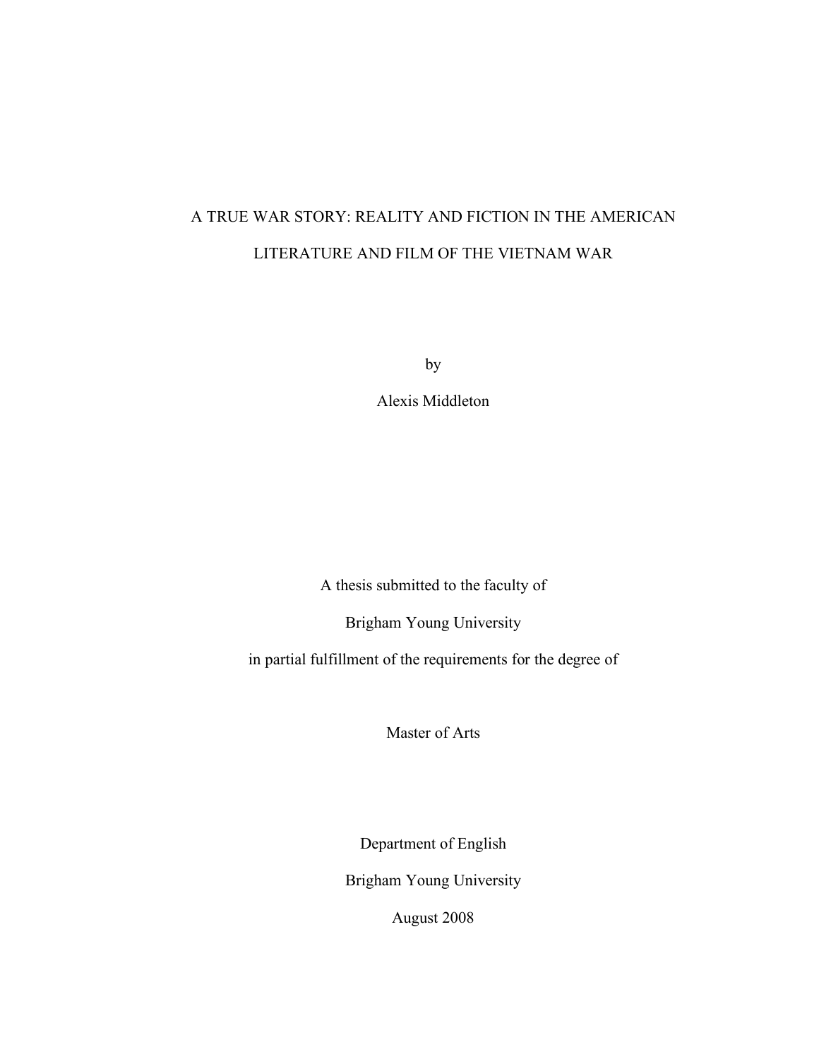# A TRUE WAR STORY: REALITY AND FICTION IN THE AMERICAN LITERATURE AND FILM OF THE VIETNAM WAR

by

Alexis Middleton

A thesis submitted to the faculty of

Brigham Young University

in partial fulfillment of the requirements for the degree of

Master of Arts

Department of English

Brigham Young University

August 2008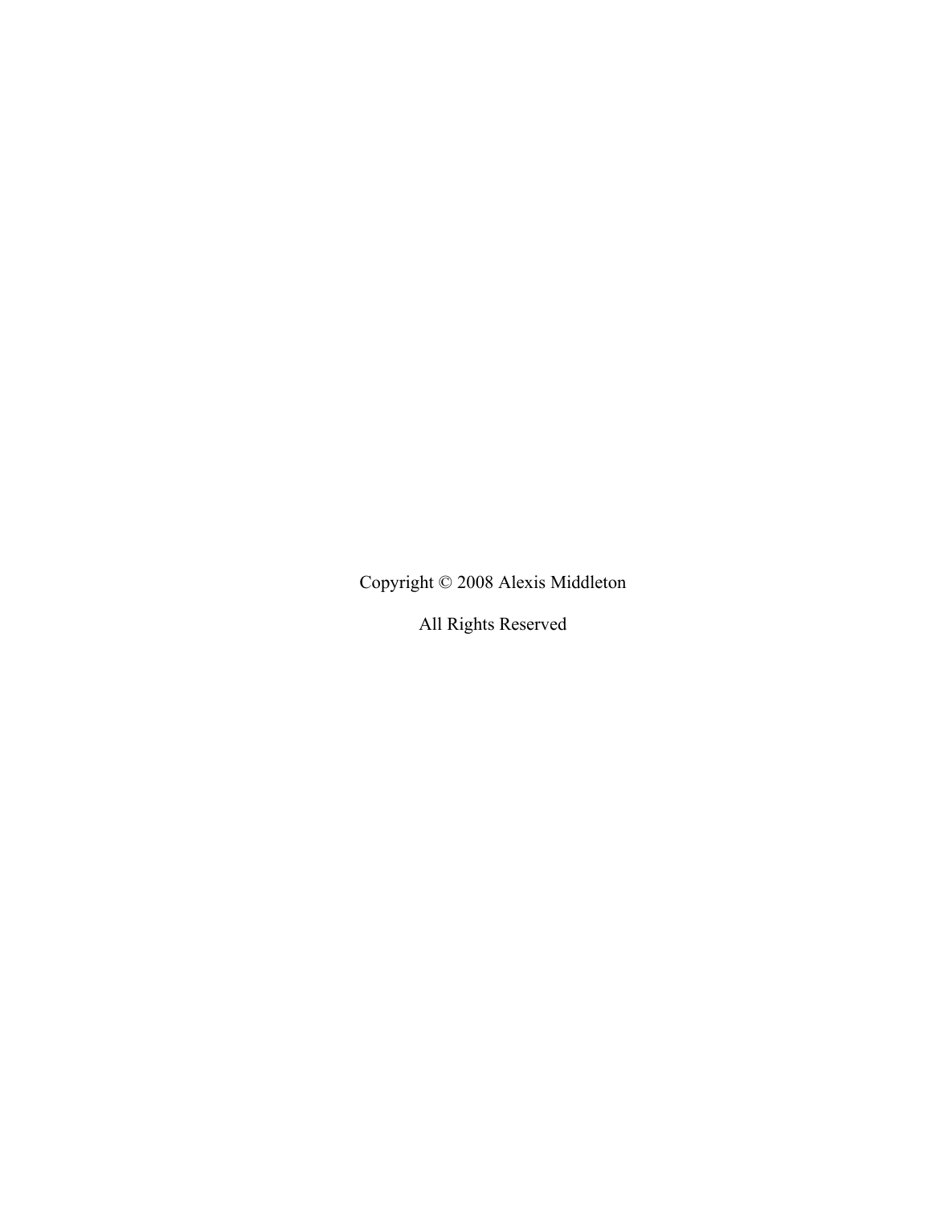Copyright © 2008 Alexis Middleton

All Rights Reserved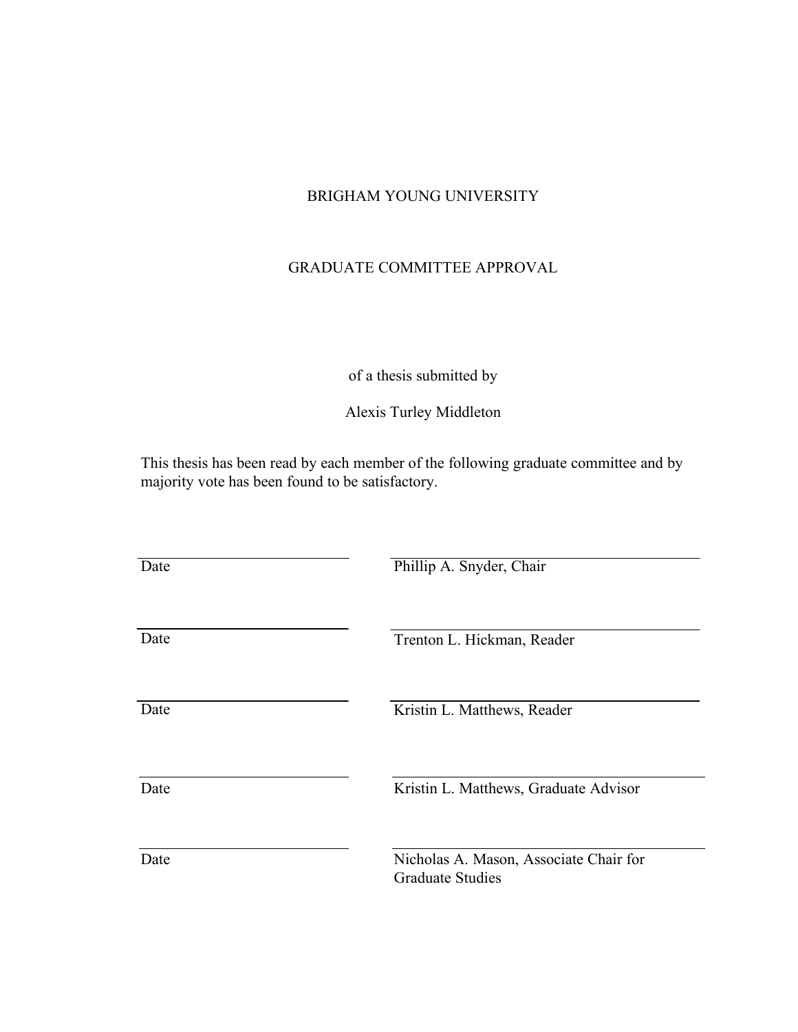BRIGHAM YOUNG UNIVERSITY

GRADUATE COMMITTEE APPROVAL

of a thesis submitted by

Alexis Turley Middleton

This thesis has been read by each member of the following graduate committee and by majority vote has been found to be satisfactory.

| | |
|---|---|
| Date | Phillip A. Snyder, Chair |
| Date | Trenton L. Hickman, Reader |
| Date | Kristin L. Matthews, Reader |
| Date | Kristin L. Matthews, Graduate Advisor |
| Date | Nicholas A. Mason, Associate Chair for Graduate Studies |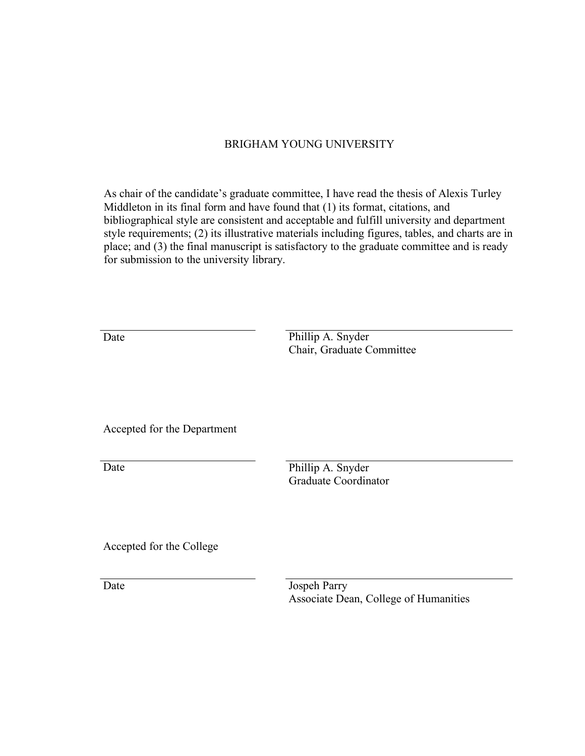BRIGHAM YOUNG UNIVERSITY

As chair of the candidate's graduate committee, I have read the thesis of Alexis Turley Middleton in its final form and have found that (1) its format, citations, and bibliographical style are consistent and acceptable and fulfill university and department style requirements; (2) its illustrative materials including figures, tables, and charts are in place; and (3) the final manuscript is satisfactory to the graduate committee and is ready for submission to the university library.

\_\_\_\_\_\_\_\_\_\_\_\_\_\_\_\_\_\_\_\_\_\_\_\_\_\_\_\_
Date

\_\_\_\_\_\_\_\_\_\_\_\_\_\_\_\_\_\_\_\_\_\_\_\_\_\_\_\_
Phillip A. Snyder
Chair, Graduate Committee

Accepted for the Department

\_\_\_\_\_\_\_\_\_\_\_\_\_\_\_\_\_\_\_\_\_\_\_\_\_\_\_\_
Date

\_\_\_\_\_\_\_\_\_\_\_\_\_\_\_\_\_\_\_\_\_\_\_\_\_\_\_\_
Phillip A. Snyder
Graduate Coordinator

Accepted for the College

\_\_\_\_\_\_\_\_\_\_\_\_\_\_\_\_\_\_\_\_\_\_\_\_\_\_\_\_
Date

\_\_\_\_\_\_\_\_\_\_\_\_\_\_\_\_\_\_\_\_\_\_\_\_\_\_\_\_
Jospeh Parry
Associate Dean, College of Humanities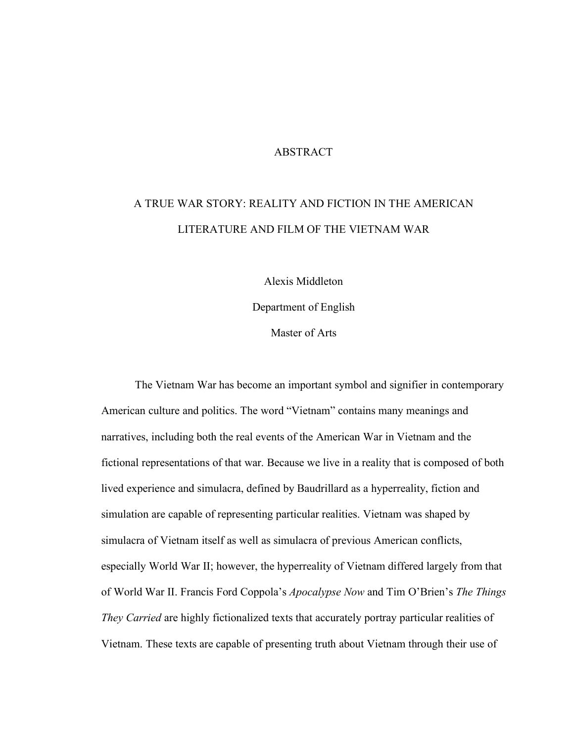# ABSTRACT

## A TRUE WAR STORY: REALITY AND FICTION IN THE AMERICAN LITERATURE AND FILM OF THE VIETNAM WAR

Alexis Middleton

Department of English

Master of Arts

The Vietnam War has become an important symbol and signifier in contemporary American culture and politics. The word "Vietnam" contains many meanings and narratives, including both the real events of the American War in Vietnam and the fictional representations of that war. Because we live in a reality that is composed of both lived experience and simulacra, defined by Baudrillard as a hyperreality, fiction and simulation are capable of representing particular realities. Vietnam was shaped by simulacra of Vietnam itself as well as simulacra of previous American conflicts, especially World War II; however, the hyperreality of Vietnam differed largely from that of World War II. Francis Ford Coppola's *Apocalypse Now* and Tim O'Brien's *The Things They Carried* are highly fictionalized texts that accurately portray particular realities of Vietnam. These texts are capable of presenting truth about Vietnam through their use of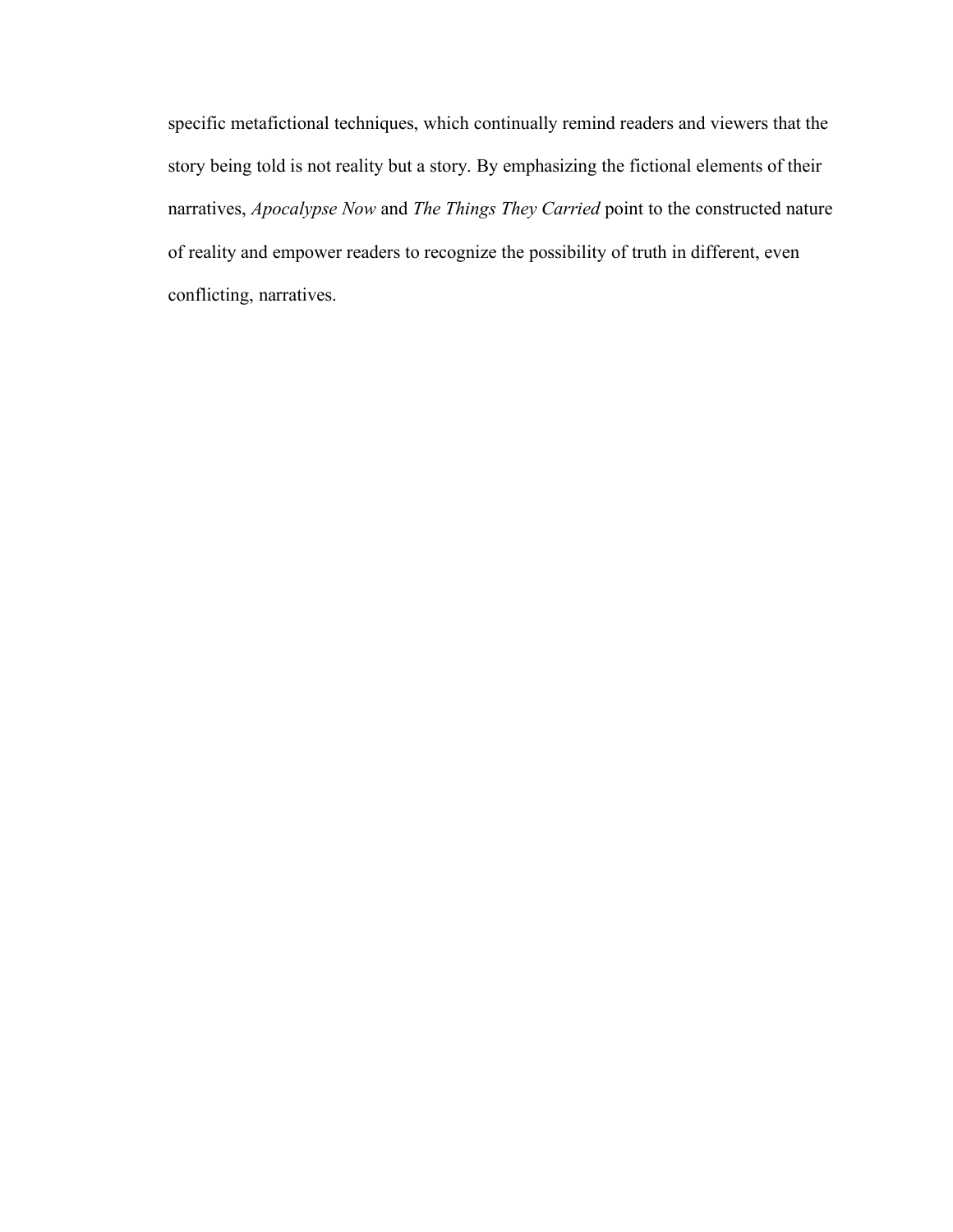specific metafictional techniques, which continually remind readers and viewers that the story being told is not reality but a story. By emphasizing the fictional elements of their narratives, *Apocalypse Now* and *The Things They Carried* point to the constructed nature of reality and empower readers to recognize the possibility of truth in different, even conflicting, narratives.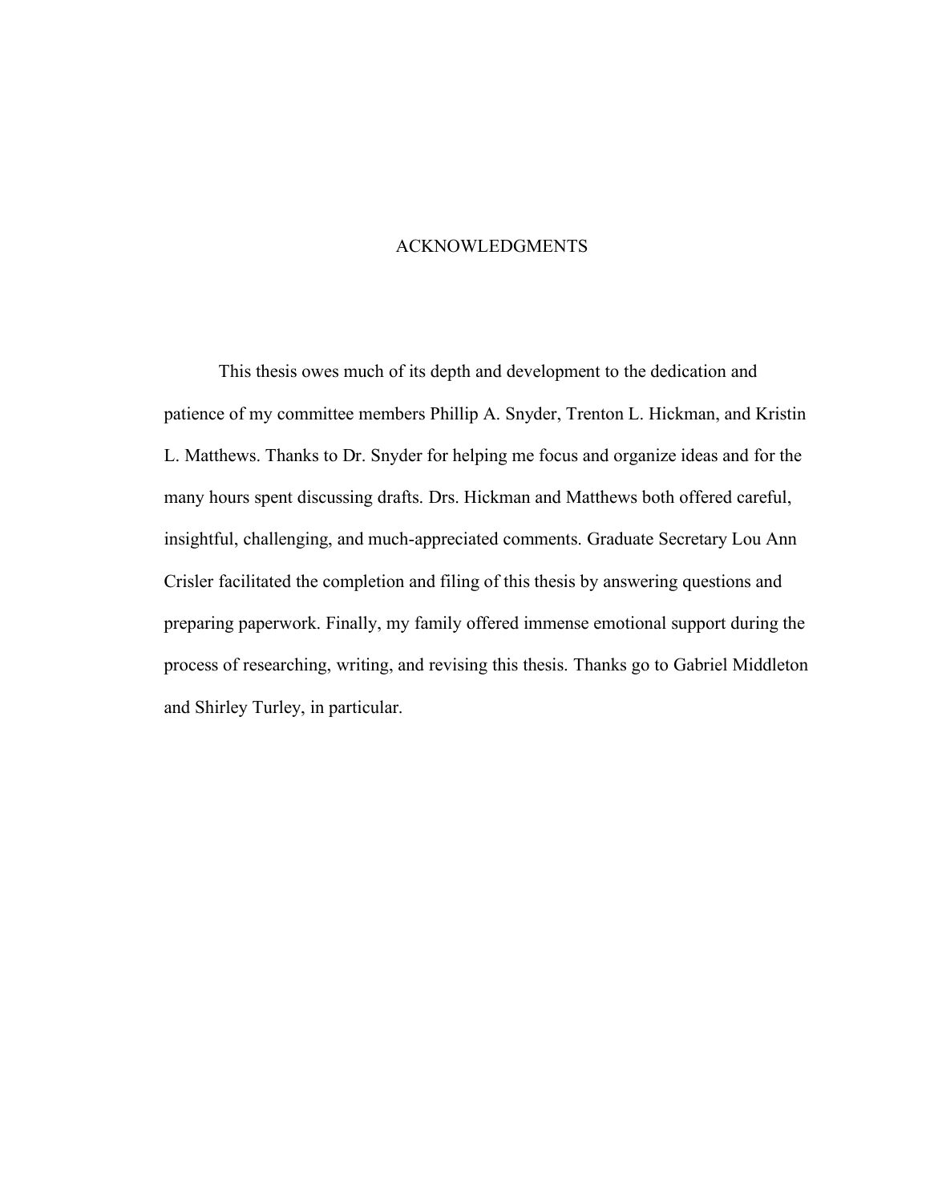# ACKNOWLEDGMENTS

This thesis owes much of its depth and development to the dedication and patience of my committee members Phillip A. Snyder, Trenton L. Hickman, and Kristin L. Matthews. Thanks to Dr. Snyder for helping me focus and organize ideas and for the many hours spent discussing drafts. Drs. Hickman and Matthews both offered careful, insightful, challenging, and much-appreciated comments. Graduate Secretary Lou Ann Crisler facilitated the completion and filing of this thesis by answering questions and preparing paperwork. Finally, my family offered immense emotional support during the process of researching, writing, and revising this thesis. Thanks go to Gabriel Middleton and Shirley Turley, in particular.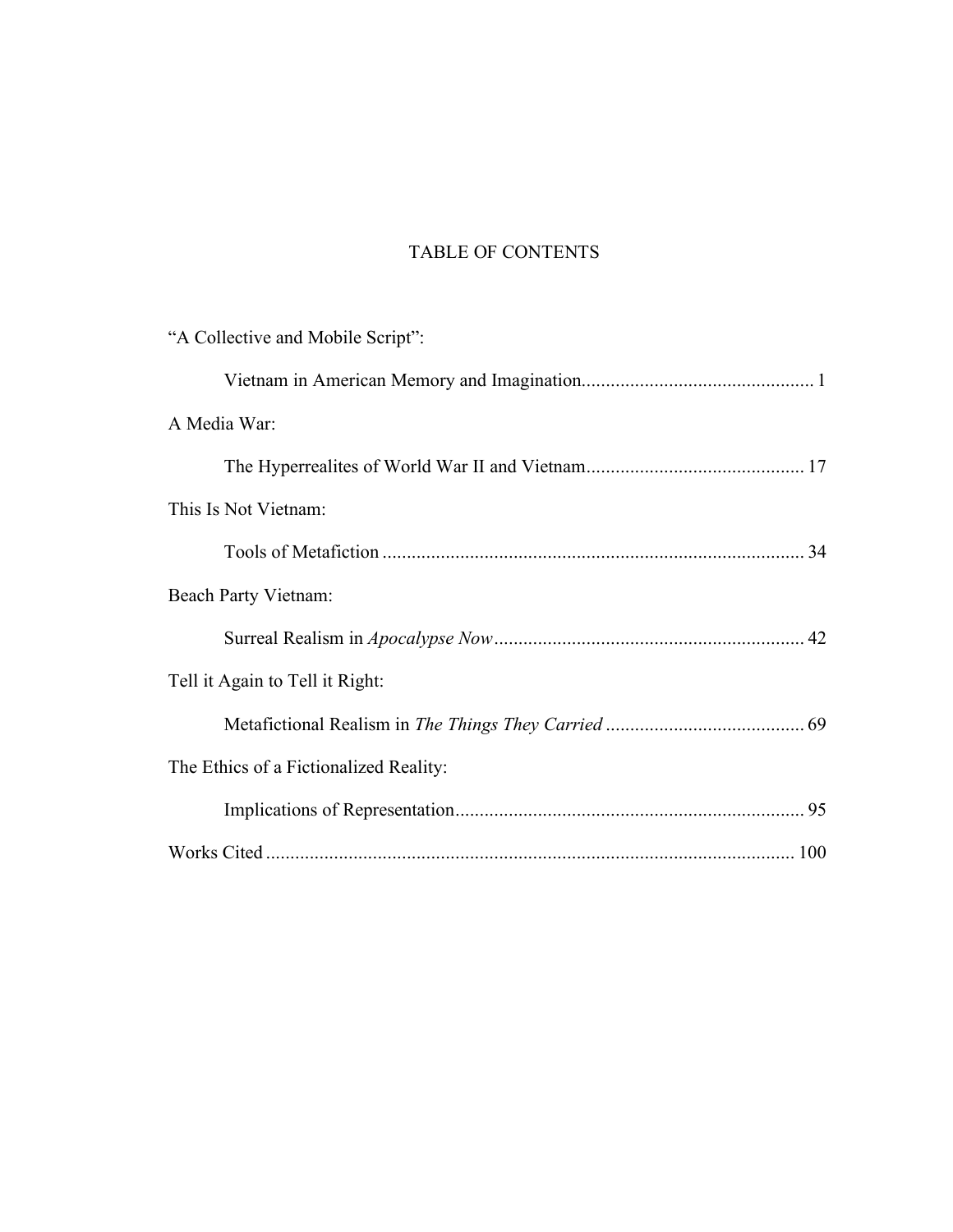# TABLE OF CONTENTS

"A Collective and Mobile Script":

Vietnam in American Memory and Imagination................................................ 1

A Media War:

The Hyperrealites of World War II and Vietnam............................................ 17

This Is Not Vietnam:

Tools of Metafiction ...................................................................................... 34

Beach Party Vietnam:

Surreal Realism in *Apocalypse Now*............................................................... 42

Tell it Again to Tell it Right:

Metafictional Realism in *The Things They Carried* ......................................... 69

The Ethics of a Fictionalized Reality:

Implications of Representation....................................................................... 95

Works Cited ........................................................................................................... 100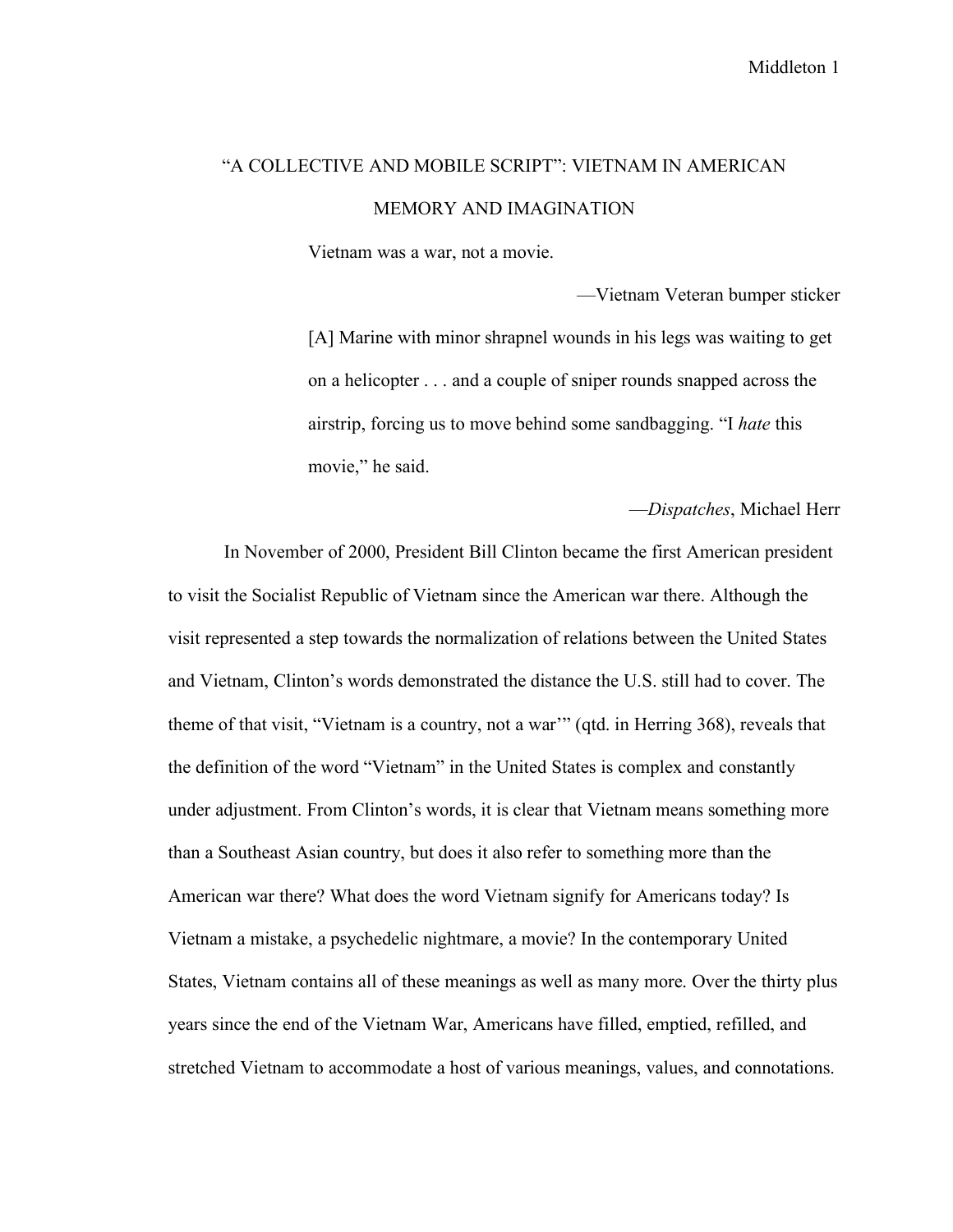# "A COLLECTIVE AND MOBILE SCRIPT": VIETNAM IN AMERICAN MEMORY AND IMAGINATION

> Vietnam was a war, not a movie.
>
> —Vietnam Veteran bumper sticker

> [A] Marine with minor shrapnel wounds in his legs was waiting to get on a helicopter . . . and a couple of sniper rounds snapped across the airstrip, forcing us to move behind some sandbagging. "I *hate* this movie," he said.
>
> —*Dispatches*, Michael Herr

In November of 2000, President Bill Clinton became the first American president to visit the Socialist Republic of Vietnam since the American war there. Although the visit represented a step towards the normalization of relations between the United States and Vietnam, Clinton's words demonstrated the distance the U.S. still had to cover. The theme of that visit, "Vietnam is a country, not a war'" (qtd. in Herring 368), reveals that the definition of the word "Vietnam" in the United States is complex and constantly under adjustment. From Clinton's words, it is clear that Vietnam means something more than a Southeast Asian country, but does it also refer to something more than the American war there? What does the word Vietnam signify for Americans today? Is Vietnam a mistake, a psychedelic nightmare, a movie? In the contemporary United States, Vietnam contains all of these meanings as well as many more. Over the thirty plus years since the end of the Vietnam War, Americans have filled, emptied, refilled, and stretched Vietnam to accommodate a host of various meanings, values, and connotations.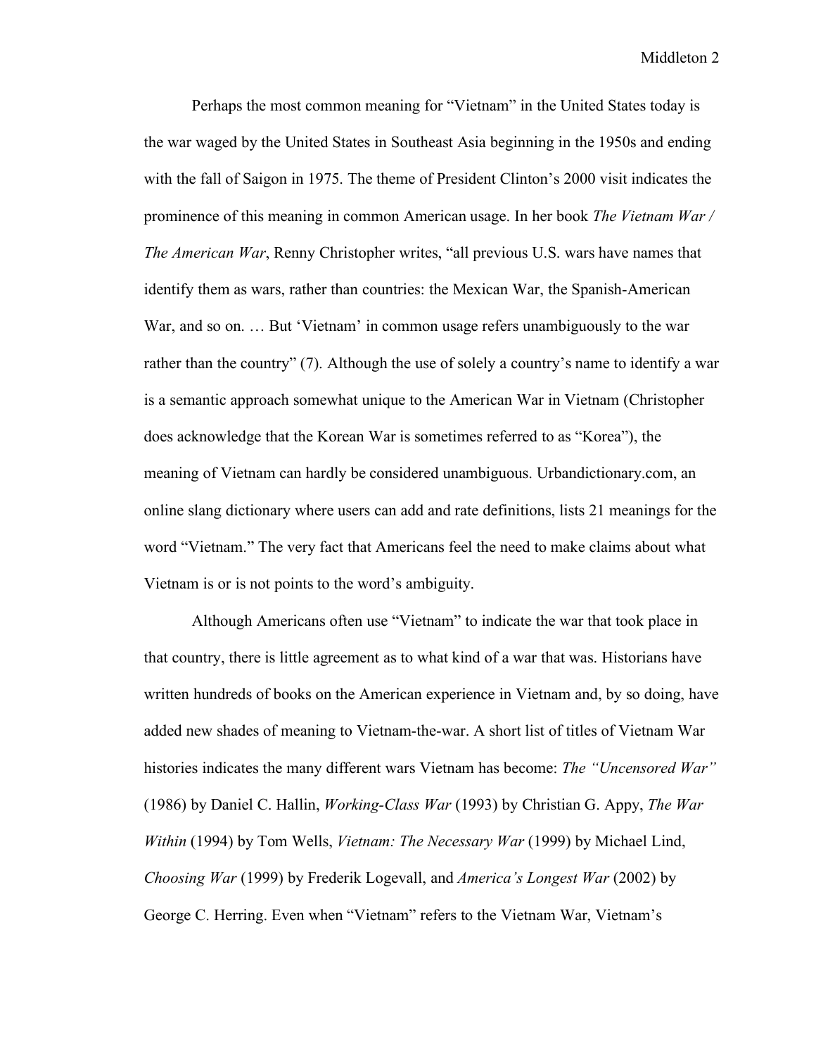Perhaps the most common meaning for "Vietnam" in the United States today is the war waged by the United States in Southeast Asia beginning in the 1950s and ending with the fall of Saigon in 1975. The theme of President Clinton's 2000 visit indicates the prominence of this meaning in common American usage. In her book *The Vietnam War / The American War*, Renny Christopher writes, "all previous U.S. wars have names that identify them as wars, rather than countries: the Mexican War, the Spanish-American War, and so on. … But 'Vietnam' in common usage refers unambiguously to the war rather than the country" (7). Although the use of solely a country's name to identify a war is a semantic approach somewhat unique to the American War in Vietnam (Christopher does acknowledge that the Korean War is sometimes referred to as "Korea"), the meaning of Vietnam can hardly be considered unambiguous. Urbandictionary.com, an online slang dictionary where users can add and rate definitions, lists 21 meanings for the word "Vietnam." The very fact that Americans feel the need to make claims about what Vietnam is or is not points to the word's ambiguity.

Although Americans often use "Vietnam" to indicate the war that took place in that country, there is little agreement as to what kind of a war that was. Historians have written hundreds of books on the American experience in Vietnam and, by so doing, have added new shades of meaning to Vietnam-the-war. A short list of titles of Vietnam War histories indicates the many different wars Vietnam has become: *The "Uncensored War"* (1986) by Daniel C. Hallin, *Working-Class War* (1993) by Christian G. Appy, *The War Within* (1994) by Tom Wells, *Vietnam: The Necessary War* (1999) by Michael Lind, *Choosing War* (1999) by Frederik Logevall, and *America's Longest War* (2002) by George C. Herring. Even when "Vietnam" refers to the Vietnam War, Vietnam's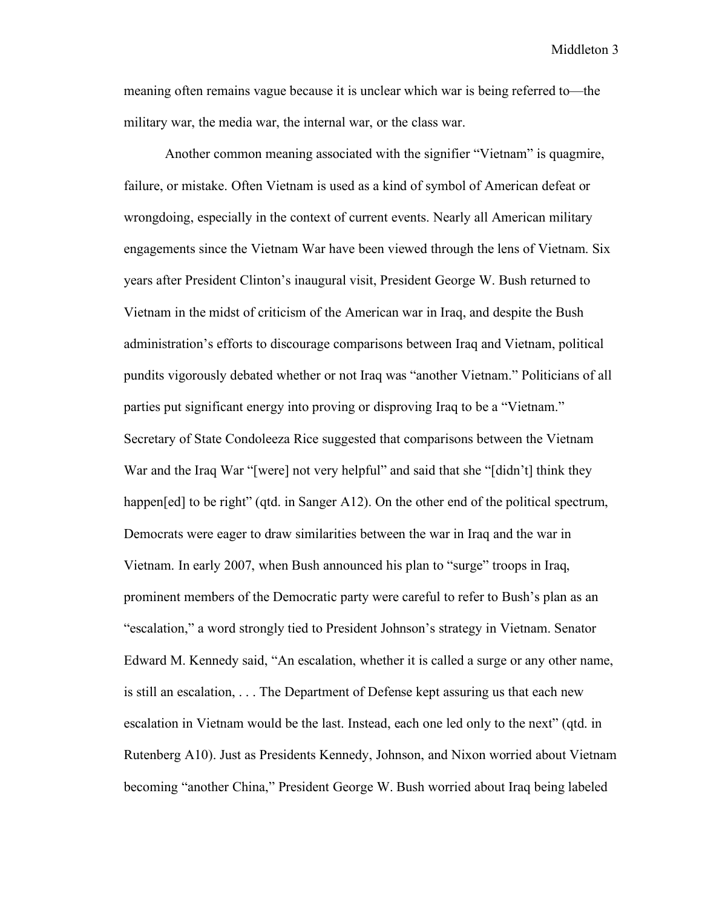meaning often remains vague because it is unclear which war is being referred to—the military war, the media war, the internal war, or the class war.

Another common meaning associated with the signifier "Vietnam" is quagmire, failure, or mistake. Often Vietnam is used as a kind of symbol of American defeat or wrongdoing, especially in the context of current events. Nearly all American military engagements since the Vietnam War have been viewed through the lens of Vietnam. Six years after President Clinton's inaugural visit, President George W. Bush returned to Vietnam in the midst of criticism of the American war in Iraq, and despite the Bush administration's efforts to discourage comparisons between Iraq and Vietnam, political pundits vigorously debated whether or not Iraq was "another Vietnam." Politicians of all parties put significant energy into proving or disproving Iraq to be a "Vietnam." Secretary of State Condoleeza Rice suggested that comparisons between the Vietnam War and the Iraq War "[were] not very helpful" and said that she "[didn't] think they happen[ed] to be right" (qtd. in Sanger A12). On the other end of the political spectrum, Democrats were eager to draw similarities between the war in Iraq and the war in Vietnam. In early 2007, when Bush announced his plan to "surge" troops in Iraq, prominent members of the Democratic party were careful to refer to Bush's plan as an "escalation," a word strongly tied to President Johnson's strategy in Vietnam. Senator Edward M. Kennedy said, "An escalation, whether it is called a surge or any other name, is still an escalation, . . . The Department of Defense kept assuring us that each new escalation in Vietnam would be the last. Instead, each one led only to the next" (qtd. in Rutenberg A10). Just as Presidents Kennedy, Johnson, and Nixon worried about Vietnam becoming "another China," President George W. Bush worried about Iraq being labeled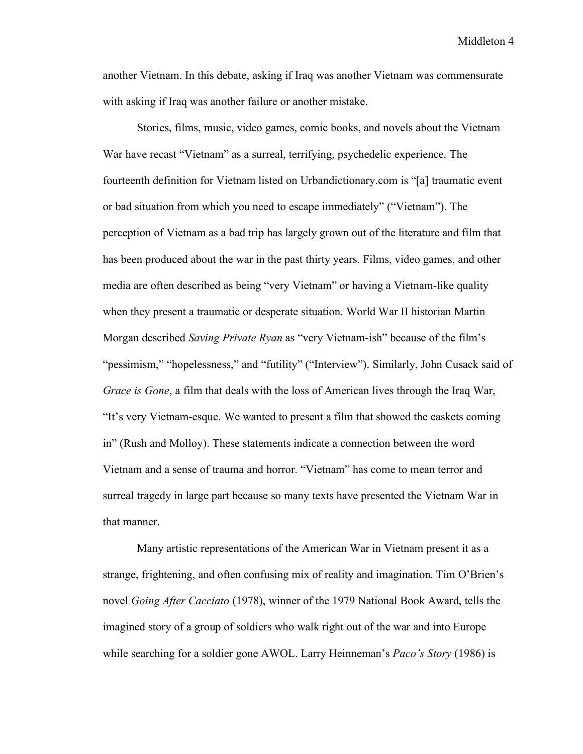another Vietnam. In this debate, asking if Iraq was another Vietnam was commensurate with asking if Iraq was another failure or another mistake.

Stories, films, music, video games, comic books, and novels about the Vietnam War have recast "Vietnam" as a surreal, terrifying, psychedelic experience. The fourteenth definition for Vietnam listed on Urbandictionary.com is "[a] traumatic event or bad situation from which you need to escape immediately" ("Vietnam"). The perception of Vietnam as a bad trip has largely grown out of the literature and film that has been produced about the war in the past thirty years. Films, video games, and other media are often described as being "very Vietnam" or having a Vietnam-like quality when they present a traumatic or desperate situation. World War II historian Martin Morgan described *Saving Private Ryan* as "very Vietnam-ish" because of the film's "pessimism," "hopelessness," and "futility" ("Interview"). Similarly, John Cusack said of *Grace is Gone*, a film that deals with the loss of American lives through the Iraq War, "It's very Vietnam-esque. We wanted to present a film that showed the caskets coming in" (Rush and Molloy). These statements indicate a connection between the word Vietnam and a sense of trauma and horror. "Vietnam" has come to mean terror and surreal tragedy in large part because so many texts have presented the Vietnam War in that manner.

Many artistic representations of the American War in Vietnam present it as a strange, frightening, and often confusing mix of reality and imagination. Tim O'Brien's novel *Going After Cacciato* (1978), winner of the 1979 National Book Award, tells the imagined story of a group of soldiers who walk right out of the war and into Europe while searching for a soldier gone AWOL. Larry Heinneman's *Paco's Story* (1986) is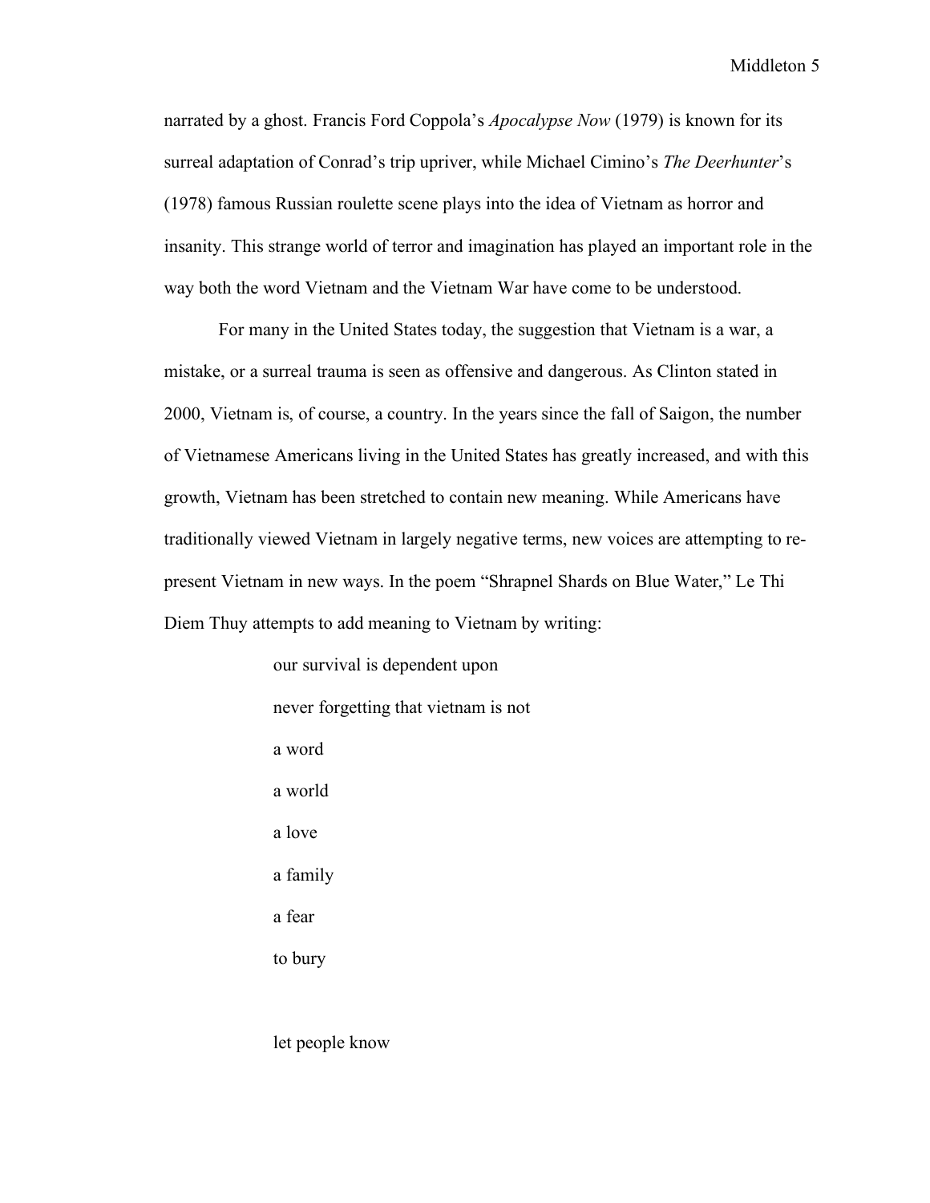narrated by a ghost. Francis Ford Coppola's *Apocalypse Now* (1979) is known for its surreal adaptation of Conrad's trip upriver, while Michael Cimino's *The Deerhunter*'s (1978) famous Russian roulette scene plays into the idea of Vietnam as horror and insanity. This strange world of terror and imagination has played an important role in the way both the word Vietnam and the Vietnam War have come to be understood.

For many in the United States today, the suggestion that Vietnam is a war, a mistake, or a surreal trauma is seen as offensive and dangerous. As Clinton stated in 2000, Vietnam is, of course, a country. In the years since the fall of Saigon, the number of Vietnamese Americans living in the United States has greatly increased, and with this growth, Vietnam has been stretched to contain new meaning. While Americans have traditionally viewed Vietnam in largely negative terms, new voices are attempting to re-present Vietnam in new ways. In the poem "Shrapnel Shards on Blue Water," Le Thi Diem Thuy attempts to add meaning to Vietnam by writing:

> our survival is dependent upon
> never forgetting that vietnam is not
> a word
> a world
> a love
> a family
> a fear
> to bury
>
> let people know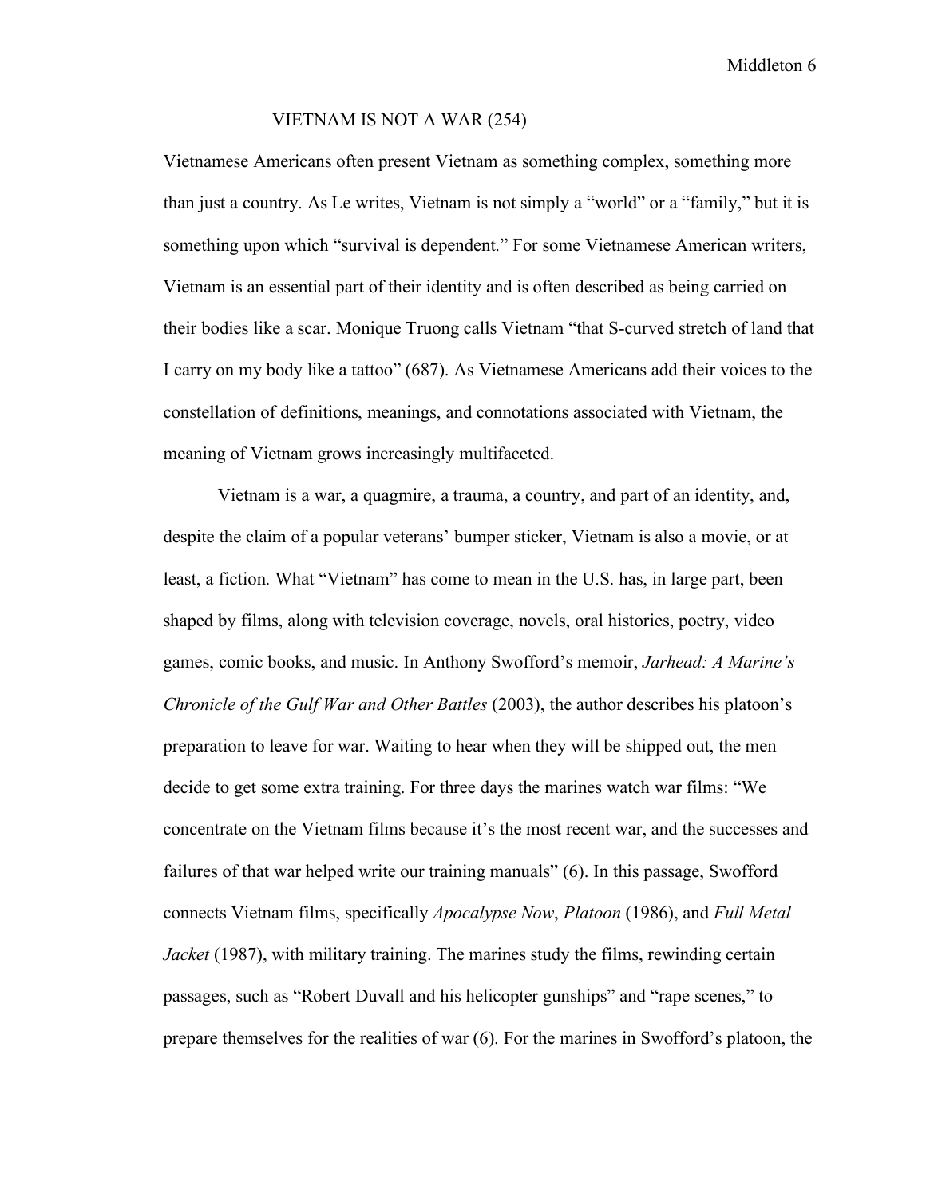VIETNAM IS NOT A WAR (254)

Vietnamese Americans often present Vietnam as something complex, something more than just a country. As Le writes, Vietnam is not simply a "world" or a "family," but it is something upon which "survival is dependent." For some Vietnamese American writers, Vietnam is an essential part of their identity and is often described as being carried on their bodies like a scar. Monique Truong calls Vietnam "that S-curved stretch of land that I carry on my body like a tattoo" (687). As Vietnamese Americans add their voices to the constellation of definitions, meanings, and connotations associated with Vietnam, the meaning of Vietnam grows increasingly multifaceted.

Vietnam is a war, a quagmire, a trauma, a country, and part of an identity, and, despite the claim of a popular veterans' bumper sticker, Vietnam is also a movie, or at least, a fiction. What "Vietnam" has come to mean in the U.S. has, in large part, been shaped by films, along with television coverage, novels, oral histories, poetry, video games, comic books, and music. In Anthony Swofford's memoir, *Jarhead: A Marine's Chronicle of the Gulf War and Other Battles* (2003), the author describes his platoon's preparation to leave for war. Waiting to hear when they will be shipped out, the men decide to get some extra training. For three days the marines watch war films: "We concentrate on the Vietnam films because it's the most recent war, and the successes and failures of that war helped write our training manuals" (6). In this passage, Swofford connects Vietnam films, specifically *Apocalypse Now*, *Platoon* (1986), and *Full Metal Jacket* (1987), with military training. The marines study the films, rewinding certain passages, such as "Robert Duvall and his helicopter gunships" and "rape scenes," to prepare themselves for the realities of war (6). For the marines in Swofford's platoon, the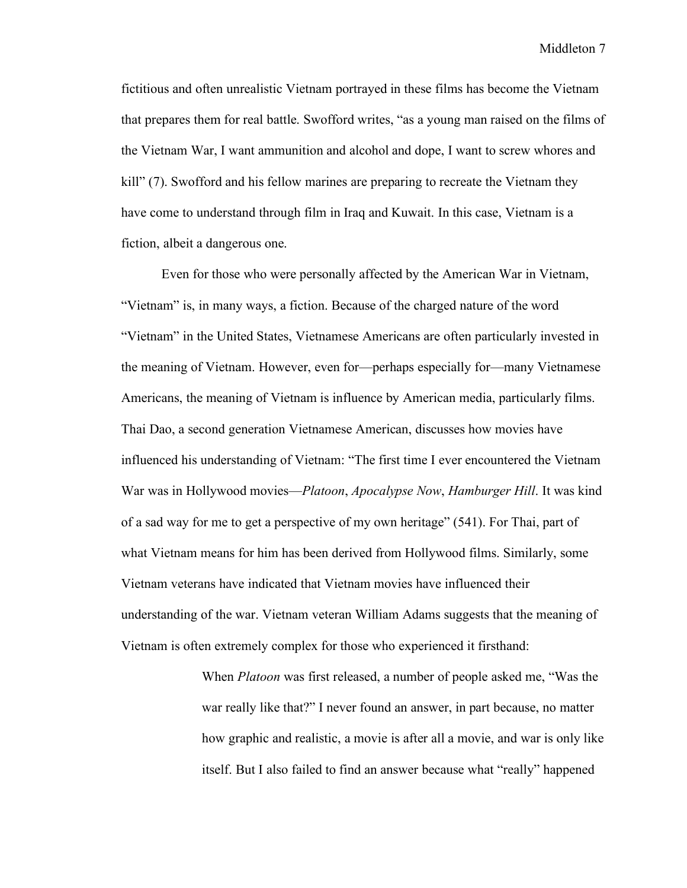fictitious and often unrealistic Vietnam portrayed in these films has become the Vietnam that prepares them for real battle. Swofford writes, "as a young man raised on the films of the Vietnam War, I want ammunition and alcohol and dope, I want to screw whores and kill" (7). Swofford and his fellow marines are preparing to recreate the Vietnam they have come to understand through film in Iraq and Kuwait. In this case, Vietnam is a fiction, albeit a dangerous one.

Even for those who were personally affected by the American War in Vietnam, "Vietnam" is, in many ways, a fiction. Because of the charged nature of the word "Vietnam" in the United States, Vietnamese Americans are often particularly invested in the meaning of Vietnam. However, even for—perhaps especially for—many Vietnamese Americans, the meaning of Vietnam is influence by American media, particularly films. Thai Dao, a second generation Vietnamese American, discusses how movies have influenced his understanding of Vietnam: "The first time I ever encountered the Vietnam War was in Hollywood movies—*Platoon*, *Apocalypse Now*, *Hamburger Hill*. It was kind of a sad way for me to get a perspective of my own heritage" (541). For Thai, part of what Vietnam means for him has been derived from Hollywood films. Similarly, some Vietnam veterans have indicated that Vietnam movies have influenced their understanding of the war. Vietnam veteran William Adams suggests that the meaning of Vietnam is often extremely complex for those who experienced it firsthand:

> When *Platoon* was first released, a number of people asked me, "Was the war really like that?" I never found an answer, in part because, no matter how graphic and realistic, a movie is after all a movie, and war is only like itself. But I also failed to find an answer because what "really" happened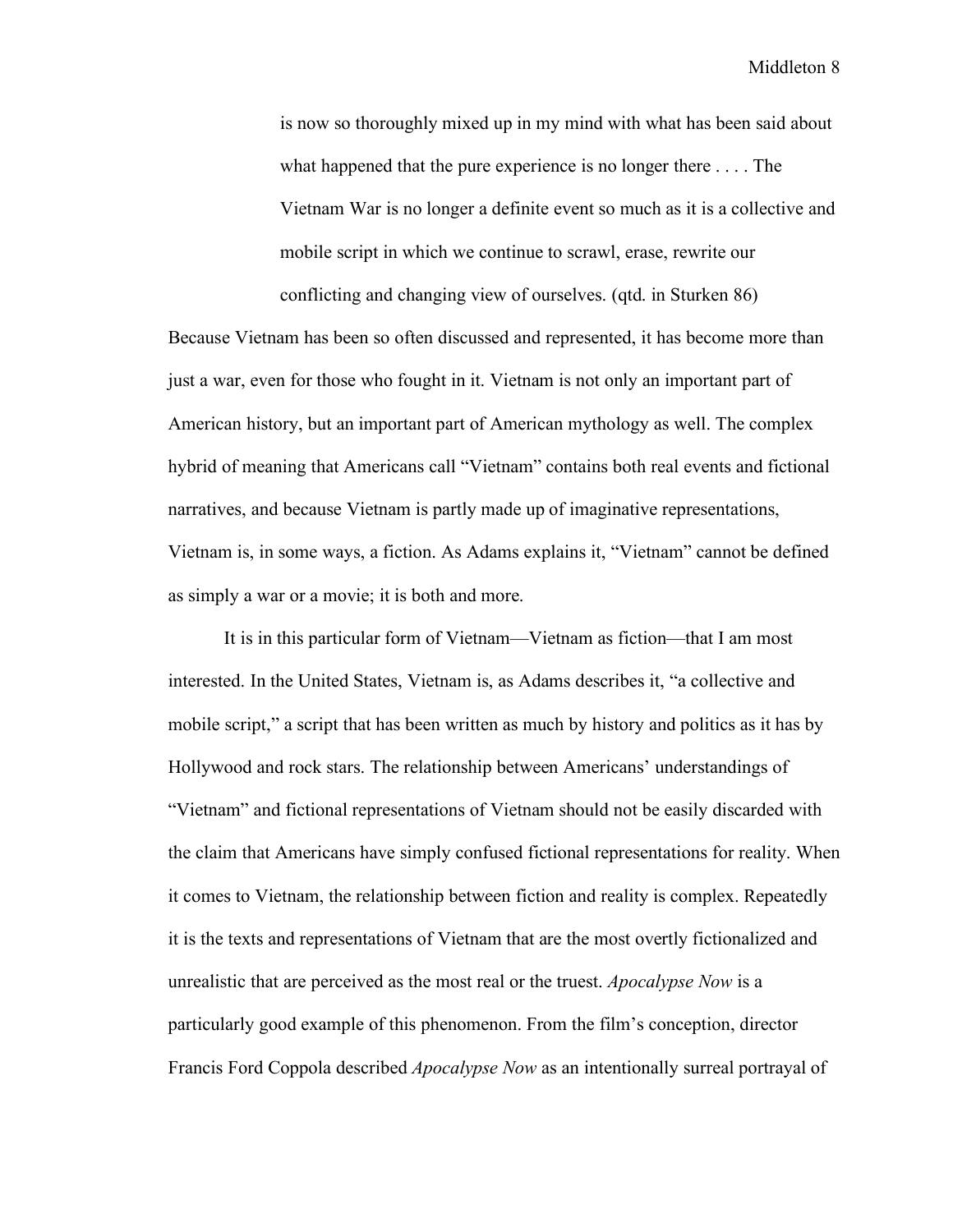> is now so thoroughly mixed up in my mind with what has been said about what happened that the pure experience is no longer there . . . . The Vietnam War is no longer a definite event so much as it is a collective and mobile script in which we continue to scrawl, erase, rewrite our conflicting and changing view of ourselves. (qtd. in Sturken 86)

Because Vietnam has been so often discussed and represented, it has become more than just a war, even for those who fought in it. Vietnam is not only an important part of American history, but an important part of American mythology as well. The complex hybrid of meaning that Americans call "Vietnam" contains both real events and fictional narratives, and because Vietnam is partly made up of imaginative representations, Vietnam is, in some ways, a fiction. As Adams explains it, "Vietnam" cannot be defined as simply a war or a movie; it is both and more.

It is in this particular form of Vietnam—Vietnam as fiction—that I am most interested. In the United States, Vietnam is, as Adams describes it, "a collective and mobile script," a script that has been written as much by history and politics as it has by Hollywood and rock stars. The relationship between Americans' understandings of "Vietnam" and fictional representations of Vietnam should not be easily discarded with the claim that Americans have simply confused fictional representations for reality. When it comes to Vietnam, the relationship between fiction and reality is complex. Repeatedly it is the texts and representations of Vietnam that are the most overtly fictionalized and unrealistic that are perceived as the most real or the truest. *Apocalypse Now* is a particularly good example of this phenomenon. From the film's conception, director Francis Ford Coppola described *Apocalypse Now* as an intentionally surreal portrayal of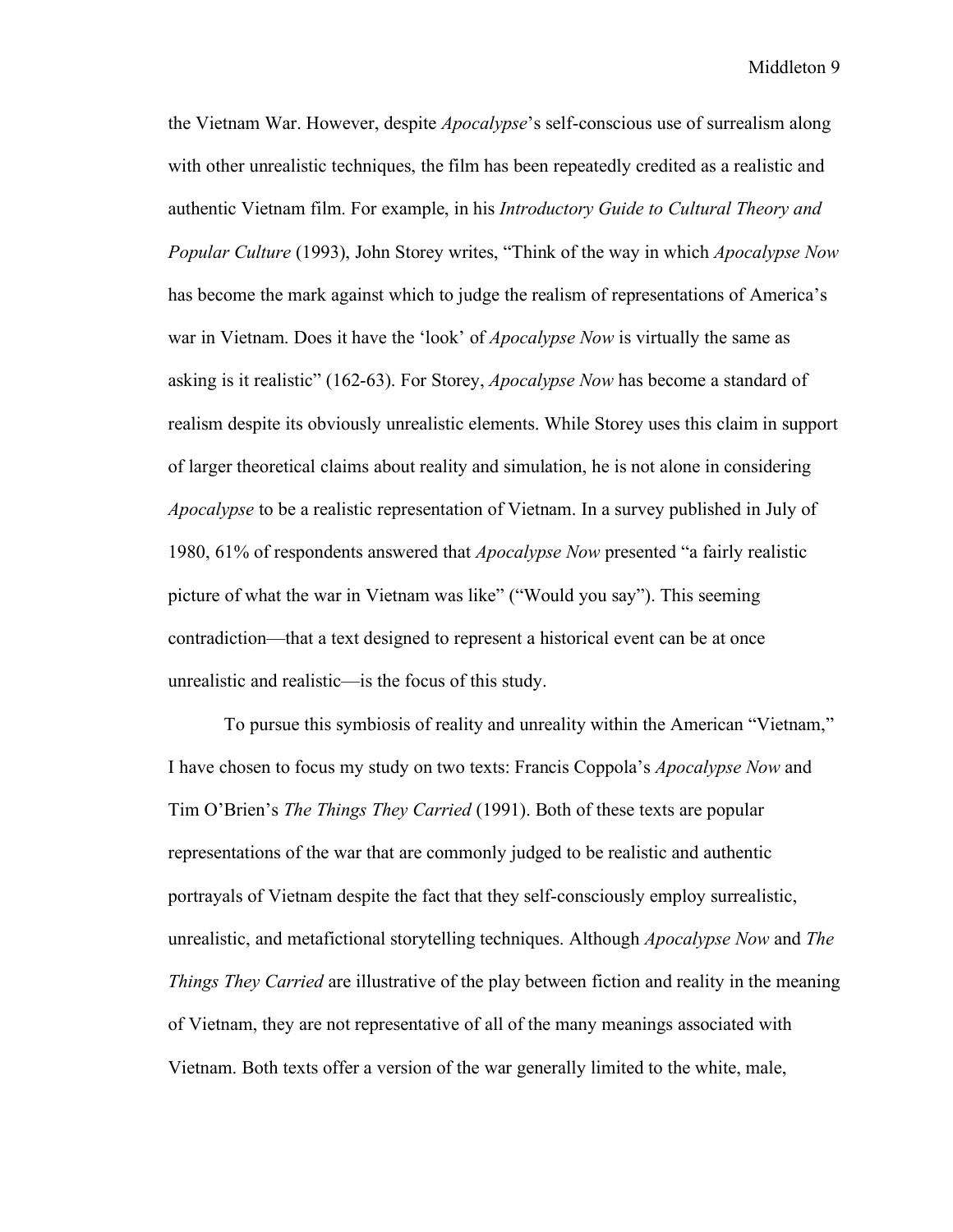the Vietnam War. However, despite *Apocalypse*'s self-conscious use of surrealism along with other unrealistic techniques, the film has been repeatedly credited as a realistic and authentic Vietnam film. For example, in his *Introductory Guide to Cultural Theory and Popular Culture* (1993), John Storey writes, "Think of the way in which *Apocalypse Now* has become the mark against which to judge the realism of representations of America's war in Vietnam. Does it have the 'look' of *Apocalypse Now* is virtually the same as asking is it realistic" (162-63). For Storey, *Apocalypse Now* has become a standard of realism despite its obviously unrealistic elements. While Storey uses this claim in support of larger theoretical claims about reality and simulation, he is not alone in considering *Apocalypse* to be a realistic representation of Vietnam. In a survey published in July of 1980, 61% of respondents answered that *Apocalypse Now* presented "a fairly realistic picture of what the war in Vietnam was like" ("Would you say"). This seeming contradiction—that a text designed to represent a historical event can be at once unrealistic and realistic—is the focus of this study.

To pursue this symbiosis of reality and unreality within the American "Vietnam," I have chosen to focus my study on two texts: Francis Coppola's *Apocalypse Now* and Tim O'Brien's *The Things They Carried* (1991). Both of these texts are popular representations of the war that are commonly judged to be realistic and authentic portrayals of Vietnam despite the fact that they self-consciously employ surrealistic, unrealistic, and metafictional storytelling techniques. Although *Apocalypse Now* and *The Things They Carried* are illustrative of the play between fiction and reality in the meaning of Vietnam, they are not representative of all of the many meanings associated with Vietnam. Both texts offer a version of the war generally limited to the white, male,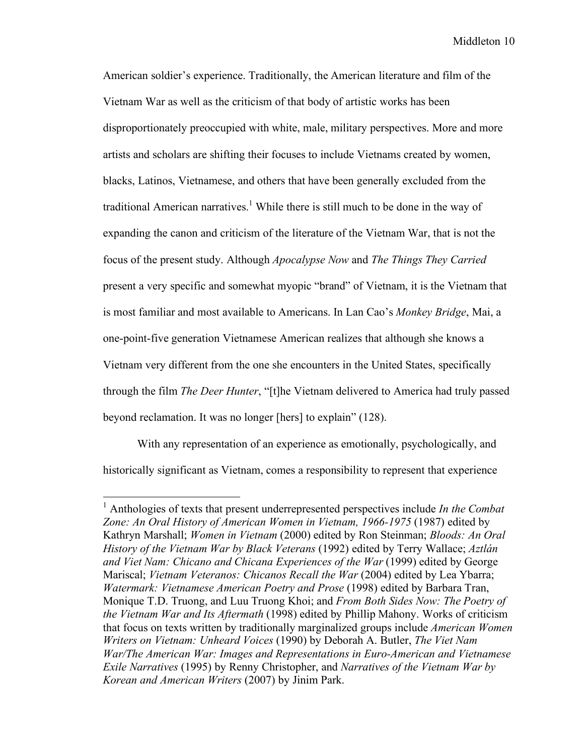American soldier's experience. Traditionally, the American literature and film of the Vietnam War as well as the criticism of that body of artistic works has been disproportionately preoccupied with white, male, military perspectives. More and more artists and scholars are shifting their focuses to include Vietnams created by women, blacks, Latinos, Vietnamese, and others that have been generally excluded from the traditional American narratives.[1] While there is still much to be done in the way of expanding the canon and criticism of the literature of the Vietnam War, that is not the focus of the present study. Although *Apocalypse Now* and *The Things They Carried* present a very specific and somewhat myopic "brand" of Vietnam, it is the Vietnam that is most familiar and most available to Americans. In Lan Cao's *Monkey Bridge*, Mai, a one-point-five generation Vietnamese American realizes that although she knows a Vietnam very different from the one she encounters in the United States, specifically through the film *The Deer Hunter*, "[t]he Vietnam delivered to America had truly passed beyond reclamation. It was no longer [hers] to explain" (128).

With any representation of an experience as emotionally, psychologically, and historically significant as Vietnam, comes a responsibility to represent that experience

---

[1] Anthologies of texts that present underrepresented perspectives include *In the Combat Zone: An Oral History of American Women in Vietnam, 1966-1975* (1987) edited by Kathryn Marshall; *Women in Vietnam* (2000) edited by Ron Steinman; *Bloods: An Oral History of the Vietnam War by Black Veterans* (1992) edited by Terry Wallace; *Aztlán and Viet Nam: Chicano and Chicana Experiences of the War* (1999) edited by George Mariscal; *Vietnam Veteranos: Chicanos Recall the War* (2004) edited by Lea Ybarra; *Watermark: Vietnamese American Poetry and Prose* (1998) edited by Barbara Tran, Monique T.D. Truong, and Luu Truong Khoi; and *From Both Sides Now: The Poetry of the Vietnam War and Its Aftermath* (1998) edited by Phillip Mahony. Works of criticism that focus on texts written by traditionally marginalized groups include *American Women Writers on Vietnam: Unheard Voices* (1990) by Deborah A. Butler, *The Viet Nam War/The American War: Images and Representations in Euro-American and Vietnamese Exile Narratives* (1995) by Renny Christopher, and *Narratives of the Vietnam War by Korean and American Writers* (2007) by Jinim Park.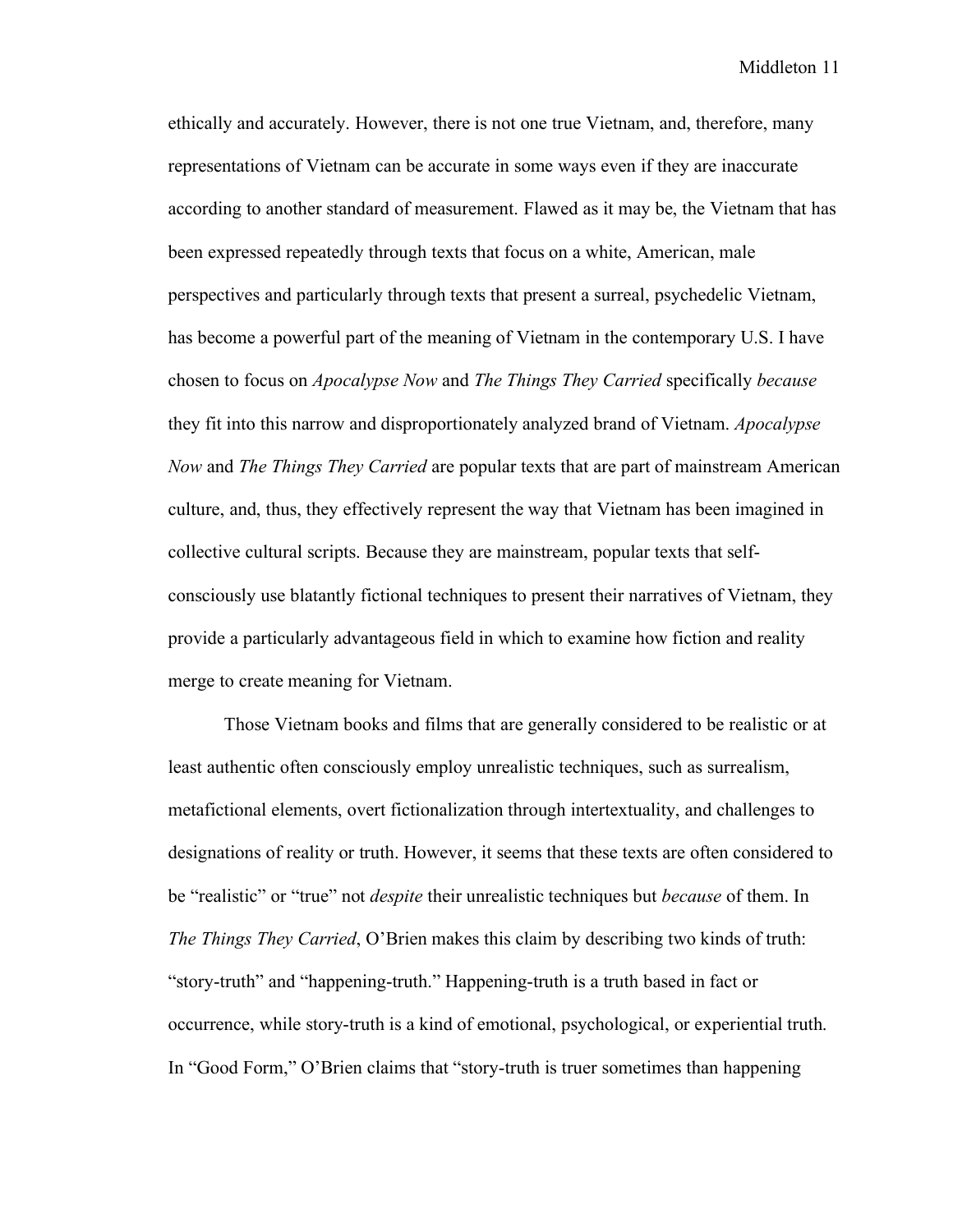ethically and accurately. However, there is not one true Vietnam, and, therefore, many representations of Vietnam can be accurate in some ways even if they are inaccurate according to another standard of measurement. Flawed as it may be, the Vietnam that has been expressed repeatedly through texts that focus on a white, American, male perspectives and particularly through texts that present a surreal, psychedelic Vietnam, has become a powerful part of the meaning of Vietnam in the contemporary U.S. I have chosen to focus on *Apocalypse Now* and *The Things They Carried* specifically *because* they fit into this narrow and disproportionately analyzed brand of Vietnam. *Apocalypse Now* and *The Things They Carried* are popular texts that are part of mainstream American culture, and, thus, they effectively represent the way that Vietnam has been imagined in collective cultural scripts. Because they are mainstream, popular texts that self-consciously use blatantly fictional techniques to present their narratives of Vietnam, they provide a particularly advantageous field in which to examine how fiction and reality merge to create meaning for Vietnam.

Those Vietnam books and films that are generally considered to be realistic or at least authentic often consciously employ unrealistic techniques, such as surrealism, metafictional elements, overt fictionalization through intertextuality, and challenges to designations of reality or truth. However, it seems that these texts are often considered to be "realistic" or "true" not *despite* their unrealistic techniques but *because* of them. In *The Things They Carried*, O'Brien makes this claim by describing two kinds of truth: "story-truth" and "happening-truth." Happening-truth is a truth based in fact or occurrence, while story-truth is a kind of emotional, psychological, or experiential truth. In "Good Form," O'Brien claims that "story-truth is truer sometimes than happening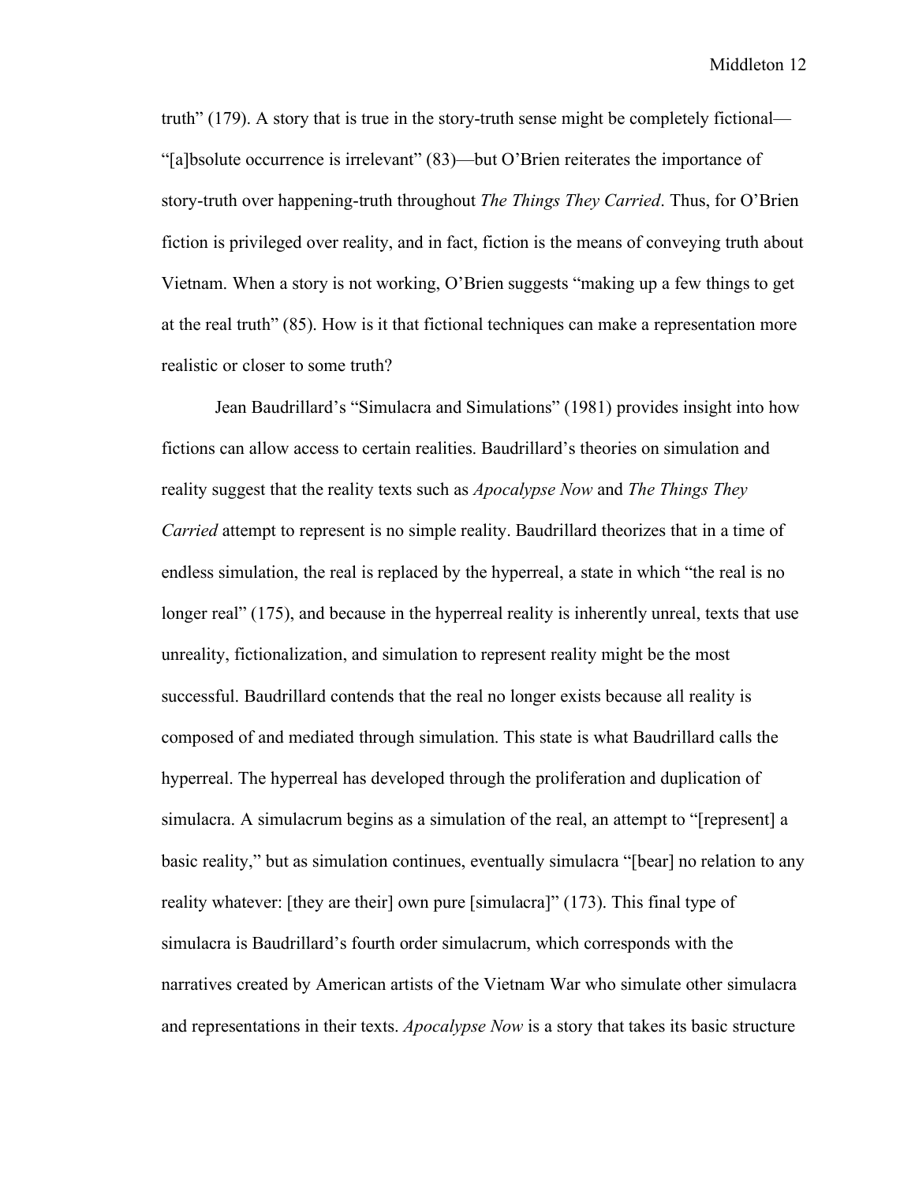truth" (179). A story that is true in the story-truth sense might be completely fictional—"[a]bsolute occurrence is irrelevant" (83)—but O'Brien reiterates the importance of story-truth over happening-truth throughout *The Things They Carried*. Thus, for O'Brien fiction is privileged over reality, and in fact, fiction is the means of conveying truth about Vietnam. When a story is not working, O'Brien suggests "making up a few things to get at the real truth" (85). How is it that fictional techniques can make a representation more realistic or closer to some truth?

Jean Baudrillard's "Simulacra and Simulations" (1981) provides insight into how fictions can allow access to certain realities. Baudrillard's theories on simulation and reality suggest that the reality texts such as *Apocalypse Now* and *The Things They Carried* attempt to represent is no simple reality. Baudrillard theorizes that in a time of endless simulation, the real is replaced by the hyperreal, a state in which "the real is no longer real" (175), and because in the hyperreal reality is inherently unreal, texts that use unreality, fictionalization, and simulation to represent reality might be the most successful. Baudrillard contends that the real no longer exists because all reality is composed of and mediated through simulation. This state is what Baudrillard calls the hyperreal. The hyperreal has developed through the proliferation and duplication of simulacra. A simulacrum begins as a simulation of the real, an attempt to "[represent] a basic reality," but as simulation continues, eventually simulacra "[bear] no relation to any reality whatever: [they are their] own pure [simulacra]" (173). This final type of simulacra is Baudrillard's fourth order simulacrum, which corresponds with the narratives created by American artists of the Vietnam War who simulate other simulacra and representations in their texts. *Apocalypse Now* is a story that takes its basic structure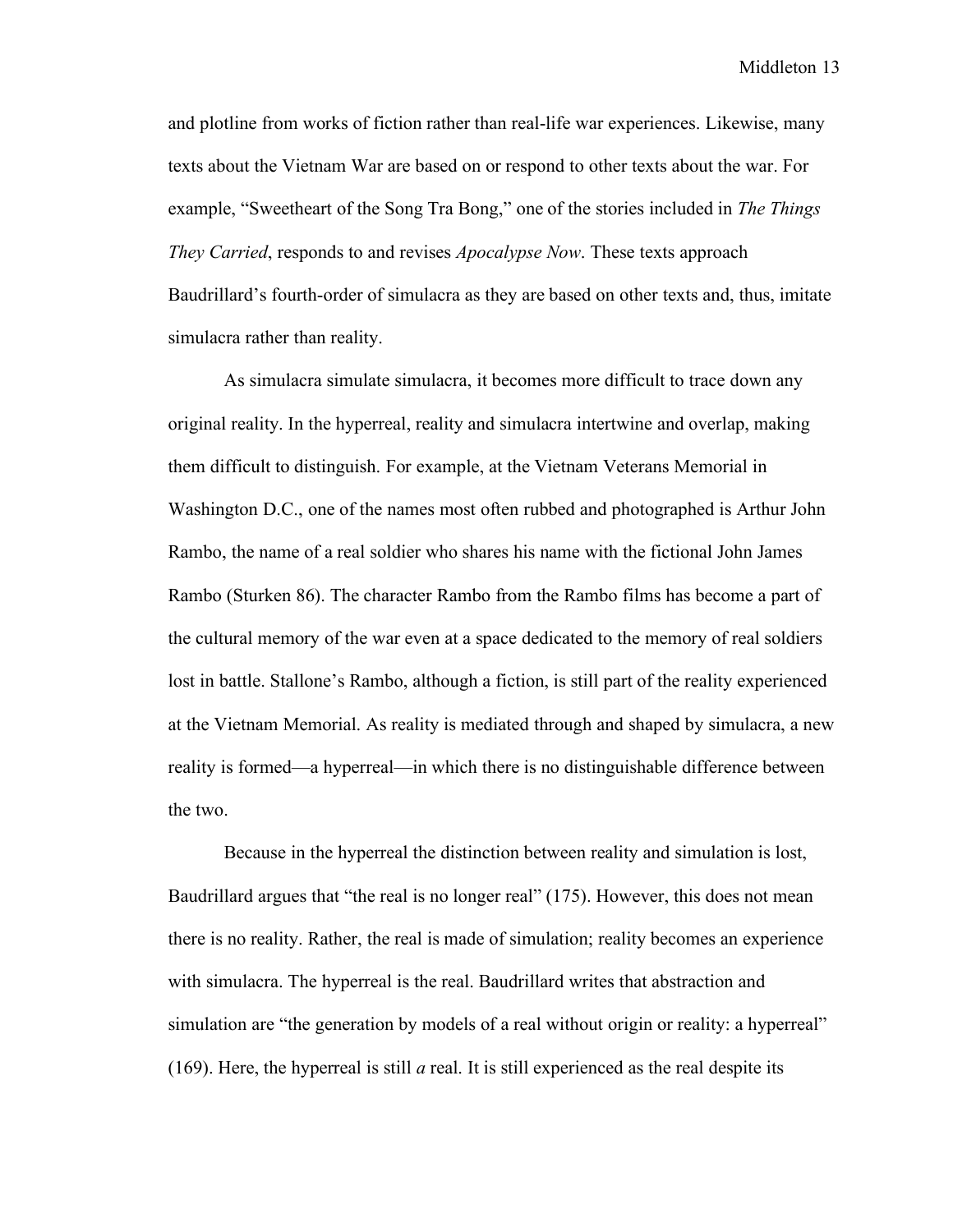and plotline from works of fiction rather than real-life war experiences. Likewise, many texts about the Vietnam War are based on or respond to other texts about the war. For example, "Sweetheart of the Song Tra Bong," one of the stories included in *The Things They Carried*, responds to and revises *Apocalypse Now*. These texts approach Baudrillard's fourth-order of simulacra as they are based on other texts and, thus, imitate simulacra rather than reality.

As simulacra simulate simulacra, it becomes more difficult to trace down any original reality. In the hyperreal, reality and simulacra intertwine and overlap, making them difficult to distinguish. For example, at the Vietnam Veterans Memorial in Washington D.C., one of the names most often rubbed and photographed is Arthur John Rambo, the name of a real soldier who shares his name with the fictional John James Rambo (Sturken 86). The character Rambo from the Rambo films has become a part of the cultural memory of the war even at a space dedicated to the memory of real soldiers lost in battle. Stallone's Rambo, although a fiction, is still part of the reality experienced at the Vietnam Memorial. As reality is mediated through and shaped by simulacra, a new reality is formed—a hyperreal—in which there is no distinguishable difference between the two.

Because in the hyperreal the distinction between reality and simulation is lost, Baudrillard argues that "the real is no longer real" (175). However, this does not mean there is no reality. Rather, the real is made of simulation; reality becomes an experience with simulacra. The hyperreal is the real. Baudrillard writes that abstraction and simulation are "the generation by models of a real without origin or reality: a hyperreal" (169). Here, the hyperreal is still *a* real. It is still experienced as the real despite its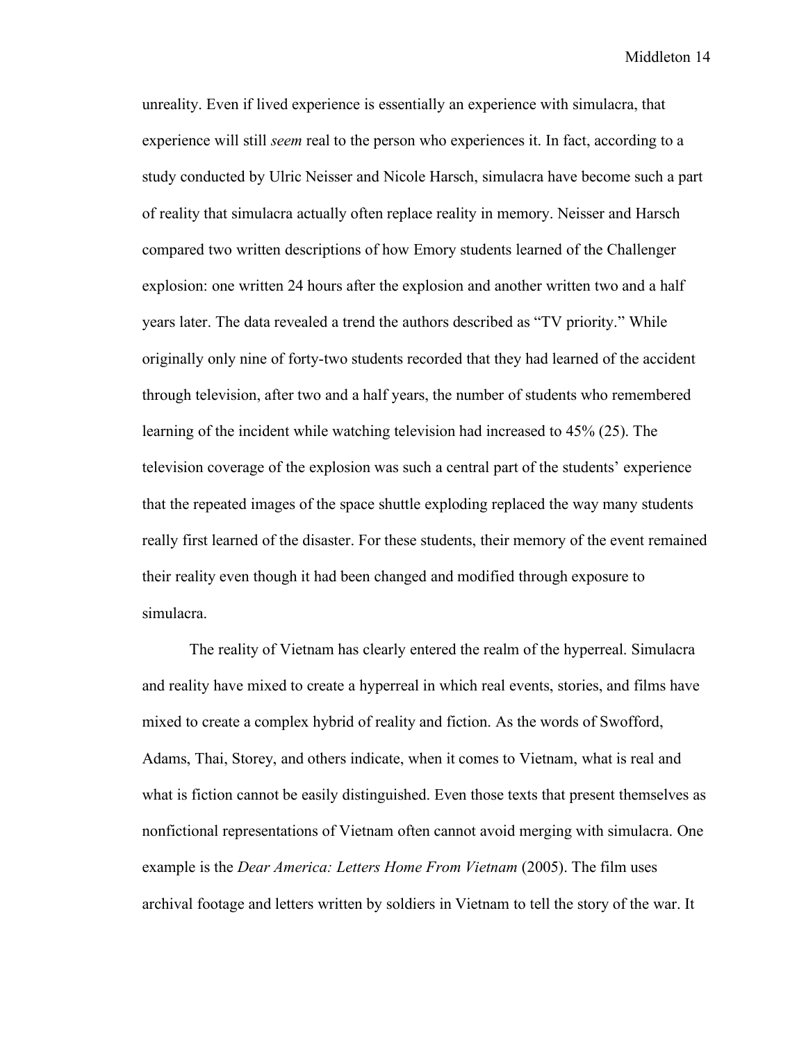unreality. Even if lived experience is essentially an experience with simulacra, that experience will still *seem* real to the person who experiences it. In fact, according to a study conducted by Ulric Neisser and Nicole Harsch, simulacra have become such a part of reality that simulacra actually often replace reality in memory. Neisser and Harsch compared two written descriptions of how Emory students learned of the Challenger explosion: one written 24 hours after the explosion and another written two and a half years later. The data revealed a trend the authors described as "TV priority." While originally only nine of forty-two students recorded that they had learned of the accident through television, after two and a half years, the number of students who remembered learning of the incident while watching television had increased to 45% (25). The television coverage of the explosion was such a central part of the students' experience that the repeated images of the space shuttle exploding replaced the way many students really first learned of the disaster. For these students, their memory of the event remained their reality even though it had been changed and modified through exposure to simulacra.

The reality of Vietnam has clearly entered the realm of the hyperreal. Simulacra and reality have mixed to create a hyperreal in which real events, stories, and films have mixed to create a complex hybrid of reality and fiction. As the words of Swofford, Adams, Thai, Storey, and others indicate, when it comes to Vietnam, what is real and what is fiction cannot be easily distinguished. Even those texts that present themselves as nonfictional representations of Vietnam often cannot avoid merging with simulacra. One example is the *Dear America: Letters Home From Vietnam* (2005). The film uses archival footage and letters written by soldiers in Vietnam to tell the story of the war. It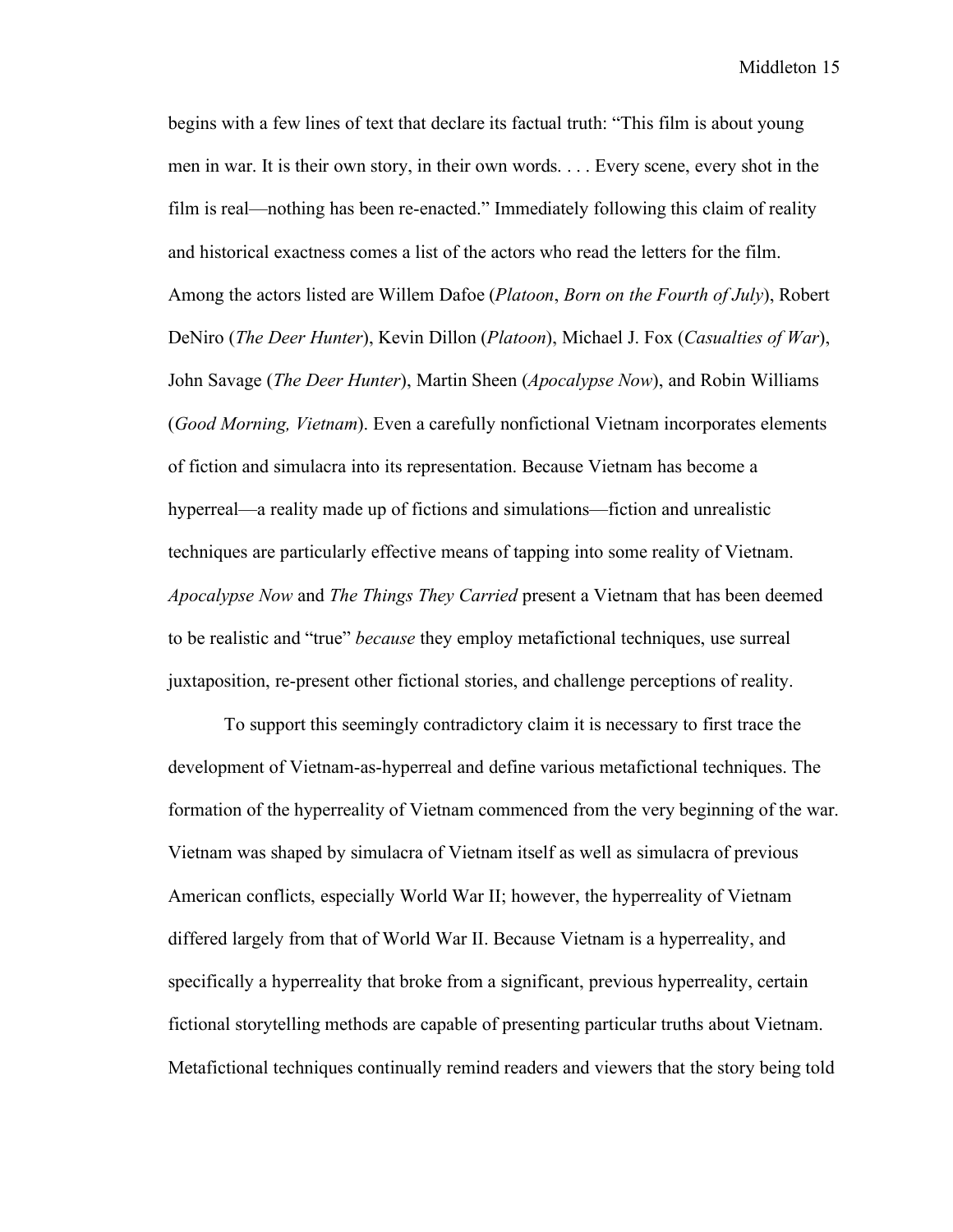begins with a few lines of text that declare its factual truth: "This film is about young men in war. It is their own story, in their own words. . . . Every scene, every shot in the film is real—nothing has been re-enacted." Immediately following this claim of reality and historical exactness comes a list of the actors who read the letters for the film. Among the actors listed are Willem Dafoe (*Platoon*, *Born on the Fourth of July*), Robert DeNiro (*The Deer Hunter*), Kevin Dillon (*Platoon*), Michael J. Fox (*Casualties of War*), John Savage (*The Deer Hunter*), Martin Sheen (*Apocalypse Now*), and Robin Williams (*Good Morning, Vietnam*). Even a carefully nonfictional Vietnam incorporates elements of fiction and simulacra into its representation. Because Vietnam has become a hyperreal—a reality made up of fictions and simulations—fiction and unrealistic techniques are particularly effective means of tapping into some reality of Vietnam. *Apocalypse Now* and *The Things They Carried* present a Vietnam that has been deemed to be realistic and "true" *because* they employ metafictional techniques, use surreal juxtaposition, re-present other fictional stories, and challenge perceptions of reality.

To support this seemingly contradictory claim it is necessary to first trace the development of Vietnam-as-hyperreal and define various metafictional techniques. The formation of the hyperreality of Vietnam commenced from the very beginning of the war. Vietnam was shaped by simulacra of Vietnam itself as well as simulacra of previous American conflicts, especially World War II; however, the hyperreality of Vietnam differed largely from that of World War II. Because Vietnam is a hyperreality, and specifically a hyperreality that broke from a significant, previous hyperreality, certain fictional storytelling methods are capable of presenting particular truths about Vietnam. Metafictional techniques continually remind readers and viewers that the story being told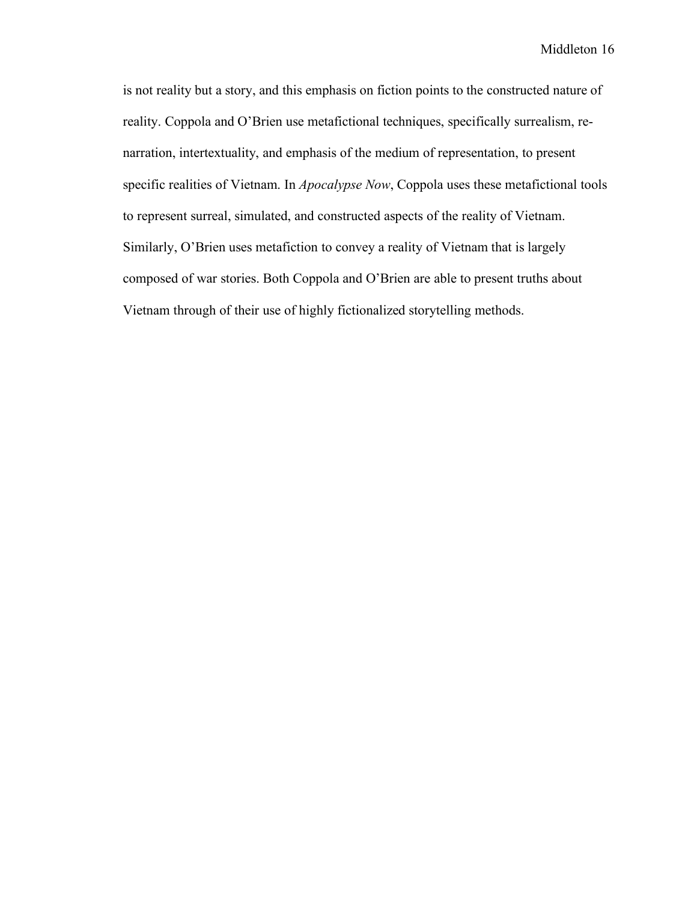is not reality but a story, and this emphasis on fiction points to the constructed nature of reality. Coppola and O'Brien use metafictional techniques, specifically surrealism, re-narration, intertextuality, and emphasis of the medium of representation, to present specific realities of Vietnam. In *Apocalypse Now*, Coppola uses these metafictional tools to represent surreal, simulated, and constructed aspects of the reality of Vietnam. Similarly, O'Brien uses metafiction to convey a reality of Vietnam that is largely composed of war stories. Both Coppola and O'Brien are able to present truths about Vietnam through of their use of highly fictionalized storytelling methods.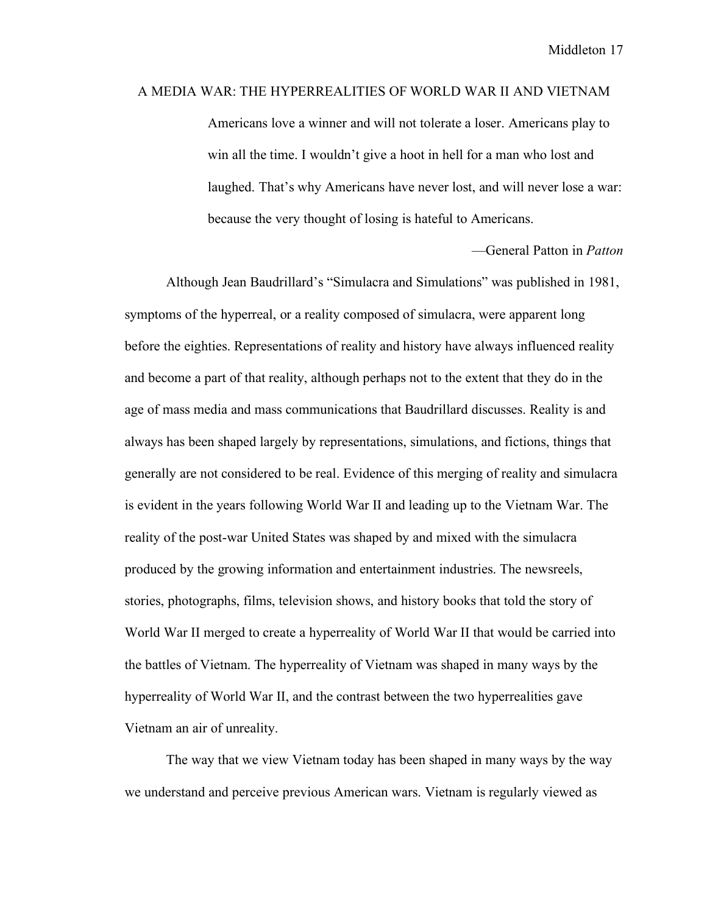## A MEDIA WAR: THE HYPERREALITIES OF WORLD WAR II AND VIETNAM

> Americans love a winner and will not tolerate a loser. Americans play to win all the time. I wouldn't give a hoot in hell for a man who lost and laughed. That's why Americans have never lost, and will never lose a war: because the very thought of losing is hateful to Americans.
>
> —General Patton in *Patton*

Although Jean Baudrillard's "Simulacra and Simulations" was published in 1981, symptoms of the hyperreal, or a reality composed of simulacra, were apparent long before the eighties. Representations of reality and history have always influenced reality and become a part of that reality, although perhaps not to the extent that they do in the age of mass media and mass communications that Baudrillard discusses. Reality is and always has been shaped largely by representations, simulations, and fictions, things that generally are not considered to be real. Evidence of this merging of reality and simulacra is evident in the years following World War II and leading up to the Vietnam War. The reality of the post-war United States was shaped by and mixed with the simulacra produced by the growing information and entertainment industries. The newsreels, stories, photographs, films, television shows, and history books that told the story of World War II merged to create a hyperreality of World War II that would be carried into the battles of Vietnam. The hyperreality of Vietnam was shaped in many ways by the hyperreality of World War II, and the contrast between the two hyperrealities gave Vietnam an air of unreality.

The way that we view Vietnam today has been shaped in many ways by the way we understand and perceive previous American wars. Vietnam is regularly viewed as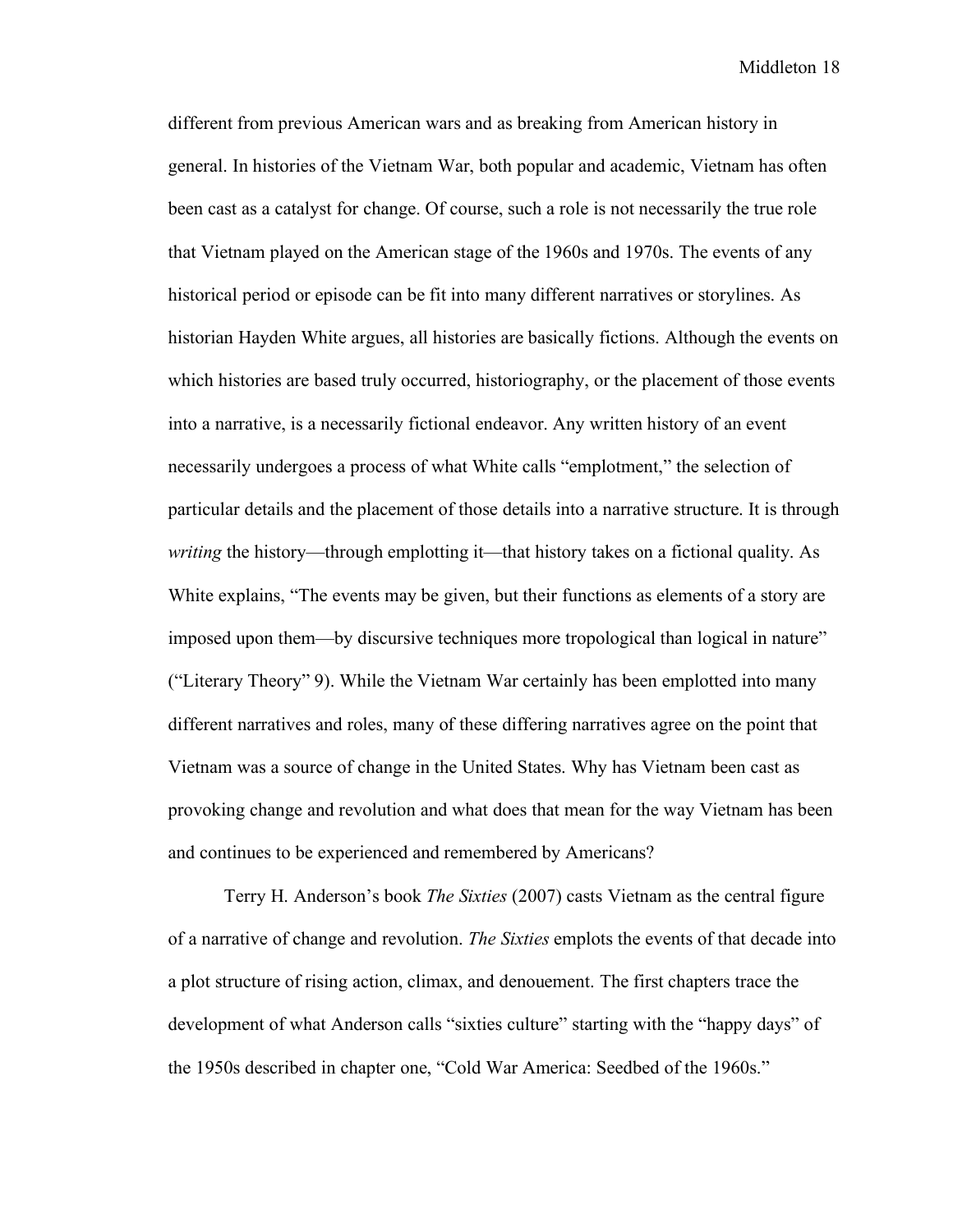different from previous American wars and as breaking from American history in general. In histories of the Vietnam War, both popular and academic, Vietnam has often been cast as a catalyst for change. Of course, such a role is not necessarily the true role that Vietnam played on the American stage of the 1960s and 1970s. The events of any historical period or episode can be fit into many different narratives or storylines. As historian Hayden White argues, all histories are basically fictions. Although the events on which histories are based truly occurred, historiography, or the placement of those events into a narrative, is a necessarily fictional endeavor. Any written history of an event necessarily undergoes a process of what White calls "emplotment," the selection of particular details and the placement of those details into a narrative structure. It is through *writing* the history—through emplotting it—that history takes on a fictional quality. As White explains, "The events may be given, but their functions as elements of a story are imposed upon them—by discursive techniques more tropological than logical in nature" ("Literary Theory" 9). While the Vietnam War certainly has been emplotted into many different narratives and roles, many of these differing narratives agree on the point that Vietnam was a source of change in the United States. Why has Vietnam been cast as provoking change and revolution and what does that mean for the way Vietnam has been and continues to be experienced and remembered by Americans?

Terry H. Anderson's book *The Sixties* (2007) casts Vietnam as the central figure of a narrative of change and revolution. *The Sixties* emplots the events of that decade into a plot structure of rising action, climax, and denouement. The first chapters trace the development of what Anderson calls "sixties culture" starting with the "happy days" of the 1950s described in chapter one, "Cold War America: Seedbed of the 1960s."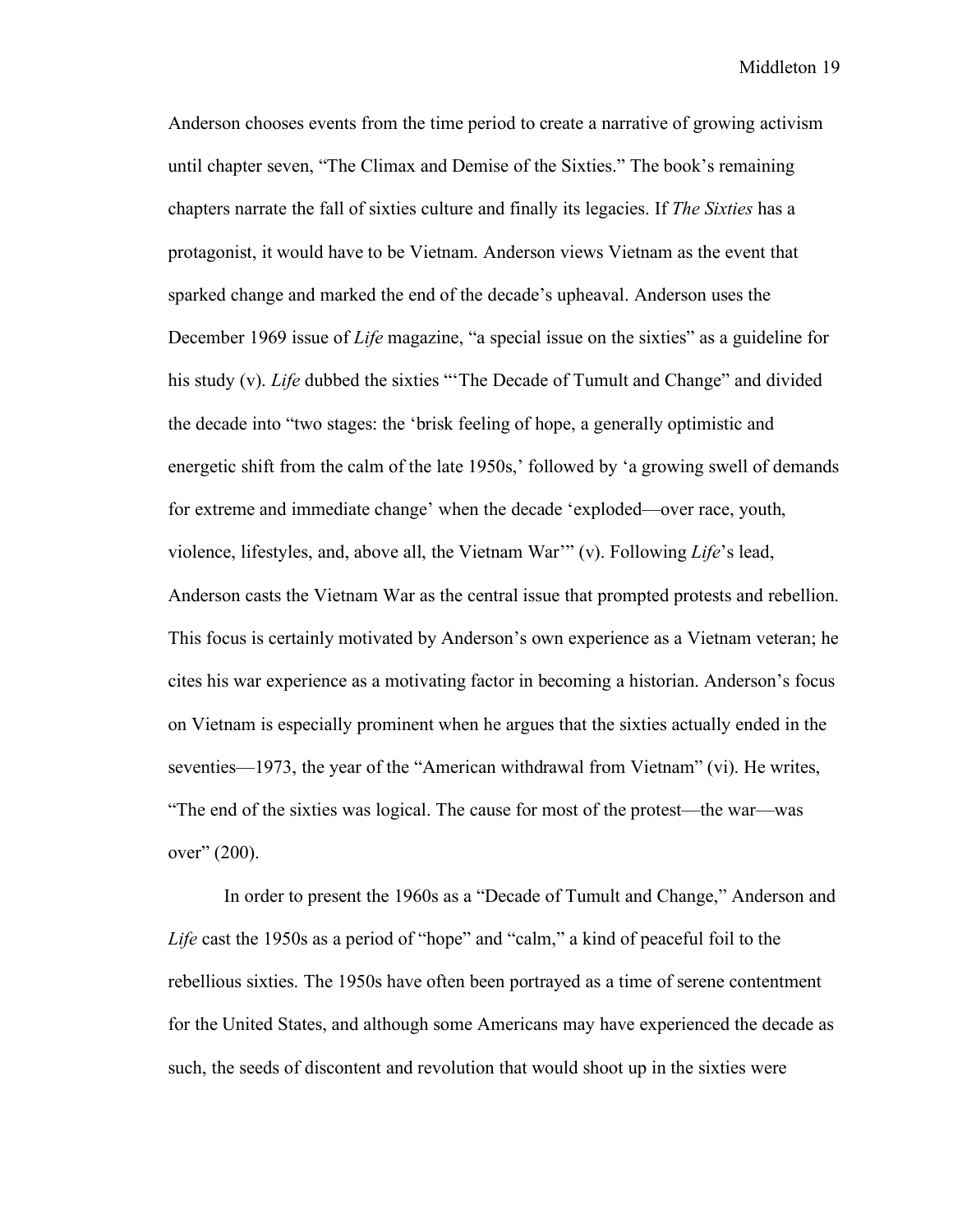Anderson chooses events from the time period to create a narrative of growing activism until chapter seven, "The Climax and Demise of the Sixties." The book's remaining chapters narrate the fall of sixties culture and finally its legacies. If *The Sixties* has a protagonist, it would have to be Vietnam. Anderson views Vietnam as the event that sparked change and marked the end of the decade's upheaval. Anderson uses the December 1969 issue of *Life* magazine, "a special issue on the sixties" as a guideline for his study (v). *Life* dubbed the sixties "'The Decade of Tumult and Change" and divided the decade into "two stages: the 'brisk feeling of hope, a generally optimistic and energetic shift from the calm of the late 1950s,' followed by 'a growing swell of demands for extreme and immediate change' when the decade 'exploded—over race, youth, violence, lifestyles, and, above all, the Vietnam War'" (v). Following *Life*'s lead, Anderson casts the Vietnam War as the central issue that prompted protests and rebellion. This focus is certainly motivated by Anderson's own experience as a Vietnam veteran; he cites his war experience as a motivating factor in becoming a historian. Anderson's focus on Vietnam is especially prominent when he argues that the sixties actually ended in the seventies—1973, the year of the "American withdrawal from Vietnam" (vi). He writes, "The end of the sixties was logical. The cause for most of the protest—the war—was over" (200).

In order to present the 1960s as a "Decade of Tumult and Change," Anderson and *Life* cast the 1950s as a period of "hope" and "calm," a kind of peaceful foil to the rebellious sixties. The 1950s have often been portrayed as a time of serene contentment for the United States, and although some Americans may have experienced the decade as such, the seeds of discontent and revolution that would shoot up in the sixties were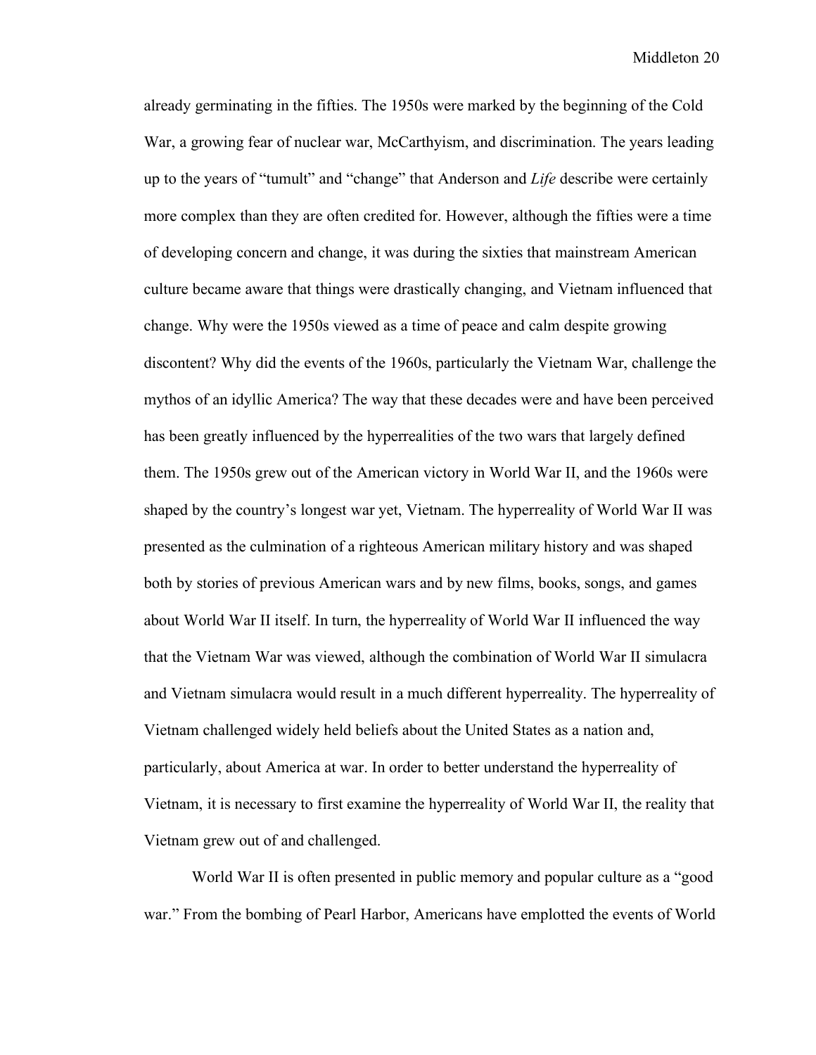already germinating in the fifties. The 1950s were marked by the beginning of the Cold War, a growing fear of nuclear war, McCarthyism, and discrimination. The years leading up to the years of “tumult” and “change” that Anderson and *Life* describe were certainly more complex than they are often credited for. However, although the fifties were a time of developing concern and change, it was during the sixties that mainstream American culture became aware that things were drastically changing, and Vietnam influenced that change. Why were the 1950s viewed as a time of peace and calm despite growing discontent? Why did the events of the 1960s, particularly the Vietnam War, challenge the mythos of an idyllic America? The way that these decades were and have been perceived has been greatly influenced by the hyperrealities of the two wars that largely defined them. The 1950s grew out of the American victory in World War II, and the 1960s were shaped by the country’s longest war yet, Vietnam. The hyperreality of World War II was presented as the culmination of a righteous American military history and was shaped both by stories of previous American wars and by new films, books, songs, and games about World War II itself. In turn, the hyperreality of World War II influenced the way that the Vietnam War was viewed, although the combination of World War II simulacra and Vietnam simulacra would result in a much different hyperreality. The hyperreality of Vietnam challenged widely held beliefs about the United States as a nation and, particularly, about America at war. In order to better understand the hyperreality of Vietnam, it is necessary to first examine the hyperreality of World War II, the reality that Vietnam grew out of and challenged.

World War II is often presented in public memory and popular culture as a “good war.” From the bombing of Pearl Harbor, Americans have emplotted the events of World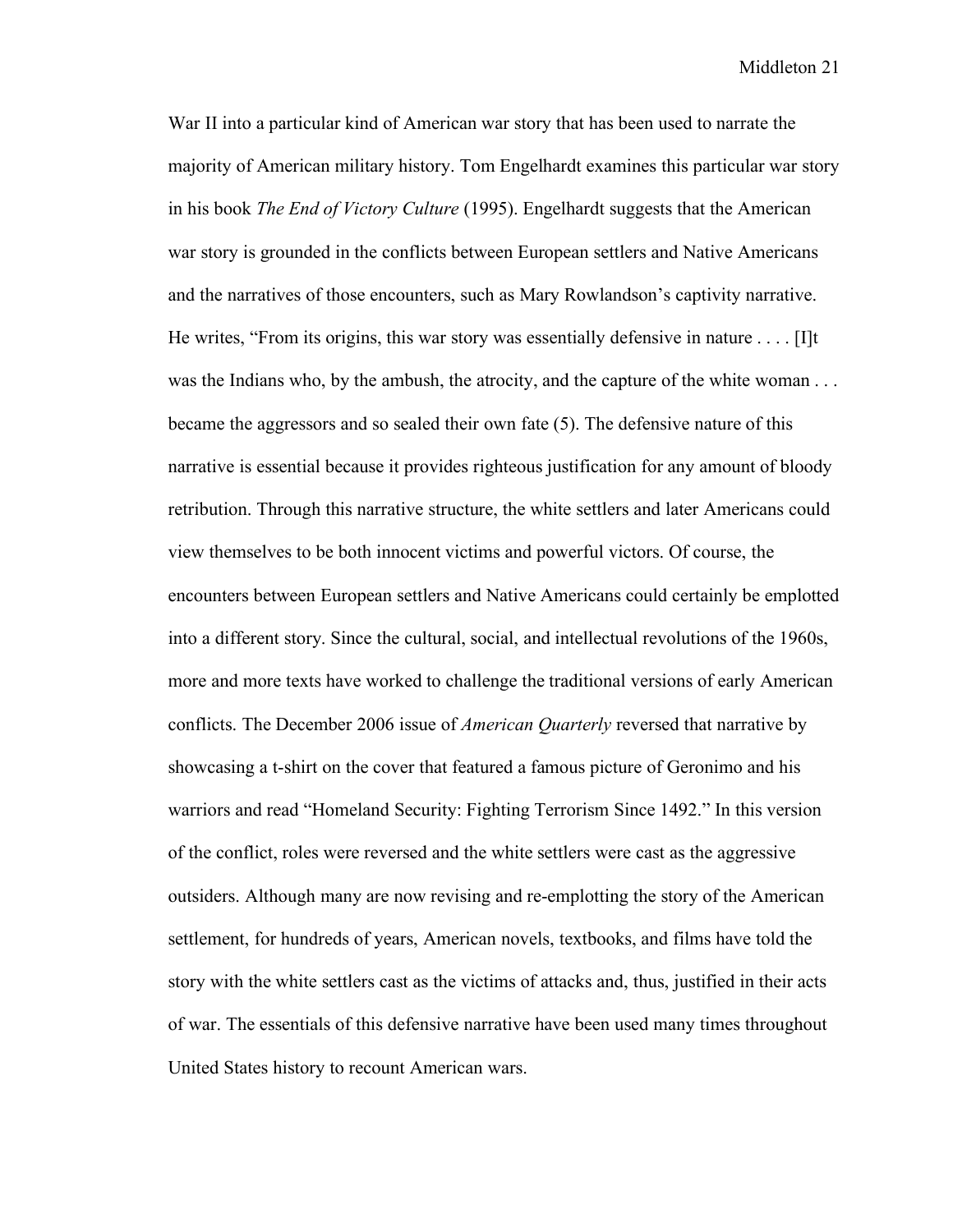War II into a particular kind of American war story that has been used to narrate the majority of American military history. Tom Engelhardt examines this particular war story in his book *The End of Victory Culture* (1995). Engelhardt suggests that the American war story is grounded in the conflicts between European settlers and Native Americans and the narratives of those encounters, such as Mary Rowlandson's captivity narrative. He writes, "From its origins, this war story was essentially defensive in nature . . . . [I]t was the Indians who, by the ambush, the atrocity, and the capture of the white woman . . . became the aggressors and so sealed their own fate (5). The defensive nature of this narrative is essential because it provides righteous justification for any amount of bloody retribution. Through this narrative structure, the white settlers and later Americans could view themselves to be both innocent victims and powerful victors. Of course, the encounters between European settlers and Native Americans could certainly be emplotted into a different story. Since the cultural, social, and intellectual revolutions of the 1960s, more and more texts have worked to challenge the traditional versions of early American conflicts. The December 2006 issue of *American Quarterly* reversed that narrative by showcasing a t-shirt on the cover that featured a famous picture of Geronimo and his warriors and read "Homeland Security: Fighting Terrorism Since 1492." In this version of the conflict, roles were reversed and the white settlers were cast as the aggressive outsiders. Although many are now revising and re-emplotting the story of the American settlement, for hundreds of years, American novels, textbooks, and films have told the story with the white settlers cast as the victims of attacks and, thus, justified in their acts of war. The essentials of this defensive narrative have been used many times throughout United States history to recount American wars.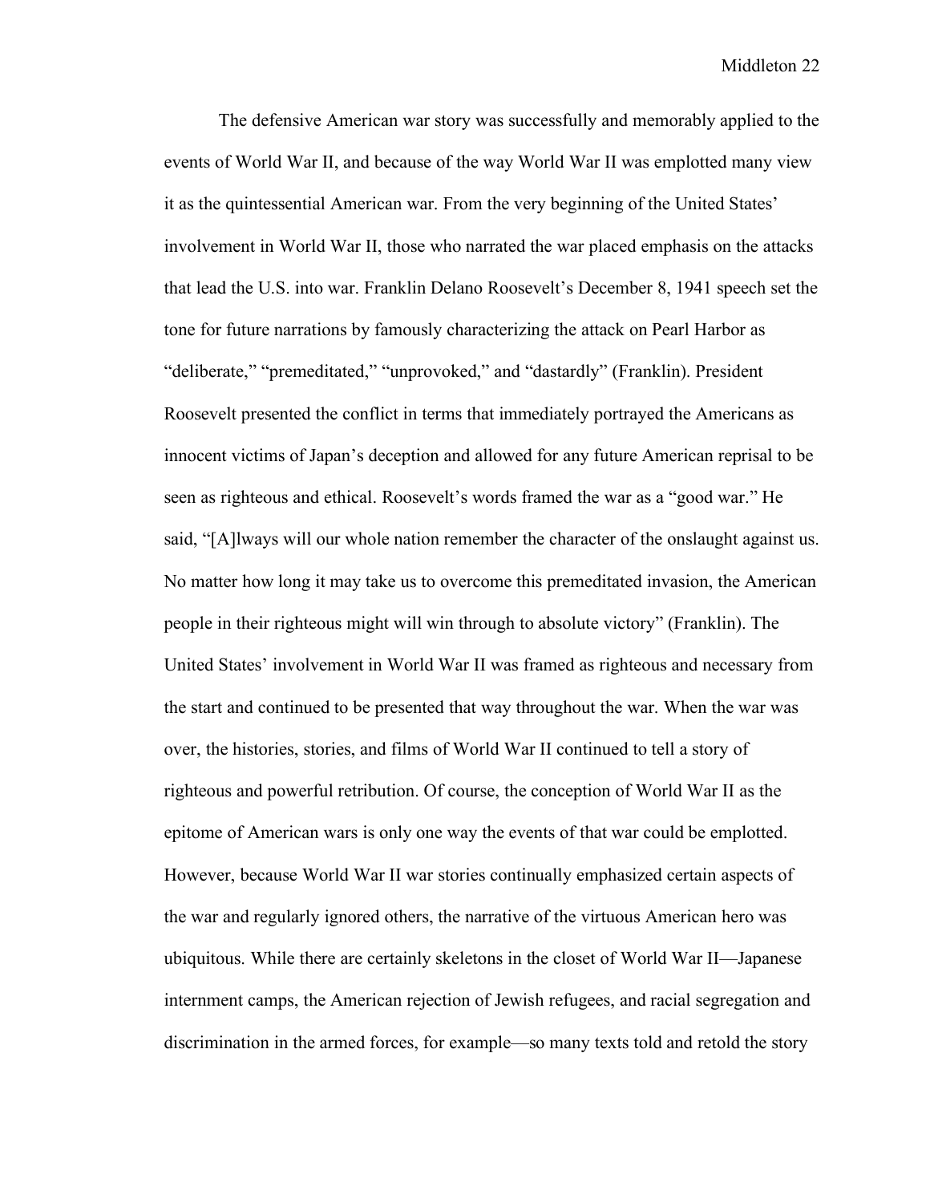The defensive American war story was successfully and memorably applied to the events of World War II, and because of the way World War II was emplotted many view it as the quintessential American war. From the very beginning of the United States' involvement in World War II, those who narrated the war placed emphasis on the attacks that lead the U.S. into war. Franklin Delano Roosevelt's December 8, 1941 speech set the tone for future narrations by famously characterizing the attack on Pearl Harbor as "deliberate," "premeditated," "unprovoked," and "dastardly" (Franklin). President Roosevelt presented the conflict in terms that immediately portrayed the Americans as innocent victims of Japan's deception and allowed for any future American reprisal to be seen as righteous and ethical. Roosevelt's words framed the war as a "good war." He said, "[A]lways will our whole nation remember the character of the onslaught against us. No matter how long it may take us to overcome this premeditated invasion, the American people in their righteous might will win through to absolute victory" (Franklin). The United States' involvement in World War II was framed as righteous and necessary from the start and continued to be presented that way throughout the war. When the war was over, the histories, stories, and films of World War II continued to tell a story of righteous and powerful retribution. Of course, the conception of World War II as the epitome of American wars is only one way the events of that war could be emplotted. However, because World War II war stories continually emphasized certain aspects of the war and regularly ignored others, the narrative of the virtuous American hero was ubiquitous. While there are certainly skeletons in the closet of World War II—Japanese internment camps, the American rejection of Jewish refugees, and racial segregation and discrimination in the armed forces, for example—so many texts told and retold the story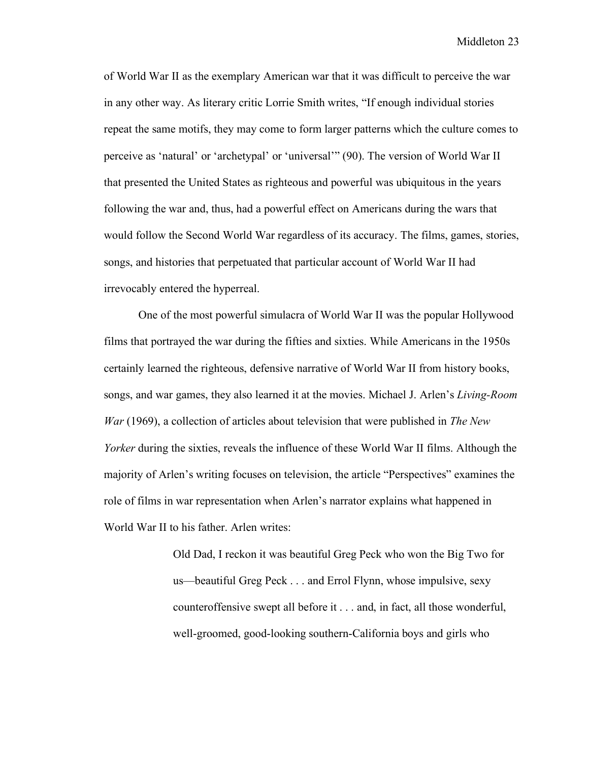of World War II as the exemplary American war that it was difficult to perceive the war in any other way. As literary critic Lorrie Smith writes, “If enough individual stories repeat the same motifs, they may come to form larger patterns which the culture comes to perceive as ‘natural’ or ‘archetypal’ or ‘universal’” (90). The version of World War II that presented the United States as righteous and powerful was ubiquitous in the years following the war and, thus, had a powerful effect on Americans during the wars that would follow the Second World War regardless of its accuracy. The films, games, stories, songs, and histories that perpetuated that particular account of World War II had irrevocably entered the hyperreal.

One of the most powerful simulacra of World War II was the popular Hollywood films that portrayed the war during the fifties and sixties. While Americans in the 1950s certainly learned the righteous, defensive narrative of World War II from history books, songs, and war games, they also learned it at the movies. Michael J. Arlen’s *Living-Room War* (1969), a collection of articles about television that were published in *The New Yorker* during the sixties, reveals the influence of these World War II films. Although the majority of Arlen’s writing focuses on television, the article “Perspectives” examines the role of films in war representation when Arlen’s narrator explains what happened in World War II to his father. Arlen writes:

> Old Dad, I reckon it was beautiful Greg Peck who won the Big Two for us—beautiful Greg Peck . . . and Errol Flynn, whose impulsive, sexy counteroffensive swept all before it . . . and, in fact, all those wonderful, well-groomed, good-looking southern-California boys and girls who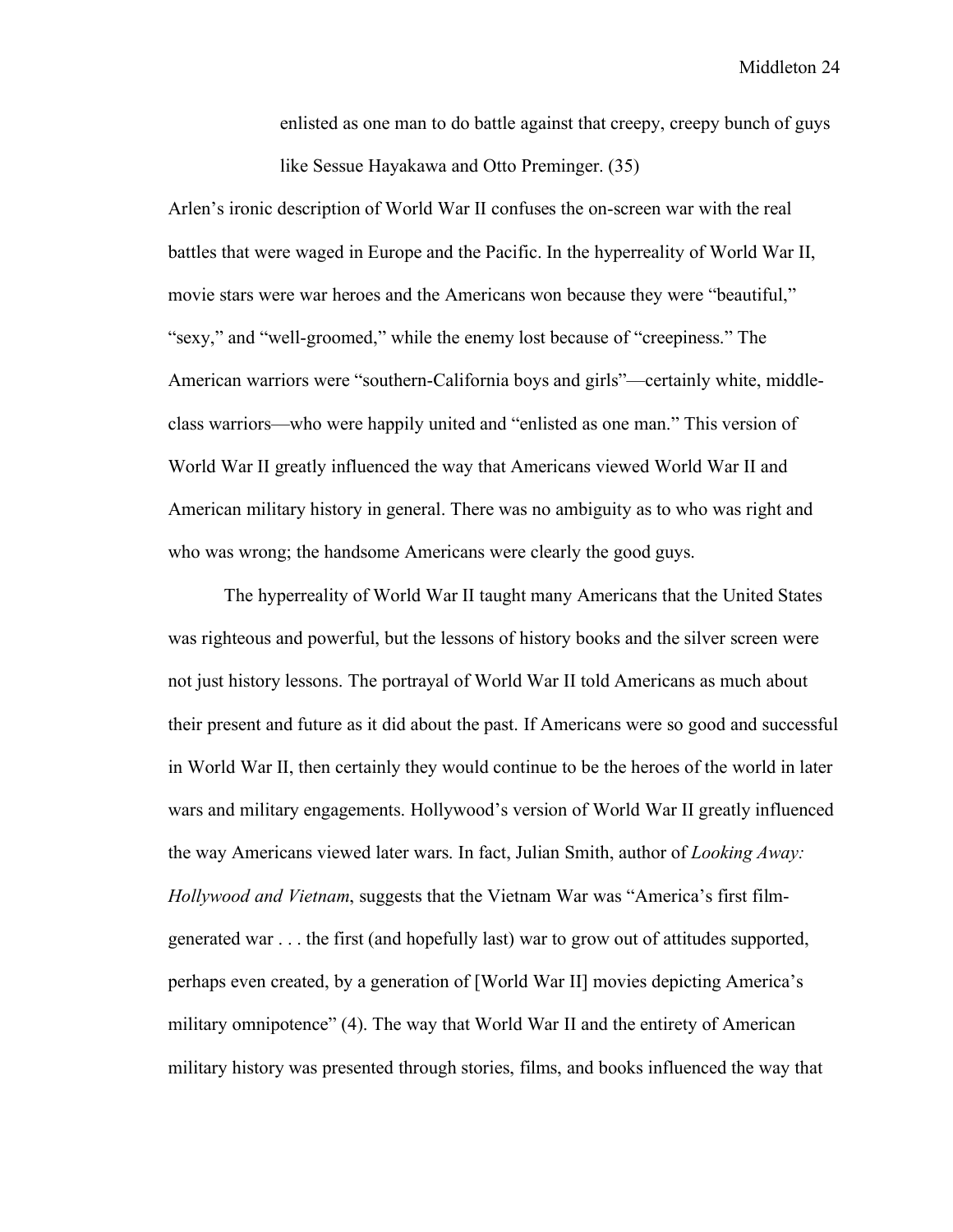> enlisted as one man to do battle against that creepy, creepy bunch of guys like Sessue Hayakawa and Otto Preminger. (35)

Arlen's ironic description of World War II confuses the on-screen war with the real battles that were waged in Europe and the Pacific. In the hyperreality of World War II, movie stars were war heroes and the Americans won because they were "beautiful," "sexy," and "well-groomed," while the enemy lost because of "creepiness." The American warriors were "southern-California boys and girls"—certainly white, middle-class warriors—who were happily united and "enlisted as one man." This version of World War II greatly influenced the way that Americans viewed World War II and American military history in general. There was no ambiguity as to who was right and who was wrong; the handsome Americans were clearly the good guys.

The hyperreality of World War II taught many Americans that the United States was righteous and powerful, but the lessons of history books and the silver screen were not just history lessons. The portrayal of World War II told Americans as much about their present and future as it did about the past. If Americans were so good and successful in World War II, then certainly they would continue to be the heroes of the world in later wars and military engagements. Hollywood's version of World War II greatly influenced the way Americans viewed later wars. In fact, Julian Smith, author of *Looking Away: Hollywood and Vietnam*, suggests that the Vietnam War was "America's first film-generated war . . . the first (and hopefully last) war to grow out of attitudes supported, perhaps even created, by a generation of [World War II] movies depicting America's military omnipotence" (4). The way that World War II and the entirety of American military history was presented through stories, films, and books influenced the way that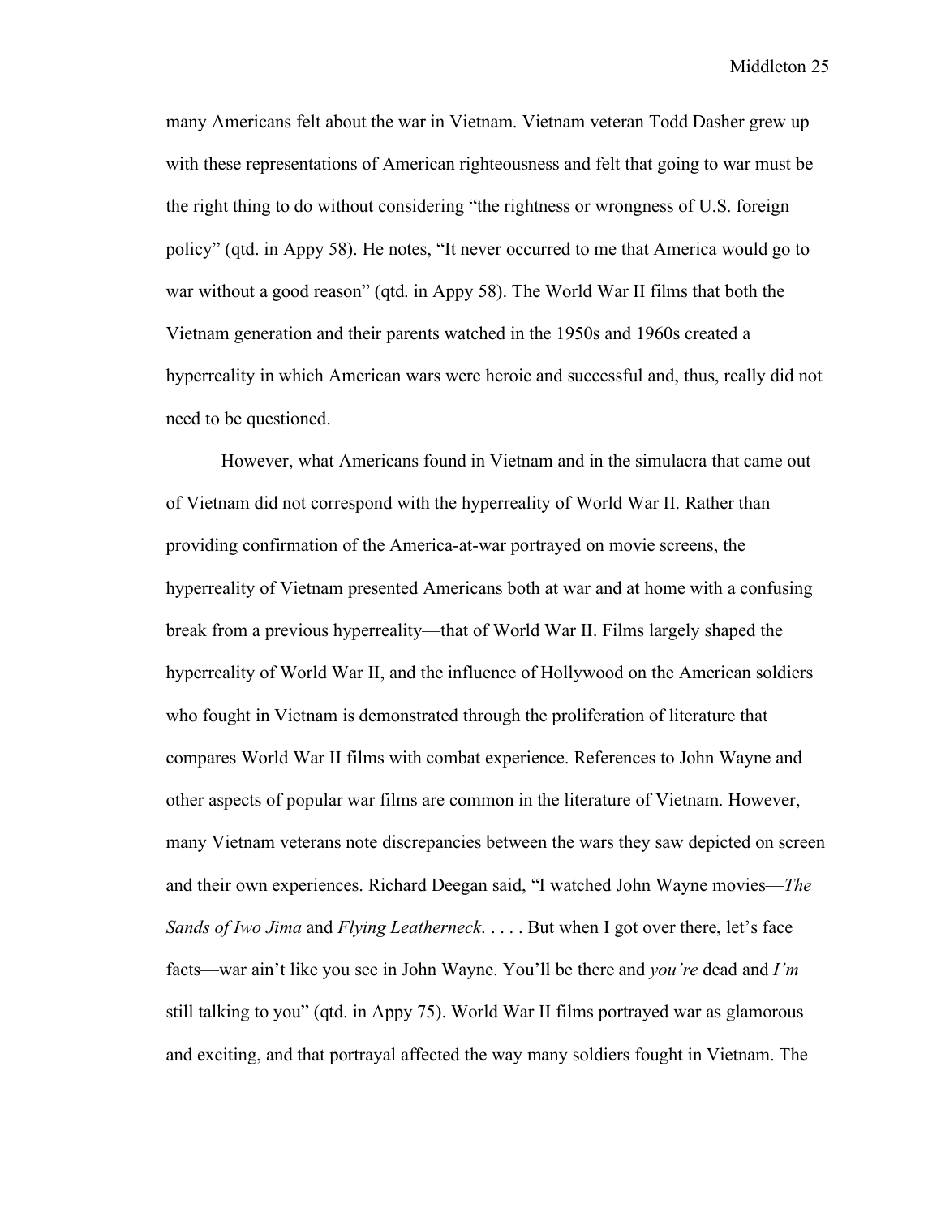many Americans felt about the war in Vietnam. Vietnam veteran Todd Dasher grew up with these representations of American righteousness and felt that going to war must be the right thing to do without considering "the rightness or wrongness of U.S. foreign policy" (qtd. in Appy 58). He notes, "It never occurred to me that America would go to war without a good reason" (qtd. in Appy 58). The World War II films that both the Vietnam generation and their parents watched in the 1950s and 1960s created a hyperreality in which American wars were heroic and successful and, thus, really did not need to be questioned.

However, what Americans found in Vietnam and in the simulacra that came out of Vietnam did not correspond with the hyperreality of World War II. Rather than providing confirmation of the America-at-war portrayed on movie screens, the hyperreality of Vietnam presented Americans both at war and at home with a confusing break from a previous hyperreality—that of World War II. Films largely shaped the hyperreality of World War II, and the influence of Hollywood on the American soldiers who fought in Vietnam is demonstrated through the proliferation of literature that compares World War II films with combat experience. References to John Wayne and other aspects of popular war films are common in the literature of Vietnam. However, many Vietnam veterans note discrepancies between the wars they saw depicted on screen and their own experiences. Richard Deegan said, "I watched John Wayne movies—*The Sands of Iwo Jima* and *Flying Leatherneck*. . . . . But when I got over there, let's face facts—war ain't like you see in John Wayne. You'll be there and *you're* dead and *I'm* still talking to you" (qtd. in Appy 75). World War II films portrayed war as glamorous and exciting, and that portrayal affected the way many soldiers fought in Vietnam. The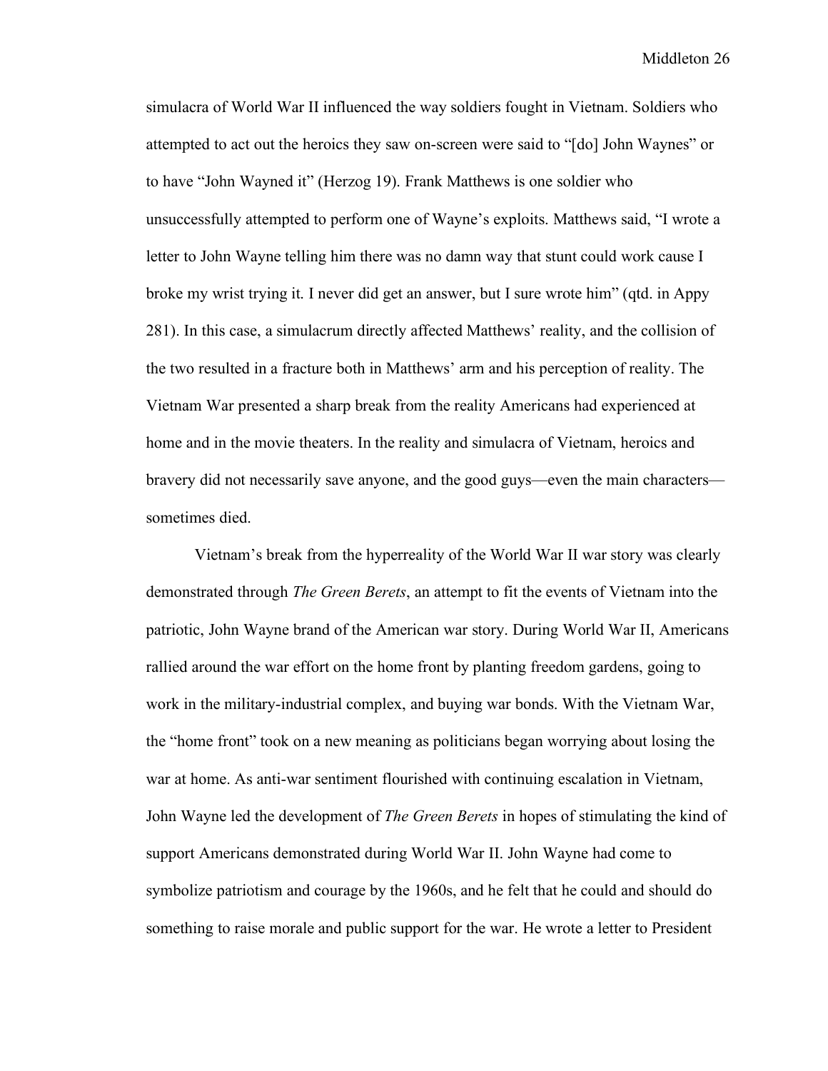simulacra of World War II influenced the way soldiers fought in Vietnam. Soldiers who attempted to act out the heroics they saw on-screen were said to "[do] John Waynes" or to have "John Wayned it" (Herzog 19). Frank Matthews is one soldier who unsuccessfully attempted to perform one of Wayne's exploits. Matthews said, "I wrote a letter to John Wayne telling him there was no damn way that stunt could work cause I broke my wrist trying it. I never did get an answer, but I sure wrote him" (qtd. in Appy 281). In this case, a simulacrum directly affected Matthews' reality, and the collision of the two resulted in a fracture both in Matthews' arm and his perception of reality. The Vietnam War presented a sharp break from the reality Americans had experienced at home and in the movie theaters. In the reality and simulacra of Vietnam, heroics and bravery did not necessarily save anyone, and the good guys—even the main characters—sometimes died.

Vietnam's break from the hyperreality of the World War II war story was clearly demonstrated through *The Green Berets*, an attempt to fit the events of Vietnam into the patriotic, John Wayne brand of the American war story. During World War II, Americans rallied around the war effort on the home front by planting freedom gardens, going to work in the military-industrial complex, and buying war bonds. With the Vietnam War, the "home front" took on a new meaning as politicians began worrying about losing the war at home. As anti-war sentiment flourished with continuing escalation in Vietnam, John Wayne led the development of *The Green Berets* in hopes of stimulating the kind of support Americans demonstrated during World War II. John Wayne had come to symbolize patriotism and courage by the 1960s, and he felt that he could and should do something to raise morale and public support for the war. He wrote a letter to President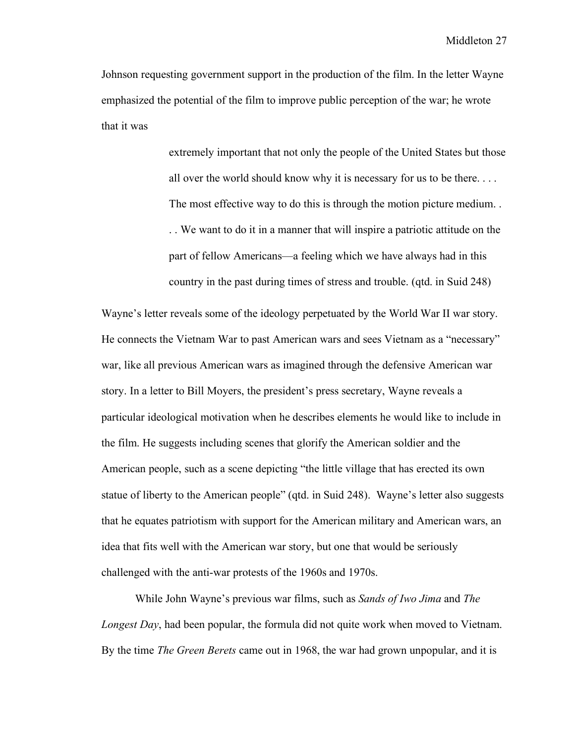Johnson requesting government support in the production of the film. In the letter Wayne emphasized the potential of the film to improve public perception of the war; he wrote that it was

> extremely important that not only the people of the United States but those all over the world should know why it is necessary for us to be there. . . . The most effective way to do this is through the motion picture medium. . . . We want to do it in a manner that will inspire a patriotic attitude on the part of fellow Americans—a feeling which we have always had in this country in the past during times of stress and trouble. (qtd. in Suid 248)

Wayne's letter reveals some of the ideology perpetuated by the World War II war story. He connects the Vietnam War to past American wars and sees Vietnam as a "necessary" war, like all previous American wars as imagined through the defensive American war story. In a letter to Bill Moyers, the president's press secretary, Wayne reveals a particular ideological motivation when he describes elements he would like to include in the film. He suggests including scenes that glorify the American soldier and the American people, such as a scene depicting "the little village that has erected its own statue of liberty to the American people" (qtd. in Suid 248). Wayne's letter also suggests that he equates patriotism with support for the American military and American wars, an idea that fits well with the American war story, but one that would be seriously challenged with the anti-war protests of the 1960s and 1970s.

While John Wayne's previous war films, such as *Sands of Iwo Jima* and *The Longest Day*, had been popular, the formula did not quite work when moved to Vietnam. By the time *The Green Berets* came out in 1968, the war had grown unpopular, and it is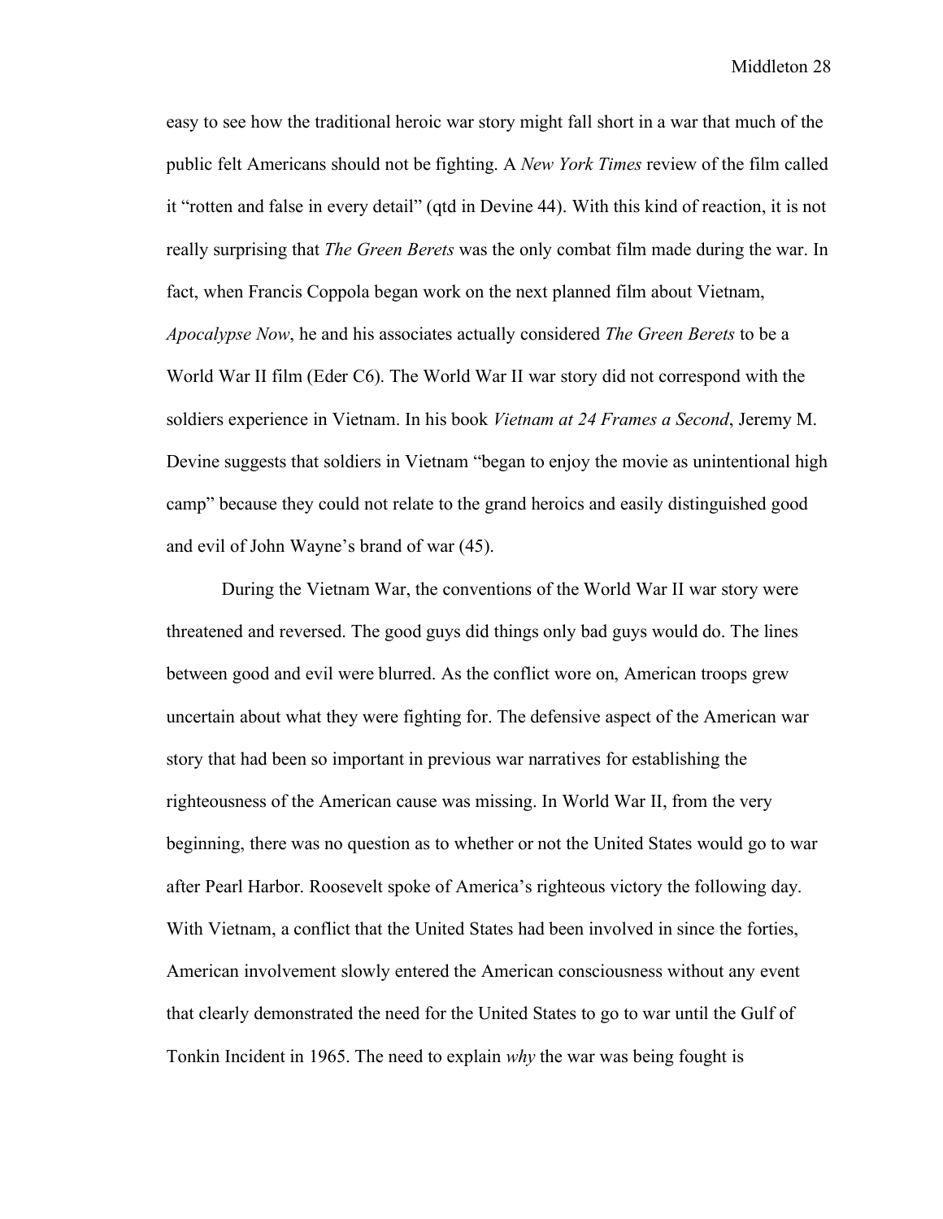easy to see how the traditional heroic war story might fall short in a war that much of the public felt Americans should not be fighting. A *New York Times* review of the film called it "rotten and false in every detail" (qtd in Devine 44). With this kind of reaction, it is not really surprising that *The Green Berets* was the only combat film made during the war. In fact, when Francis Coppola began work on the next planned film about Vietnam, *Apocalypse Now*, he and his associates actually considered *The Green Berets* to be a World War II film (Eder C6). The World War II war story did not correspond with the soldiers experience in Vietnam. In his book *Vietnam at 24 Frames a Second*, Jeremy M. Devine suggests that soldiers in Vietnam "began to enjoy the movie as unintentional high camp" because they could not relate to the grand heroics and easily distinguished good and evil of John Wayne's brand of war (45).

During the Vietnam War, the conventions of the World War II war story were threatened and reversed. The good guys did things only bad guys would do. The lines between good and evil were blurred. As the conflict wore on, American troops grew uncertain about what they were fighting for. The defensive aspect of the American war story that had been so important in previous war narratives for establishing the righteousness of the American cause was missing. In World War II, from the very beginning, there was no question as to whether or not the United States would go to war after Pearl Harbor. Roosevelt spoke of America's righteous victory the following day. With Vietnam, a conflict that the United States had been involved in since the forties, American involvement slowly entered the American consciousness without any event that clearly demonstrated the need for the United States to go to war until the Gulf of Tonkin Incident in 1965. The need to explain *why* the war was being fought is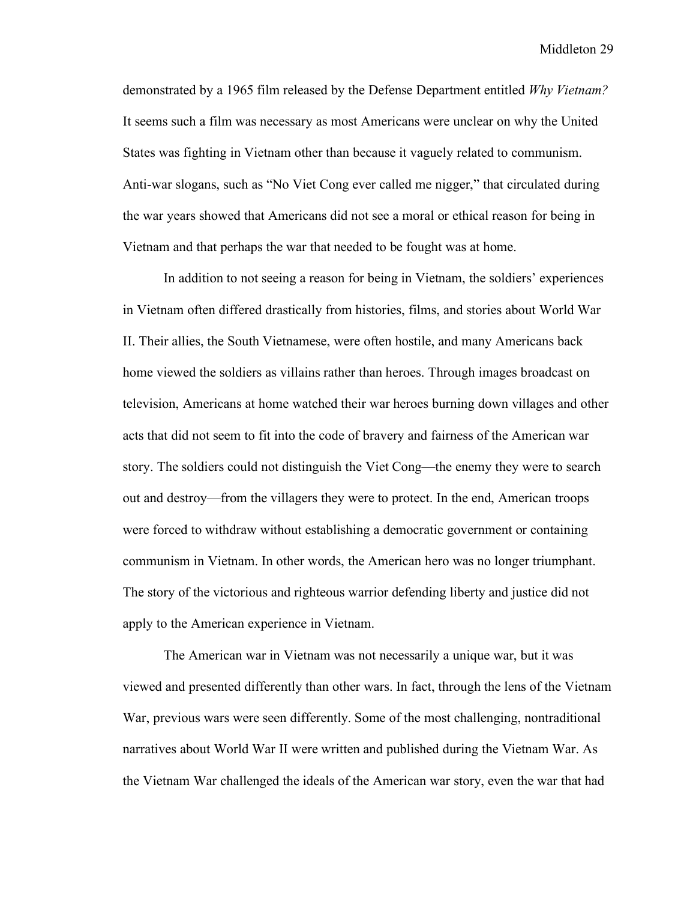demonstrated by a 1965 film released by the Defense Department entitled *Why Vietnam?* It seems such a film was necessary as most Americans were unclear on why the United States was fighting in Vietnam other than because it vaguely related to communism. Anti-war slogans, such as "No Viet Cong ever called me nigger," that circulated during the war years showed that Americans did not see a moral or ethical reason for being in Vietnam and that perhaps the war that needed to be fought was at home.

In addition to not seeing a reason for being in Vietnam, the soldiers' experiences in Vietnam often differed drastically from histories, films, and stories about World War II. Their allies, the South Vietnamese, were often hostile, and many Americans back home viewed the soldiers as villains rather than heroes. Through images broadcast on television, Americans at home watched their war heroes burning down villages and other acts that did not seem to fit into the code of bravery and fairness of the American war story. The soldiers could not distinguish the Viet Cong—the enemy they were to search out and destroy—from the villagers they were to protect. In the end, American troops were forced to withdraw without establishing a democratic government or containing communism in Vietnam. In other words, the American hero was no longer triumphant. The story of the victorious and righteous warrior defending liberty and justice did not apply to the American experience in Vietnam.

The American war in Vietnam was not necessarily a unique war, but it was viewed and presented differently than other wars. In fact, through the lens of the Vietnam War, previous wars were seen differently. Some of the most challenging, nontraditional narratives about World War II were written and published during the Vietnam War. As the Vietnam War challenged the ideals of the American war story, even the war that had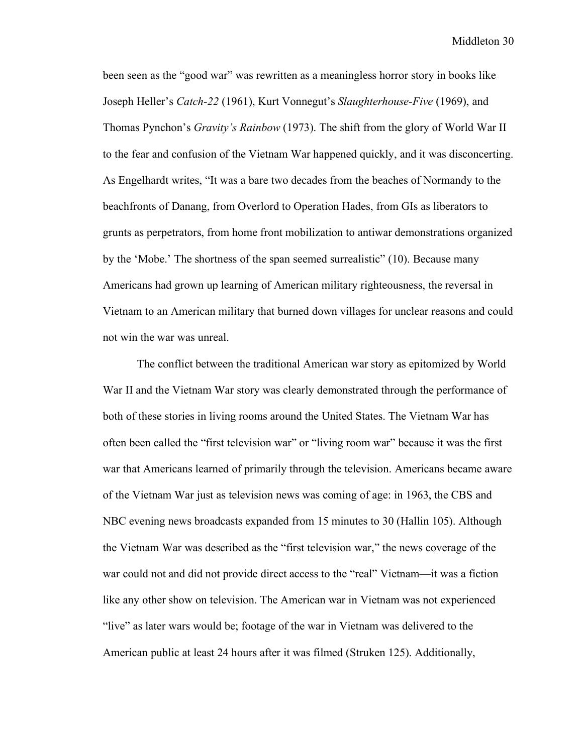been seen as the "good war" was rewritten as a meaningless horror story in books like Joseph Heller's *Catch-22* (1961), Kurt Vonnegut's *Slaughterhouse-Five* (1969), and Thomas Pynchon's *Gravity's Rainbow* (1973). The shift from the glory of World War II to the fear and confusion of the Vietnam War happened quickly, and it was disconcerting. As Engelhardt writes, "It was a bare two decades from the beaches of Normandy to the beachfronts of Danang, from Overlord to Operation Hades, from GIs as liberators to grunts as perpetrators, from home front mobilization to antiwar demonstrations organized by the 'Mobe.' The shortness of the span seemed surrealistic" (10). Because many Americans had grown up learning of American military righteousness, the reversal in Vietnam to an American military that burned down villages for unclear reasons and could not win the war was unreal.

The conflict between the traditional American war story as epitomized by World War II and the Vietnam War story was clearly demonstrated through the performance of both of these stories in living rooms around the United States. The Vietnam War has often been called the "first television war" or "living room war" because it was the first war that Americans learned of primarily through the television. Americans became aware of the Vietnam War just as television news was coming of age: in 1963, the CBS and NBC evening news broadcasts expanded from 15 minutes to 30 (Hallin 105). Although the Vietnam War was described as the "first television war," the news coverage of the war could not and did not provide direct access to the "real" Vietnam—it was a fiction like any other show on television. The American war in Vietnam was not experienced "live" as later wars would be; footage of the war in Vietnam was delivered to the American public at least 24 hours after it was filmed (Struken 125). Additionally,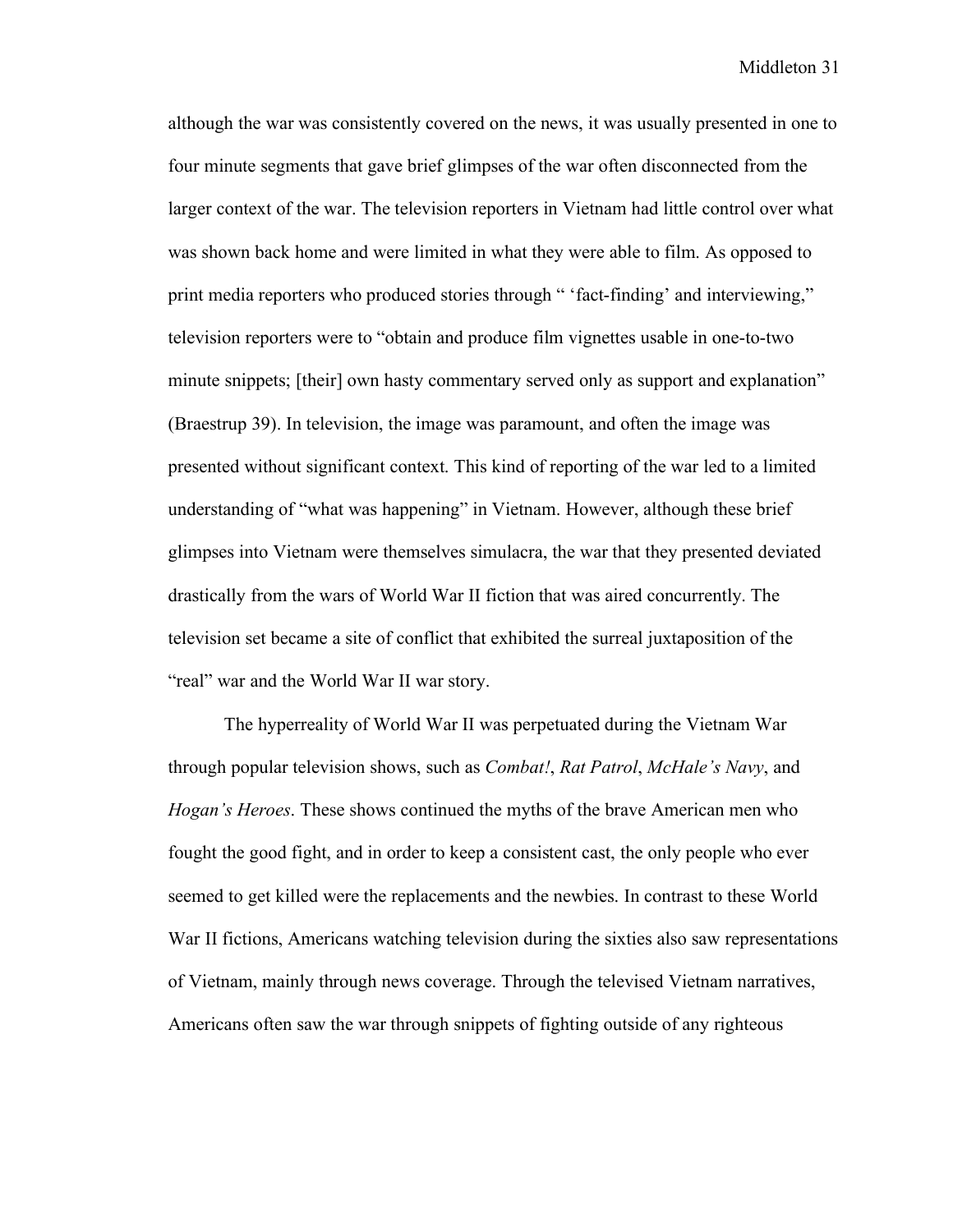although the war was consistently covered on the news, it was usually presented in one to four minute segments that gave brief glimpses of the war often disconnected from the larger context of the war. The television reporters in Vietnam had little control over what was shown back home and were limited in what they were able to film. As opposed to print media reporters who produced stories through " 'fact-finding' and interviewing," television reporters were to "obtain and produce film vignettes usable in one-to-two minute snippets; [their] own hasty commentary served only as support and explanation" (Braestrup 39). In television, the image was paramount, and often the image was presented without significant context. This kind of reporting of the war led to a limited understanding of "what was happening" in Vietnam. However, although these brief glimpses into Vietnam were themselves simulacra, the war that they presented deviated drastically from the wars of World War II fiction that was aired concurrently. The television set became a site of conflict that exhibited the surreal juxtaposition of the "real" war and the World War II war story.

The hyperreality of World War II was perpetuated during the Vietnam War through popular television shows, such as *Combat!*, *Rat Patrol*, *McHale's Navy*, and *Hogan's Heroes*. These shows continued the myths of the brave American men who fought the good fight, and in order to keep a consistent cast, the only people who ever seemed to get killed were the replacements and the newbies. In contrast to these World War II fictions, Americans watching television during the sixties also saw representations of Vietnam, mainly through news coverage. Through the televised Vietnam narratives, Americans often saw the war through snippets of fighting outside of any righteous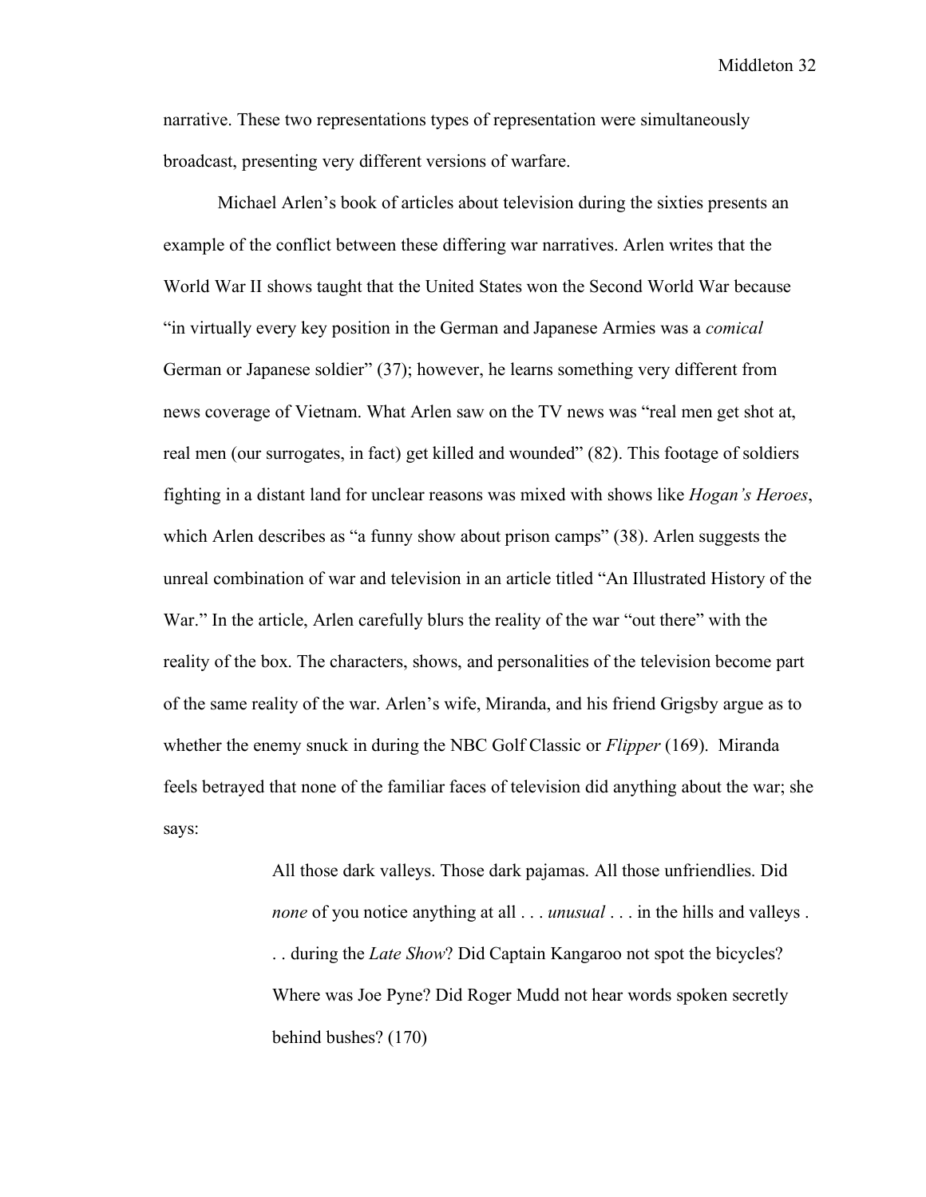narrative. These two representations types of representation were simultaneously broadcast, presenting very different versions of warfare.

Michael Arlen's book of articles about television during the sixties presents an example of the conflict between these differing war narratives. Arlen writes that the World War II shows taught that the United States won the Second World War because "in virtually every key position in the German and Japanese Armies was a *comical* German or Japanese soldier" (37); however, he learns something very different from news coverage of Vietnam. What Arlen saw on the TV news was "real men get shot at, real men (our surrogates, in fact) get killed and wounded" (82). This footage of soldiers fighting in a distant land for unclear reasons was mixed with shows like *Hogan's Heroes*, which Arlen describes as "a funny show about prison camps" (38). Arlen suggests the unreal combination of war and television in an article titled "An Illustrated History of the War." In the article, Arlen carefully blurs the reality of the war "out there" with the reality of the box. The characters, shows, and personalities of the television become part of the same reality of the war. Arlen's wife, Miranda, and his friend Grigsby argue as to whether the enemy snuck in during the NBC Golf Classic or *Flipper* (169). Miranda feels betrayed that none of the familiar faces of television did anything about the war; she says:

> All those dark valleys. Those dark pajamas. All those unfriendlies. Did *none* of you notice anything at all . . . *unusual* . . . in the hills and valleys . . . during the *Late Show*? Did Captain Kangaroo not spot the bicycles? Where was Joe Pyne? Did Roger Mudd not hear words spoken secretly behind bushes? (170)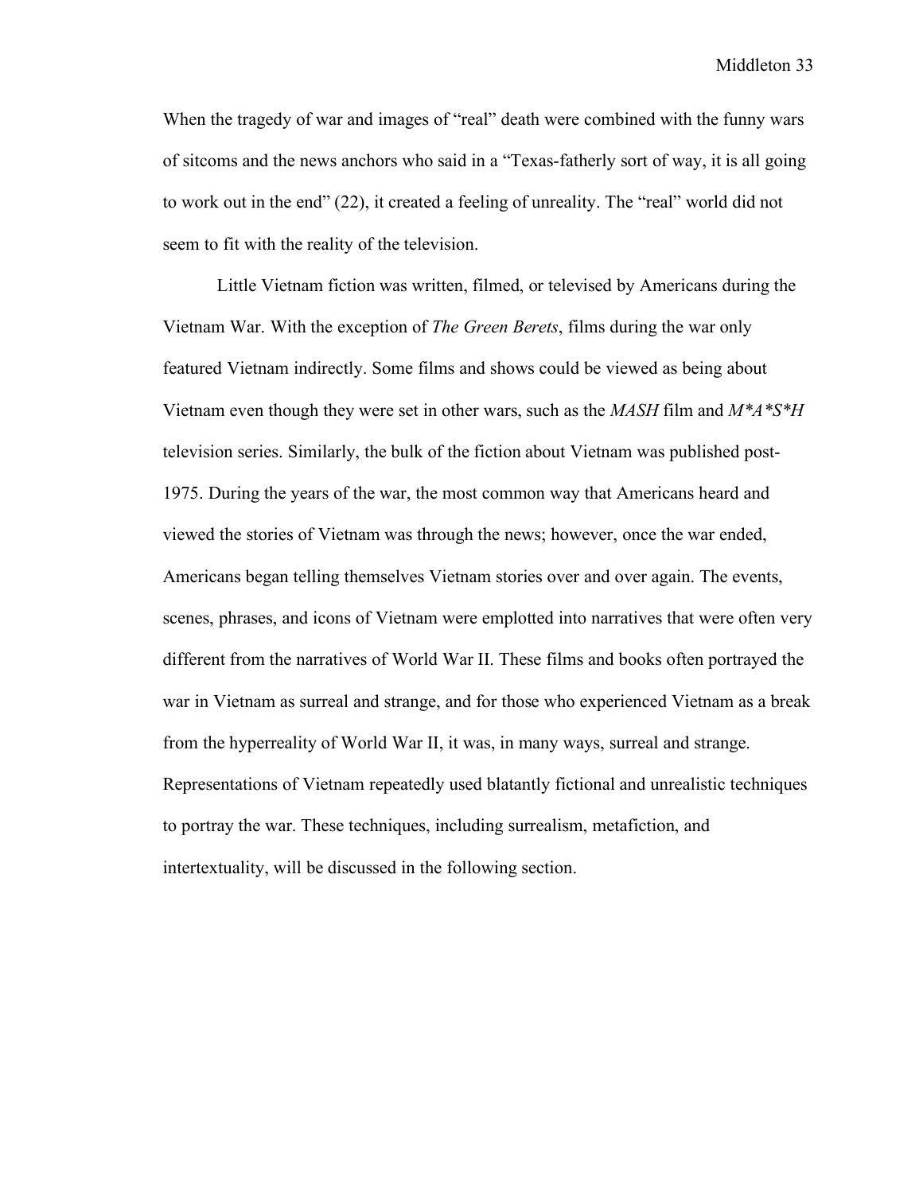When the tragedy of war and images of "real" death were combined with the funny wars of sitcoms and the news anchors who said in a "Texas-fatherly sort of way, it is all going to work out in the end" (22), it created a feeling of unreality. The "real" world did not seem to fit with the reality of the television.

Little Vietnam fiction was written, filmed, or televised by Americans during the Vietnam War. With the exception of *The Green Berets*, films during the war only featured Vietnam indirectly. Some films and shows could be viewed as being about Vietnam even though they were set in other wars, such as the *MASH* film and *M*A*S*H* television series. Similarly, the bulk of the fiction about Vietnam was published post-1975. During the years of the war, the most common way that Americans heard and viewed the stories of Vietnam was through the news; however, once the war ended, Americans began telling themselves Vietnam stories over and over again. The events, scenes, phrases, and icons of Vietnam were emplotted into narratives that were often very different from the narratives of World War II. These films and books often portrayed the war in Vietnam as surreal and strange, and for those who experienced Vietnam as a break from the hyperreality of World War II, it was, in many ways, surreal and strange. Representations of Vietnam repeatedly used blatantly fictional and unrealistic techniques to portray the war. These techniques, including surrealism, metafiction, and intertextuality, will be discussed in the following section.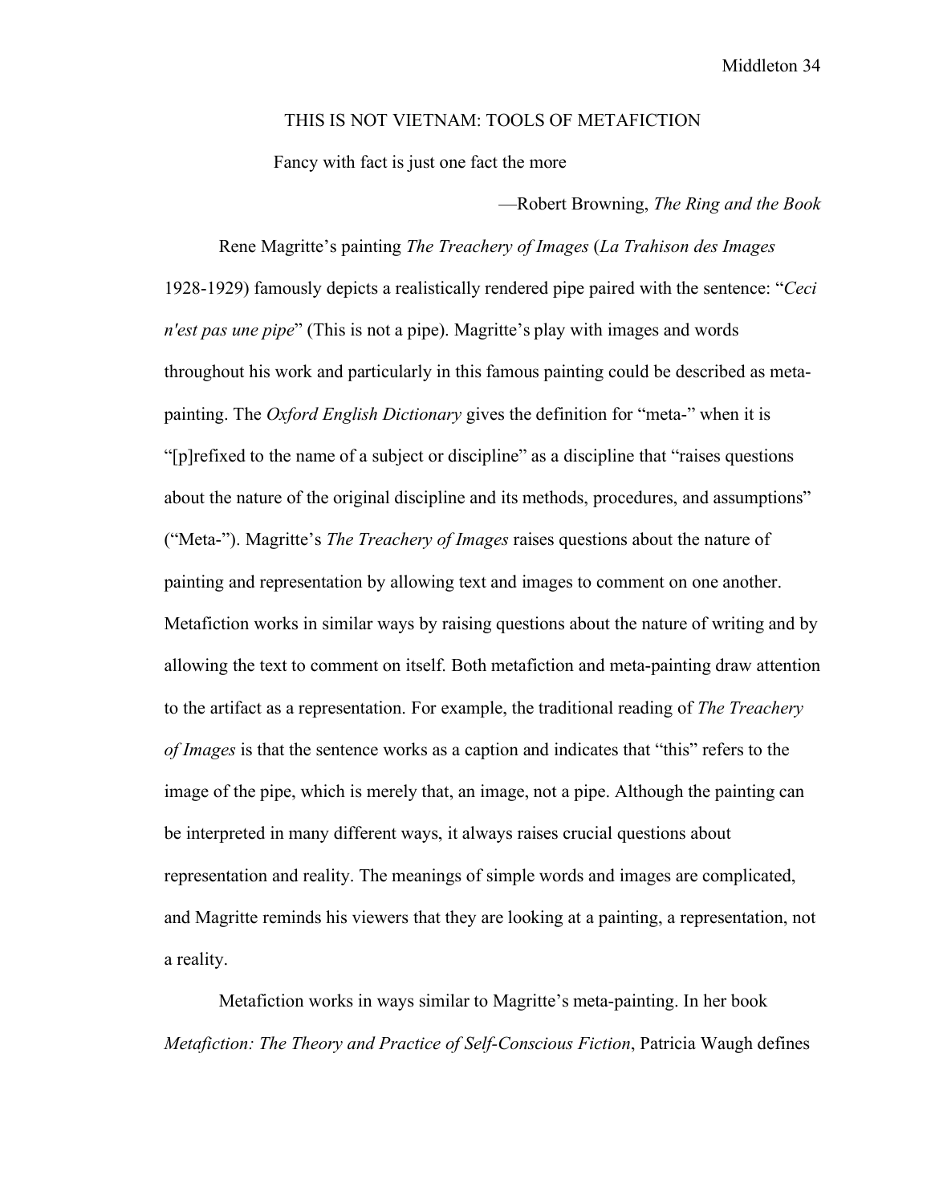# THIS IS NOT VIETNAM: TOOLS OF METAFICTION

Fancy with fact is just one fact the more

—Robert Browning, *The Ring and the Book*

Rene Magritte's painting *The Treachery of Images* (*La Trahison des Images* 1928-1929) famously depicts a realistically rendered pipe paired with the sentence: "*Ceci n'est pas une pipe*" (This is not a pipe). Magritte's play with images and words throughout his work and particularly in this famous painting could be described as meta-painting. The *Oxford English Dictionary* gives the definition for "meta-" when it is "[p]refixed to the name of a subject or discipline" as a discipline that "raises questions about the nature of the original discipline and its methods, procedures, and assumptions" ("Meta-"). Magritte's *The Treachery of Images* raises questions about the nature of painting and representation by allowing text and images to comment on one another. Metafiction works in similar ways by raising questions about the nature of writing and by allowing the text to comment on itself. Both metafiction and meta-painting draw attention to the artifact as a representation. For example, the traditional reading of *The Treachery of Images* is that the sentence works as a caption and indicates that "this" refers to the image of the pipe, which is merely that, an image, not a pipe. Although the painting can be interpreted in many different ways, it always raises crucial questions about representation and reality. The meanings of simple words and images are complicated, and Magritte reminds his viewers that they are looking at a painting, a representation, not a reality.

Metafiction works in ways similar to Magritte's meta-painting. In her book *Metafiction: The Theory and Practice of Self-Conscious Fiction*, Patricia Waugh defines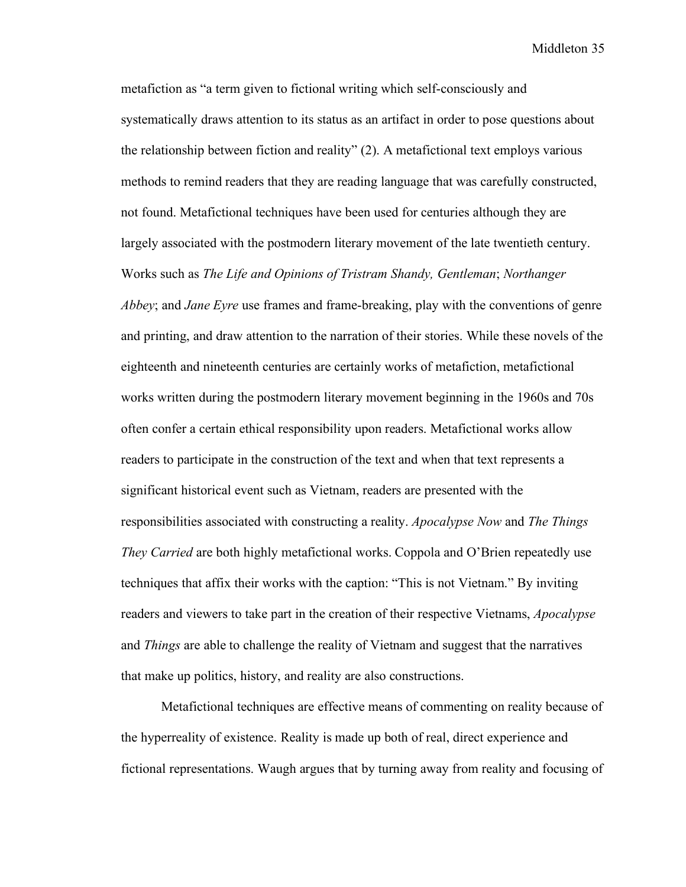metafiction as "a term given to fictional writing which self-consciously and systematically draws attention to its status as an artifact in order to pose questions about the relationship between fiction and reality" (2). A metafictional text employs various methods to remind readers that they are reading language that was carefully constructed, not found. Metafictional techniques have been used for centuries although they are largely associated with the postmodern literary movement of the late twentieth century. Works such as *The Life and Opinions of Tristram Shandy, Gentleman*; *Northanger Abbey*; and *Jane Eyre* use frames and frame-breaking, play with the conventions of genre and printing, and draw attention to the narration of their stories. While these novels of the eighteenth and nineteenth centuries are certainly works of metafiction, metafictional works written during the postmodern literary movement beginning in the 1960s and 70s often confer a certain ethical responsibility upon readers. Metafictional works allow readers to participate in the construction of the text and when that text represents a significant historical event such as Vietnam, readers are presented with the responsibilities associated with constructing a reality. *Apocalypse Now* and *The Things They Carried* are both highly metafictional works. Coppola and O'Brien repeatedly use techniques that affix their works with the caption: "This is not Vietnam." By inviting readers and viewers to take part in the creation of their respective Vietnams, *Apocalypse* and *Things* are able to challenge the reality of Vietnam and suggest that the narratives that make up politics, history, and reality are also constructions.

Metafictional techniques are effective means of commenting on reality because of the hyperreality of existence. Reality is made up both of real, direct experience and fictional representations. Waugh argues that by turning away from reality and focusing of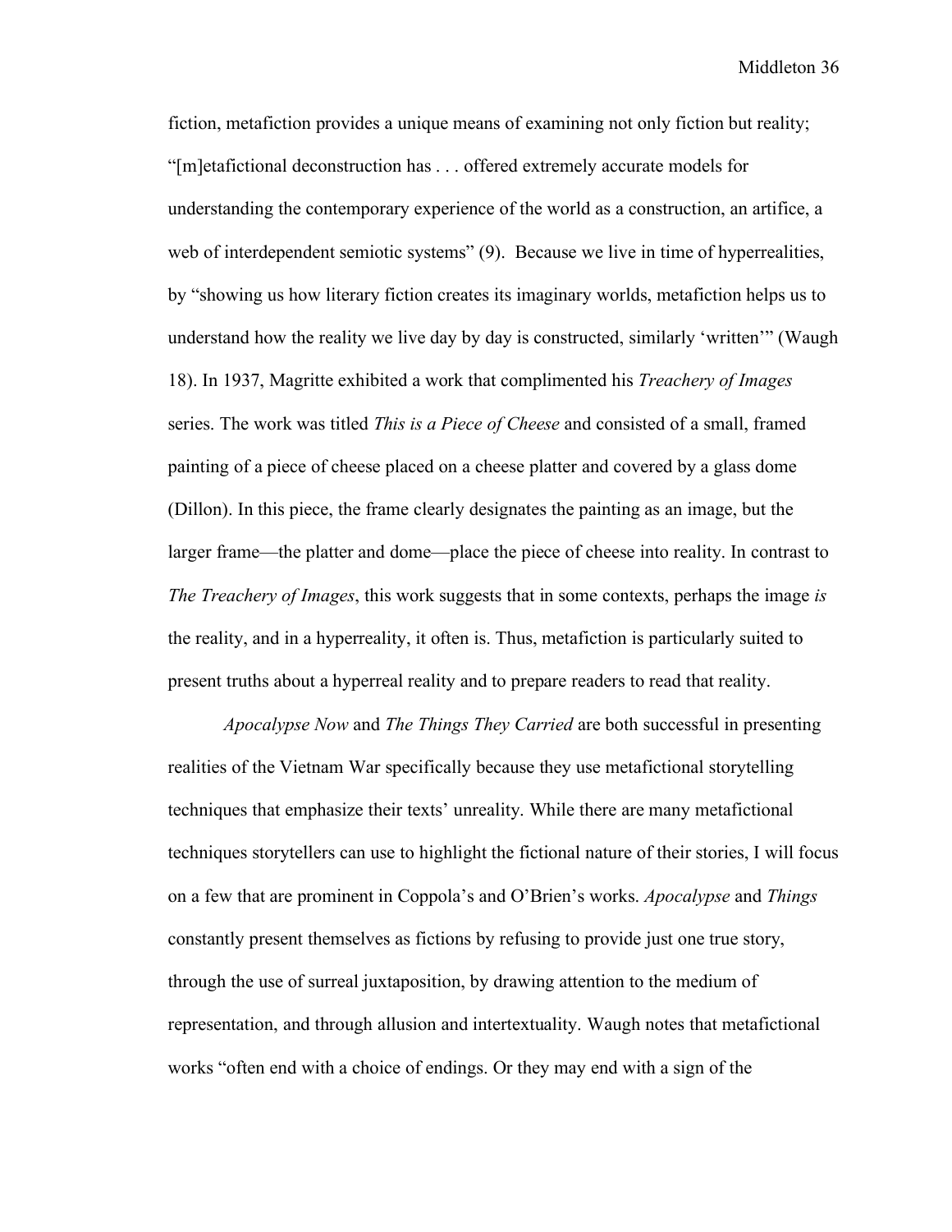fiction, metafiction provides a unique means of examining not only fiction but reality; "[m]etafictional deconstruction has . . . offered extremely accurate models for understanding the contemporary experience of the world as a construction, an artifice, a web of interdependent semiotic systems" (9). Because we live in time of hyperrealities, by "showing us how literary fiction creates its imaginary worlds, metafiction helps us to understand how the reality we live day by day is constructed, similarly 'written'" (Waugh 18). In 1937, Magritte exhibited a work that complimented his *Treachery of Images* series. The work was titled *This is a Piece of Cheese* and consisted of a small, framed painting of a piece of cheese placed on a cheese platter and covered by a glass dome (Dillon). In this piece, the frame clearly designates the painting as an image, but the larger frame—the platter and dome—place the piece of cheese into reality. In contrast to *The Treachery of Images*, this work suggests that in some contexts, perhaps the image *is* the reality, and in a hyperreality, it often is. Thus, metafiction is particularly suited to present truths about a hyperreal reality and to prepare readers to read that reality.

*Apocalypse Now* and *The Things They Carried* are both successful in presenting realities of the Vietnam War specifically because they use metafictional storytelling techniques that emphasize their texts' unreality. While there are many metafictional techniques storytellers can use to highlight the fictional nature of their stories, I will focus on a few that are prominent in Coppola's and O'Brien's works. *Apocalypse* and *Things* constantly present themselves as fictions by refusing to provide just one true story, through the use of surreal juxtaposition, by drawing attention to the medium of representation, and through allusion and intertextuality. Waugh notes that metafictional works "often end with a choice of endings. Or they may end with a sign of the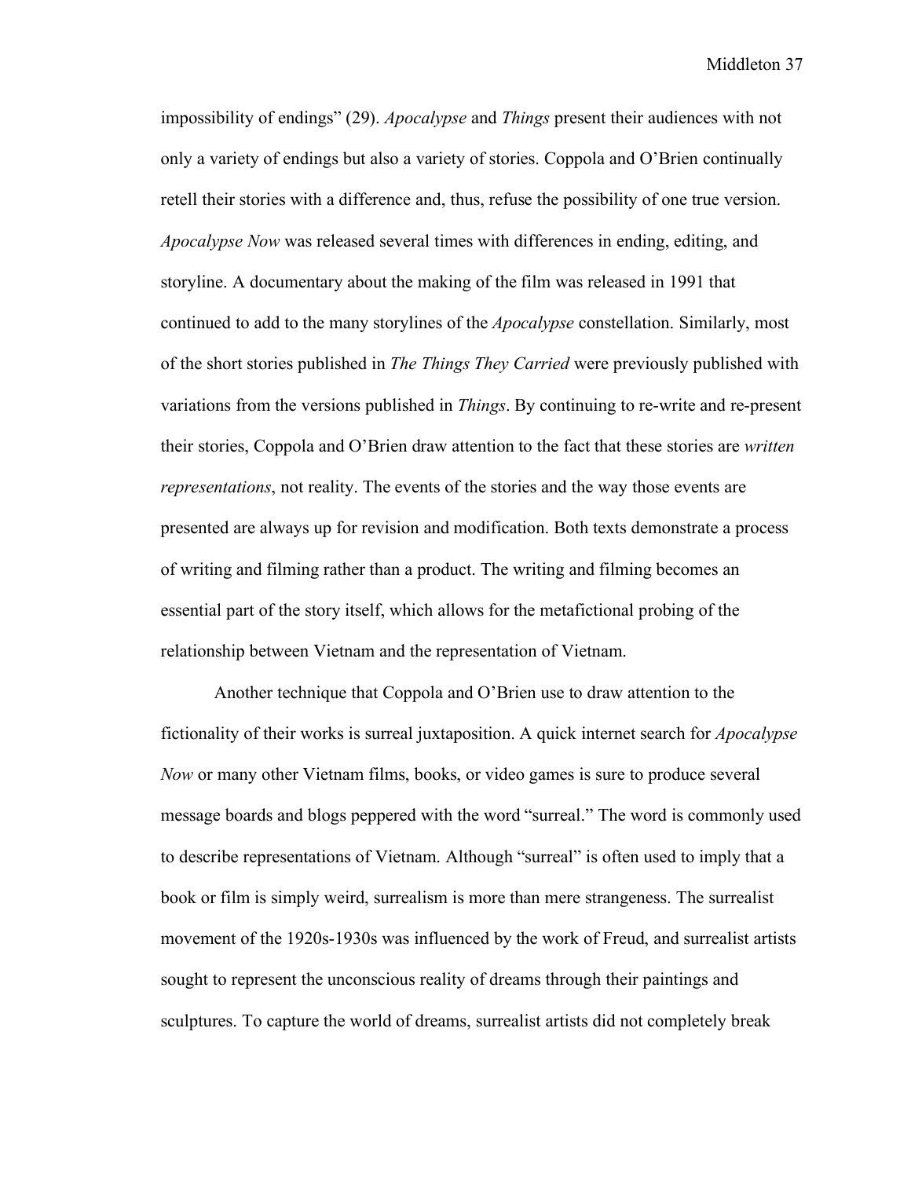impossibility of endings" (29). *Apocalypse* and *Things* present their audiences with not only a variety of endings but also a variety of stories. Coppola and O'Brien continually retell their stories with a difference and, thus, refuse the possibility of one true version. *Apocalypse Now* was released several times with differences in ending, editing, and storyline. A documentary about the making of the film was released in 1991 that continued to add to the many storylines of the *Apocalypse* constellation. Similarly, most of the short stories published in *The Things They Carried* were previously published with variations from the versions published in *Things*. By continuing to re-write and re-present their stories, Coppola and O'Brien draw attention to the fact that these stories are *written representations*, not reality. The events of the stories and the way those events are presented are always up for revision and modification. Both texts demonstrate a process of writing and filming rather than a product. The writing and filming becomes an essential part of the story itself, which allows for the metafictional probing of the relationship between Vietnam and the representation of Vietnam.

Another technique that Coppola and O'Brien use to draw attention to the fictionality of their works is surreal juxtaposition. A quick internet search for *Apocalypse Now* or many other Vietnam films, books, or video games is sure to produce several message boards and blogs peppered with the word "surreal." The word is commonly used to describe representations of Vietnam. Although "surreal" is often used to imply that a book or film is simply weird, surrealism is more than mere strangeness. The surrealist movement of the 1920s-1930s was influenced by the work of Freud, and surrealist artists sought to represent the unconscious reality of dreams through their paintings and sculptures. To capture the world of dreams, surrealist artists did not completely break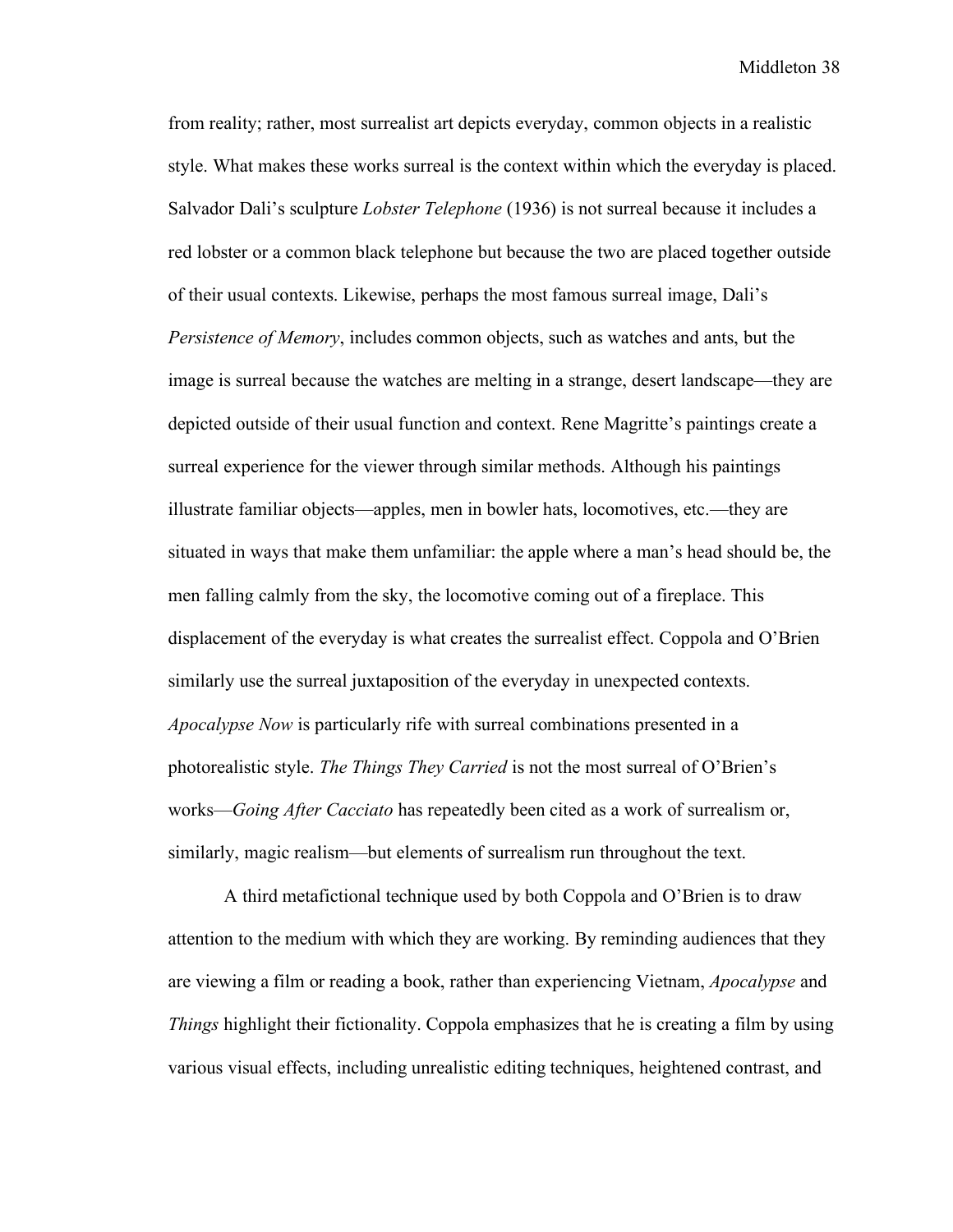from reality; rather, most surrealist art depicts everyday, common objects in a realistic style. What makes these works surreal is the context within which the everyday is placed. Salvador Dali's sculpture *Lobster Telephone* (1936) is not surreal because it includes a red lobster or a common black telephone but because the two are placed together outside of their usual contexts. Likewise, perhaps the most famous surreal image, Dali's *Persistence of Memory*, includes common objects, such as watches and ants, but the image is surreal because the watches are melting in a strange, desert landscape—they are depicted outside of their usual function and context. Rene Magritte's paintings create a surreal experience for the viewer through similar methods. Although his paintings illustrate familiar objects—apples, men in bowler hats, locomotives, etc.—they are situated in ways that make them unfamiliar: the apple where a man's head should be, the men falling calmly from the sky, the locomotive coming out of a fireplace. This displacement of the everyday is what creates the surrealist effect. Coppola and O'Brien similarly use the surreal juxtaposition of the everyday in unexpected contexts. *Apocalypse Now* is particularly rife with surreal combinations presented in a photorealistic style. *The Things They Carried* is not the most surreal of O'Brien's works—*Going After Cacciato* has repeatedly been cited as a work of surrealism or, similarly, magic realism—but elements of surrealism run throughout the text.

A third metafictional technique used by both Coppola and O'Brien is to draw attention to the medium with which they are working. By reminding audiences that they are viewing a film or reading a book, rather than experiencing Vietnam, *Apocalypse* and *Things* highlight their fictionality. Coppola emphasizes that he is creating a film by using various visual effects, including unrealistic editing techniques, heightened contrast, and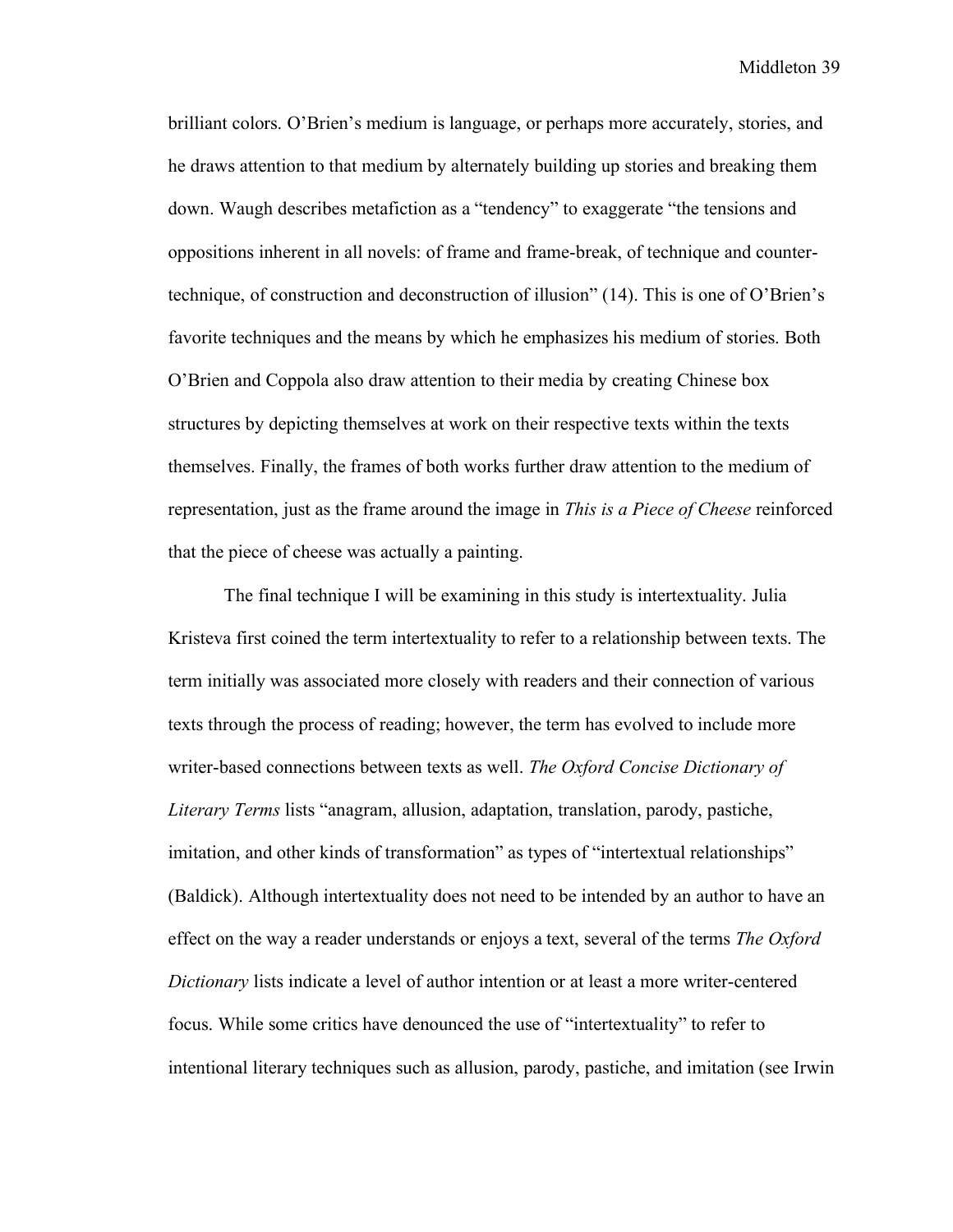brilliant colors. O'Brien's medium is language, or perhaps more accurately, stories, and he draws attention to that medium by alternately building up stories and breaking them down. Waugh describes metafiction as a "tendency" to exaggerate "the tensions and oppositions inherent in all novels: of frame and frame-break, of technique and counter-technique, of construction and deconstruction of illusion" (14). This is one of O'Brien's favorite techniques and the means by which he emphasizes his medium of stories. Both O'Brien and Coppola also draw attention to their media by creating Chinese box structures by depicting themselves at work on their respective texts within the texts themselves. Finally, the frames of both works further draw attention to the medium of representation, just as the frame around the image in *This is a Piece of Cheese* reinforced that the piece of cheese was actually a painting.

The final technique I will be examining in this study is intertextuality. Julia Kristeva first coined the term intertextuality to refer to a relationship between texts. The term initially was associated more closely with readers and their connection of various texts through the process of reading; however, the term has evolved to include more writer-based connections between texts as well. *The Oxford Concise Dictionary of Literary Terms* lists "anagram, allusion, adaptation, translation, parody, pastiche, imitation, and other kinds of transformation" as types of "intertextual relationships" (Baldick). Although intertextuality does not need to be intended by an author to have an effect on the way a reader understands or enjoys a text, several of the terms *The Oxford Dictionary* lists indicate a level of author intention or at least a more writer-centered focus. While some critics have denounced the use of "intertextuality" to refer to intentional literary techniques such as allusion, parody, pastiche, and imitation (see Irwin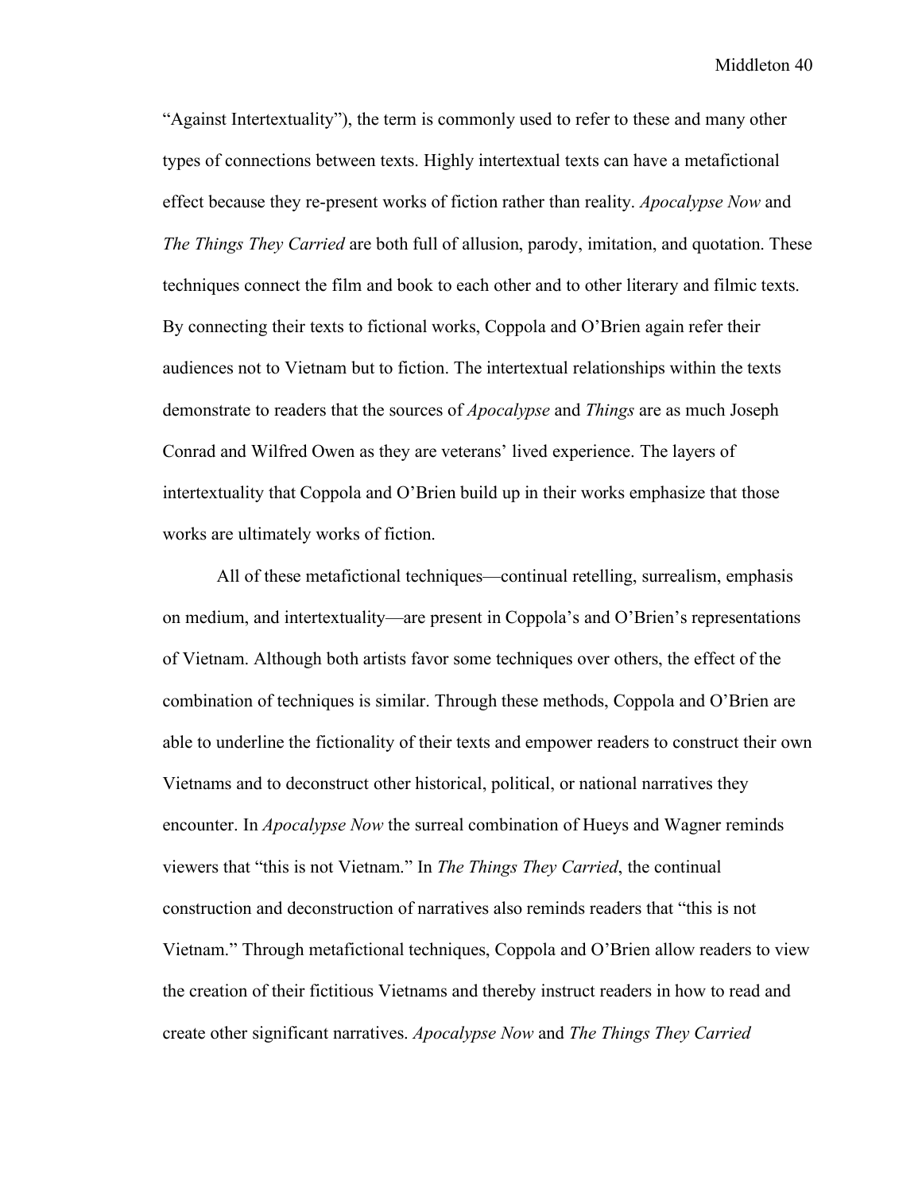"Against Intertextuality"), the term is commonly used to refer to these and many other types of connections between texts. Highly intertextual texts can have a metafictional effect because they re-present works of fiction rather than reality. *Apocalypse Now* and *The Things They Carried* are both full of allusion, parody, imitation, and quotation. These techniques connect the film and book to each other and to other literary and filmic texts. By connecting their texts to fictional works, Coppola and O'Brien again refer their audiences not to Vietnam but to fiction. The intertextual relationships within the texts demonstrate to readers that the sources of *Apocalypse* and *Things* are as much Joseph Conrad and Wilfred Owen as they are veterans' lived experience. The layers of intertextuality that Coppola and O'Brien build up in their works emphasize that those works are ultimately works of fiction.

All of these metafictional techniques—continual retelling, surrealism, emphasis on medium, and intertextuality—are present in Coppola's and O'Brien's representations of Vietnam. Although both artists favor some techniques over others, the effect of the combination of techniques is similar. Through these methods, Coppola and O'Brien are able to underline the fictionality of their texts and empower readers to construct their own Vietnams and to deconstruct other historical, political, or national narratives they encounter. In *Apocalypse Now* the surreal combination of Hueys and Wagner reminds viewers that "this is not Vietnam." In *The Things They Carried*, the continual construction and deconstruction of narratives also reminds readers that "this is not Vietnam." Through metafictional techniques, Coppola and O'Brien allow readers to view the creation of their fictitious Vietnams and thereby instruct readers in how to read and create other significant narratives. *Apocalypse Now* and *The Things They Carried*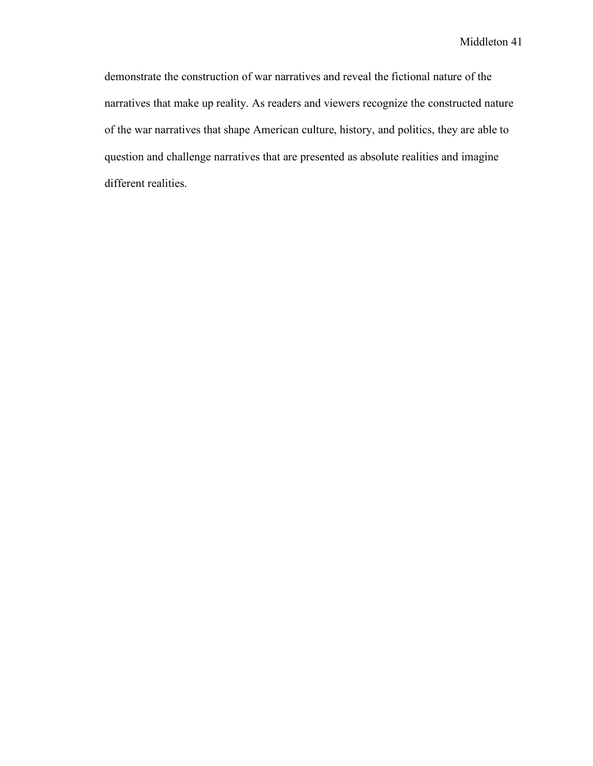demonstrate the construction of war narratives and reveal the fictional nature of the narratives that make up reality. As readers and viewers recognize the constructed nature of the war narratives that shape American culture, history, and politics, they are able to question and challenge narratives that are presented as absolute realities and imagine different realities.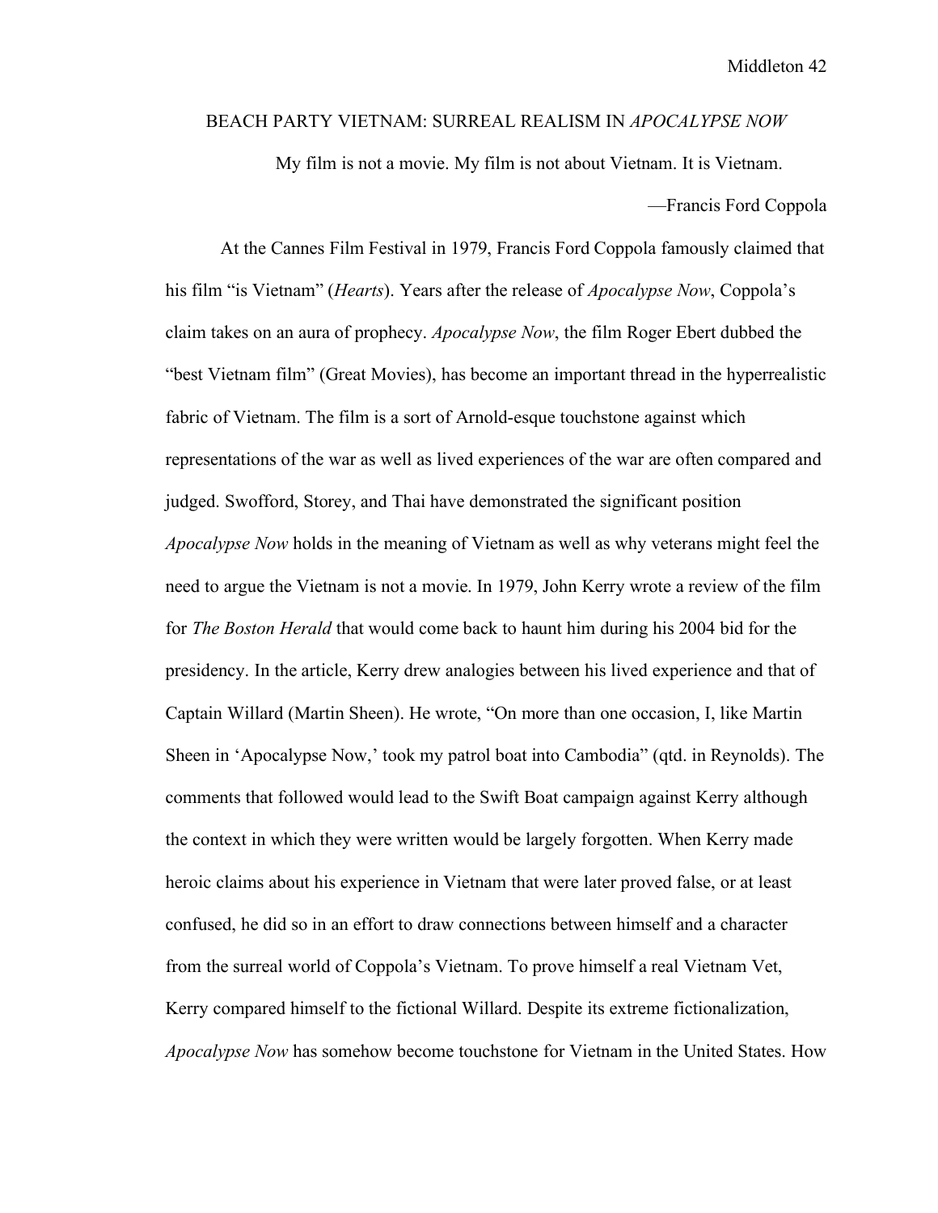## BEACH PARTY VIETNAM: SURREAL REALISM IN *APOCALYPSE NOW*

> My film is not a movie. My film is not about Vietnam. It is Vietnam.
>
> —Francis Ford Coppola

At the Cannes Film Festival in 1979, Francis Ford Coppola famously claimed that his film "is Vietnam" (*Hearts*). Years after the release of *Apocalypse Now*, Coppola's claim takes on an aura of prophecy. *Apocalypse Now*, the film Roger Ebert dubbed the "best Vietnam film" (Great Movies), has become an important thread in the hyperrealistic fabric of Vietnam. The film is a sort of Arnold-esque touchstone against which representations of the war as well as lived experiences of the war are often compared and judged. Swofford, Storey, and Thai have demonstrated the significant position *Apocalypse Now* holds in the meaning of Vietnam as well as why veterans might feel the need to argue the Vietnam is not a movie. In 1979, John Kerry wrote a review of the film for *The Boston Herald* that would come back to haunt him during his 2004 bid for the presidency. In the article, Kerry drew analogies between his lived experience and that of Captain Willard (Martin Sheen). He wrote, "On more than one occasion, I, like Martin Sheen in 'Apocalypse Now,' took my patrol boat into Cambodia" (qtd. in Reynolds). The comments that followed would lead to the Swift Boat campaign against Kerry although the context in which they were written would be largely forgotten. When Kerry made heroic claims about his experience in Vietnam that were later proved false, or at least confused, he did so in an effort to draw connections between himself and a character from the surreal world of Coppola's Vietnam. To prove himself a real Vietnam Vet, Kerry compared himself to the fictional Willard. Despite its extreme fictionalization, *Apocalypse Now* has somehow become touchstone for Vietnam in the United States. How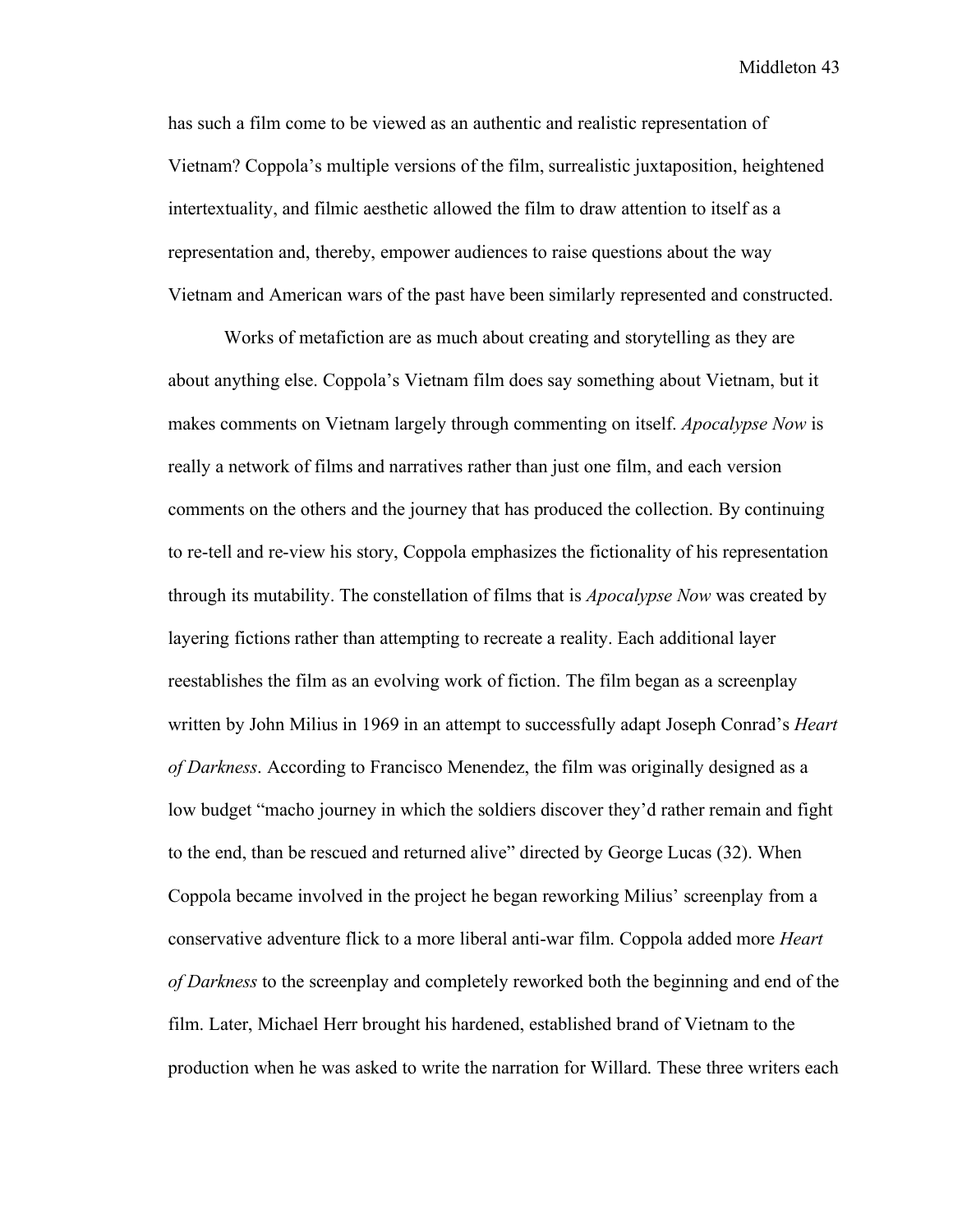has such a film come to be viewed as an authentic and realistic representation of Vietnam? Coppola's multiple versions of the film, surrealistic juxtaposition, heightened intertextuality, and filmic aesthetic allowed the film to draw attention to itself as a representation and, thereby, empower audiences to raise questions about the way Vietnam and American wars of the past have been similarly represented and constructed.

Works of metafiction are as much about creating and storytelling as they are about anything else. Coppola's Vietnam film does say something about Vietnam, but it makes comments on Vietnam largely through commenting on itself. *Apocalypse Now* is really a network of films and narratives rather than just one film, and each version comments on the others and the journey that has produced the collection. By continuing to re-tell and re-view his story, Coppola emphasizes the fictionality of his representation through its mutability. The constellation of films that is *Apocalypse Now* was created by layering fictions rather than attempting to recreate a reality. Each additional layer reestablishes the film as an evolving work of fiction. The film began as a screenplay written by John Milius in 1969 in an attempt to successfully adapt Joseph Conrad's *Heart of Darkness*. According to Francisco Menendez, the film was originally designed as a low budget "macho journey in which the soldiers discover they'd rather remain and fight to the end, than be rescued and returned alive" directed by George Lucas (32). When Coppola became involved in the project he began reworking Milius' screenplay from a conservative adventure flick to a more liberal anti-war film. Coppola added more *Heart of Darkness* to the screenplay and completely reworked both the beginning and end of the film. Later, Michael Herr brought his hardened, established brand of Vietnam to the production when he was asked to write the narration for Willard. These three writers each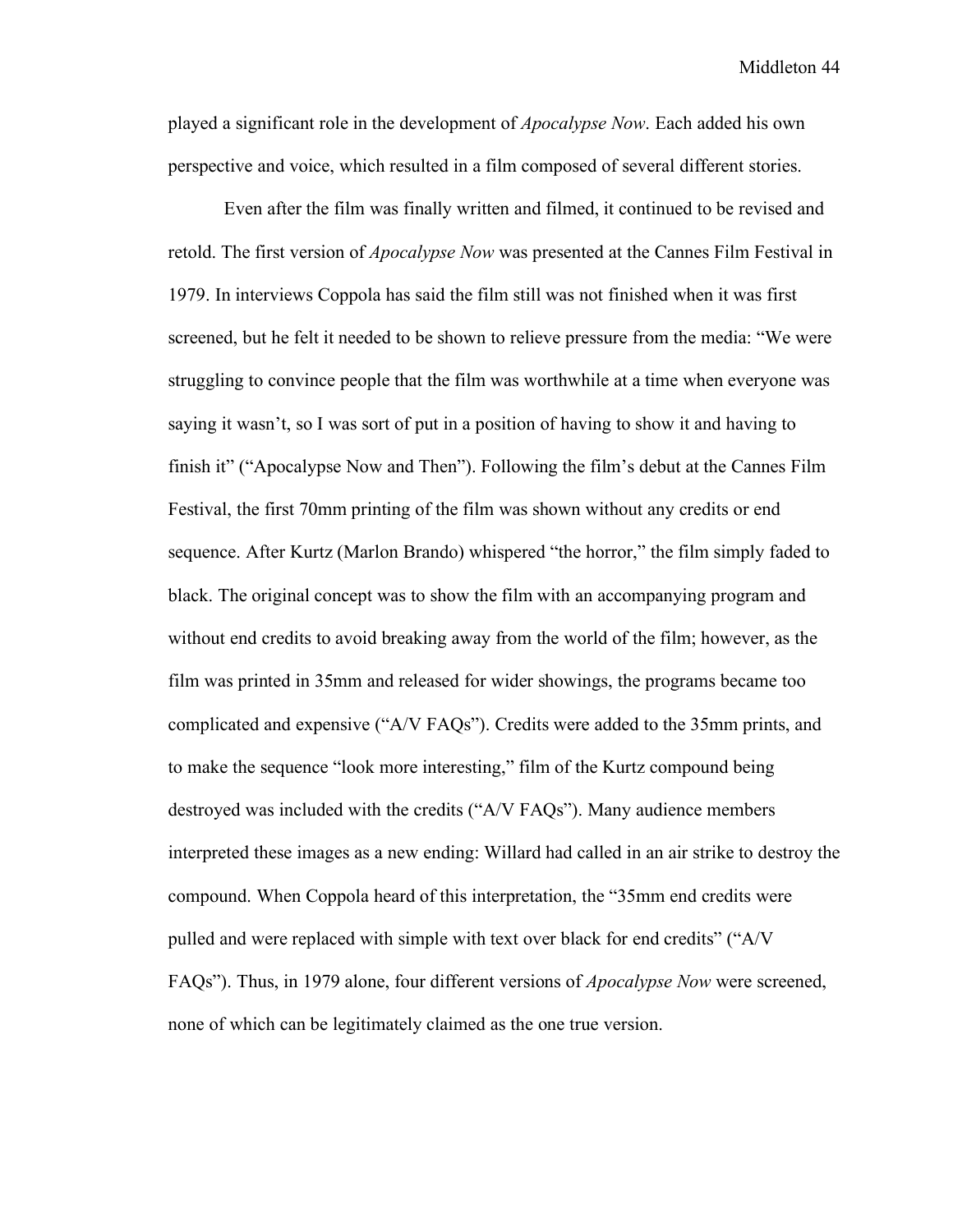played a significant role in the development of *Apocalypse Now*. Each added his own perspective and voice, which resulted in a film composed of several different stories.

Even after the film was finally written and filmed, it continued to be revised and retold. The first version of *Apocalypse Now* was presented at the Cannes Film Festival in 1979. In interviews Coppola has said the film still was not finished when it was first screened, but he felt it needed to be shown to relieve pressure from the media: "We were struggling to convince people that the film was worthwhile at a time when everyone was saying it wasn't, so I was sort of put in a position of having to show it and having to finish it" ("Apocalypse Now and Then"). Following the film's debut at the Cannes Film Festival, the first 70mm printing of the film was shown without any credits or end sequence. After Kurtz (Marlon Brando) whispered "the horror," the film simply faded to black. The original concept was to show the film with an accompanying program and without end credits to avoid breaking away from the world of the film; however, as the film was printed in 35mm and released for wider showings, the programs became too complicated and expensive ("A/V FAQs"). Credits were added to the 35mm prints, and to make the sequence "look more interesting," film of the Kurtz compound being destroyed was included with the credits ("A/V FAQs"). Many audience members interpreted these images as a new ending: Willard had called in an air strike to destroy the compound. When Coppola heard of this interpretation, the "35mm end credits were pulled and were replaced with simple with text over black for end credits" ("A/V FAQs"). Thus, in 1979 alone, four different versions of *Apocalypse Now* were screened, none of which can be legitimately claimed as the one true version.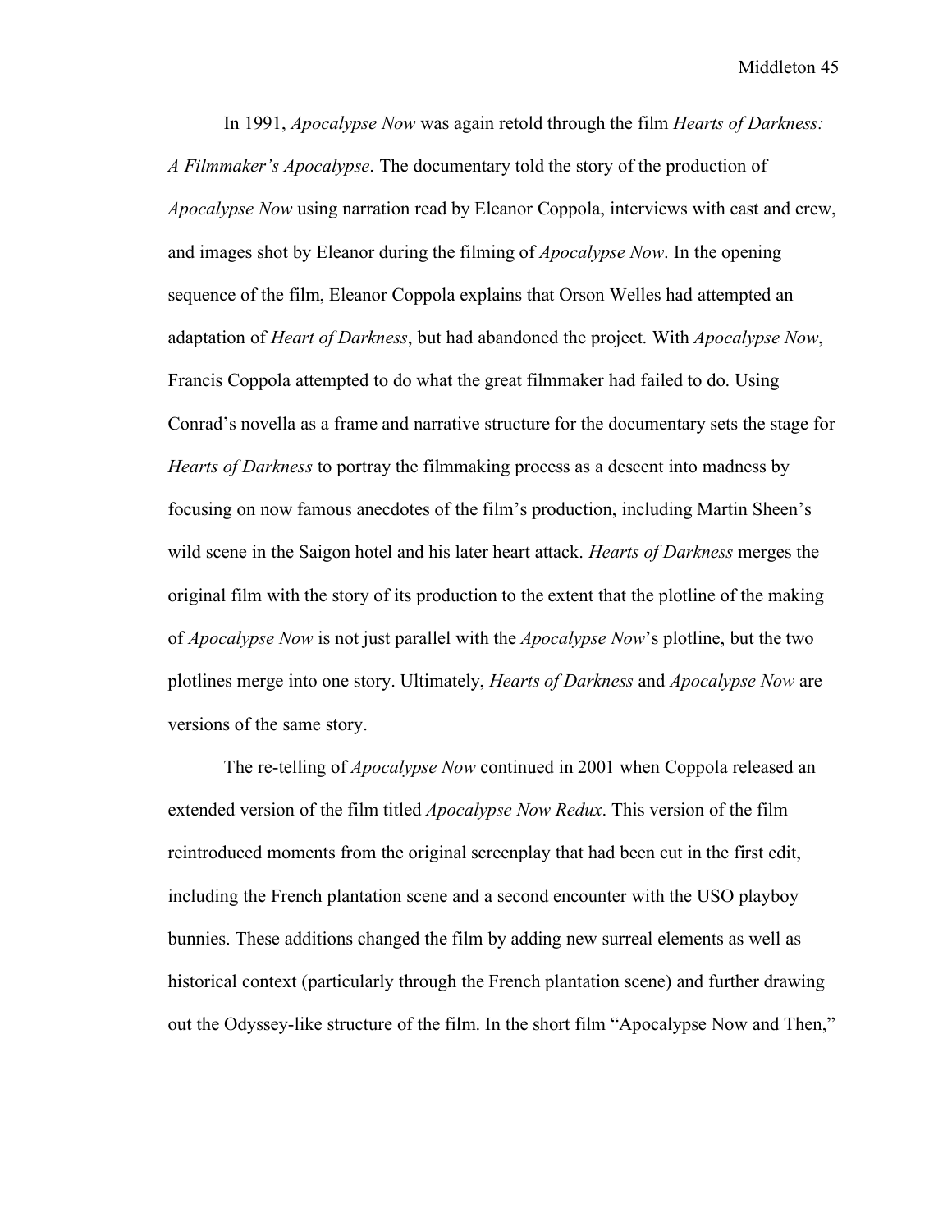In 1991, *Apocalypse Now* was again retold through the film *Hearts of Darkness: A Filmmaker's Apocalypse*. The documentary told the story of the production of *Apocalypse Now* using narration read by Eleanor Coppola, interviews with cast and crew, and images shot by Eleanor during the filming of *Apocalypse Now*. In the opening sequence of the film, Eleanor Coppola explains that Orson Welles had attempted an adaptation of *Heart of Darkness*, but had abandoned the project. With *Apocalypse Now*, Francis Coppola attempted to do what the great filmmaker had failed to do. Using Conrad's novella as a frame and narrative structure for the documentary sets the stage for *Hearts of Darkness* to portray the filmmaking process as a descent into madness by focusing on now famous anecdotes of the film's production, including Martin Sheen's wild scene in the Saigon hotel and his later heart attack. *Hearts of Darkness* merges the original film with the story of its production to the extent that the plotline of the making of *Apocalypse Now* is not just parallel with the *Apocalypse Now*'s plotline, but the two plotlines merge into one story. Ultimately, *Hearts of Darkness* and *Apocalypse Now* are versions of the same story.

The re-telling of *Apocalypse Now* continued in 2001 when Coppola released an extended version of the film titled *Apocalypse Now Redux*. This version of the film reintroduced moments from the original screenplay that had been cut in the first edit, including the French plantation scene and a second encounter with the USO playboy bunnies. These additions changed the film by adding new surreal elements as well as historical context (particularly through the French plantation scene) and further drawing out the Odyssey-like structure of the film. In the short film "Apocalypse Now and Then,"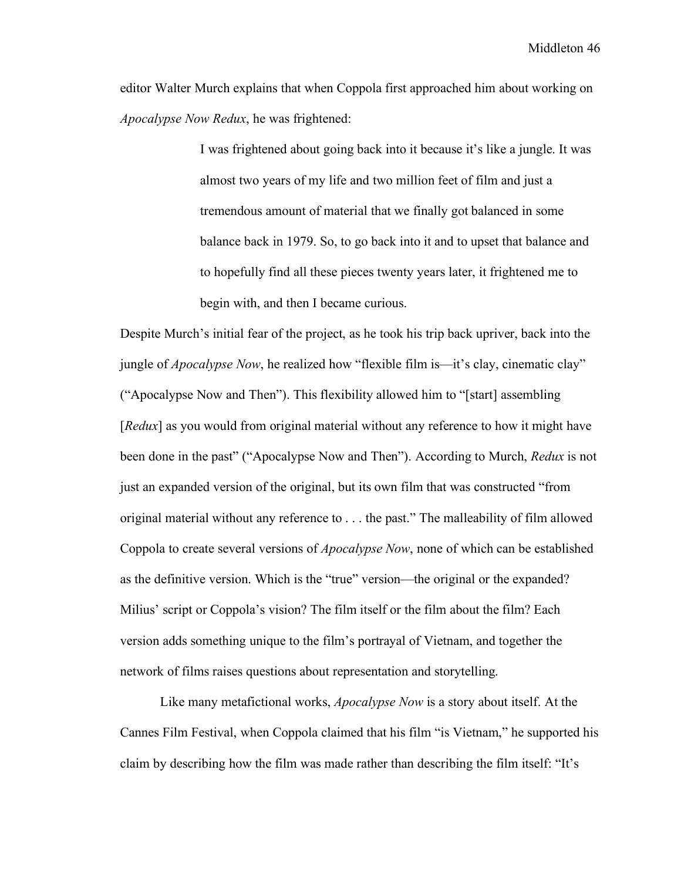editor Walter Murch explains that when Coppola first approached him about working on *Apocalypse Now Redux*, he was frightened:

> I was frightened about going back into it because it's like a jungle. It was almost two years of my life and two million feet of film and just a tremendous amount of material that we finally got balanced in some balance back in 1979. So, to go back into it and to upset that balance and to hopefully find all these pieces twenty years later, it frightened me to begin with, and then I became curious.

Despite Murch's initial fear of the project, as he took his trip back upriver, back into the jungle of *Apocalypse Now*, he realized how "flexible film is—it's clay, cinematic clay" ("Apocalypse Now and Then"). This flexibility allowed him to "[start] assembling [*Redux*] as you would from original material without any reference to how it might have been done in the past" ("Apocalypse Now and Then"). According to Murch, *Redux* is not just an expanded version of the original, but its own film that was constructed "from original material without any reference to . . . the past." The malleability of film allowed Coppola to create several versions of *Apocalypse Now*, none of which can be established as the definitive version. Which is the "true" version—the original or the expanded? Milius' script or Coppola's vision? The film itself or the film about the film? Each version adds something unique to the film's portrayal of Vietnam, and together the network of films raises questions about representation and storytelling.

Like many metafictional works, *Apocalypse Now* is a story about itself. At the Cannes Film Festival, when Coppola claimed that his film "is Vietnam," he supported his claim by describing how the film was made rather than describing the film itself: "It's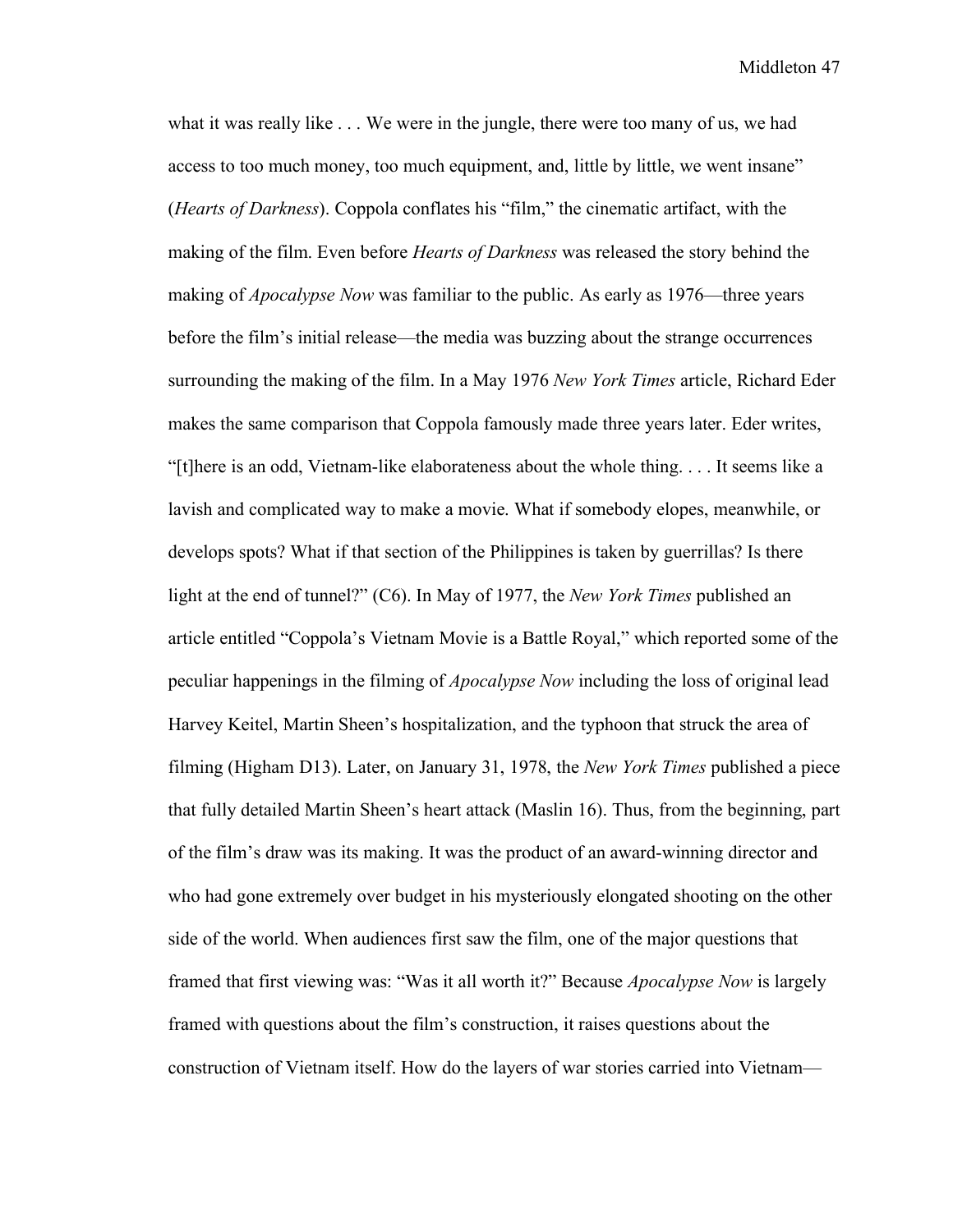what it was really like . . . We were in the jungle, there were too many of us, we had access to too much money, too much equipment, and, little by little, we went insane" (*Hearts of Darkness*). Coppola conflates his "film," the cinematic artifact, with the making of the film. Even before *Hearts of Darkness* was released the story behind the making of *Apocalypse Now* was familiar to the public. As early as 1976—three years before the film's initial release—the media was buzzing about the strange occurrences surrounding the making of the film. In a May 1976 *New York Times* article, Richard Eder makes the same comparison that Coppola famously made three years later. Eder writes, "[t]here is an odd, Vietnam-like elaborateness about the whole thing. . . . It seems like a lavish and complicated way to make a movie. What if somebody elopes, meanwhile, or develops spots? What if that section of the Philippines is taken by guerrillas? Is there light at the end of tunnel?" (C6). In May of 1977, the *New York Times* published an article entitled "Coppola's Vietnam Movie is a Battle Royal," which reported some of the peculiar happenings in the filming of *Apocalypse Now* including the loss of original lead Harvey Keitel, Martin Sheen's hospitalization, and the typhoon that struck the area of filming (Higham D13). Later, on January 31, 1978, the *New York Times* published a piece that fully detailed Martin Sheen's heart attack (Maslin 16). Thus, from the beginning, part of the film's draw was its making. It was the product of an award-winning director and who had gone extremely over budget in his mysteriously elongated shooting on the other side of the world. When audiences first saw the film, one of the major questions that framed that first viewing was: "Was it all worth it?" Because *Apocalypse Now* is largely framed with questions about the film's construction, it raises questions about the construction of Vietnam itself. How do the layers of war stories carried into Vietnam—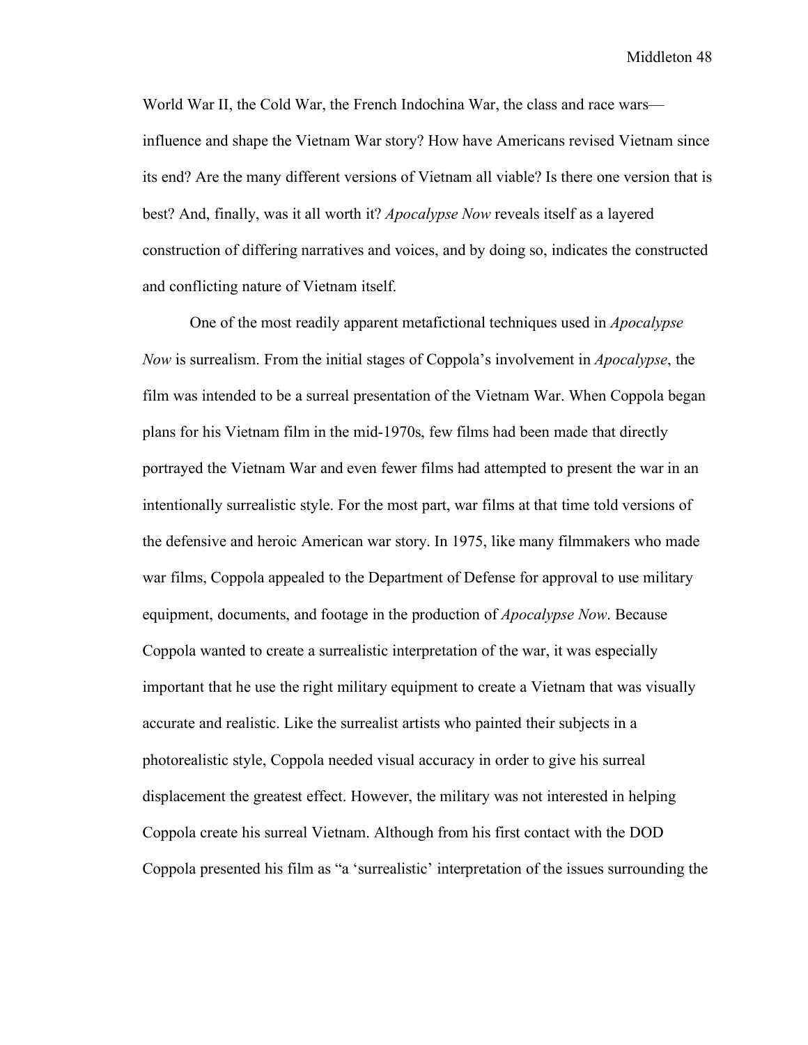World War II, the Cold War, the French Indochina War, the class and race wars—influence and shape the Vietnam War story? How have Americans revised Vietnam since its end? Are the many different versions of Vietnam all viable? Is there one version that is best? And, finally, was it all worth it? *Apocalypse Now* reveals itself as a layered construction of differing narratives and voices, and by doing so, indicates the constructed and conflicting nature of Vietnam itself.

One of the most readily apparent metafictional techniques used in *Apocalypse Now* is surrealism. From the initial stages of Coppola's involvement in *Apocalypse*, the film was intended to be a surreal presentation of the Vietnam War. When Coppola began plans for his Vietnam film in the mid-1970s, few films had been made that directly portrayed the Vietnam War and even fewer films had attempted to present the war in an intentionally surrealistic style. For the most part, war films at that time told versions of the defensive and heroic American war story. In 1975, like many filmmakers who made war films, Coppola appealed to the Department of Defense for approval to use military equipment, documents, and footage in the production of *Apocalypse Now*. Because Coppola wanted to create a surrealistic interpretation of the war, it was especially important that he use the right military equipment to create a Vietnam that was visually accurate and realistic. Like the surrealist artists who painted their subjects in a photorealistic style, Coppola needed visual accuracy in order to give his surreal displacement the greatest effect. However, the military was not interested in helping Coppola create his surreal Vietnam. Although from his first contact with the DOD Coppola presented his film as "a 'surrealistic' interpretation of the issues surrounding the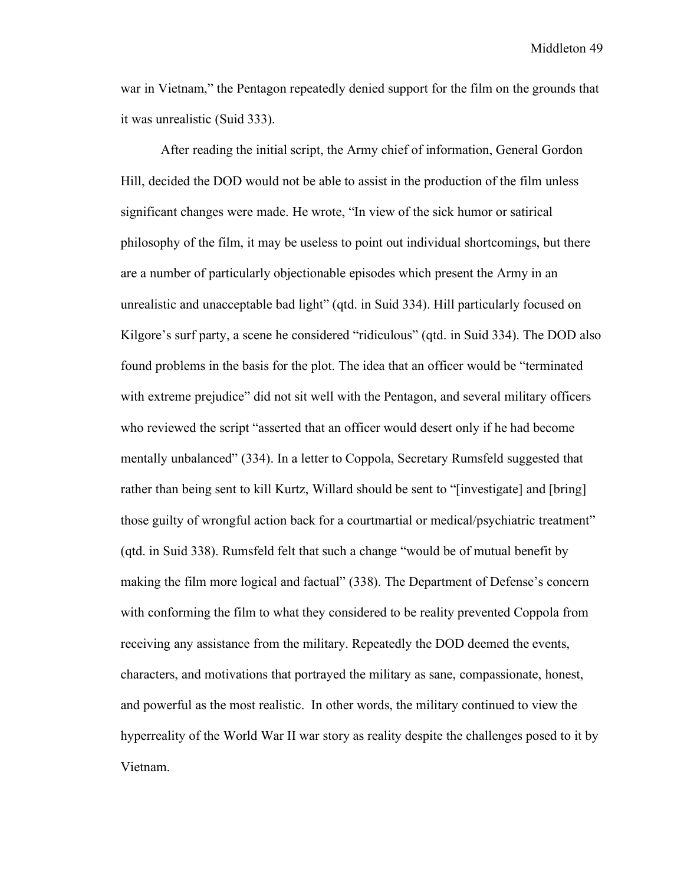war in Vietnam," the Pentagon repeatedly denied support for the film on the grounds that it was unrealistic (Suid 333).

After reading the initial script, the Army chief of information, General Gordon Hill, decided the DOD would not be able to assist in the production of the film unless significant changes were made. He wrote, "In view of the sick humor or satirical philosophy of the film, it may be useless to point out individual shortcomings, but there are a number of particularly objectionable episodes which present the Army in an unrealistic and unacceptable bad light" (qtd. in Suid 334). Hill particularly focused on Kilgore's surf party, a scene he considered "ridiculous" (qtd. in Suid 334). The DOD also found problems in the basis for the plot. The idea that an officer would be "terminated with extreme prejudice" did not sit well with the Pentagon, and several military officers who reviewed the script "asserted that an officer would desert only if he had become mentally unbalanced" (334). In a letter to Coppola, Secretary Rumsfeld suggested that rather than being sent to kill Kurtz, Willard should be sent to "[investigate] and [bring] those guilty of wrongful action back for a courtmartial or medical/psychiatric treatment" (qtd. in Suid 338). Rumsfeld felt that such a change "would be of mutual benefit by making the film more logical and factual" (338). The Department of Defense's concern with conforming the film to what they considered to be reality prevented Coppola from receiving any assistance from the military. Repeatedly the DOD deemed the events, characters, and motivations that portrayed the military as sane, compassionate, honest, and powerful as the most realistic. In other words, the military continued to view the hyperreality of the World War II war story as reality despite the challenges posed to it by Vietnam.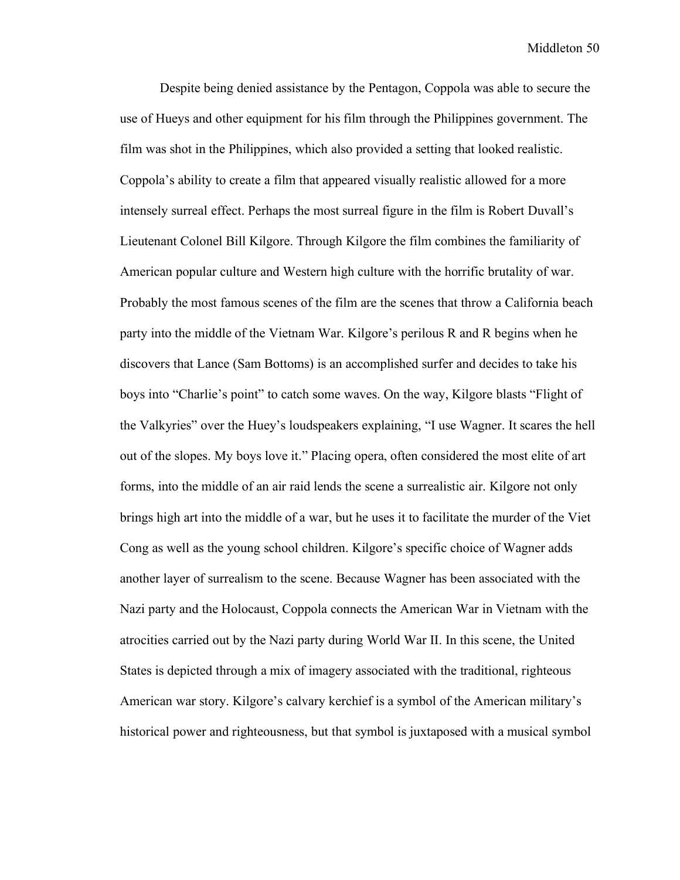Despite being denied assistance by the Pentagon, Coppola was able to secure the use of Hueys and other equipment for his film through the Philippines government. The film was shot in the Philippines, which also provided a setting that looked realistic. Coppola's ability to create a film that appeared visually realistic allowed for a more intensely surreal effect. Perhaps the most surreal figure in the film is Robert Duvall's Lieutenant Colonel Bill Kilgore. Through Kilgore the film combines the familiarity of American popular culture and Western high culture with the horrific brutality of war. Probably the most famous scenes of the film are the scenes that throw a California beach party into the middle of the Vietnam War. Kilgore's perilous R and R begins when he discovers that Lance (Sam Bottoms) is an accomplished surfer and decides to take his boys into "Charlie's point" to catch some waves. On the way, Kilgore blasts "Flight of the Valkyries" over the Huey's loudspeakers explaining, "I use Wagner. It scares the hell out of the slopes. My boys love it." Placing opera, often considered the most elite of art forms, into the middle of an air raid lends the scene a surrealistic air. Kilgore not only brings high art into the middle of a war, but he uses it to facilitate the murder of the Viet Cong as well as the young school children. Kilgore's specific choice of Wagner adds another layer of surrealism to the scene. Because Wagner has been associated with the Nazi party and the Holocaust, Coppola connects the American War in Vietnam with the atrocities carried out by the Nazi party during World War II. In this scene, the United States is depicted through a mix of imagery associated with the traditional, righteous American war story. Kilgore's calvary kerchief is a symbol of the American military's historical power and righteousness, but that symbol is juxtaposed with a musical symbol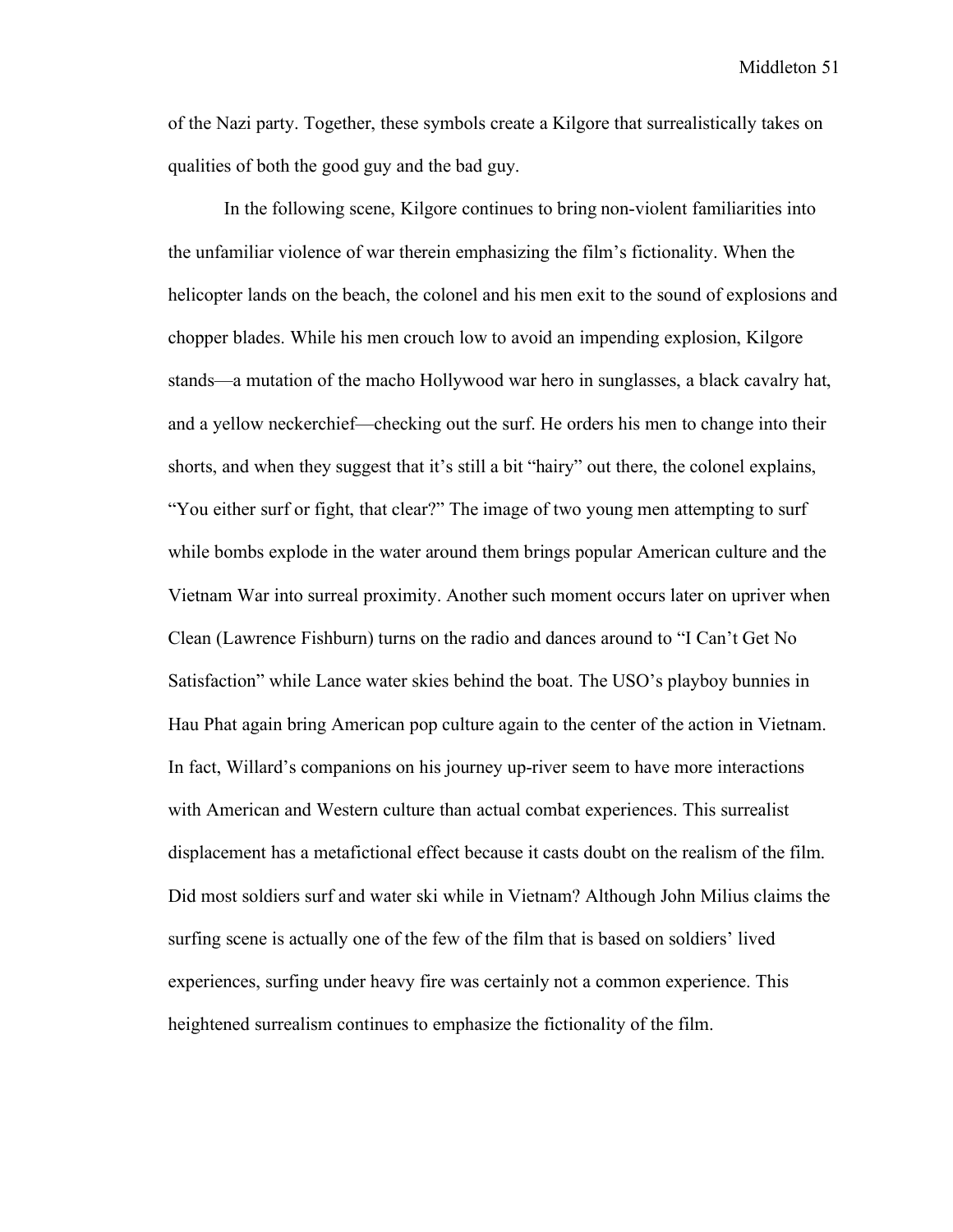of the Nazi party. Together, these symbols create a Kilgore that surrealistically takes on qualities of both the good guy and the bad guy.

In the following scene, Kilgore continues to bring non-violent familiarities into the unfamiliar violence of war therein emphasizing the film's fictionality. When the helicopter lands on the beach, the colonel and his men exit to the sound of explosions and chopper blades. While his men crouch low to avoid an impending explosion, Kilgore stands—a mutation of the macho Hollywood war hero in sunglasses, a black cavalry hat, and a yellow neckerchief—checking out the surf. He orders his men to change into their shorts, and when they suggest that it's still a bit "hairy" out there, the colonel explains, "You either surf or fight, that clear?" The image of two young men attempting to surf while bombs explode in the water around them brings popular American culture and the Vietnam War into surreal proximity. Another such moment occurs later on upriver when Clean (Lawrence Fishburn) turns on the radio and dances around to "I Can't Get No Satisfaction" while Lance water skies behind the boat. The USO's playboy bunnies in Hau Phat again bring American pop culture again to the center of the action in Vietnam. In fact, Willard's companions on his journey up-river seem to have more interactions with American and Western culture than actual combat experiences. This surrealist displacement has a metafictional effect because it casts doubt on the realism of the film. Did most soldiers surf and water ski while in Vietnam? Although John Milius claims the surfing scene is actually one of the few of the film that is based on soldiers' lived experiences, surfing under heavy fire was certainly not a common experience. This heightened surrealism continues to emphasize the fictionality of the film.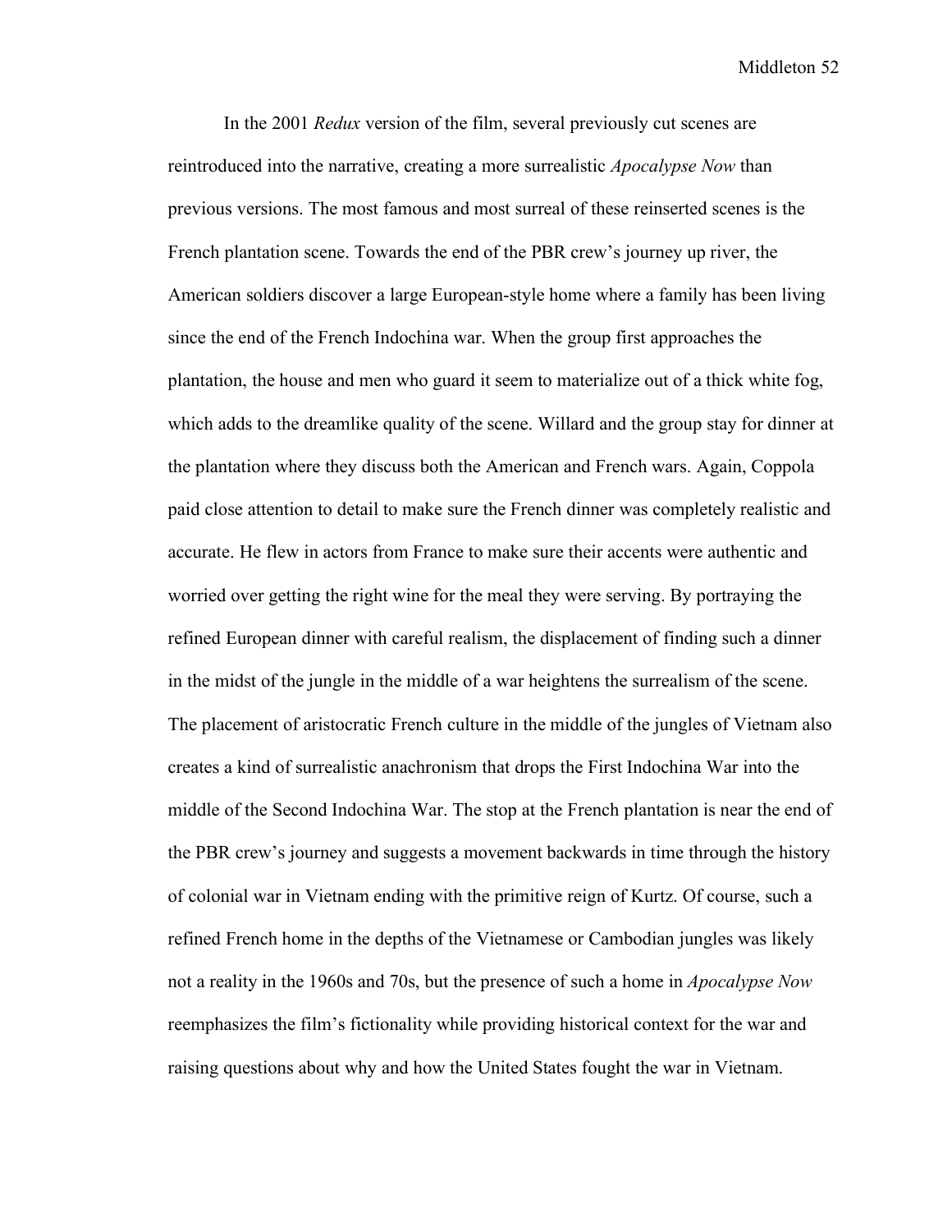In the 2001 *Redux* version of the film, several previously cut scenes are reintroduced into the narrative, creating a more surrealistic *Apocalypse Now* than previous versions. The most famous and most surreal of these reinserted scenes is the French plantation scene. Towards the end of the PBR crew's journey up river, the American soldiers discover a large European-style home where a family has been living since the end of the French Indochina war. When the group first approaches the plantation, the house and men who guard it seem to materialize out of a thick white fog, which adds to the dreamlike quality of the scene. Willard and the group stay for dinner at the plantation where they discuss both the American and French wars. Again, Coppola paid close attention to detail to make sure the French dinner was completely realistic and accurate. He flew in actors from France to make sure their accents were authentic and worried over getting the right wine for the meal they were serving. By portraying the refined European dinner with careful realism, the displacement of finding such a dinner in the midst of the jungle in the middle of a war heightens the surrealism of the scene. The placement of aristocratic French culture in the middle of the jungles of Vietnam also creates a kind of surrealistic anachronism that drops the First Indochina War into the middle of the Second Indochina War. The stop at the French plantation is near the end of the PBR crew's journey and suggests a movement backwards in time through the history of colonial war in Vietnam ending with the primitive reign of Kurtz. Of course, such a refined French home in the depths of the Vietnamese or Cambodian jungles was likely not a reality in the 1960s and 70s, but the presence of such a home in *Apocalypse Now* reemphasizes the film's fictionality while providing historical context for the war and raising questions about why and how the United States fought the war in Vietnam.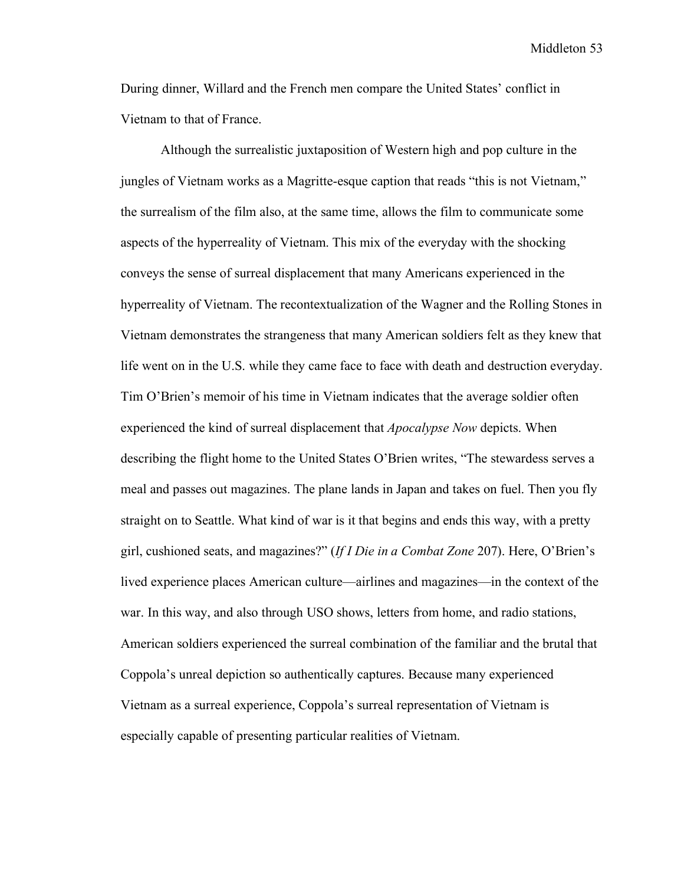During dinner, Willard and the French men compare the United States' conflict in Vietnam to that of France.

Although the surrealistic juxtaposition of Western high and pop culture in the jungles of Vietnam works as a Magritte-esque caption that reads "this is not Vietnam," the surrealism of the film also, at the same time, allows the film to communicate some aspects of the hyperreality of Vietnam. This mix of the everyday with the shocking conveys the sense of surreal displacement that many Americans experienced in the hyperreality of Vietnam. The recontextualization of the Wagner and the Rolling Stones in Vietnam demonstrates the strangeness that many American soldiers felt as they knew that life went on in the U.S. while they came face to face with death and destruction everyday. Tim O'Brien's memoir of his time in Vietnam indicates that the average soldier often experienced the kind of surreal displacement that *Apocalypse Now* depicts. When describing the flight home to the United States O'Brien writes, "The stewardess serves a meal and passes out magazines. The plane lands in Japan and takes on fuel. Then you fly straight on to Seattle. What kind of war is it that begins and ends this way, with a pretty girl, cushioned seats, and magazines?" (*If I Die in a Combat Zone* 207). Here, O'Brien's lived experience places American culture—airlines and magazines—in the context of the war. In this way, and also through USO shows, letters from home, and radio stations, American soldiers experienced the surreal combination of the familiar and the brutal that Coppola's unreal depiction so authentically captures. Because many experienced Vietnam as a surreal experience, Coppola's surreal representation of Vietnam is especially capable of presenting particular realities of Vietnam.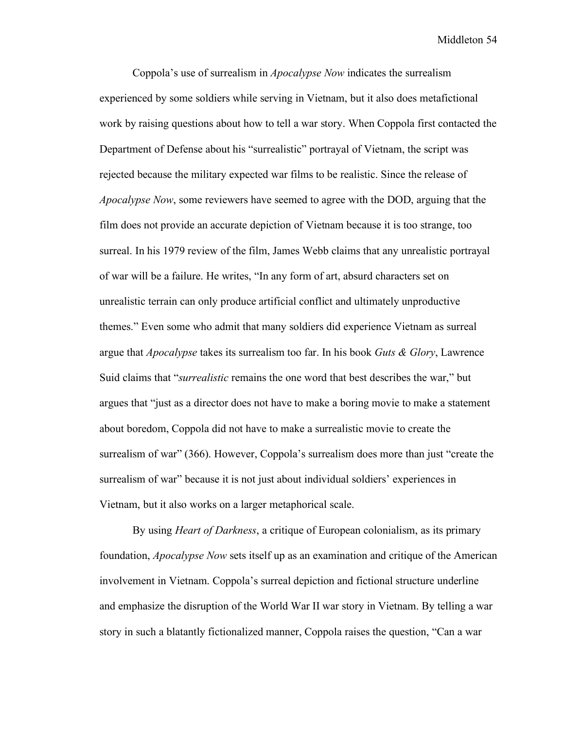Coppola's use of surrealism in *Apocalypse Now* indicates the surrealism experienced by some soldiers while serving in Vietnam, but it also does metafictional work by raising questions about how to tell a war story. When Coppola first contacted the Department of Defense about his "surrealistic" portrayal of Vietnam, the script was rejected because the military expected war films to be realistic. Since the release of *Apocalypse Now*, some reviewers have seemed to agree with the DOD, arguing that the film does not provide an accurate depiction of Vietnam because it is too strange, too surreal. In his 1979 review of the film, James Webb claims that any unrealistic portrayal of war will be a failure. He writes, "In any form of art, absurd characters set on unrealistic terrain can only produce artificial conflict and ultimately unproductive themes." Even some who admit that many soldiers did experience Vietnam as surreal argue that *Apocalypse* takes its surrealism too far. In his book *Guts & Glory*, Lawrence Suid claims that "*surrealistic* remains the one word that best describes the war," but argues that "just as a director does not have to make a boring movie to make a statement about boredom, Coppola did not have to make a surrealistic movie to create the surrealism of war" (366). However, Coppola's surrealism does more than just "create the surrealism of war" because it is not just about individual soldiers' experiences in Vietnam, but it also works on a larger metaphorical scale.

By using *Heart of Darkness*, a critique of European colonialism, as its primary foundation, *Apocalypse Now* sets itself up as an examination and critique of the American involvement in Vietnam. Coppola's surreal depiction and fictional structure underline and emphasize the disruption of the World War II war story in Vietnam. By telling a war story in such a blatantly fictionalized manner, Coppola raises the question, "Can a war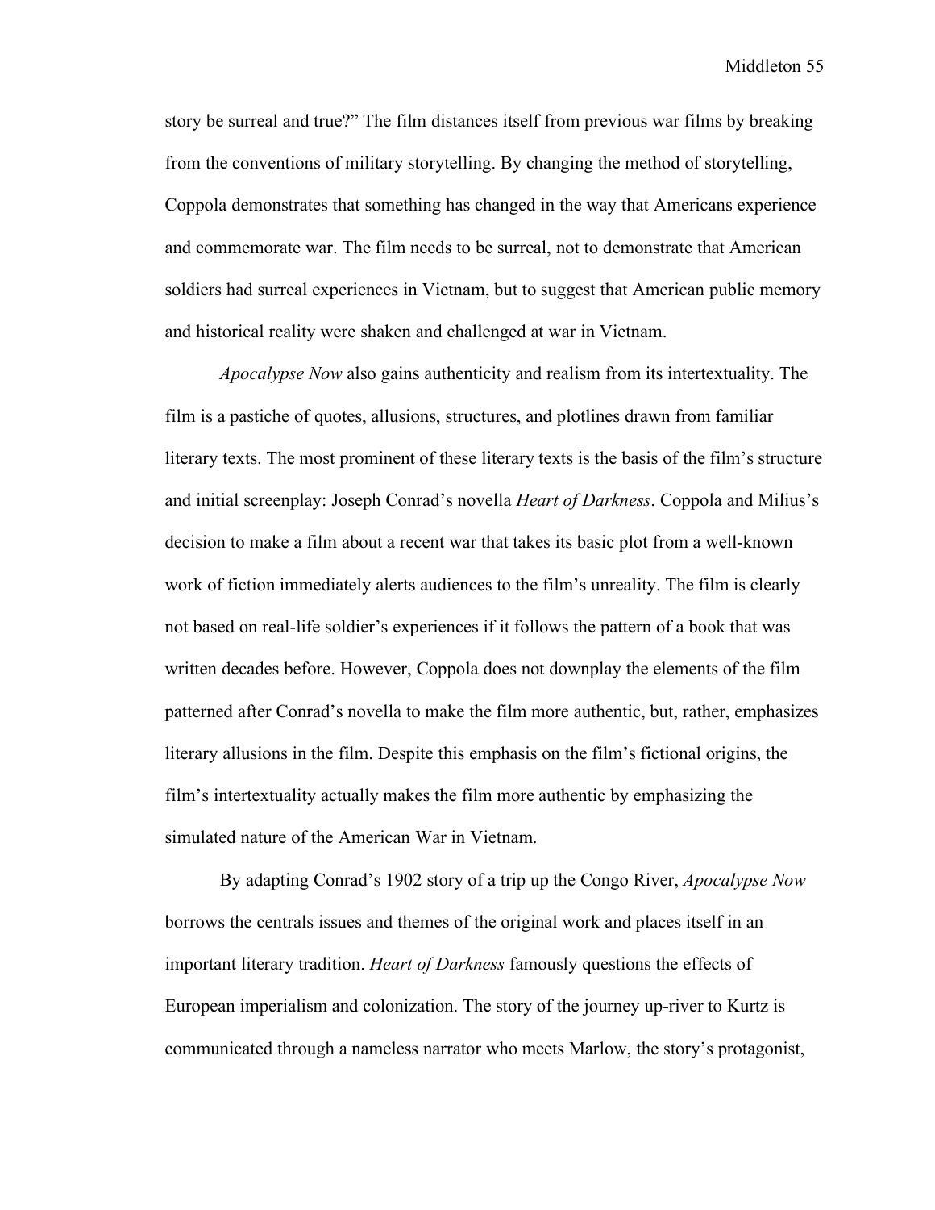story be surreal and true?" The film distances itself from previous war films by breaking from the conventions of military storytelling. By changing the method of storytelling, Coppola demonstrates that something has changed in the way that Americans experience and commemorate war. The film needs to be surreal, not to demonstrate that American soldiers had surreal experiences in Vietnam, but to suggest that American public memory and historical reality were shaken and challenged at war in Vietnam.

*Apocalypse Now* also gains authenticity and realism from its intertextuality. The film is a pastiche of quotes, allusions, structures, and plotlines drawn from familiar literary texts. The most prominent of these literary texts is the basis of the film's structure and initial screenplay: Joseph Conrad's novella *Heart of Darkness*. Coppola and Milius's decision to make a film about a recent war that takes its basic plot from a well-known work of fiction immediately alerts audiences to the film's unreality. The film is clearly not based on real-life soldier's experiences if it follows the pattern of a book that was written decades before. However, Coppola does not downplay the elements of the film patterned after Conrad's novella to make the film more authentic, but, rather, emphasizes literary allusions in the film. Despite this emphasis on the film's fictional origins, the film's intertextuality actually makes the film more authentic by emphasizing the simulated nature of the American War in Vietnam.

By adapting Conrad's 1902 story of a trip up the Congo River, *Apocalypse Now* borrows the centrals issues and themes of the original work and places itself in an important literary tradition. *Heart of Darkness* famously questions the effects of European imperialism and colonization. The story of the journey up-river to Kurtz is communicated through a nameless narrator who meets Marlow, the story's protagonist,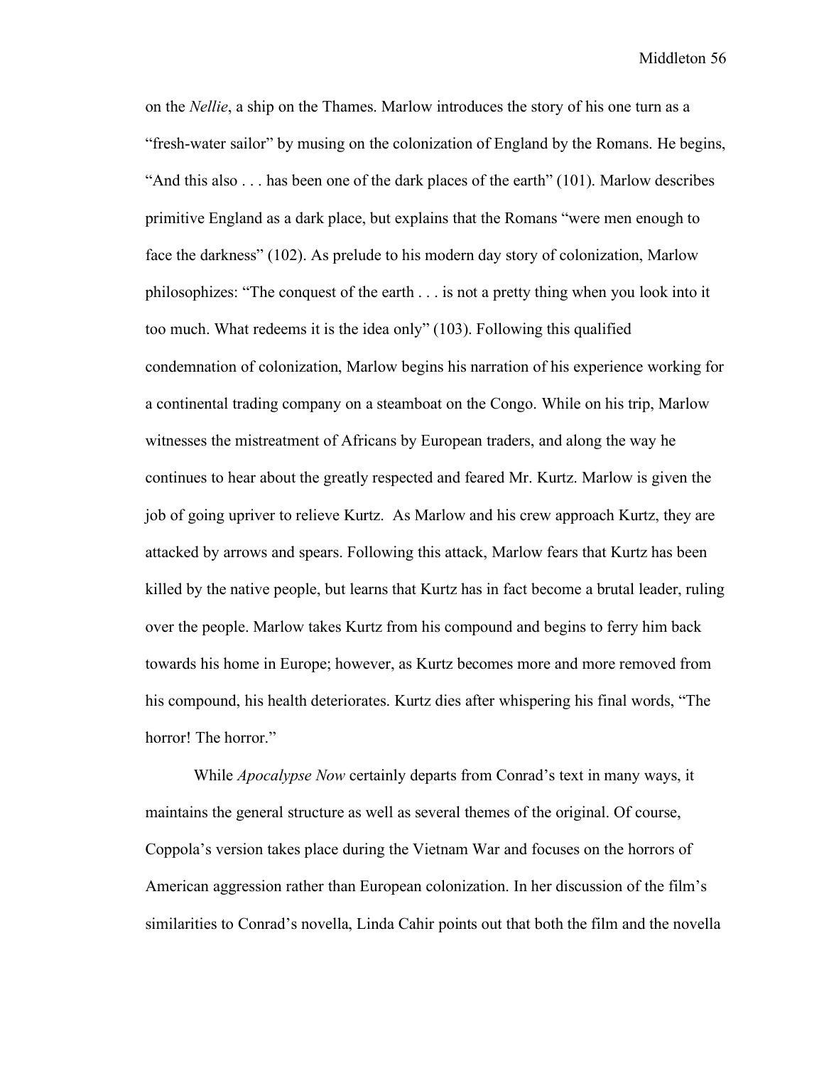on the *Nellie*, a ship on the Thames. Marlow introduces the story of his one turn as a "fresh-water sailor" by musing on the colonization of England by the Romans. He begins, "And this also . . . has been one of the dark places of the earth" (101). Marlow describes primitive England as a dark place, but explains that the Romans "were men enough to face the darkness" (102). As prelude to his modern day story of colonization, Marlow philosophizes: "The conquest of the earth . . . is not a pretty thing when you look into it too much. What redeems it is the idea only" (103). Following this qualified condemnation of colonization, Marlow begins his narration of his experience working for a continental trading company on a steamboat on the Congo. While on his trip, Marlow witnesses the mistreatment of Africans by European traders, and along the way he continues to hear about the greatly respected and feared Mr. Kurtz. Marlow is given the job of going upriver to relieve Kurtz. As Marlow and his crew approach Kurtz, they are attacked by arrows and spears. Following this attack, Marlow fears that Kurtz has been killed by the native people, but learns that Kurtz has in fact become a brutal leader, ruling over the people. Marlow takes Kurtz from his compound and begins to ferry him back towards his home in Europe; however, as Kurtz becomes more and more removed from his compound, his health deteriorates. Kurtz dies after whispering his final words, "The horror! The horror."

While *Apocalypse Now* certainly departs from Conrad's text in many ways, it maintains the general structure as well as several themes of the original. Of course, Coppola's version takes place during the Vietnam War and focuses on the horrors of American aggression rather than European colonization. In her discussion of the film's similarities to Conrad's novella, Linda Cahir points out that both the film and the novella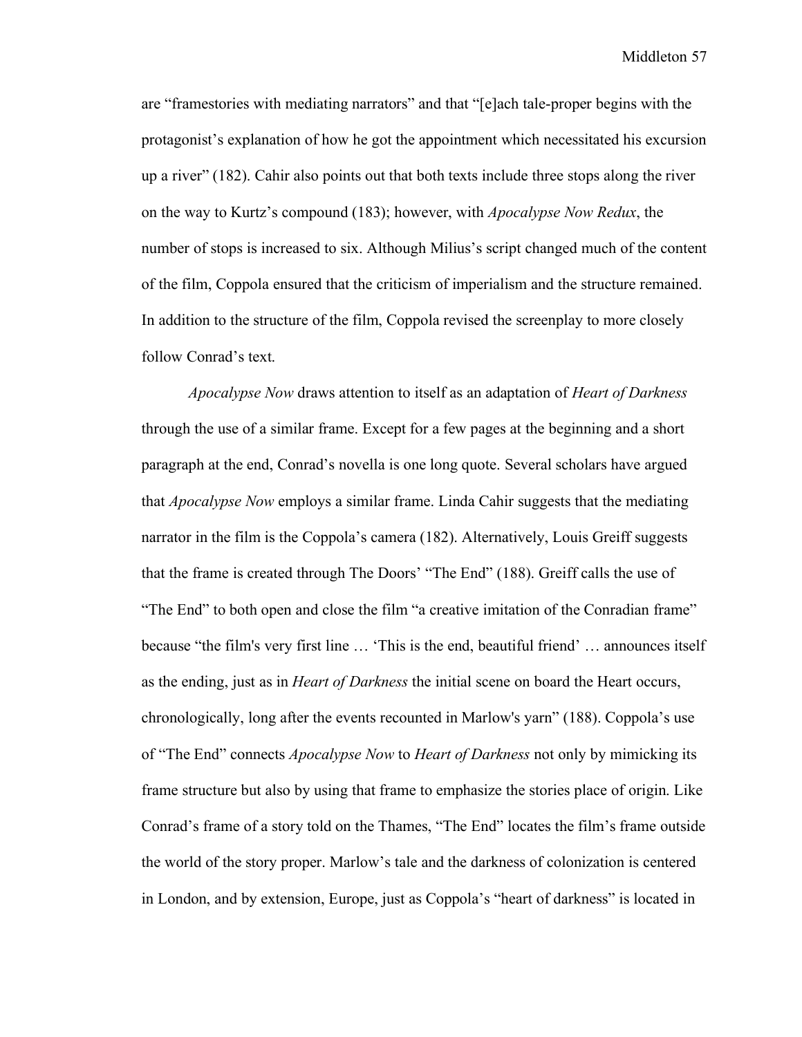are "framestories with mediating narrators" and that "[e]ach tale-proper begins with the protagonist's explanation of how he got the appointment which necessitated his excursion up a river" (182). Cahir also points out that both texts include three stops along the river on the way to Kurtz's compound (183); however, with *Apocalypse Now Redux*, the number of stops is increased to six. Although Milius's script changed much of the content of the film, Coppola ensured that the criticism of imperialism and the structure remained. In addition to the structure of the film, Coppola revised the screenplay to more closely follow Conrad's text.

*Apocalypse Now* draws attention to itself as an adaptation of *Heart of Darkness* through the use of a similar frame. Except for a few pages at the beginning and a short paragraph at the end, Conrad's novella is one long quote. Several scholars have argued that *Apocalypse Now* employs a similar frame. Linda Cahir suggests that the mediating narrator in the film is the Coppola's camera (182). Alternatively, Louis Greiff suggests that the frame is created through The Doors' "The End" (188). Greiff calls the use of "The End" to both open and close the film "a creative imitation of the Conradian frame" because "the film's very first line … 'This is the end, beautiful friend' … announces itself as the ending, just as in *Heart of Darkness* the initial scene on board the Heart occurs, chronologically, long after the events recounted in Marlow's yarn" (188). Coppola's use of "The End" connects *Apocalypse Now* to *Heart of Darkness* not only by mimicking its frame structure but also by using that frame to emphasize the stories place of origin. Like Conrad's frame of a story told on the Thames, "The End" locates the film's frame outside the world of the story proper. Marlow's tale and the darkness of colonization is centered in London, and by extension, Europe, just as Coppola's "heart of darkness" is located in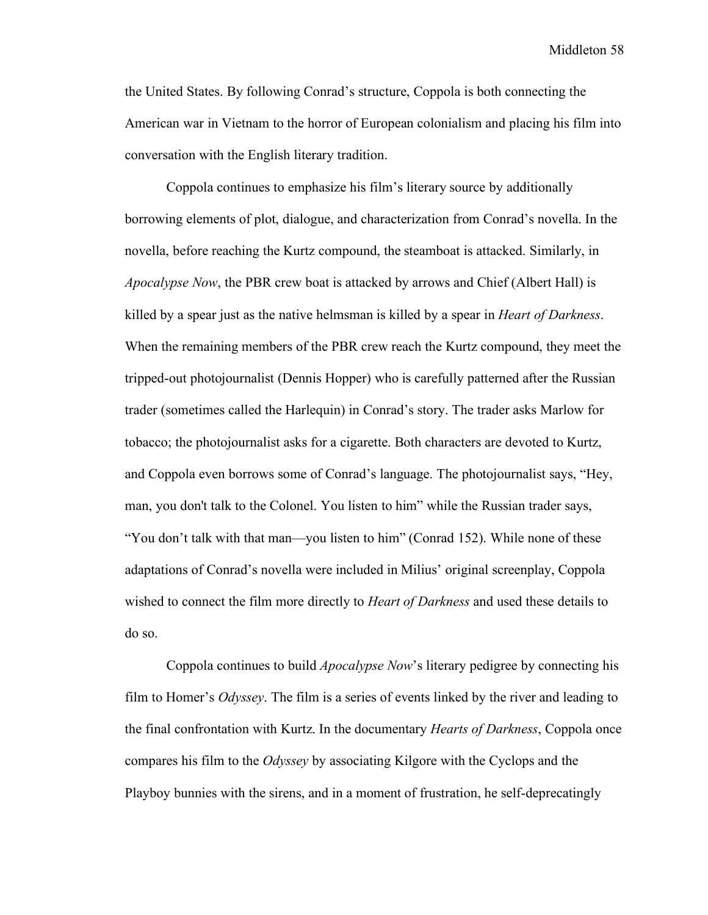the United States. By following Conrad's structure, Coppola is both connecting the American war in Vietnam to the horror of European colonialism and placing his film into conversation with the English literary tradition.

Coppola continues to emphasize his film's literary source by additionally borrowing elements of plot, dialogue, and characterization from Conrad's novella. In the novella, before reaching the Kurtz compound, the steamboat is attacked. Similarly, in *Apocalypse Now*, the PBR crew boat is attacked by arrows and Chief (Albert Hall) is killed by a spear just as the native helmsman is killed by a spear in *Heart of Darkness*. When the remaining members of the PBR crew reach the Kurtz compound, they meet the tripped-out photojournalist (Dennis Hopper) who is carefully patterned after the Russian trader (sometimes called the Harlequin) in Conrad's story. The trader asks Marlow for tobacco; the photojournalist asks for a cigarette. Both characters are devoted to Kurtz, and Coppola even borrows some of Conrad's language. The photojournalist says, "Hey, man, you don't talk to the Colonel. You listen to him" while the Russian trader says, "You don't talk with that man—you listen to him" (Conrad 152). While none of these adaptations of Conrad's novella were included in Milius' original screenplay, Coppola wished to connect the film more directly to *Heart of Darkness* and used these details to do so.

Coppola continues to build *Apocalypse Now*'s literary pedigree by connecting his film to Homer's *Odyssey*. The film is a series of events linked by the river and leading to the final confrontation with Kurtz. In the documentary *Hearts of Darkness*, Coppola once compares his film to the *Odyssey* by associating Kilgore with the Cyclops and the Playboy bunnies with the sirens, and in a moment of frustration, he self-deprecatingly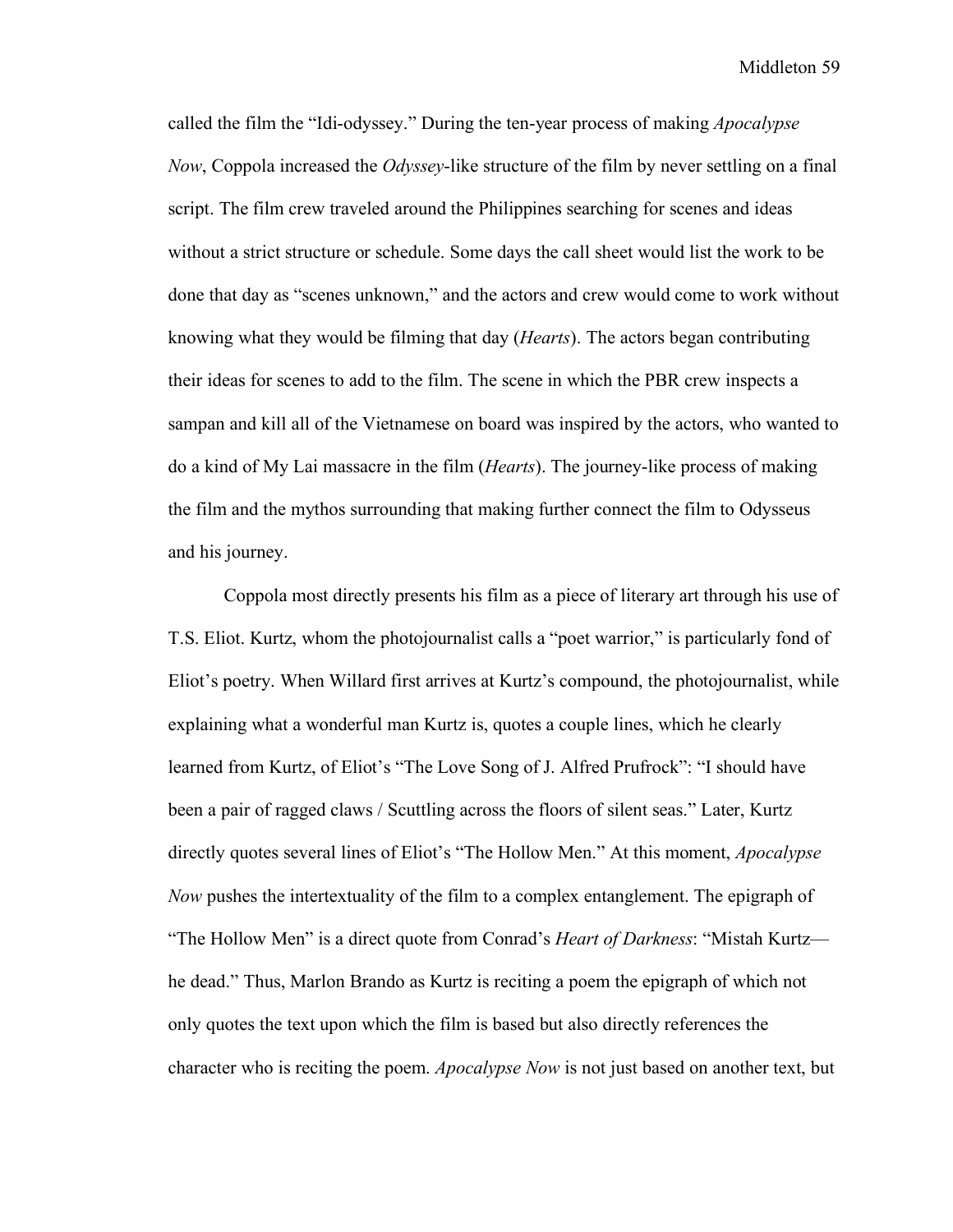called the film the "Idi-odyssey." During the ten-year process of making *Apocalypse Now*, Coppola increased the *Odyssey*-like structure of the film by never settling on a final script. The film crew traveled around the Philippines searching for scenes and ideas without a strict structure or schedule. Some days the call sheet would list the work to be done that day as "scenes unknown," and the actors and crew would come to work without knowing what they would be filming that day (*Hearts*). The actors began contributing their ideas for scenes to add to the film. The scene in which the PBR crew inspects a sampan and kill all of the Vietnamese on board was inspired by the actors, who wanted to do a kind of My Lai massacre in the film (*Hearts*). The journey-like process of making the film and the mythos surrounding that making further connect the film to Odysseus and his journey.

Coppola most directly presents his film as a piece of literary art through his use of T.S. Eliot. Kurtz, whom the photojournalist calls a "poet warrior," is particularly fond of Eliot's poetry. When Willard first arrives at Kurtz's compound, the photojournalist, while explaining what a wonderful man Kurtz is, quotes a couple lines, which he clearly learned from Kurtz, of Eliot's "The Love Song of J. Alfred Prufrock": "I should have been a pair of ragged claws / Scuttling across the floors of silent seas." Later, Kurtz directly quotes several lines of Eliot's "The Hollow Men." At this moment, *Apocalypse Now* pushes the intertextuality of the film to a complex entanglement. The epigraph of "The Hollow Men" is a direct quote from Conrad's *Heart of Darkness*: "Mistah Kurtz—he dead." Thus, Marlon Brando as Kurtz is reciting a poem the epigraph of which not only quotes the text upon which the film is based but also directly references the character who is reciting the poem. *Apocalypse Now* is not just based on another text, but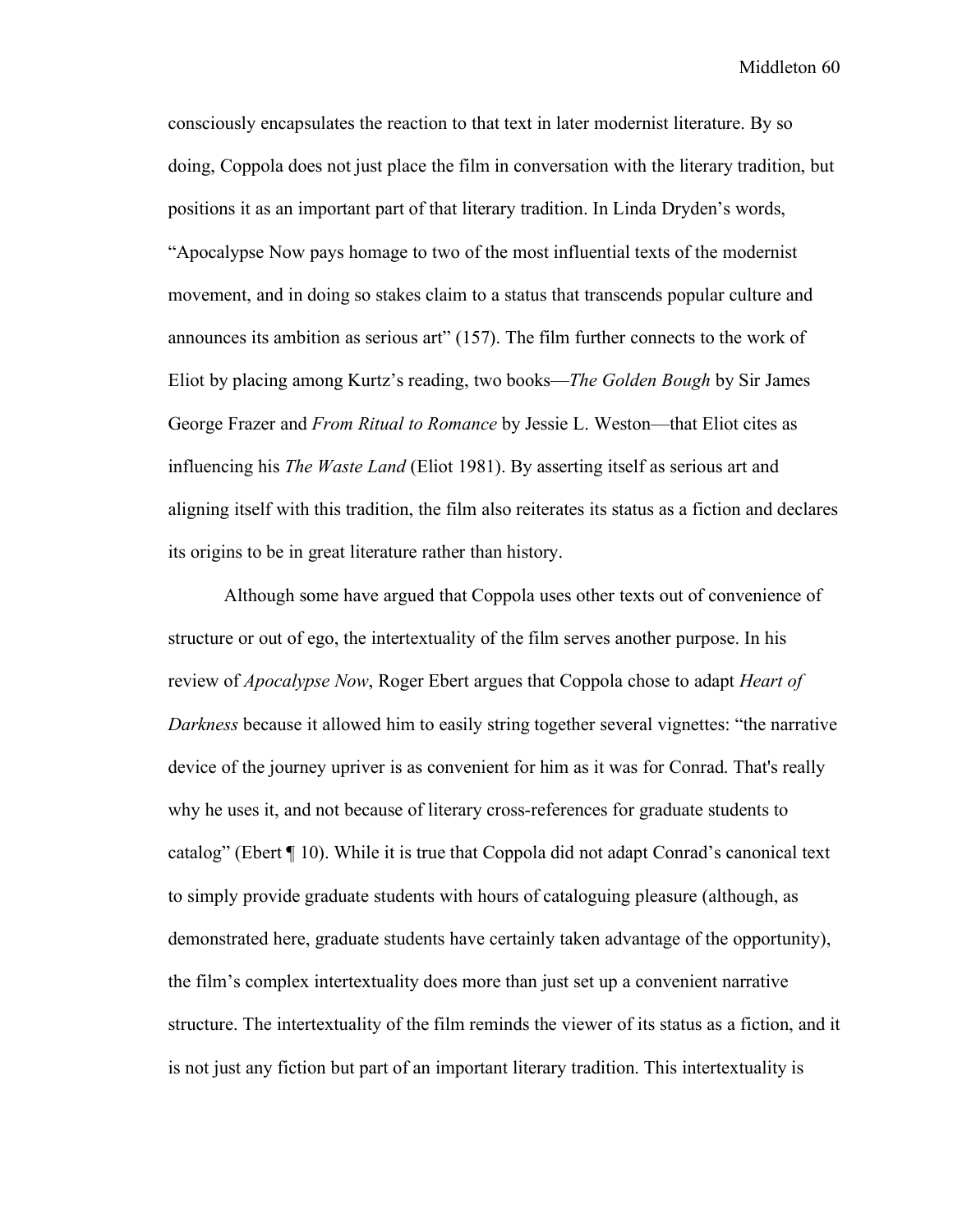consciously encapsulates the reaction to that text in later modernist literature. By so doing, Coppola does not just place the film in conversation with the literary tradition, but positions it as an important part of that literary tradition. In Linda Dryden's words, "Apocalypse Now pays homage to two of the most influential texts of the modernist movement, and in doing so stakes claim to a status that transcends popular culture and announces its ambition as serious art" (157). The film further connects to the work of Eliot by placing among Kurtz's reading, two books—*The Golden Bough* by Sir James George Frazer and *From Ritual to Romance* by Jessie L. Weston—that Eliot cites as influencing his *The Waste Land* (Eliot 1981). By asserting itself as serious art and aligning itself with this tradition, the film also reiterates its status as a fiction and declares its origins to be in great literature rather than history.

Although some have argued that Coppola uses other texts out of convenience of structure or out of ego, the intertextuality of the film serves another purpose. In his review of *Apocalypse Now*, Roger Ebert argues that Coppola chose to adapt *Heart of Darkness* because it allowed him to easily string together several vignettes: "the narrative device of the journey upriver is as convenient for him as it was for Conrad. That's really why he uses it, and not because of literary cross-references for graduate students to catalog" (Ebert ¶ 10). While it is true that Coppola did not adapt Conrad's canonical text to simply provide graduate students with hours of cataloguing pleasure (although, as demonstrated here, graduate students have certainly taken advantage of the opportunity), the film's complex intertextuality does more than just set up a convenient narrative structure. The intertextuality of the film reminds the viewer of its status as a fiction, and it is not just any fiction but part of an important literary tradition. This intertextuality is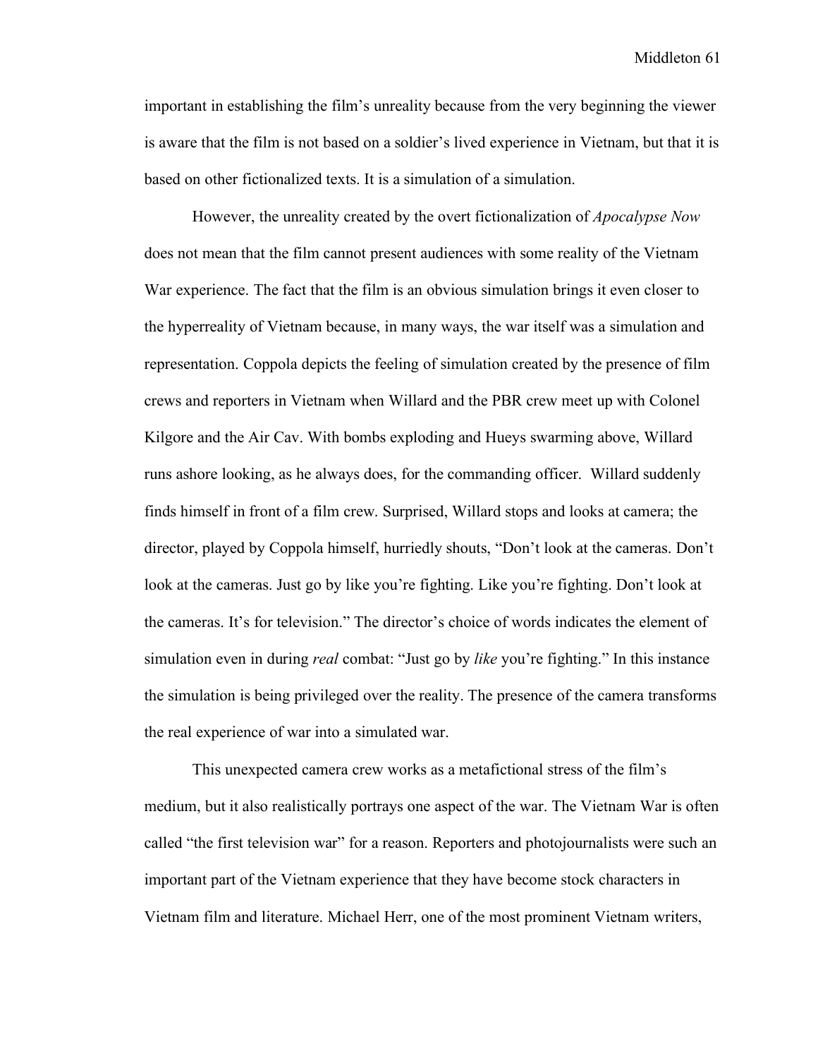important in establishing the film's unreality because from the very beginning the viewer is aware that the film is not based on a soldier's lived experience in Vietnam, but that it is based on other fictionalized texts. It is a simulation of a simulation.

However, the unreality created by the overt fictionalization of *Apocalypse Now* does not mean that the film cannot present audiences with some reality of the Vietnam War experience. The fact that the film is an obvious simulation brings it even closer to the hyperreality of Vietnam because, in many ways, the war itself was a simulation and representation. Coppola depicts the feeling of simulation created by the presence of film crews and reporters in Vietnam when Willard and the PBR crew meet up with Colonel Kilgore and the Air Cav. With bombs exploding and Hueys swarming above, Willard runs ashore looking, as he always does, for the commanding officer. Willard suddenly finds himself in front of a film crew. Surprised, Willard stops and looks at camera; the director, played by Coppola himself, hurriedly shouts, "Don't look at the cameras. Don't look at the cameras. Just go by like you're fighting. Like you're fighting. Don't look at the cameras. It's for television." The director's choice of words indicates the element of simulation even in during *real* combat: "Just go by *like* you're fighting." In this instance the simulation is being privileged over the reality. The presence of the camera transforms the real experience of war into a simulated war.

This unexpected camera crew works as a metafictional stress of the film's medium, but it also realistically portrays one aspect of the war. The Vietnam War is often called "the first television war" for a reason. Reporters and photojournalists were such an important part of the Vietnam experience that they have become stock characters in Vietnam film and literature. Michael Herr, one of the most prominent Vietnam writers,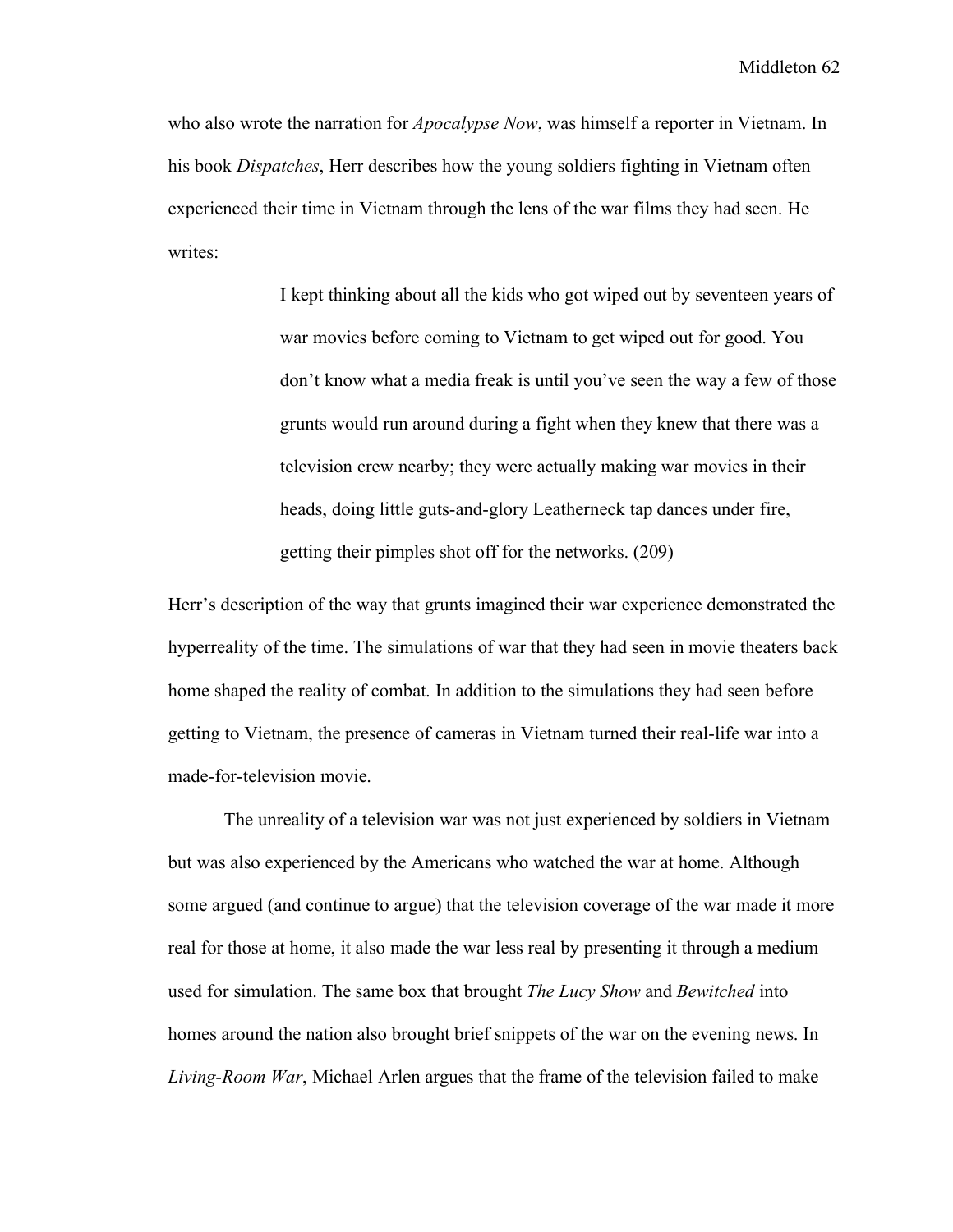who also wrote the narration for *Apocalypse Now*, was himself a reporter in Vietnam. In his book *Dispatches*, Herr describes how the young soldiers fighting in Vietnam often experienced their time in Vietnam through the lens of the war films they had seen. He writes:

> I kept thinking about all the kids who got wiped out by seventeen years of war movies before coming to Vietnam to get wiped out for good. You don't know what a media freak is until you've seen the way a few of those grunts would run around during a fight when they knew that there was a television crew nearby; they were actually making war movies in their heads, doing little guts-and-glory Leatherneck tap dances under fire, getting their pimples shot off for the networks. (209)

Herr's description of the way that grunts imagined their war experience demonstrated the hyperreality of the time. The simulations of war that they had seen in movie theaters back home shaped the reality of combat. In addition to the simulations they had seen before getting to Vietnam, the presence of cameras in Vietnam turned their real-life war into a made-for-television movie.

The unreality of a television war was not just experienced by soldiers in Vietnam but was also experienced by the Americans who watched the war at home. Although some argued (and continue to argue) that the television coverage of the war made it more real for those at home, it also made the war less real by presenting it through a medium used for simulation. The same box that brought *The Lucy Show* and *Bewitched* into homes around the nation also brought brief snippets of the war on the evening news. In *Living-Room War*, Michael Arlen argues that the frame of the television failed to make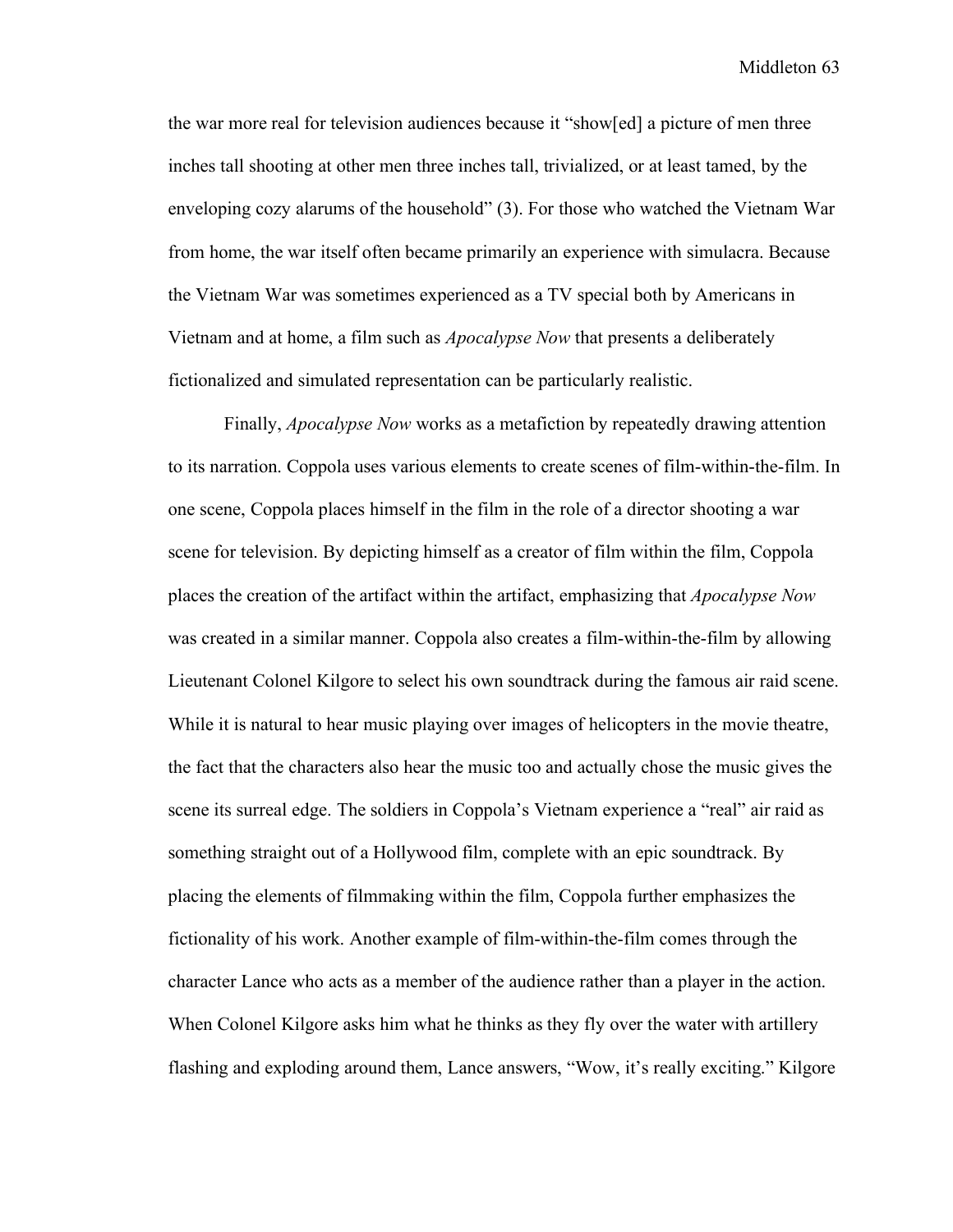the war more real for television audiences because it "show[ed] a picture of men three inches tall shooting at other men three inches tall, trivialized, or at least tamed, by the enveloping cozy alarums of the household" (3). For those who watched the Vietnam War from home, the war itself often became primarily an experience with simulacra. Because the Vietnam War was sometimes experienced as a TV special both by Americans in Vietnam and at home, a film such as *Apocalypse Now* that presents a deliberately fictionalized and simulated representation can be particularly realistic.

Finally, *Apocalypse Now* works as a metafiction by repeatedly drawing attention to its narration. Coppola uses various elements to create scenes of film-within-the-film. In one scene, Coppola places himself in the film in the role of a director shooting a war scene for television. By depicting himself as a creator of film within the film, Coppola places the creation of the artifact within the artifact, emphasizing that *Apocalypse Now* was created in a similar manner. Coppola also creates a film-within-the-film by allowing Lieutenant Colonel Kilgore to select his own soundtrack during the famous air raid scene. While it is natural to hear music playing over images of helicopters in the movie theatre, the fact that the characters also hear the music too and actually chose the music gives the scene its surreal edge. The soldiers in Coppola's Vietnam experience a "real" air raid as something straight out of a Hollywood film, complete with an epic soundtrack. By placing the elements of filmmaking within the film, Coppola further emphasizes the fictionality of his work. Another example of film-within-the-film comes through the character Lance who acts as a member of the audience rather than a player in the action. When Colonel Kilgore asks him what he thinks as they fly over the water with artillery flashing and exploding around them, Lance answers, "Wow, it's really exciting." Kilgore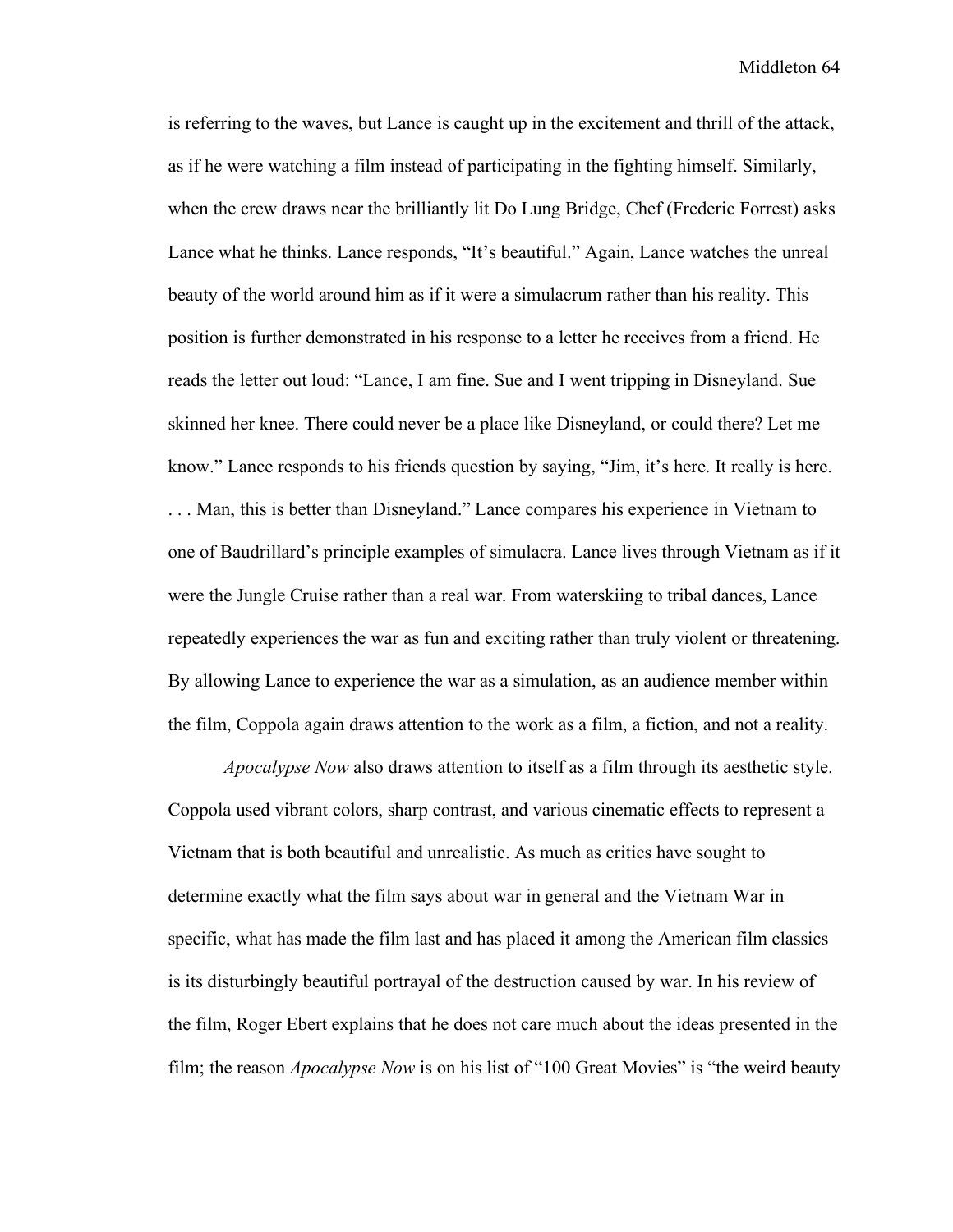is referring to the waves, but Lance is caught up in the excitement and thrill of the attack, as if he were watching a film instead of participating in the fighting himself. Similarly, when the crew draws near the brilliantly lit Do Lung Bridge, Chef (Frederic Forrest) asks Lance what he thinks. Lance responds, "It's beautiful." Again, Lance watches the unreal beauty of the world around him as if it were a simulacrum rather than his reality. This position is further demonstrated in his response to a letter he receives from a friend. He reads the letter out loud: "Lance, I am fine. Sue and I went tripping in Disneyland. Sue skinned her knee. There could never be a place like Disneyland, or could there? Let me know." Lance responds to his friends question by saying, "Jim, it's here. It really is here. . . . Man, this is better than Disneyland." Lance compares his experience in Vietnam to one of Baudrillard's principle examples of simulacra. Lance lives through Vietnam as if it were the Jungle Cruise rather than a real war. From waterskiing to tribal dances, Lance repeatedly experiences the war as fun and exciting rather than truly violent or threatening. By allowing Lance to experience the war as a simulation, as an audience member within the film, Coppola again draws attention to the work as a film, a fiction, and not a reality.

*Apocalypse Now* also draws attention to itself as a film through its aesthetic style. Coppola used vibrant colors, sharp contrast, and various cinematic effects to represent a Vietnam that is both beautiful and unrealistic. As much as critics have sought to determine exactly what the film says about war in general and the Vietnam War in specific, what has made the film last and has placed it among the American film classics is its disturbingly beautiful portrayal of the destruction caused by war. In his review of the film, Roger Ebert explains that he does not care much about the ideas presented in the film; the reason *Apocalypse Now* is on his list of "100 Great Movies" is "the weird beauty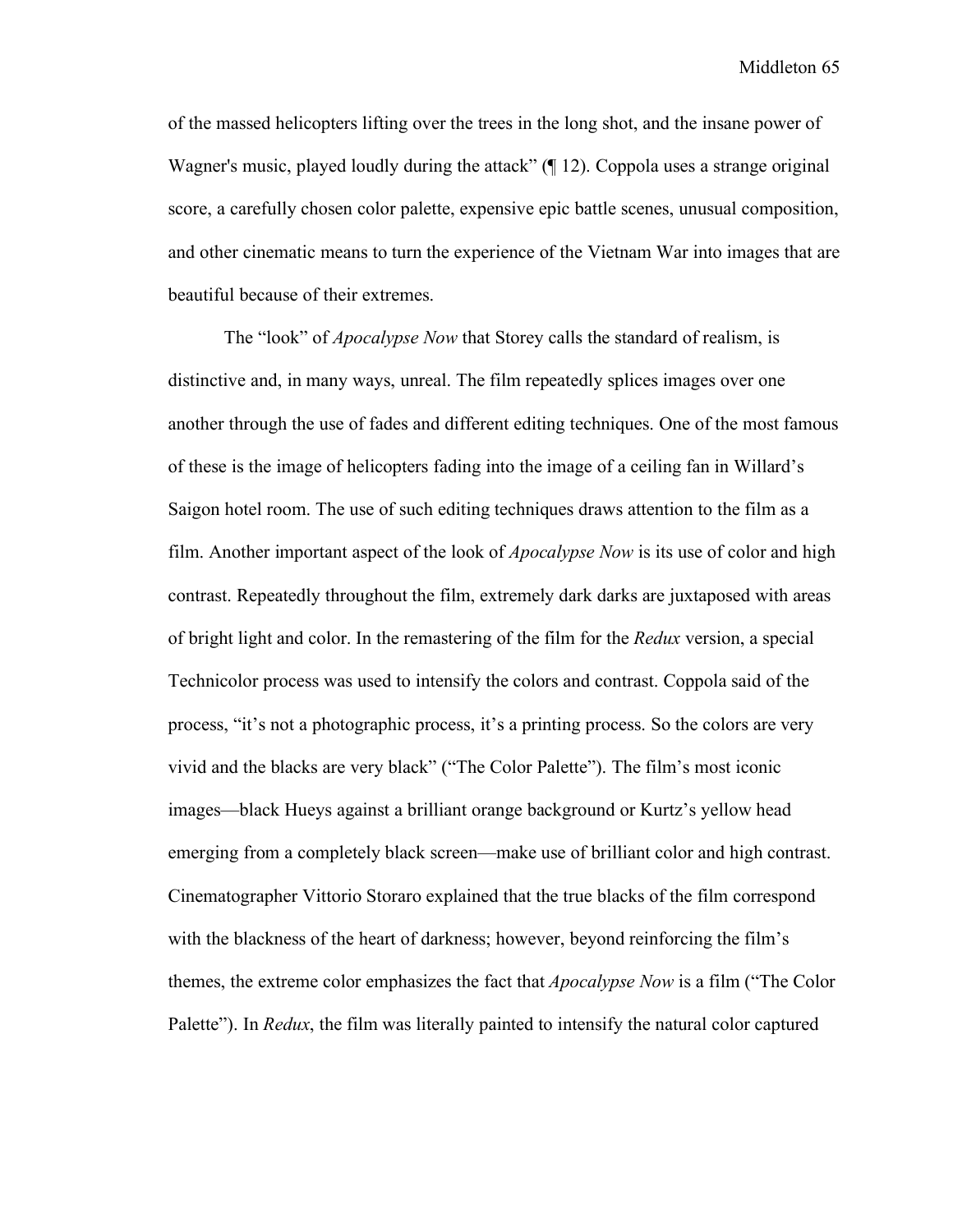of the massed helicopters lifting over the trees in the long shot, and the insane power of Wagner's music, played loudly during the attack" (¶ 12). Coppola uses a strange original score, a carefully chosen color palette, expensive epic battle scenes, unusual composition, and other cinematic means to turn the experience of the Vietnam War into images that are beautiful because of their extremes.

The "look" of *Apocalypse Now* that Storey calls the standard of realism, is distinctive and, in many ways, unreal. The film repeatedly splices images over one another through the use of fades and different editing techniques. One of the most famous of these is the image of helicopters fading into the image of a ceiling fan in Willard's Saigon hotel room. The use of such editing techniques draws attention to the film as a film. Another important aspect of the look of *Apocalypse Now* is its use of color and high contrast. Repeatedly throughout the film, extremely dark darks are juxtaposed with areas of bright light and color. In the remastering of the film for the *Redux* version, a special Technicolor process was used to intensify the colors and contrast. Coppola said of the process, "it's not a photographic process, it's a printing process. So the colors are very vivid and the blacks are very black" ("The Color Palette"). The film's most iconic images—black Hueys against a brilliant orange background or Kurtz's yellow head emerging from a completely black screen—make use of brilliant color and high contrast. Cinematographer Vittorio Storaro explained that the true blacks of the film correspond with the blackness of the heart of darkness; however, beyond reinforcing the film's themes, the extreme color emphasizes the fact that *Apocalypse Now* is a film ("The Color Palette"). In *Redux*, the film was literally painted to intensify the natural color captured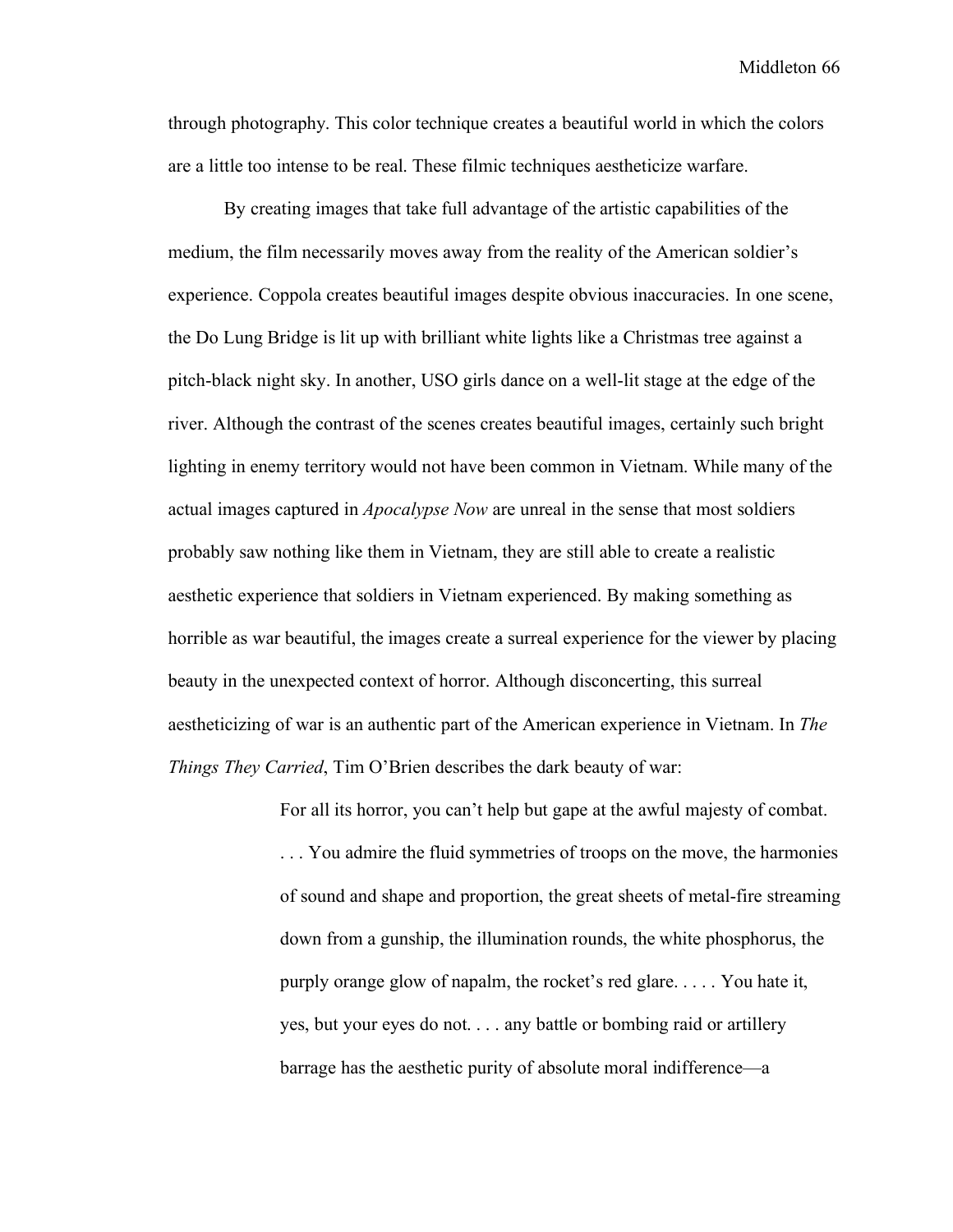through photography. This color technique creates a beautiful world in which the colors are a little too intense to be real. These filmic techniques aestheticize warfare.

By creating images that take full advantage of the artistic capabilities of the medium, the film necessarily moves away from the reality of the American soldier's experience. Coppola creates beautiful images despite obvious inaccuracies. In one scene, the Do Lung Bridge is lit up with brilliant white lights like a Christmas tree against a pitch-black night sky. In another, USO girls dance on a well-lit stage at the edge of the river. Although the contrast of the scenes creates beautiful images, certainly such bright lighting in enemy territory would not have been common in Vietnam. While many of the actual images captured in *Apocalypse Now* are unreal in the sense that most soldiers probably saw nothing like them in Vietnam, they are still able to create a realistic aesthetic experience that soldiers in Vietnam experienced. By making something as horrible as war beautiful, the images create a surreal experience for the viewer by placing beauty in the unexpected context of horror. Although disconcerting, this surreal aestheticizing of war is an authentic part of the American experience in Vietnam. In *The Things They Carried*, Tim O'Brien describes the dark beauty of war:

> For all its horror, you can't help but gape at the awful majesty of combat. . . . You admire the fluid symmetries of troops on the move, the harmonies of sound and shape and proportion, the great sheets of metal-fire streaming down from a gunship, the illumination rounds, the white phosphorus, the purply orange glow of napalm, the rocket's red glare. . . . . You hate it, yes, but your eyes do not. . . . any battle or bombing raid or artillery barrage has the aesthetic purity of absolute moral indifference—a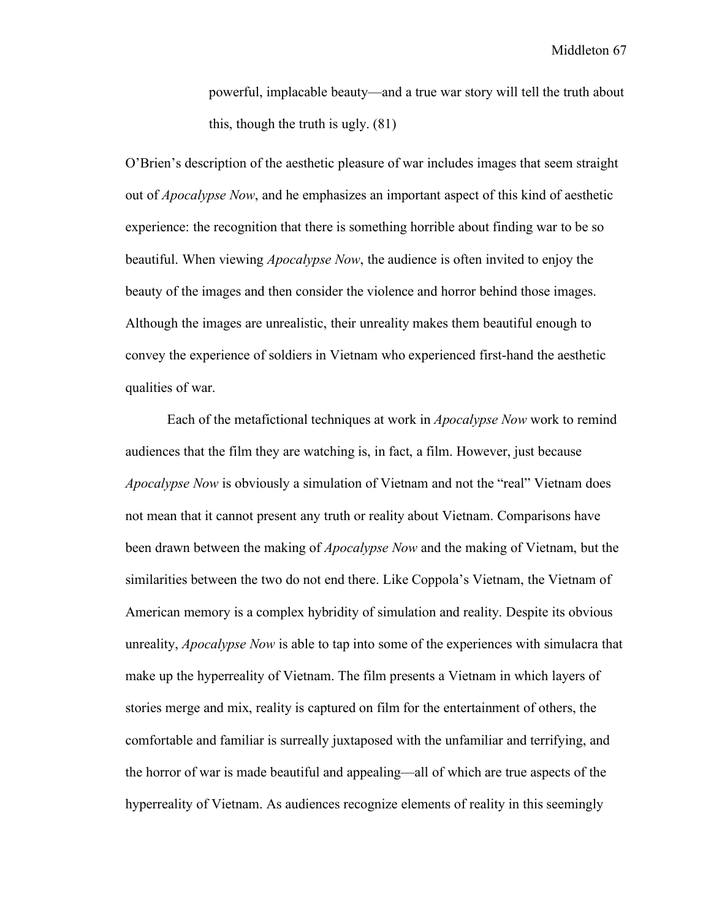> powerful, implacable beauty—and a true war story will tell the truth about this, though the truth is ugly. (81)

O'Brien's description of the aesthetic pleasure of war includes images that seem straight out of *Apocalypse Now*, and he emphasizes an important aspect of this kind of aesthetic experience: the recognition that there is something horrible about finding war to be so beautiful. When viewing *Apocalypse Now*, the audience is often invited to enjoy the beauty of the images and then consider the violence and horror behind those images. Although the images are unrealistic, their unreality makes them beautiful enough to convey the experience of soldiers in Vietnam who experienced first-hand the aesthetic qualities of war.

Each of the metafictional techniques at work in *Apocalypse Now* work to remind audiences that the film they are watching is, in fact, a film. However, just because *Apocalypse Now* is obviously a simulation of Vietnam and not the "real" Vietnam does not mean that it cannot present any truth or reality about Vietnam. Comparisons have been drawn between the making of *Apocalypse Now* and the making of Vietnam, but the similarities between the two do not end there. Like Coppola's Vietnam, the Vietnam of American memory is a complex hybridity of simulation and reality. Despite its obvious unreality, *Apocalypse Now* is able to tap into some of the experiences with simulacra that make up the hyperreality of Vietnam. The film presents a Vietnam in which layers of stories merge and mix, reality is captured on film for the entertainment of others, the comfortable and familiar is surreally juxtaposed with the unfamiliar and terrifying, and the horror of war is made beautiful and appealing—all of which are true aspects of the hyperreality of Vietnam. As audiences recognize elements of reality in this seemingly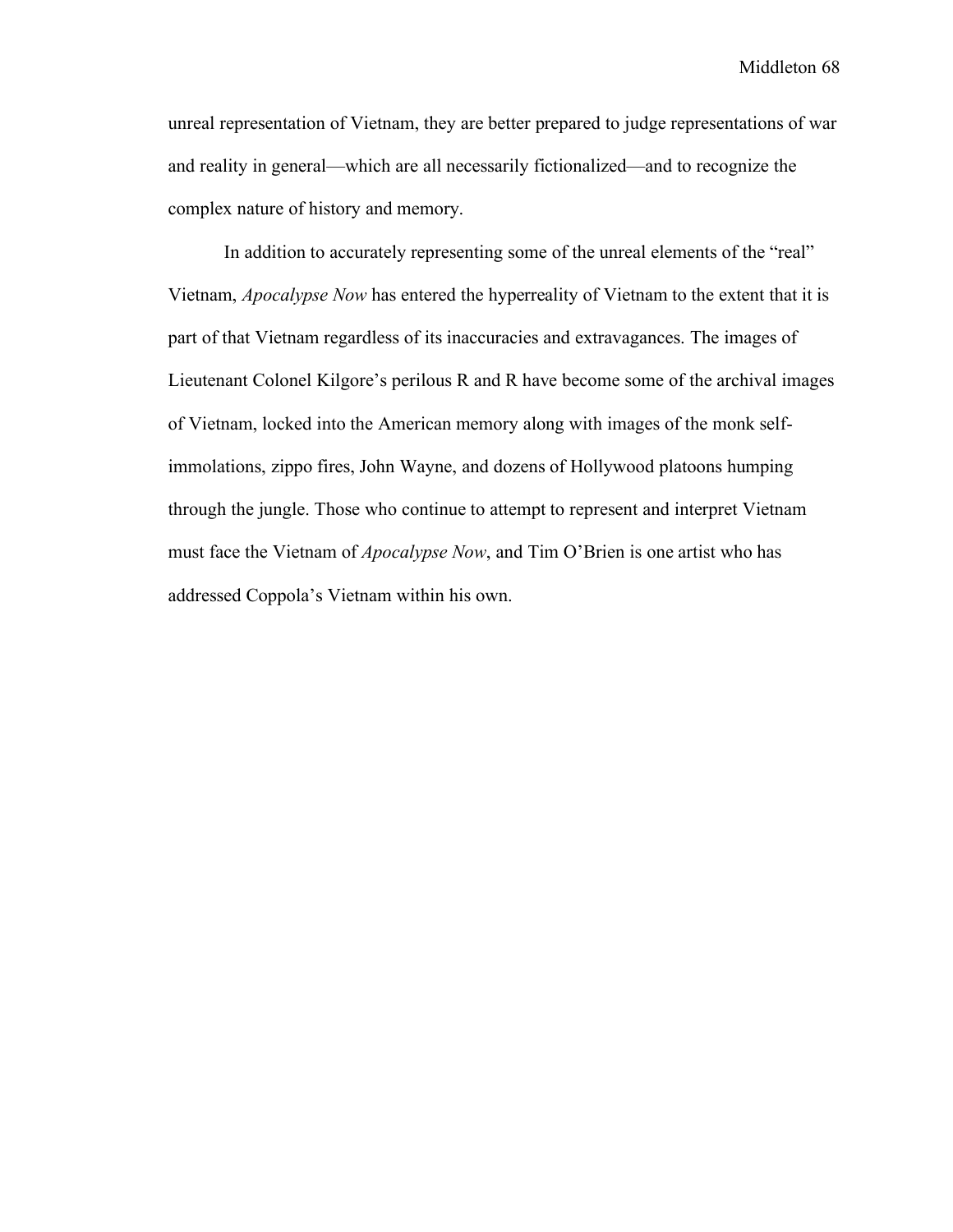unreal representation of Vietnam, they are better prepared to judge representations of war and reality in general—which are all necessarily fictionalized—and to recognize the complex nature of history and memory.

In addition to accurately representing some of the unreal elements of the "real" Vietnam, *Apocalypse Now* has entered the hyperreality of Vietnam to the extent that it is part of that Vietnam regardless of its inaccuracies and extravagances. The images of Lieutenant Colonel Kilgore's perilous R and R have become some of the archival images of Vietnam, locked into the American memory along with images of the monk self-immolations, zippo fires, John Wayne, and dozens of Hollywood platoons humping through the jungle. Those who continue to attempt to represent and interpret Vietnam must face the Vietnam of *Apocalypse Now*, and Tim O'Brien is one artist who has addressed Coppola's Vietnam within his own.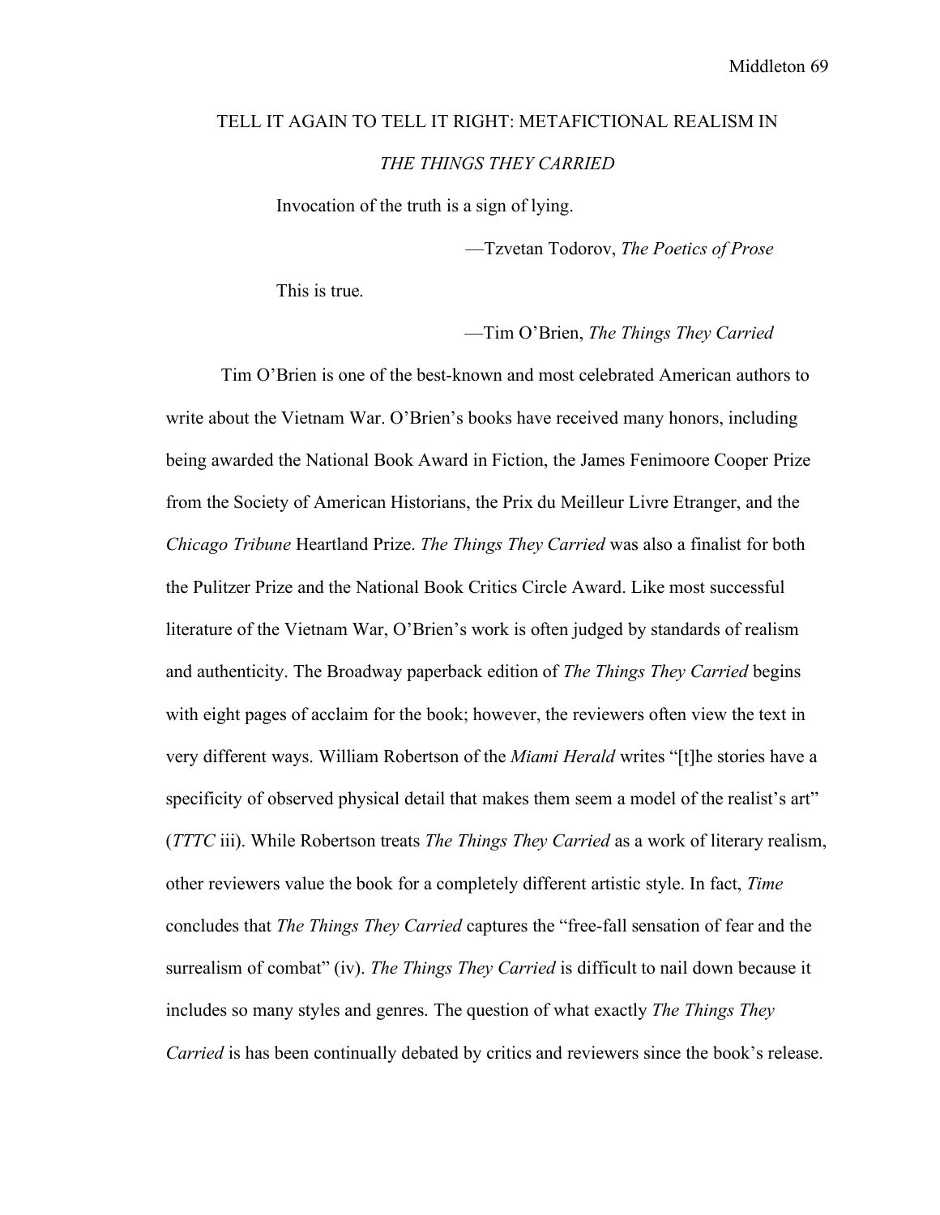# TELL IT AGAIN TO TELL IT RIGHT: METAFICTIONAL REALISM IN *THE THINGS THEY CARRIED*

> Invocation of the truth is a sign of lying.
>
> —Tzvetan Todorov, *The Poetics of Prose*

> This is true.
>
> —Tim O'Brien, *The Things They Carried*

Tim O'Brien is one of the best-known and most celebrated American authors to write about the Vietnam War. O'Brien's books have received many honors, including being awarded the National Book Award in Fiction, the James Fenimoore Cooper Prize from the Society of American Historians, the Prix du Meilleur Livre Etranger, and the *Chicago Tribune* Heartland Prize. *The Things They Carried* was also a finalist for both the Pulitzer Prize and the National Book Critics Circle Award. Like most successful literature of the Vietnam War, O'Brien's work is often judged by standards of realism and authenticity. The Broadway paperback edition of *The Things They Carried* begins with eight pages of acclaim for the book; however, the reviewers often view the text in very different ways. William Robertson of the *Miami Herald* writes "[t]he stories have a specificity of observed physical detail that makes them seem a model of the realist's art" (*TTTC* iii). While Robertson treats *The Things They Carried* as a work of literary realism, other reviewers value the book for a completely different artistic style. In fact, *Time* concludes that *The Things They Carried* captures the "free-fall sensation of fear and the surrealism of combat" (iv). *The Things They Carried* is difficult to nail down because it includes so many styles and genres. The question of what exactly *The Things They Carried* is has been continually debated by critics and reviewers since the book's release.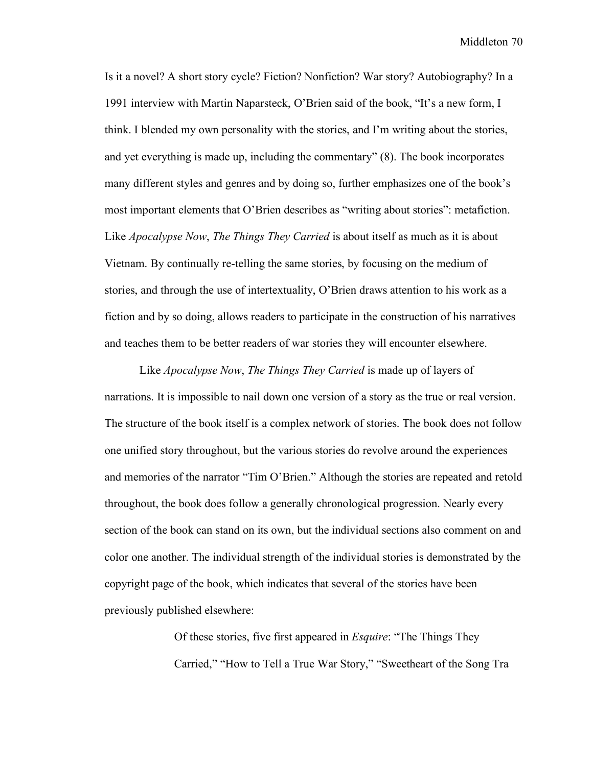Is it a novel? A short story cycle? Fiction? Nonfiction? War story? Autobiography? In a 1991 interview with Martin Naparsteck, O'Brien said of the book, "It's a new form, I think. I blended my own personality with the stories, and I'm writing about the stories, and yet everything is made up, including the commentary" (8). The book incorporates many different styles and genres and by doing so, further emphasizes one of the book's most important elements that O'Brien describes as "writing about stories": metafiction. Like *Apocalypse Now*, *The Things They Carried* is about itself as much as it is about Vietnam. By continually re-telling the same stories, by focusing on the medium of stories, and through the use of intertextuality, O'Brien draws attention to his work as a fiction and by so doing, allows readers to participate in the construction of his narratives and teaches them to be better readers of war stories they will encounter elsewhere.

Like *Apocalypse Now*, *The Things They Carried* is made up of layers of narrations. It is impossible to nail down one version of a story as the true or real version. The structure of the book itself is a complex network of stories. The book does not follow one unified story throughout, but the various stories do revolve around the experiences and memories of the narrator "Tim O'Brien." Although the stories are repeated and retold throughout, the book does follow a generally chronological progression. Nearly every section of the book can stand on its own, but the individual sections also comment on and color one another. The individual strength of the individual stories is demonstrated by the copyright page of the book, which indicates that several of the stories have been previously published elsewhere:

> Of these stories, five first appeared in *Esquire*: "The Things They Carried," "How to Tell a True War Story," "Sweetheart of the Song Tra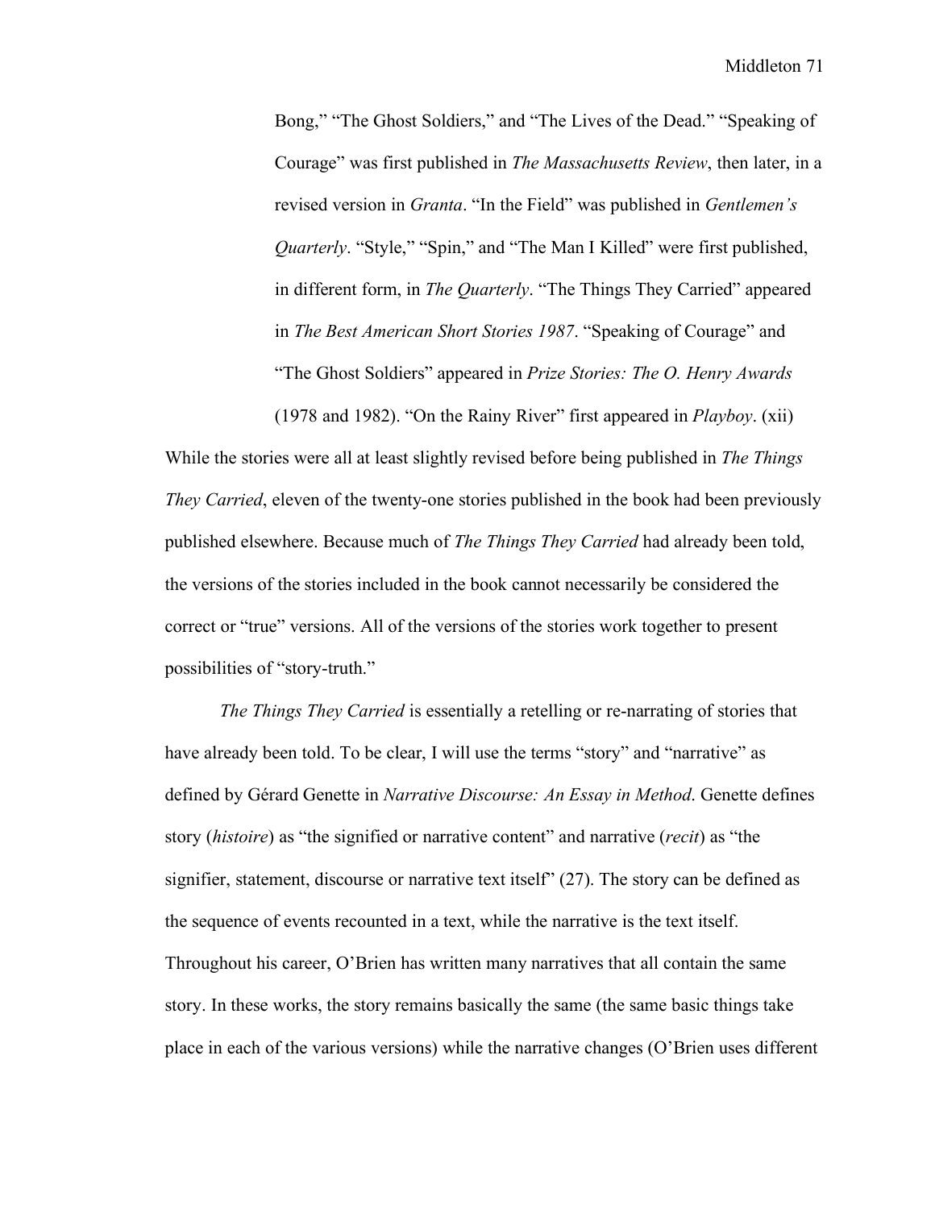> Bong," "The Ghost Soldiers," and "The Lives of the Dead." "Speaking of Courage" was first published in *The Massachusetts Review*, then later, in a revised version in *Granta*. "In the Field" was published in *Gentlemen's Quarterly*. "Style," "Spin," and "The Man I Killed" were first published, in different form, in *The Quarterly*. "The Things They Carried" appeared in *The Best American Short Stories 1987*. "Speaking of Courage" and "The Ghost Soldiers" appeared in *Prize Stories: The O. Henry Awards* (1978 and 1982). "On the Rainy River" first appeared in *Playboy*. (xii)

While the stories were all at least slightly revised before being published in *The Things They Carried*, eleven of the twenty-one stories published in the book had been previously published elsewhere. Because much of *The Things They Carried* had already been told, the versions of the stories included in the book cannot necessarily be considered the correct or "true" versions. All of the versions of the stories work together to present possibilities of "story-truth."

*The Things They Carried* is essentially a retelling or re-narrating of stories that have already been told. To be clear, I will use the terms "story" and "narrative" as defined by Gérard Genette in *Narrative Discourse: An Essay in Method*. Genette defines story (*histoire*) as "the signified or narrative content" and narrative (*recit*) as "the signifier, statement, discourse or narrative text itself" (27). The story can be defined as the sequence of events recounted in a text, while the narrative is the text itself. Throughout his career, O'Brien has written many narratives that all contain the same story. In these works, the story remains basically the same (the same basic things take place in each of the various versions) while the narrative changes (O'Brien uses different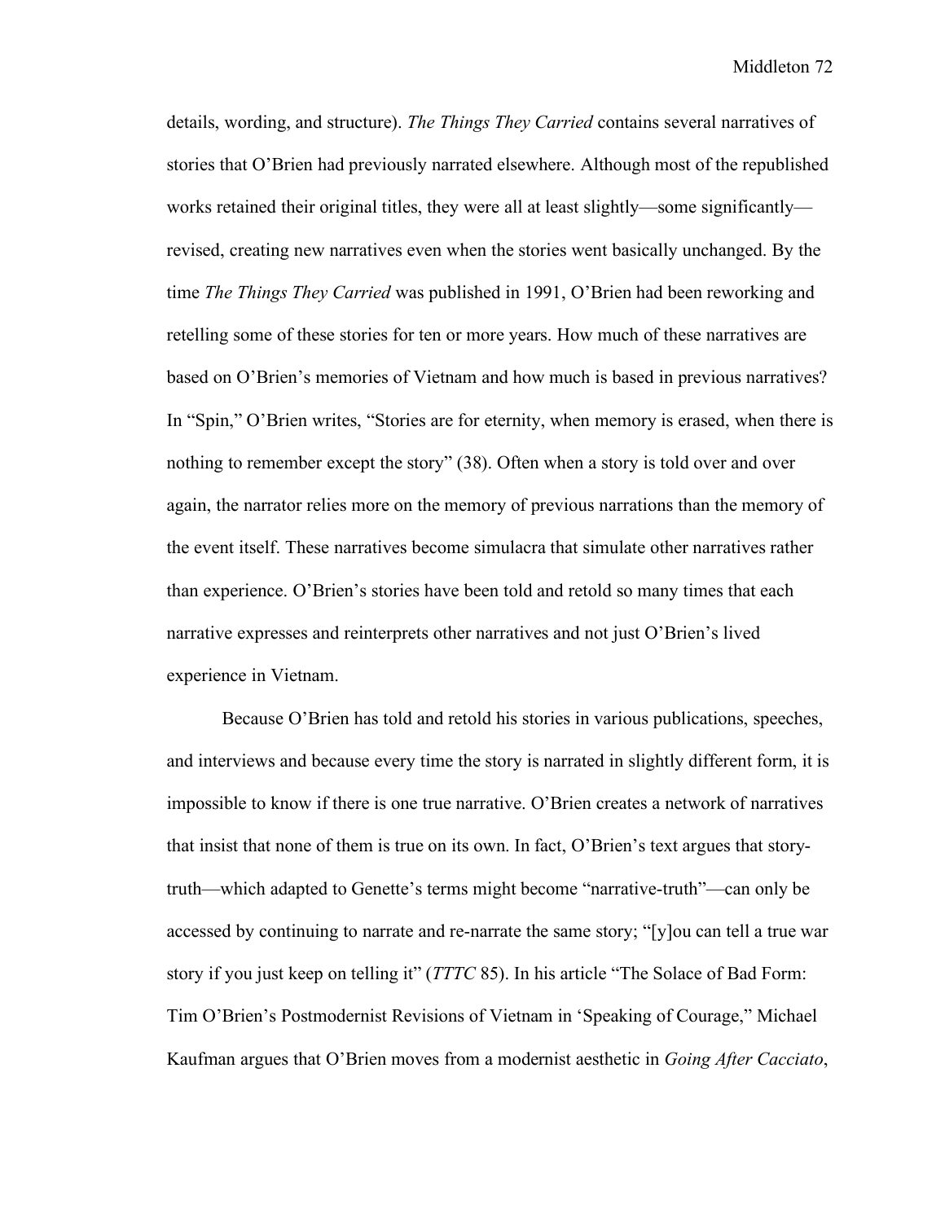details, wording, and structure). *The Things They Carried* contains several narratives of stories that O'Brien had previously narrated elsewhere. Although most of the republished works retained their original titles, they were all at least slightly—some significantly—revised, creating new narratives even when the stories went basically unchanged. By the time *The Things They Carried* was published in 1991, O'Brien had been reworking and retelling some of these stories for ten or more years. How much of these narratives are based on O'Brien's memories of Vietnam and how much is based in previous narratives? In "Spin," O'Brien writes, "Stories are for eternity, when memory is erased, when there is nothing to remember except the story" (38). Often when a story is told over and over again, the narrator relies more on the memory of previous narrations than the memory of the event itself. These narratives become simulacra that simulate other narratives rather than experience. O'Brien's stories have been told and retold so many times that each narrative expresses and reinterprets other narratives and not just O'Brien's lived experience in Vietnam.

Because O'Brien has told and retold his stories in various publications, speeches, and interviews and because every time the story is narrated in slightly different form, it is impossible to know if there is one true narrative. O'Brien creates a network of narratives that insist that none of them is true on its own. In fact, O'Brien's text argues that story-truth—which adapted to Genette's terms might become "narrative-truth"—can only be accessed by continuing to narrate and re-narrate the same story; "[y]ou can tell a true war story if you just keep on telling it" (*TTTC* 85). In his article "The Solace of Bad Form: Tim O'Brien's Postmodernist Revisions of Vietnam in 'Speaking of Courage,'" Michael Kaufman argues that O'Brien moves from a modernist aesthetic in *Going After Cacciato*,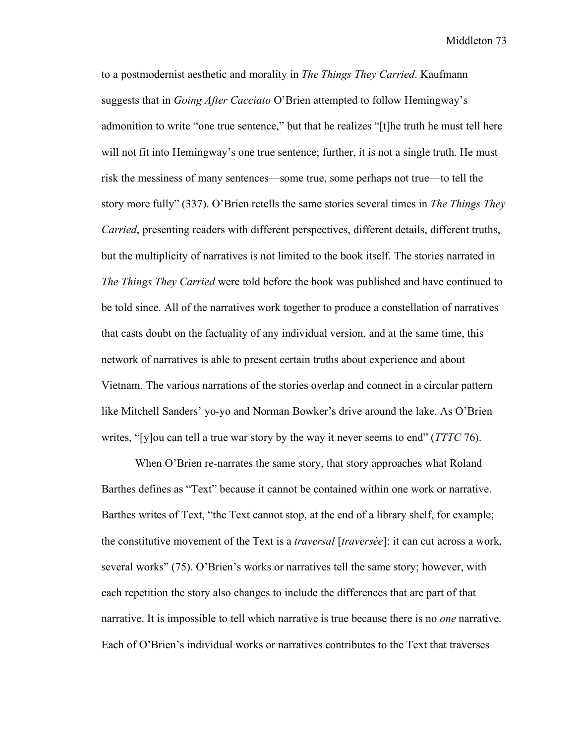to a postmodernist aesthetic and morality in *The Things They Carried*. Kaufmann suggests that in *Going After Cacciato* O'Brien attempted to follow Hemingway's admonition to write "one true sentence," but that he realizes "[t]he truth he must tell here will not fit into Hemingway's one true sentence; further, it is not a single truth. He must risk the messiness of many sentences—some true, some perhaps not true—to tell the story more fully" (337). O'Brien retells the same stories several times in *The Things They Carried*, presenting readers with different perspectives, different details, different truths, but the multiplicity of narratives is not limited to the book itself. The stories narrated in *The Things They Carried* were told before the book was published and have continued to be told since. All of the narratives work together to produce a constellation of narratives that casts doubt on the factuality of any individual version, and at the same time, this network of narratives is able to present certain truths about experience and about Vietnam. The various narrations of the stories overlap and connect in a circular pattern like Mitchell Sanders' yo-yo and Norman Bowker's drive around the lake. As O'Brien writes, "[y]ou can tell a true war story by the way it never seems to end" (*TTTC* 76).

When O'Brien re-narrates the same story, that story approaches what Roland Barthes defines as "Text" because it cannot be contained within one work or narrative. Barthes writes of Text, "the Text cannot stop, at the end of a library shelf, for example; the constitutive movement of the Text is a *traversal* [*traversée*]: it can cut across a work, several works" (75). O'Brien's works or narratives tell the same story; however, with each repetition the story also changes to include the differences that are part of that narrative. It is impossible to tell which narrative is true because there is no *one* narrative. Each of O'Brien's individual works or narratives contributes to the Text that traverses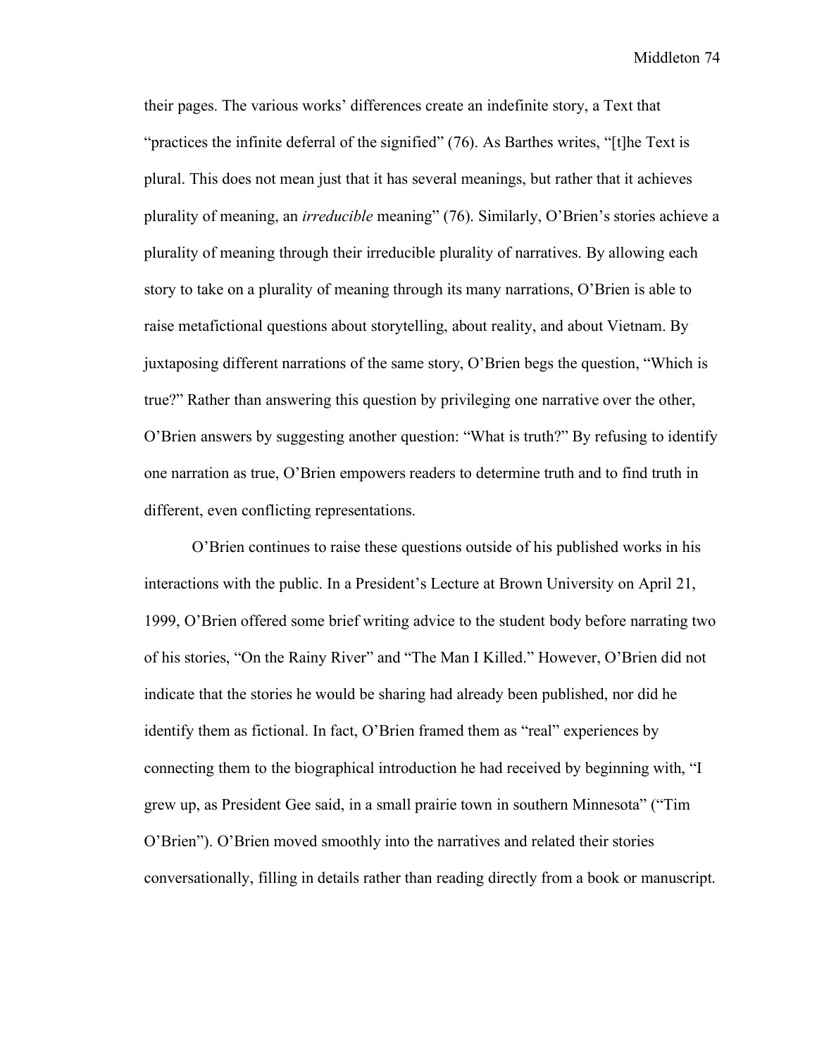their pages. The various works' differences create an indefinite story, a Text that "practices the infinite deferral of the signified" (76). As Barthes writes, "[t]he Text is plural. This does not mean just that it has several meanings, but rather that it achieves plurality of meaning, an *irreducible* meaning" (76). Similarly, O'Brien's stories achieve a plurality of meaning through their irreducible plurality of narratives. By allowing each story to take on a plurality of meaning through its many narrations, O'Brien is able to raise metafictional questions about storytelling, about reality, and about Vietnam. By juxtaposing different narrations of the same story, O'Brien begs the question, "Which is true?" Rather than answering this question by privileging one narrative over the other, O'Brien answers by suggesting another question: "What is truth?" By refusing to identify one narration as true, O'Brien empowers readers to determine truth and to find truth in different, even conflicting representations.

O'Brien continues to raise these questions outside of his published works in his interactions with the public. In a President's Lecture at Brown University on April 21, 1999, O'Brien offered some brief writing advice to the student body before narrating two of his stories, "On the Rainy River" and "The Man I Killed." However, O'Brien did not indicate that the stories he would be sharing had already been published, nor did he identify them as fictional. In fact, O'Brien framed them as "real" experiences by connecting them to the biographical introduction he had received by beginning with, "I grew up, as President Gee said, in a small prairie town in southern Minnesota" ("Tim O'Brien"). O'Brien moved smoothly into the narratives and related their stories conversationally, filling in details rather than reading directly from a book or manuscript.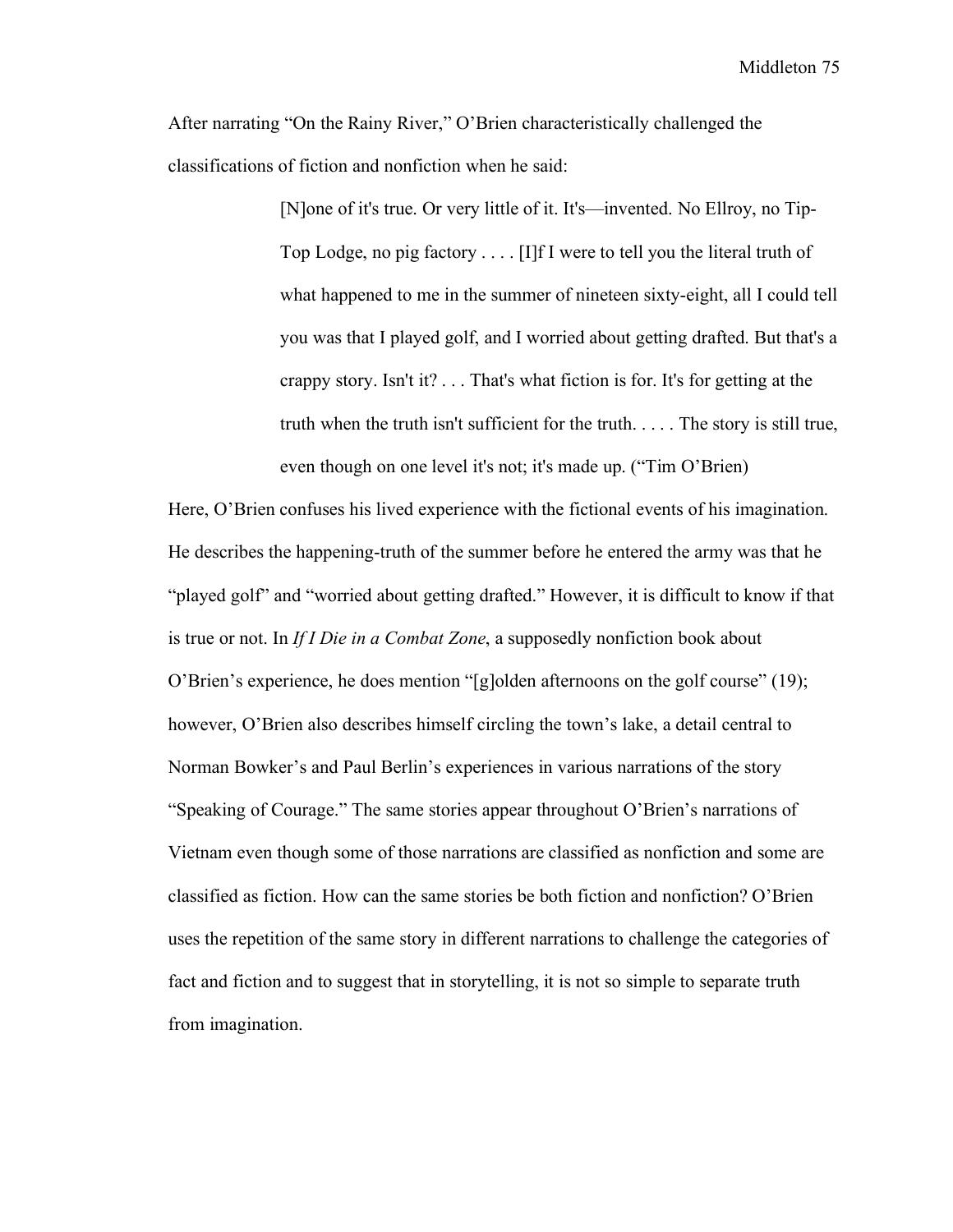After narrating "On the Rainy River," O'Brien characteristically challenged the classifications of fiction and nonfiction when he said:

> [N]one of it's true. Or very little of it. It's—invented. No Ellroy, no Tip-Top Lodge, no pig factory . . . . [I]f I were to tell you the literal truth of what happened to me in the summer of nineteen sixty-eight, all I could tell you was that I played golf, and I worried about getting drafted. But that's a crappy story. Isn't it? . . . That's what fiction is for. It's for getting at the truth when the truth isn't sufficient for the truth. . . . . The story is still true, even though on one level it's not; it's made up. ("Tim O'Brien)

Here, O'Brien confuses his lived experience with the fictional events of his imagination. He describes the happening-truth of the summer before he entered the army was that he "played golf" and "worried about getting drafted." However, it is difficult to know if that is true or not. In *If I Die in a Combat Zone*, a supposedly nonfiction book about O'Brien's experience, he does mention "[g]olden afternoons on the golf course" (19); however, O'Brien also describes himself circling the town's lake, a detail central to Norman Bowker's and Paul Berlin's experiences in various narrations of the story "Speaking of Courage." The same stories appear throughout O'Brien's narrations of Vietnam even though some of those narrations are classified as nonfiction and some are classified as fiction. How can the same stories be both fiction and nonfiction? O'Brien uses the repetition of the same story in different narrations to challenge the categories of fact and fiction and to suggest that in storytelling, it is not so simple to separate truth from imagination.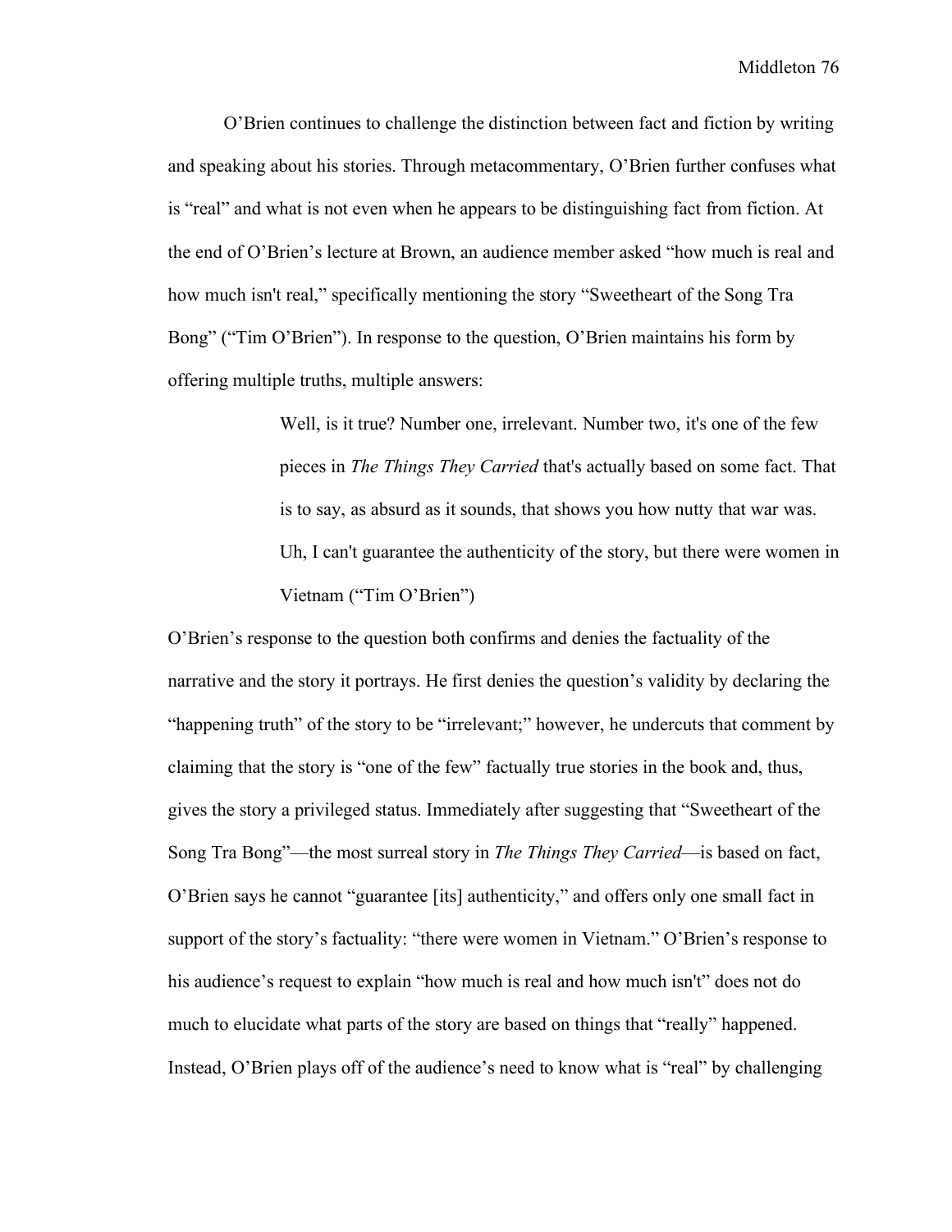O'Brien continues to challenge the distinction between fact and fiction by writing and speaking about his stories. Through metacommentary, O'Brien further confuses what is "real" and what is not even when he appears to be distinguishing fact from fiction. At the end of O'Brien's lecture at Brown, an audience member asked "how much is real and how much isn't real," specifically mentioning the story "Sweetheart of the Song Tra Bong" ("Tim O'Brien"). In response to the question, O'Brien maintains his form by offering multiple truths, multiple answers:

> Well, is it true? Number one, irrelevant. Number two, it's one of the few pieces in *The Things They Carried* that's actually based on some fact. That is to say, as absurd as it sounds, that shows you how nutty that war was. Uh, I can't guarantee the authenticity of the story, but there were women in Vietnam ("Tim O'Brien")

O'Brien's response to the question both confirms and denies the factuality of the narrative and the story it portrays. He first denies the question's validity by declaring the "happening truth" of the story to be "irrelevant;" however, he undercuts that comment by claiming that the story is "one of the few" factually true stories in the book and, thus, gives the story a privileged status. Immediately after suggesting that "Sweetheart of the Song Tra Bong"—the most surreal story in *The Things They Carried*—is based on fact, O'Brien says he cannot "guarantee [its] authenticity," and offers only one small fact in support of the story's factuality: "there were women in Vietnam." O'Brien's response to his audience's request to explain "how much is real and how much isn't" does not do much to elucidate what parts of the story are based on things that "really" happened. Instead, O'Brien plays off of the audience's need to know what is "real" by challenging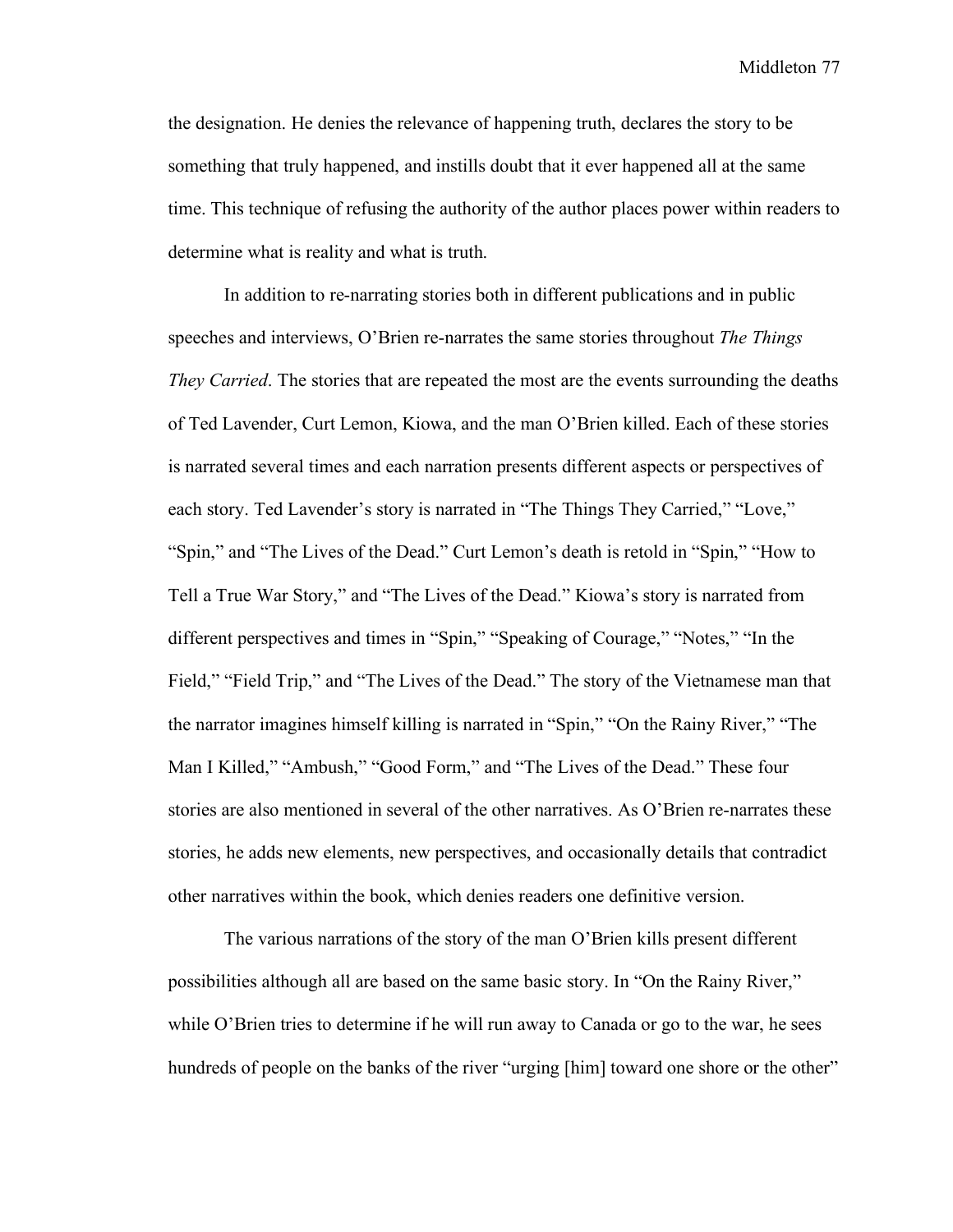the designation. He denies the relevance of happening truth, declares the story to be something that truly happened, and instills doubt that it ever happened all at the same time. This technique of refusing the authority of the author places power within readers to determine what is reality and what is truth.

In addition to re-narrating stories both in different publications and in public speeches and interviews, O'Brien re-narrates the same stories throughout *The Things They Carried*. The stories that are repeated the most are the events surrounding the deaths of Ted Lavender, Curt Lemon, Kiowa, and the man O'Brien killed. Each of these stories is narrated several times and each narration presents different aspects or perspectives of each story. Ted Lavender's story is narrated in "The Things They Carried," "Love," "Spin," and "The Lives of the Dead." Curt Lemon's death is retold in "Spin," "How to Tell a True War Story," and "The Lives of the Dead." Kiowa's story is narrated from different perspectives and times in "Spin," "Speaking of Courage," "Notes," "In the Field," "Field Trip," and "The Lives of the Dead." The story of the Vietnamese man that the narrator imagines himself killing is narrated in "Spin," "On the Rainy River," "The Man I Killed," "Ambush," "Good Form," and "The Lives of the Dead." These four stories are also mentioned in several of the other narratives. As O'Brien re-narrates these stories, he adds new elements, new perspectives, and occasionally details that contradict other narratives within the book, which denies readers one definitive version.

The various narrations of the story of the man O'Brien kills present different possibilities although all are based on the same basic story. In "On the Rainy River," while O'Brien tries to determine if he will run away to Canada or go to the war, he sees hundreds of people on the banks of the river "urging [him] toward one shore or the other"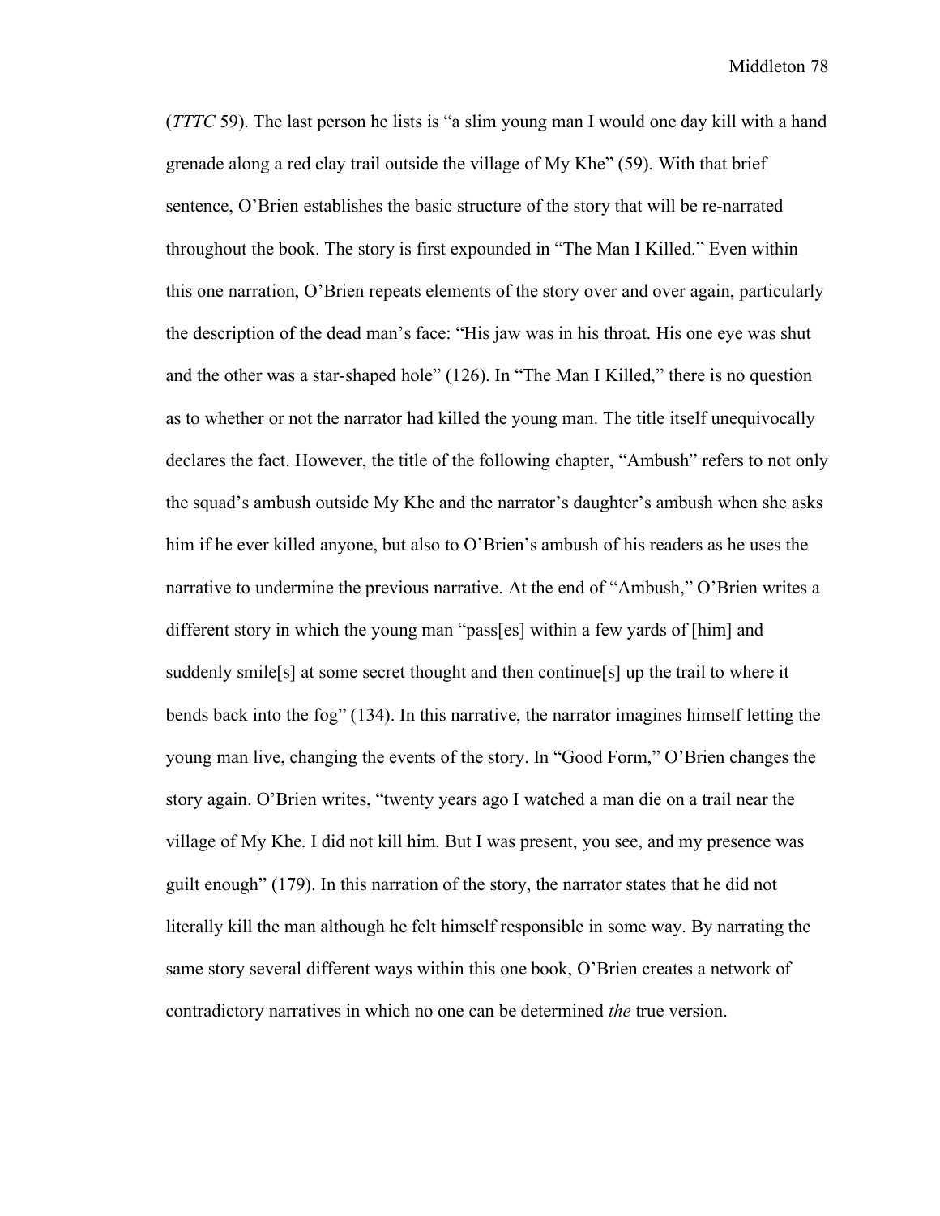(*TTTC* 59). The last person he lists is “a slim young man I would one day kill with a hand grenade along a red clay trail outside the village of My Khe” (59). With that brief sentence, O’Brien establishes the basic structure of the story that will be re-narrated throughout the book. The story is first expounded in “The Man I Killed.” Even within this one narration, O’Brien repeats elements of the story over and over again, particularly the description of the dead man’s face: “His jaw was in his throat. His one eye was shut and the other was a star-shaped hole” (126). In “The Man I Killed,” there is no question as to whether or not the narrator had killed the young man. The title itself unequivocally declares the fact. However, the title of the following chapter, “Ambush” refers to not only the squad’s ambush outside My Khe and the narrator’s daughter’s ambush when she asks him if he ever killed anyone, but also to O’Brien’s ambush of his readers as he uses the narrative to undermine the previous narrative. At the end of “Ambush,” O’Brien writes a different story in which the young man “pass[es] within a few yards of [him] and suddenly smile[s] at some secret thought and then continue[s] up the trail to where it bends back into the fog” (134). In this narrative, the narrator imagines himself letting the young man live, changing the events of the story. In “Good Form,” O’Brien changes the story again. O’Brien writes, “twenty years ago I watched a man die on a trail near the village of My Khe. I did not kill him. But I was present, you see, and my presence was guilt enough” (179). In this narration of the story, the narrator states that he did not literally kill the man although he felt himself responsible in some way. By narrating the same story several different ways within this one book, O’Brien creates a network of contradictory narratives in which no one can be determined *the* true version.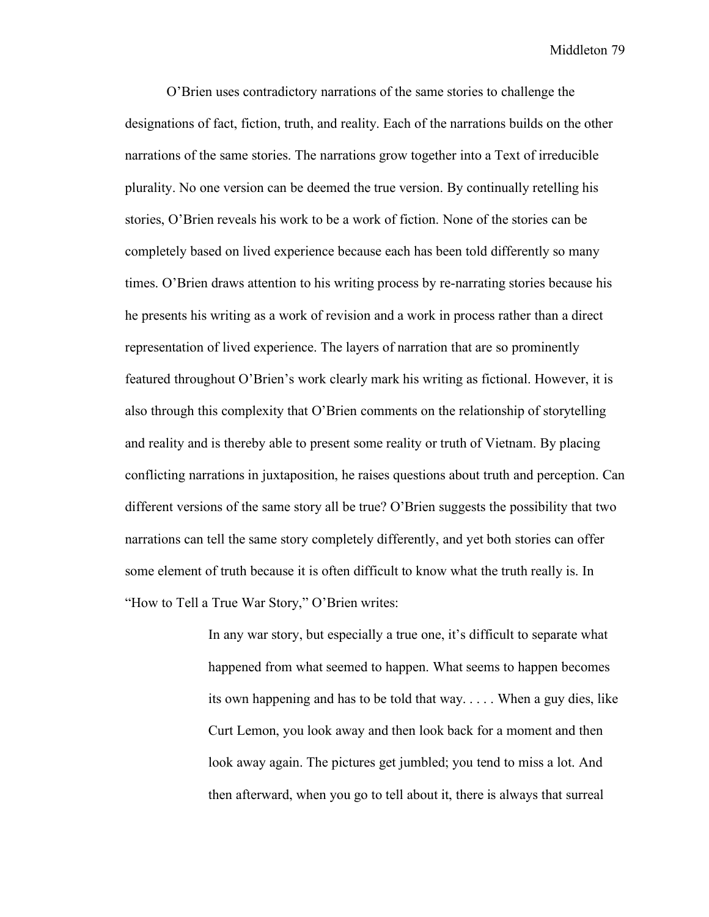O'Brien uses contradictory narrations of the same stories to challenge the designations of fact, fiction, truth, and reality. Each of the narrations builds on the other narrations of the same stories. The narrations grow together into a Text of irreducible plurality. No one version can be deemed the true version. By continually retelling his stories, O'Brien reveals his work to be a work of fiction. None of the stories can be completely based on lived experience because each has been told differently so many times. O'Brien draws attention to his writing process by re-narrating stories because his he presents his writing as a work of revision and a work in process rather than a direct representation of lived experience. The layers of narration that are so prominently featured throughout O'Brien's work clearly mark his writing as fictional. However, it is also through this complexity that O'Brien comments on the relationship of storytelling and reality and is thereby able to present some reality or truth of Vietnam. By placing conflicting narrations in juxtaposition, he raises questions about truth and perception. Can different versions of the same story all be true? O'Brien suggests the possibility that two narrations can tell the same story completely differently, and yet both stories can offer some element of truth because it is often difficult to know what the truth really is. In "How to Tell a True War Story," O'Brien writes:

> In any war story, but especially a true one, it's difficult to separate what happened from what seemed to happen. What seems to happen becomes its own happening and has to be told that way. . . . . When a guy dies, like Curt Lemon, you look away and then look back for a moment and then look away again. The pictures get jumbled; you tend to miss a lot. And then afterward, when you go to tell about it, there is always that surreal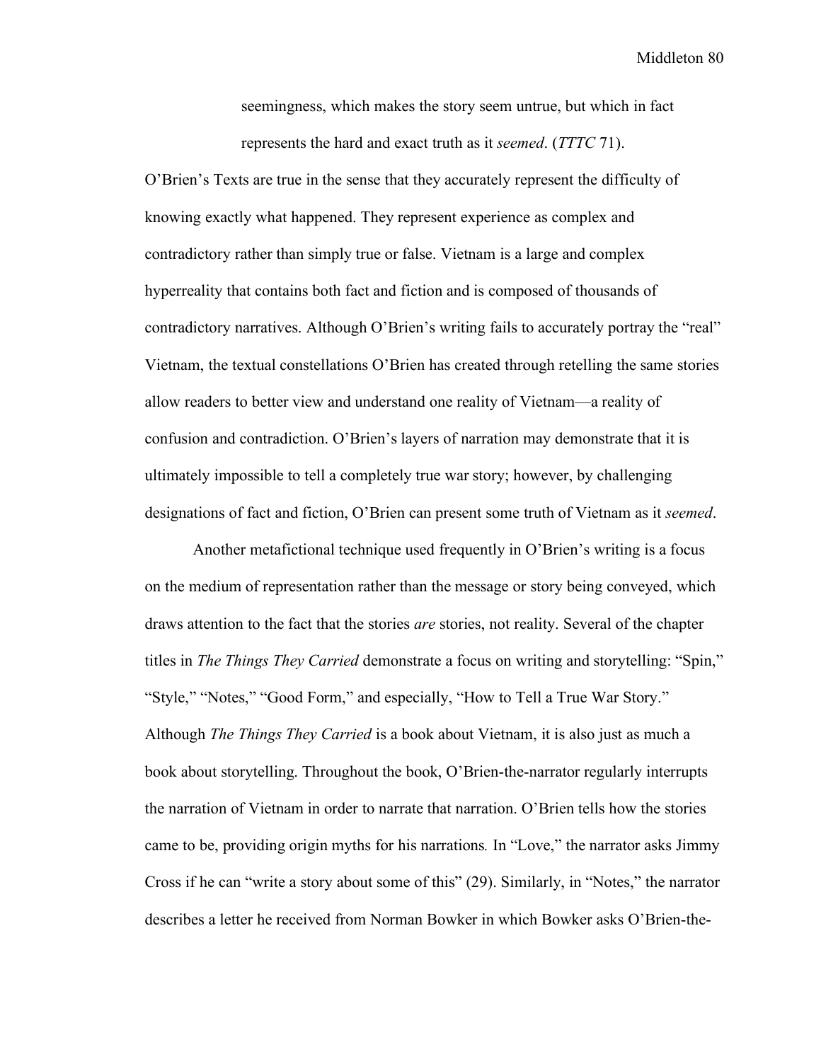> seemingness, which makes the story seem untrue, but which in fact represents the hard and exact truth as it *seemed*. (*TTTC* 71).

O'Brien's Texts are true in the sense that they accurately represent the difficulty of knowing exactly what happened. They represent experience as complex and contradictory rather than simply true or false. Vietnam is a large and complex hyperreality that contains both fact and fiction and is composed of thousands of contradictory narratives. Although O'Brien's writing fails to accurately portray the "real" Vietnam, the textual constellations O'Brien has created through retelling the same stories allow readers to better view and understand one reality of Vietnam—a reality of confusion and contradiction. O'Brien's layers of narration may demonstrate that it is ultimately impossible to tell a completely true war story; however, by challenging designations of fact and fiction, O'Brien can present some truth of Vietnam as it *seemed*.

Another metafictional technique used frequently in O'Brien's writing is a focus on the medium of representation rather than the message or story being conveyed, which draws attention to the fact that the stories *are* stories, not reality. Several of the chapter titles in *The Things They Carried* demonstrate a focus on writing and storytelling: "Spin," "Style," "Notes," "Good Form," and especially, "How to Tell a True War Story." Although *The Things They Carried* is a book about Vietnam, it is also just as much a book about storytelling. Throughout the book, O'Brien-the-narrator regularly interrupts the narration of Vietnam in order to narrate that narration. O'Brien tells how the stories came to be, providing origin myths for his narrations. In "Love," the narrator asks Jimmy Cross if he can "write a story about some of this" (29). Similarly, in "Notes," the narrator describes a letter he received from Norman Bowker in which Bowker asks O'Brien-the-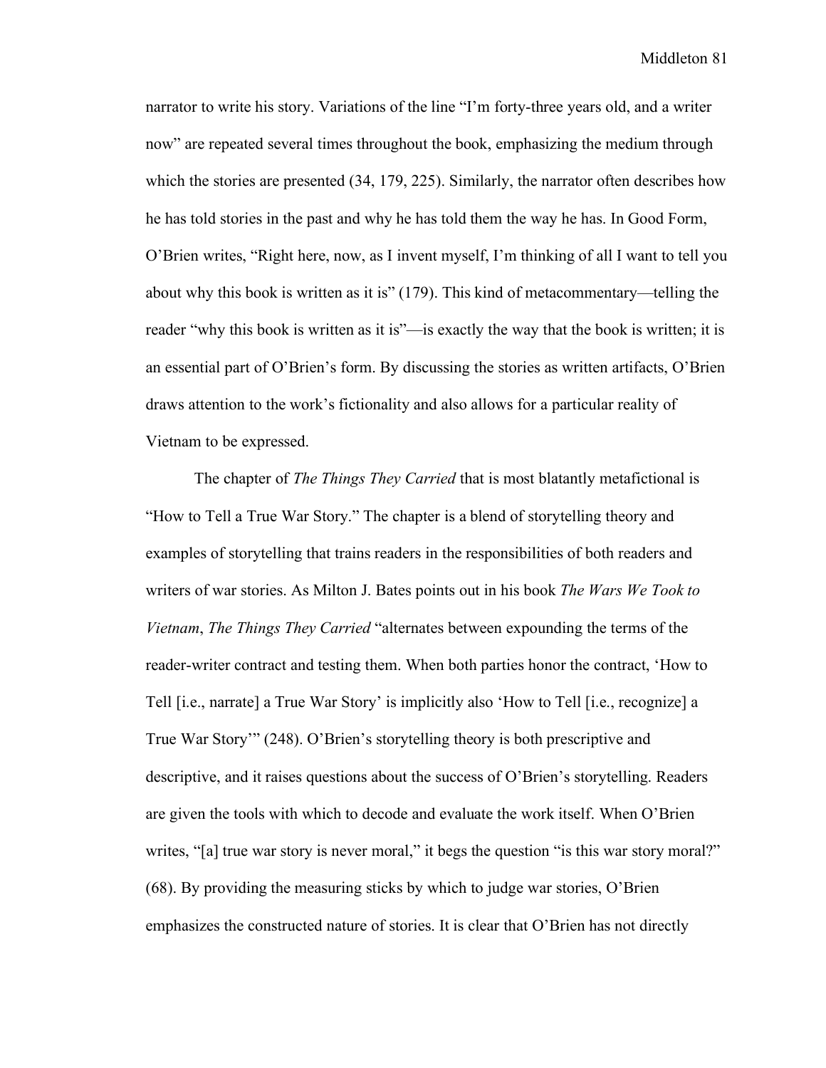narrator to write his story. Variations of the line "I'm forty-three years old, and a writer now" are repeated several times throughout the book, emphasizing the medium through which the stories are presented (34, 179, 225). Similarly, the narrator often describes how he has told stories in the past and why he has told them the way he has. In Good Form, O'Brien writes, "Right here, now, as I invent myself, I'm thinking of all I want to tell you about why this book is written as it is" (179). This kind of metacommentary—telling the reader "why this book is written as it is"—is exactly the way that the book is written; it is an essential part of O'Brien's form. By discussing the stories as written artifacts, O'Brien draws attention to the work's fictionality and also allows for a particular reality of Vietnam to be expressed.

The chapter of *The Things They Carried* that is most blatantly metafictional is "How to Tell a True War Story." The chapter is a blend of storytelling theory and examples of storytelling that trains readers in the responsibilities of both readers and writers of war stories. As Milton J. Bates points out in his book *The Wars We Took to Vietnam*, *The Things They Carried* "alternates between expounding the terms of the reader-writer contract and testing them. When both parties honor the contract, 'How to Tell [i.e., narrate] a True War Story' is implicitly also 'How to Tell [i.e., recognize] a True War Story'" (248). O'Brien's storytelling theory is both prescriptive and descriptive, and it raises questions about the success of O'Brien's storytelling. Readers are given the tools with which to decode and evaluate the work itself. When O'Brien writes, "[a] true war story is never moral," it begs the question "is this war story moral?" (68). By providing the measuring sticks by which to judge war stories, O'Brien emphasizes the constructed nature of stories. It is clear that O'Brien has not directly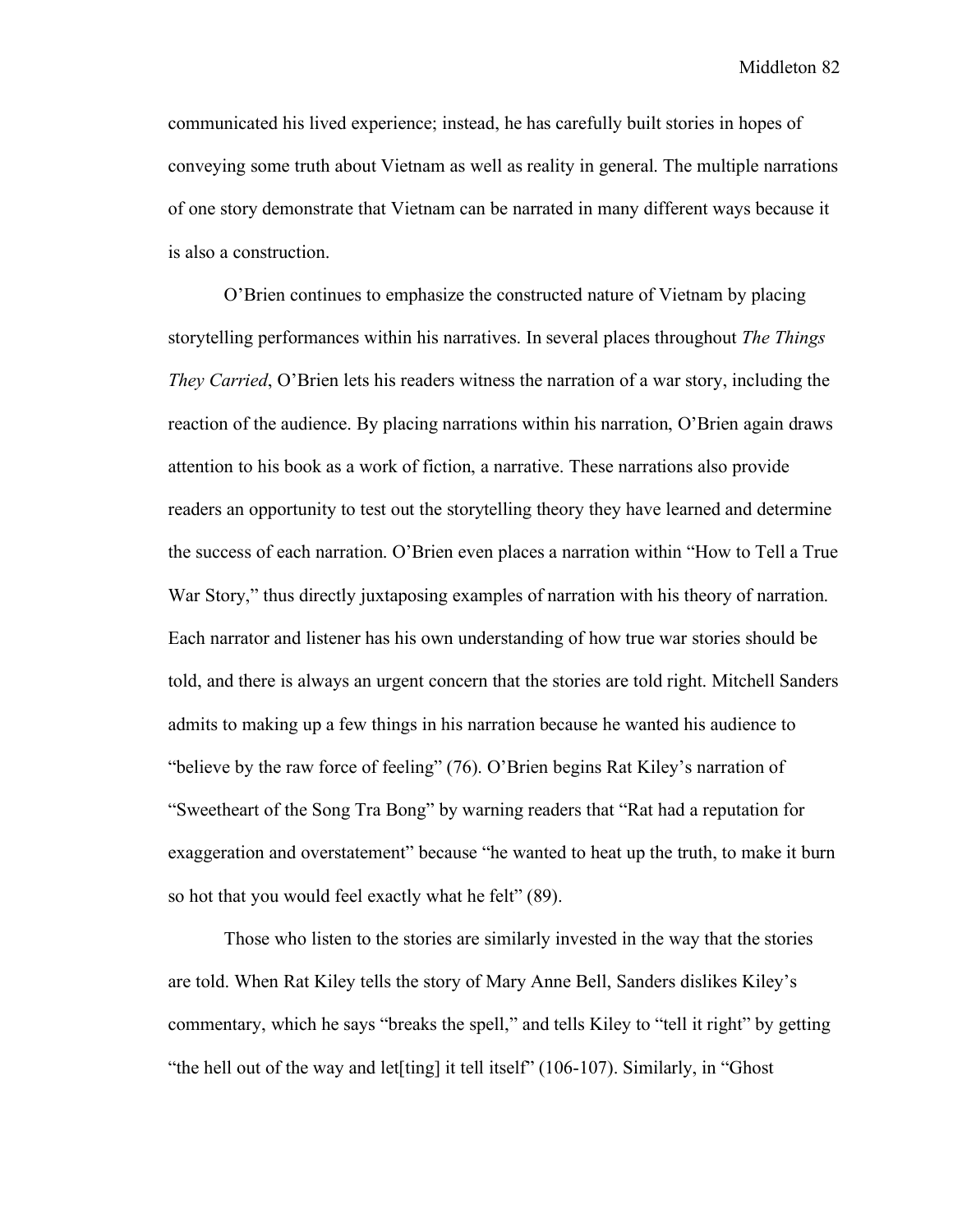communicated his lived experience; instead, he has carefully built stories in hopes of conveying some truth about Vietnam as well as reality in general. The multiple narrations of one story demonstrate that Vietnam can be narrated in many different ways because it is also a construction.

O'Brien continues to emphasize the constructed nature of Vietnam by placing storytelling performances within his narratives. In several places throughout *The Things They Carried*, O'Brien lets his readers witness the narration of a war story, including the reaction of the audience. By placing narrations within his narration, O'Brien again draws attention to his book as a work of fiction, a narrative. These narrations also provide readers an opportunity to test out the storytelling theory they have learned and determine the success of each narration. O'Brien even places a narration within "How to Tell a True War Story," thus directly juxtaposing examples of narration with his theory of narration. Each narrator and listener has his own understanding of how true war stories should be told, and there is always an urgent concern that the stories are told right. Mitchell Sanders admits to making up a few things in his narration because he wanted his audience to "believe by the raw force of feeling" (76). O'Brien begins Rat Kiley's narration of "Sweetheart of the Song Tra Bong" by warning readers that "Rat had a reputation for exaggeration and overstatement" because "he wanted to heat up the truth, to make it burn so hot that you would feel exactly what he felt" (89).

Those who listen to the stories are similarly invested in the way that the stories are told. When Rat Kiley tells the story of Mary Anne Bell, Sanders dislikes Kiley's commentary, which he says "breaks the spell," and tells Kiley to "tell it right" by getting "the hell out of the way and let[ting] it tell itself" (106-107). Similarly, in "Ghost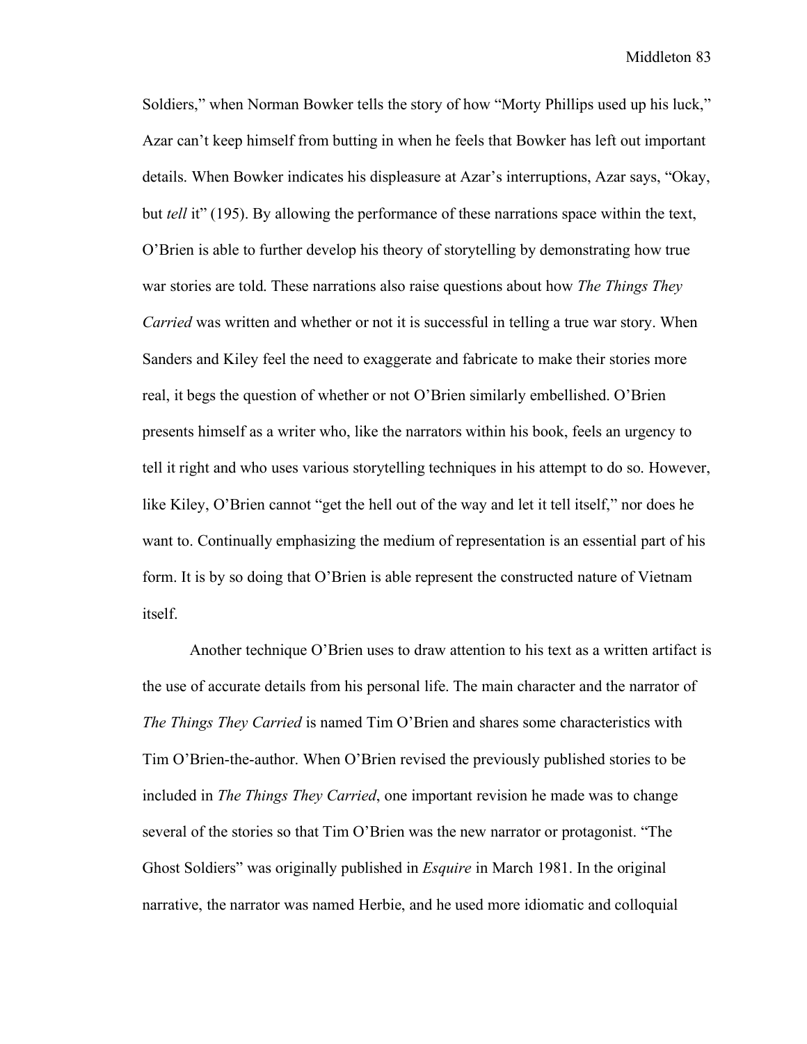Soldiers," when Norman Bowker tells the story of how "Morty Phillips used up his luck," Azar can't keep himself from butting in when he feels that Bowker has left out important details. When Bowker indicates his displeasure at Azar's interruptions, Azar says, "Okay, but *tell* it" (195). By allowing the performance of these narrations space within the text, O'Brien is able to further develop his theory of storytelling by demonstrating how true war stories are told. These narrations also raise questions about how *The Things They Carried* was written and whether or not it is successful in telling a true war story. When Sanders and Kiley feel the need to exaggerate and fabricate to make their stories more real, it begs the question of whether or not O'Brien similarly embellished. O'Brien presents himself as a writer who, like the narrators within his book, feels an urgency to tell it right and who uses various storytelling techniques in his attempt to do so. However, like Kiley, O'Brien cannot "get the hell out of the way and let it tell itself," nor does he want to. Continually emphasizing the medium of representation is an essential part of his form. It is by so doing that O'Brien is able represent the constructed nature of Vietnam itself.

Another technique O'Brien uses to draw attention to his text as a written artifact is the use of accurate details from his personal life. The main character and the narrator of *The Things They Carried* is named Tim O'Brien and shares some characteristics with Tim O'Brien-the-author. When O'Brien revised the previously published stories to be included in *The Things They Carried*, one important revision he made was to change several of the stories so that Tim O'Brien was the new narrator or protagonist. "The Ghost Soldiers" was originally published in *Esquire* in March 1981. In the original narrative, the narrator was named Herbie, and he used more idiomatic and colloquial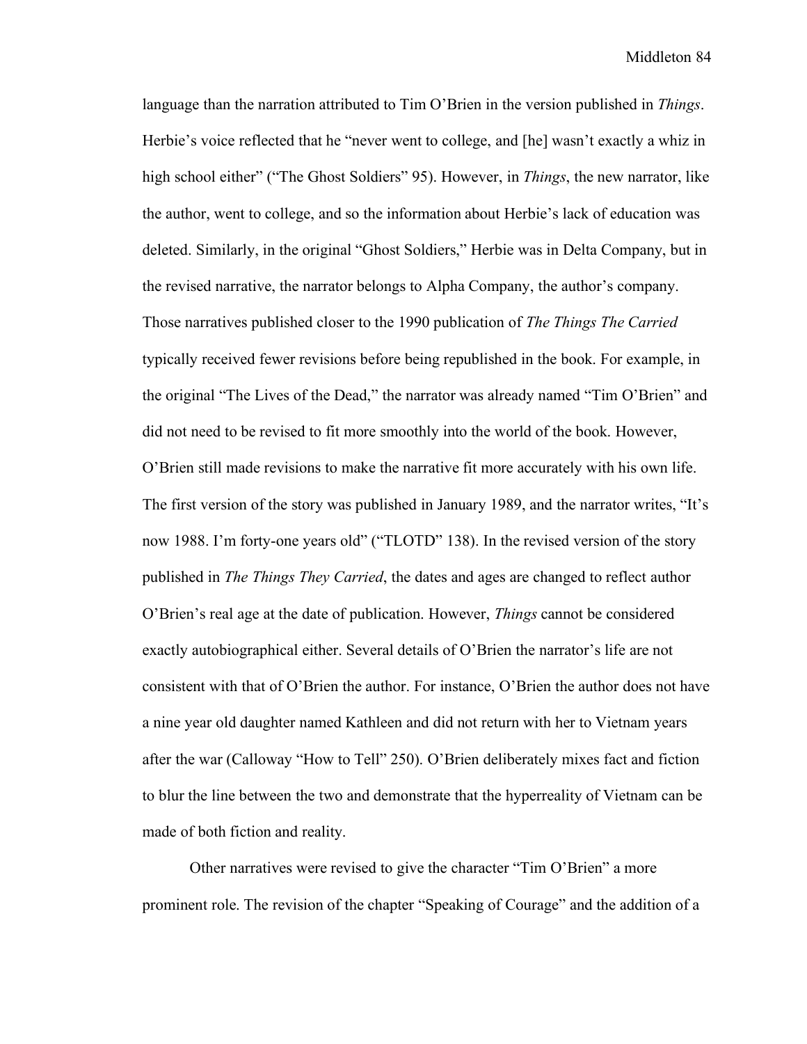language than the narration attributed to Tim O'Brien in the version published in *Things*. Herbie's voice reflected that he "never went to college, and [he] wasn't exactly a whiz in high school either" ("The Ghost Soldiers" 95). However, in *Things*, the new narrator, like the author, went to college, and so the information about Herbie's lack of education was deleted. Similarly, in the original "Ghost Soldiers," Herbie was in Delta Company, but in the revised narrative, the narrator belongs to Alpha Company, the author's company. Those narratives published closer to the 1990 publication of *The Things The Carried* typically received fewer revisions before being republished in the book. For example, in the original "The Lives of the Dead," the narrator was already named "Tim O'Brien" and did not need to be revised to fit more smoothly into the world of the book. However, O'Brien still made revisions to make the narrative fit more accurately with his own life. The first version of the story was published in January 1989, and the narrator writes, "It's now 1988. I'm forty-one years old" ("TLOTD" 138). In the revised version of the story published in *The Things They Carried*, the dates and ages are changed to reflect author O'Brien's real age at the date of publication. However, *Things* cannot be considered exactly autobiographical either. Several details of O'Brien the narrator's life are not consistent with that of O'Brien the author. For instance, O'Brien the author does not have a nine year old daughter named Kathleen and did not return with her to Vietnam years after the war (Calloway "How to Tell" 250). O'Brien deliberately mixes fact and fiction to blur the line between the two and demonstrate that the hyperreality of Vietnam can be made of both fiction and reality.

Other narratives were revised to give the character "Tim O'Brien" a more prominent role. The revision of the chapter "Speaking of Courage" and the addition of a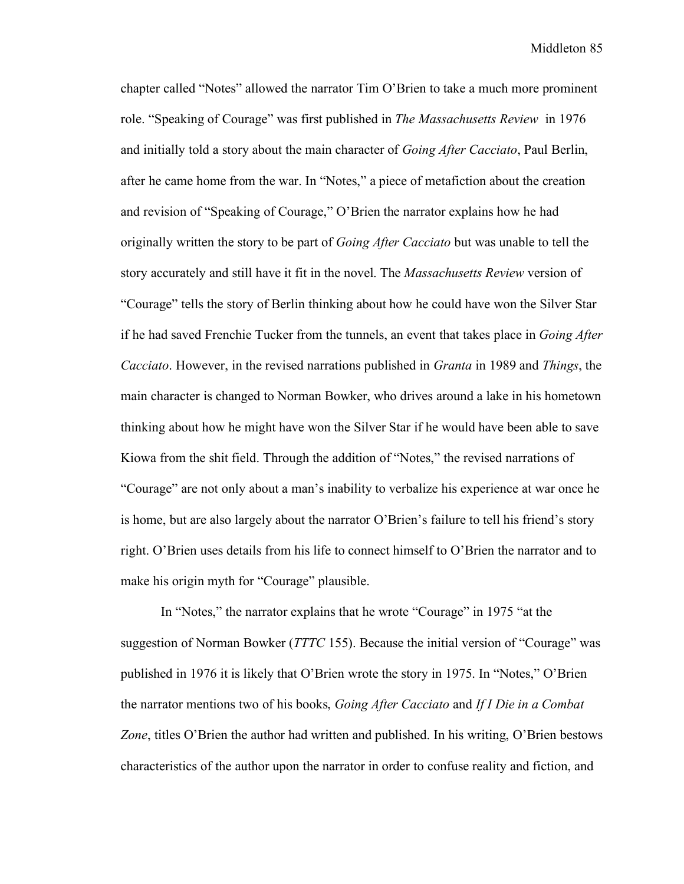chapter called "Notes" allowed the narrator Tim O'Brien to take a much more prominent role. "Speaking of Courage" was first published in *The Massachusetts Review* in 1976 and initially told a story about the main character of *Going After Cacciato*, Paul Berlin, after he came home from the war. In "Notes," a piece of metafiction about the creation and revision of "Speaking of Courage," O'Brien the narrator explains how he had originally written the story to be part of *Going After Cacciato* but was unable to tell the story accurately and still have it fit in the novel. The *Massachusetts Review* version of "Courage" tells the story of Berlin thinking about how he could have won the Silver Star if he had saved Frenchie Tucker from the tunnels, an event that takes place in *Going After Cacciato*. However, in the revised narrations published in *Granta* in 1989 and *Things*, the main character is changed to Norman Bowker, who drives around a lake in his hometown thinking about how he might have won the Silver Star if he would have been able to save Kiowa from the shit field. Through the addition of "Notes," the revised narrations of "Courage" are not only about a man's inability to verbalize his experience at war once he is home, but are also largely about the narrator O'Brien's failure to tell his friend's story right. O'Brien uses details from his life to connect himself to O'Brien the narrator and to make his origin myth for "Courage" plausible.

In "Notes," the narrator explains that he wrote "Courage" in 1975 "at the suggestion of Norman Bowker (*TTTC* 155). Because the initial version of "Courage" was published in 1976 it is likely that O'Brien wrote the story in 1975. In "Notes," O'Brien the narrator mentions two of his books, *Going After Cacciato* and *If I Die in a Combat Zone*, titles O'Brien the author had written and published. In his writing, O'Brien bestows characteristics of the author upon the narrator in order to confuse reality and fiction, and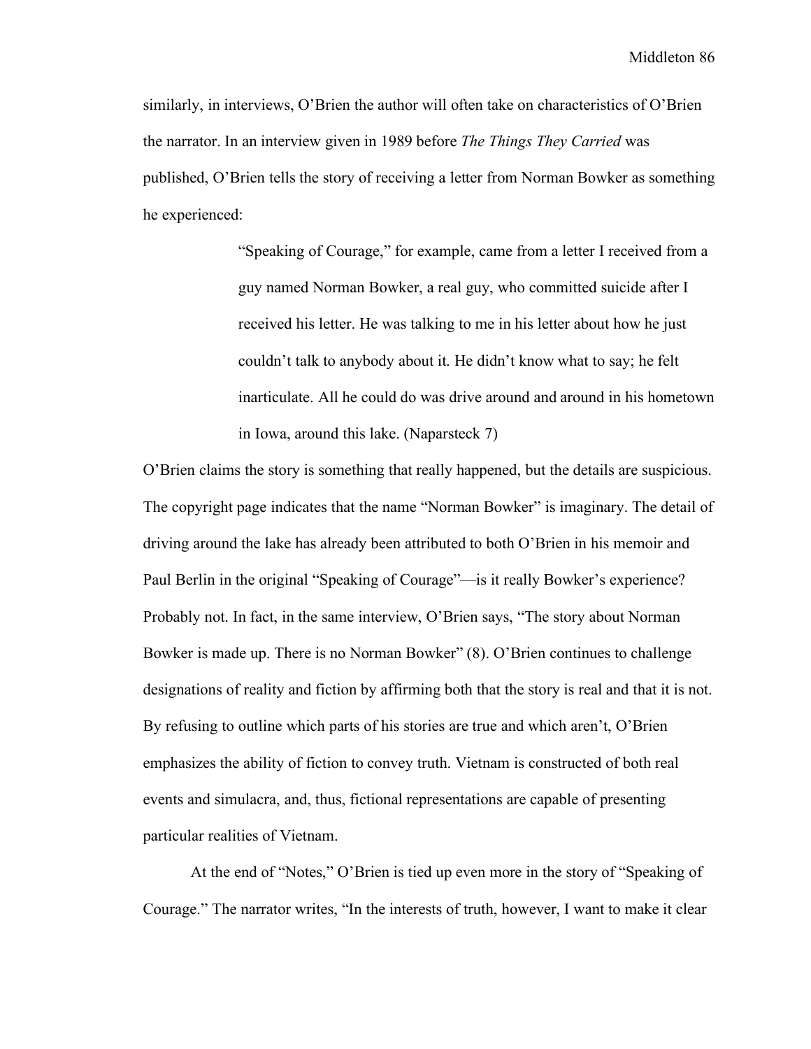similarly, in interviews, O'Brien the author will often take on characteristics of O'Brien the narrator. In an interview given in 1989 before *The Things They Carried* was published, O'Brien tells the story of receiving a letter from Norman Bowker as something he experienced:

> "Speaking of Courage," for example, came from a letter I received from a guy named Norman Bowker, a real guy, who committed suicide after I received his letter. He was talking to me in his letter about how he just couldn't talk to anybody about it. He didn't know what to say; he felt inarticulate. All he could do was drive around and around in his hometown in Iowa, around this lake. (Naparsteck 7)

O'Brien claims the story is something that really happened, but the details are suspicious. The copyright page indicates that the name "Norman Bowker" is imaginary. The detail of driving around the lake has already been attributed to both O'Brien in his memoir and Paul Berlin in the original "Speaking of Courage"—is it really Bowker's experience? Probably not. In fact, in the same interview, O'Brien says, "The story about Norman Bowker is made up. There is no Norman Bowker" (8). O'Brien continues to challenge designations of reality and fiction by affirming both that the story is real and that it is not. By refusing to outline which parts of his stories are true and which aren't, O'Brien emphasizes the ability of fiction to convey truth. Vietnam is constructed of both real events and simulacra, and, thus, fictional representations are capable of presenting particular realities of Vietnam.

At the end of "Notes," O'Brien is tied up even more in the story of "Speaking of Courage." The narrator writes, "In the interests of truth, however, I want to make it clear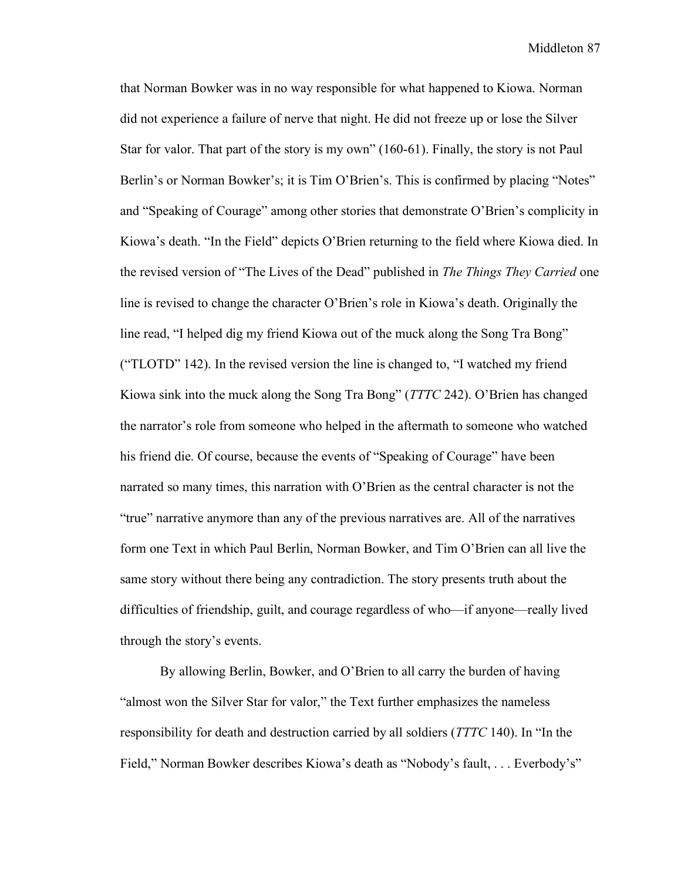that Norman Bowker was in no way responsible for what happened to Kiowa. Norman did not experience a failure of nerve that night. He did not freeze up or lose the Silver Star for valor. That part of the story is my own" (160-61). Finally, the story is not Paul Berlin's or Norman Bowker's; it is Tim O'Brien's. This is confirmed by placing "Notes" and "Speaking of Courage" among other stories that demonstrate O'Brien's complicity in Kiowa's death. "In the Field" depicts O'Brien returning to the field where Kiowa died. In the revised version of "The Lives of the Dead" published in *The Things They Carried* one line is revised to change the character O'Brien's role in Kiowa's death. Originally the line read, "I helped dig my friend Kiowa out of the muck along the Song Tra Bong" ("TLOTD" 142). In the revised version the line is changed to, "I watched my friend Kiowa sink into the muck along the Song Tra Bong" (*TTTC* 242). O'Brien has changed the narrator's role from someone who helped in the aftermath to someone who watched his friend die. Of course, because the events of "Speaking of Courage" have been narrated so many times, this narration with O'Brien as the central character is not the "true" narrative anymore than any of the previous narratives are. All of the narratives form one Text in which Paul Berlin, Norman Bowker, and Tim O'Brien can all live the same story without there being any contradiction. The story presents truth about the difficulties of friendship, guilt, and courage regardless of who—if anyone—really lived through the story's events.

By allowing Berlin, Bowker, and O'Brien to all carry the burden of having "almost won the Silver Star for valor," the Text further emphasizes the nameless responsibility for death and destruction carried by all soldiers (*TTTC* 140). In "In the Field," Norman Bowker describes Kiowa's death as "Nobody's fault, . . . Everbody's"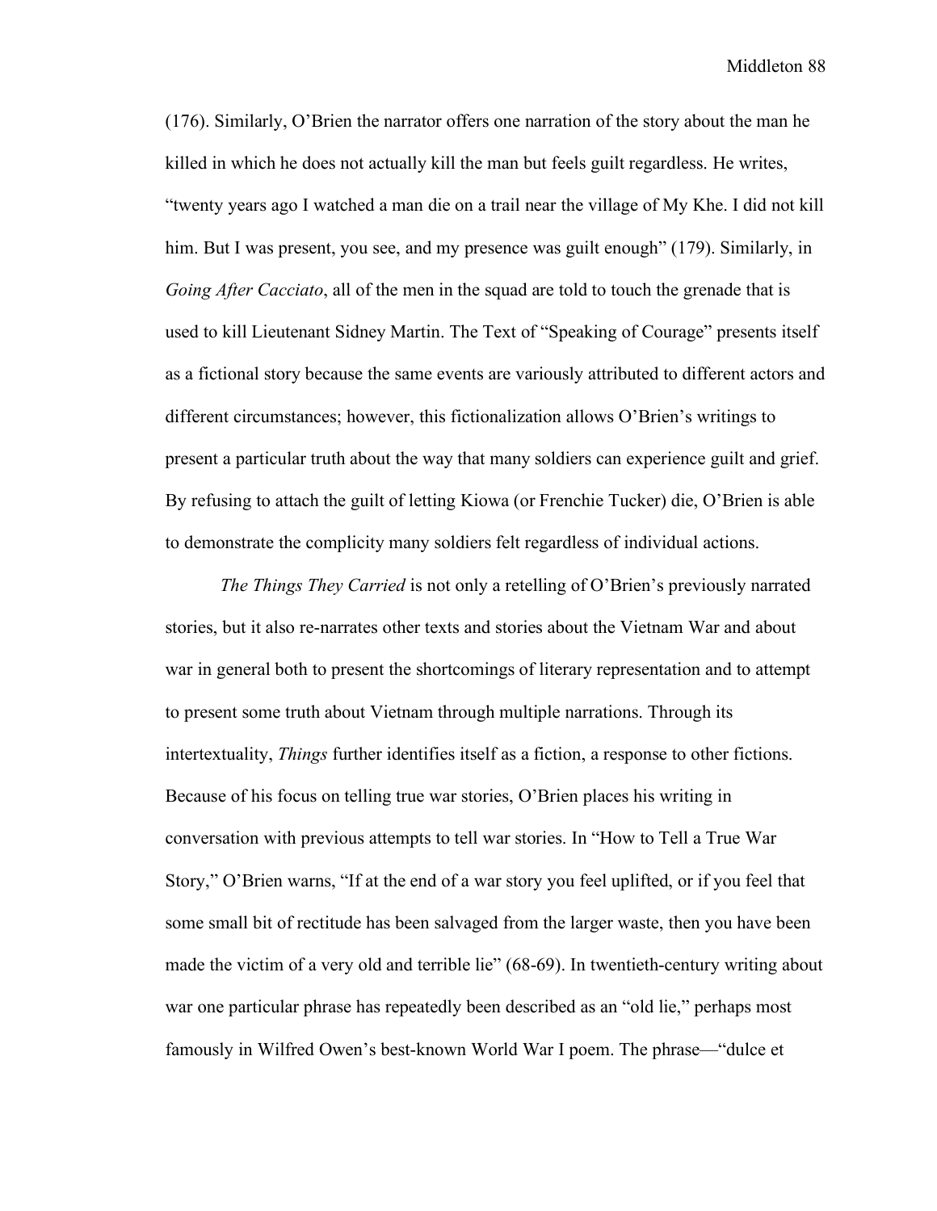(176). Similarly, O'Brien the narrator offers one narration of the story about the man he killed in which he does not actually kill the man but feels guilt regardless. He writes, "twenty years ago I watched a man die on a trail near the village of My Khe. I did not kill him. But I was present, you see, and my presence was guilt enough" (179). Similarly, in *Going After Cacciato*, all of the men in the squad are told to touch the grenade that is used to kill Lieutenant Sidney Martin. The Text of "Speaking of Courage" presents itself as a fictional story because the same events are variously attributed to different actors and different circumstances; however, this fictionalization allows O'Brien's writings to present a particular truth about the way that many soldiers can experience guilt and grief. By refusing to attach the guilt of letting Kiowa (or Frenchie Tucker) die, O'Brien is able to demonstrate the complicity many soldiers felt regardless of individual actions.

*The Things They Carried* is not only a retelling of O'Brien's previously narrated stories, but it also re-narrates other texts and stories about the Vietnam War and about war in general both to present the shortcomings of literary representation and to attempt to present some truth about Vietnam through multiple narrations. Through its intertextuality, *Things* further identifies itself as a fiction, a response to other fictions. Because of his focus on telling true war stories, O'Brien places his writing in conversation with previous attempts to tell war stories. In "How to Tell a True War Story," O'Brien warns, "If at the end of a war story you feel uplifted, or if you feel that some small bit of rectitude has been salvaged from the larger waste, then you have been made the victim of a very old and terrible lie" (68-69). In twentieth-century writing about war one particular phrase has repeatedly been described as an "old lie," perhaps most famously in Wilfred Owen's best-known World War I poem. The phrase—"dulce et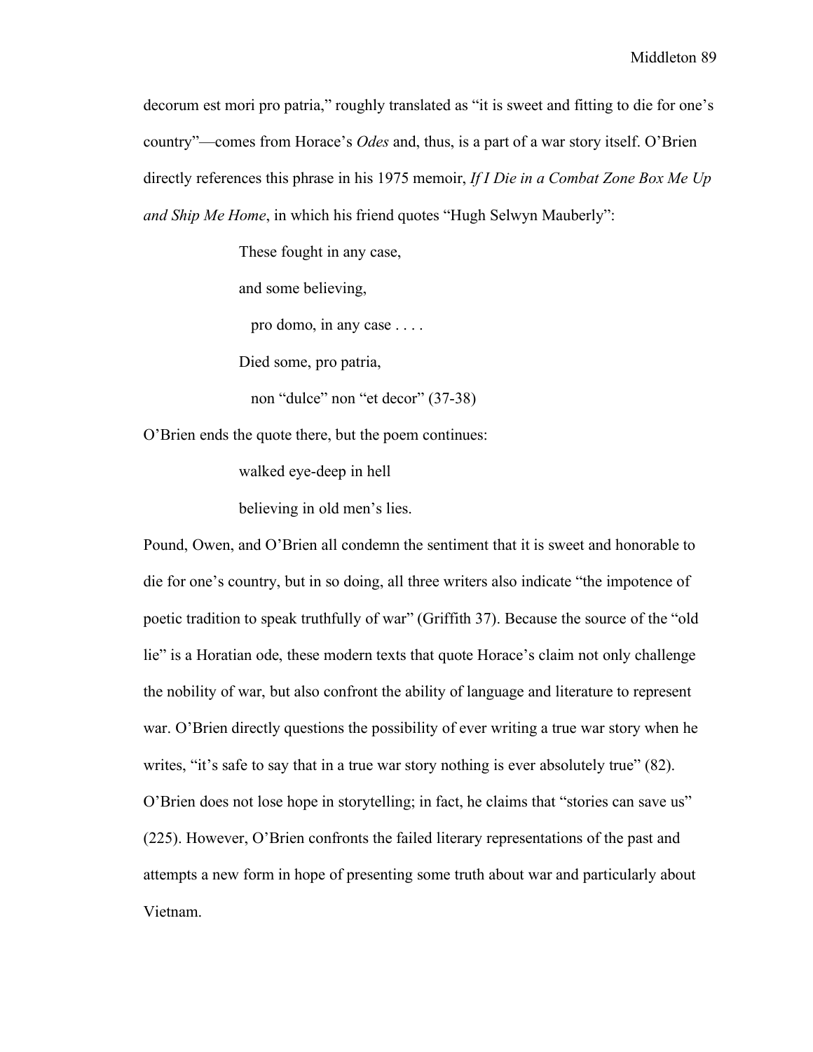decorum est mori pro patria," roughly translated as "it is sweet and fitting to die for one's country"—comes from Horace's *Odes* and, thus, is a part of a war story itself. O'Brien directly references this phrase in his 1975 memoir, *If I Die in a Combat Zone Box Me Up and Ship Me Home*, in which his friend quotes "Hugh Selwyn Mauberly":

> These fought in any case,
>
> and some believing,
>
> pro domo, in any case . . . .
>
> Died some, pro patria,
>
> non "dulce" non "et decor" (37-38)

O'Brien ends the quote there, but the poem continues:

> walked eye-deep in hell
>
> believing in old men's lies.

Pound, Owen, and O'Brien all condemn the sentiment that it is sweet and honorable to die for one's country, but in so doing, all three writers also indicate "the impotence of poetic tradition to speak truthfully of war" (Griffith 37). Because the source of the "old lie" is a Horatian ode, these modern texts that quote Horace's claim not only challenge the nobility of war, but also confront the ability of language and literature to represent war. O'Brien directly questions the possibility of ever writing a true war story when he writes, "it's safe to say that in a true war story nothing is ever absolutely true" (82). O'Brien does not lose hope in storytelling; in fact, he claims that "stories can save us" (225). However, O'Brien confronts the failed literary representations of the past and attempts a new form in hope of presenting some truth about war and particularly about Vietnam.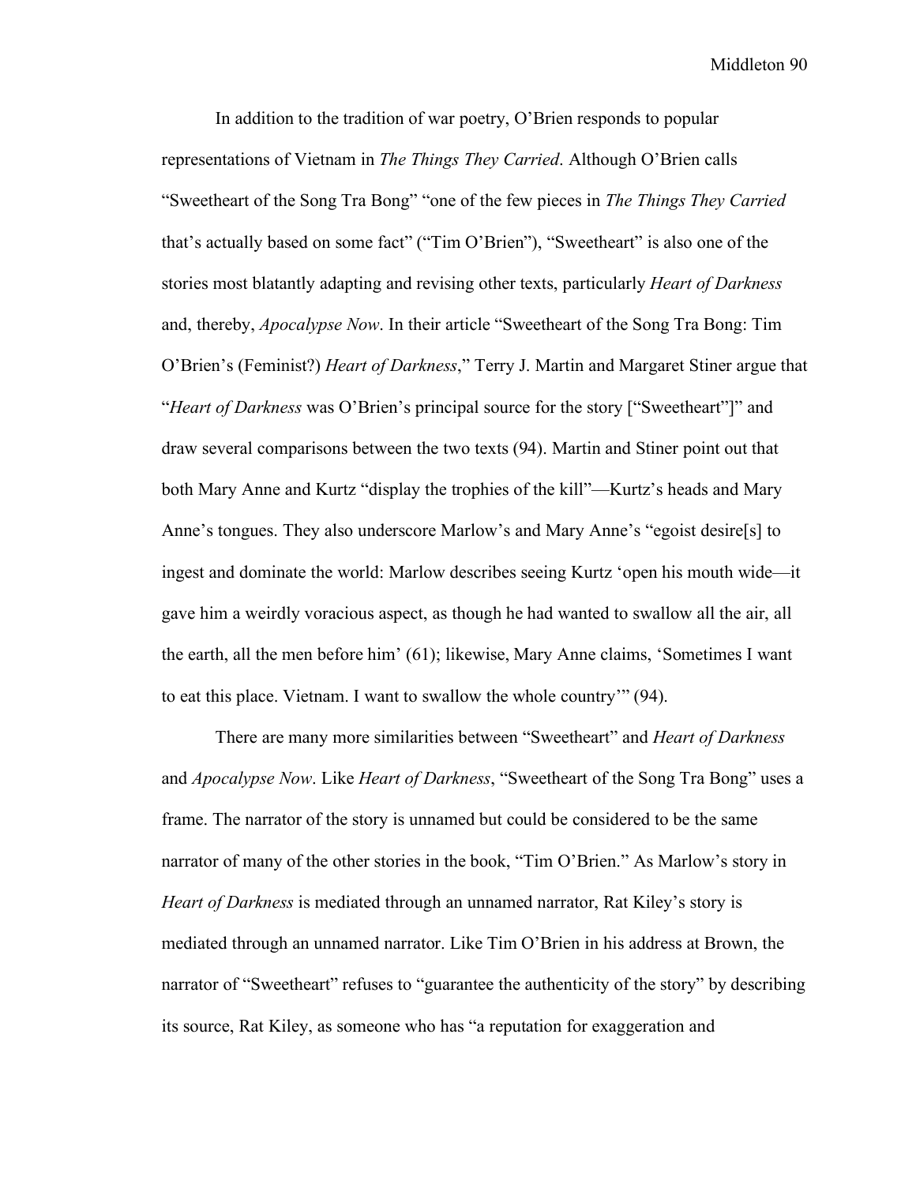In addition to the tradition of war poetry, O'Brien responds to popular representations of Vietnam in *The Things They Carried*. Although O'Brien calls "Sweetheart of the Song Tra Bong" "one of the few pieces in *The Things They Carried* that's actually based on some fact" ("Tim O'Brien"), "Sweetheart" is also one of the stories most blatantly adapting and revising other texts, particularly *Heart of Darkness* and, thereby, *Apocalypse Now*. In their article "Sweetheart of the Song Tra Bong: Tim O'Brien's (Feminist?) *Heart of Darkness*," Terry J. Martin and Margaret Stiner argue that "*Heart of Darkness* was O'Brien's principal source for the story ["Sweetheart"]" and draw several comparisons between the two texts (94). Martin and Stiner point out that both Mary Anne and Kurtz "display the trophies of the kill"—Kurtz's heads and Mary Anne's tongues. They also underscore Marlow's and Mary Anne's "egoist desire[s] to ingest and dominate the world: Marlow describes seeing Kurtz 'open his mouth wide—it gave him a weirdly voracious aspect, as though he had wanted to swallow all the air, all the earth, all the men before him' (61); likewise, Mary Anne claims, 'Sometimes I want to eat this place. Vietnam. I want to swallow the whole country'" (94).

There are many more similarities between "Sweetheart" and *Heart of Darkness* and *Apocalypse Now*. Like *Heart of Darkness*, "Sweetheart of the Song Tra Bong" uses a frame. The narrator of the story is unnamed but could be considered to be the same narrator of many of the other stories in the book, "Tim O'Brien." As Marlow's story in *Heart of Darkness* is mediated through an unnamed narrator, Rat Kiley's story is mediated through an unnamed narrator. Like Tim O'Brien in his address at Brown, the narrator of "Sweetheart" refuses to "guarantee the authenticity of the story" by describing its source, Rat Kiley, as someone who has "a reputation for exaggeration and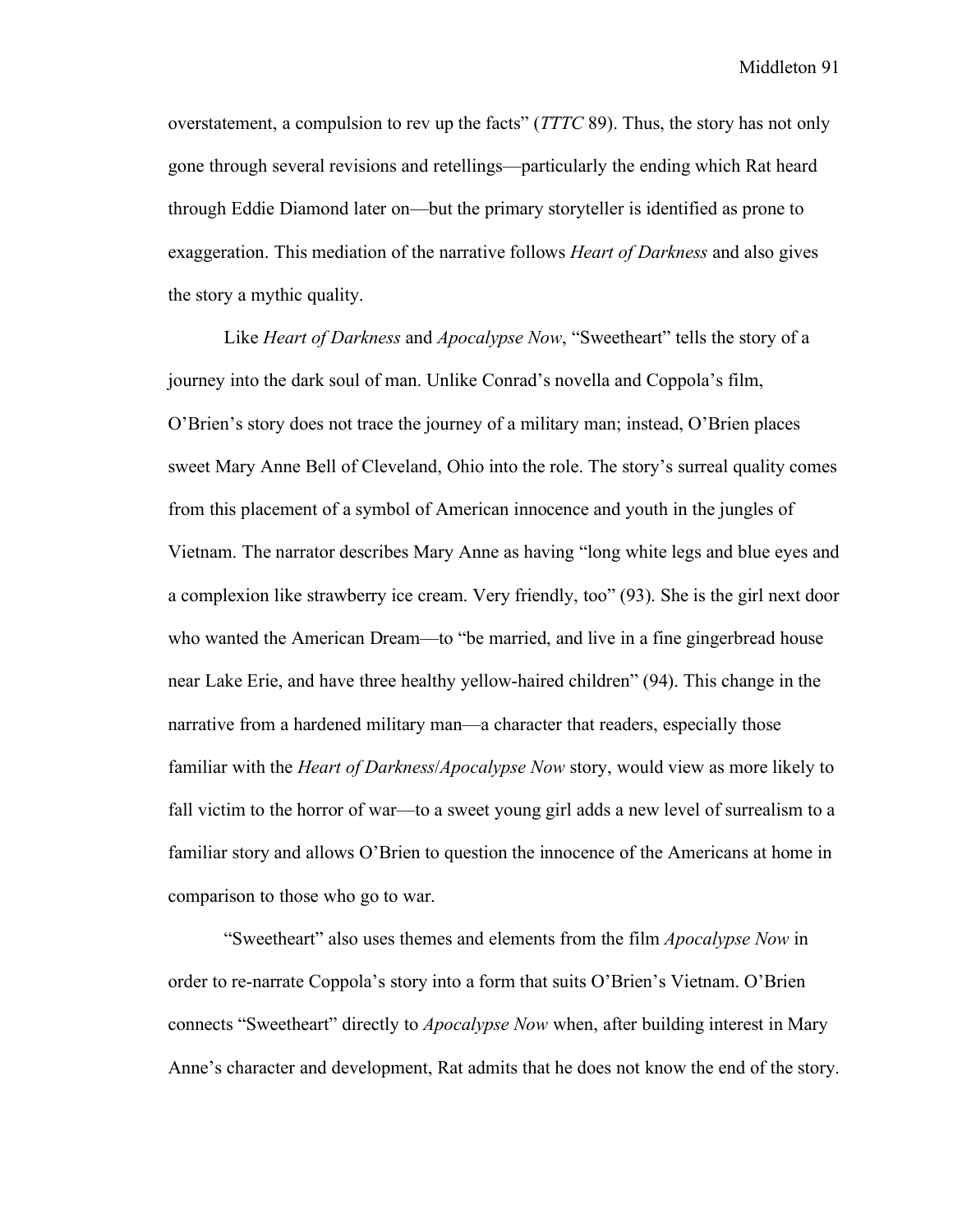overstatement, a compulsion to rev up the facts" (*TTTC* 89). Thus, the story has not only gone through several revisions and retellings—particularly the ending which Rat heard through Eddie Diamond later on—but the primary storyteller is identified as prone to exaggeration. This mediation of the narrative follows *Heart of Darkness* and also gives the story a mythic quality.

Like *Heart of Darkness* and *Apocalypse Now*, "Sweetheart" tells the story of a journey into the dark soul of man. Unlike Conrad's novella and Coppola's film, O'Brien's story does not trace the journey of a military man; instead, O'Brien places sweet Mary Anne Bell of Cleveland, Ohio into the role. The story's surreal quality comes from this placement of a symbol of American innocence and youth in the jungles of Vietnam. The narrator describes Mary Anne as having "long white legs and blue eyes and a complexion like strawberry ice cream. Very friendly, too" (93). She is the girl next door who wanted the American Dream—to "be married, and live in a fine gingerbread house near Lake Erie, and have three healthy yellow-haired children" (94). This change in the narrative from a hardened military man—a character that readers, especially those familiar with the *Heart of Darkness*/*Apocalypse Now* story, would view as more likely to fall victim to the horror of war—to a sweet young girl adds a new level of surrealism to a familiar story and allows O'Brien to question the innocence of the Americans at home in comparison to those who go to war.

"Sweetheart" also uses themes and elements from the film *Apocalypse Now* in order to re-narrate Coppola's story into a form that suits O'Brien's Vietnam. O'Brien connects "Sweetheart" directly to *Apocalypse Now* when, after building interest in Mary Anne's character and development, Rat admits that he does not know the end of the story.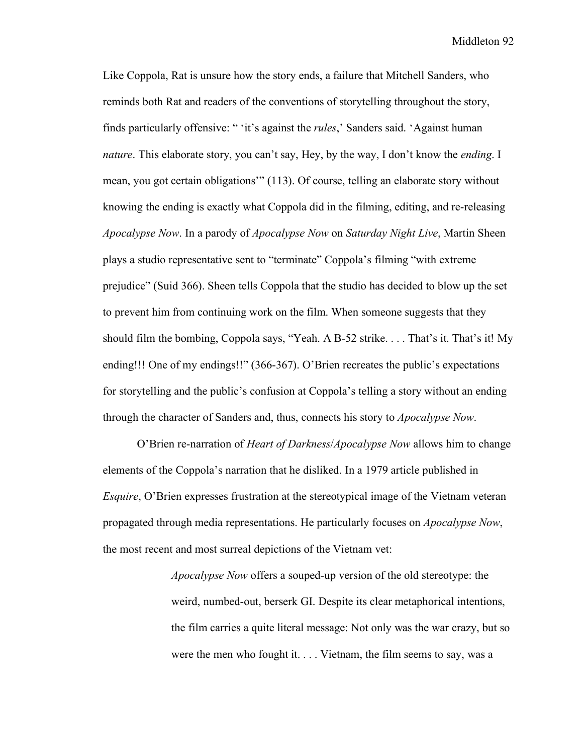Like Coppola, Rat is unsure how the story ends, a failure that Mitchell Sanders, who reminds both Rat and readers of the conventions of storytelling throughout the story, finds particularly offensive: " 'it's against the *rules*,' Sanders said. 'Against human *nature*. This elaborate story, you can't say, Hey, by the way, I don't know the *ending*. I mean, you got certain obligations' " (113). Of course, telling an elaborate story without knowing the ending is exactly what Coppola did in the filming, editing, and re-releasing *Apocalypse Now*. In a parody of *Apocalypse Now* on *Saturday Night Live*, Martin Sheen plays a studio representative sent to "terminate" Coppola's filming "with extreme prejudice" (Suid 366). Sheen tells Coppola that the studio has decided to blow up the set to prevent him from continuing work on the film. When someone suggests that they should film the bombing, Coppola says, "Yeah. A B-52 strike. . . . That's it. That's it! My ending!!! One of my endings!!" (366-367). O'Brien recreates the public's expectations for storytelling and the public's confusion at Coppola's telling a story without an ending through the character of Sanders and, thus, connects his story to *Apocalypse Now*.

O'Brien re-narration of *Heart of Darkness*/*Apocalypse Now* allows him to change elements of the Coppola's narration that he disliked. In a 1979 article published in *Esquire*, O'Brien expresses frustration at the stereotypical image of the Vietnam veteran propagated through media representations. He particularly focuses on *Apocalypse Now*, the most recent and most surreal depictions of the Vietnam vet:

> *Apocalypse Now* offers a souped-up version of the old stereotype: the weird, numbed-out, berserk GI. Despite its clear metaphorical intentions, the film carries a quite literal message: Not only was the war crazy, but so were the men who fought it. . . . Vietnam, the film seems to say, was a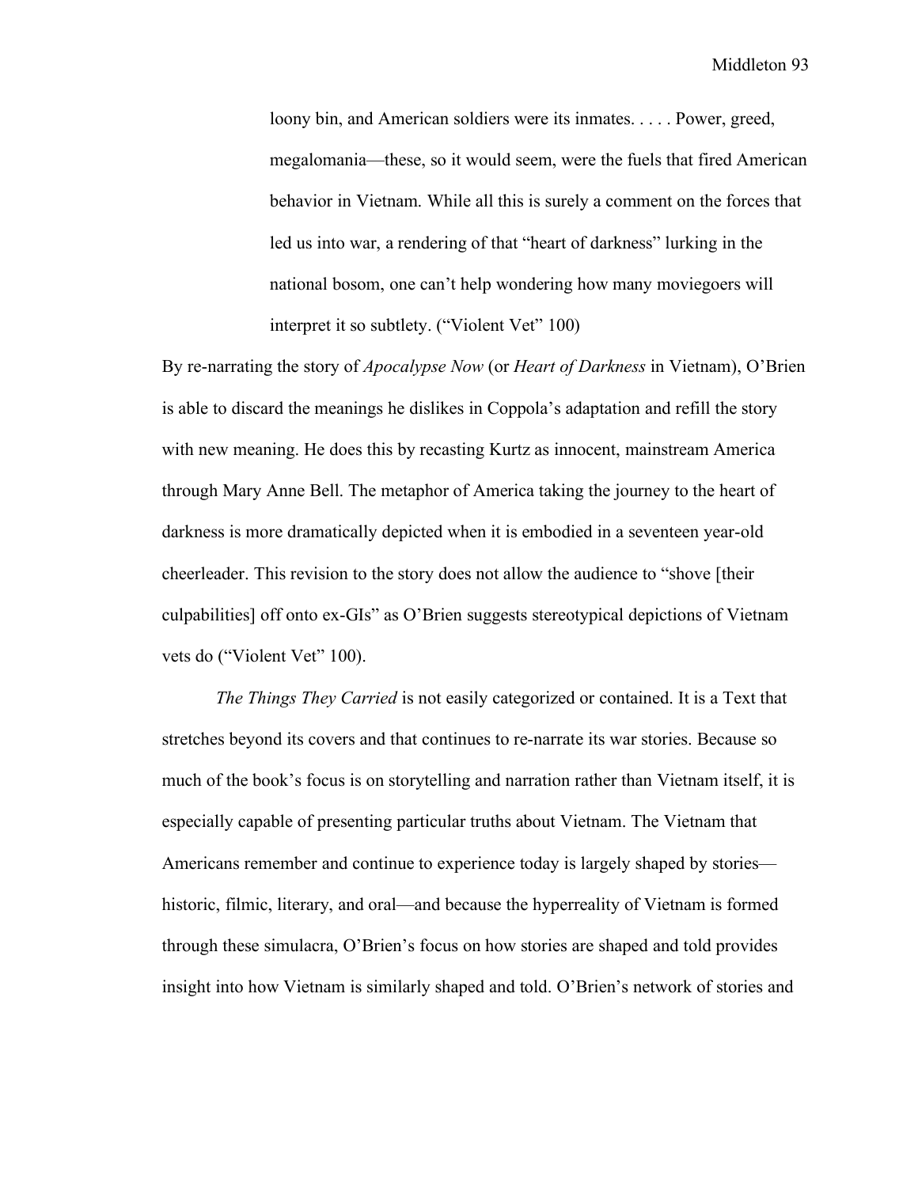> loony bin, and American soldiers were its inmates. . . . . Power, greed, megalomania—these, so it would seem, were the fuels that fired American behavior in Vietnam. While all this is surely a comment on the forces that led us into war, a rendering of that "heart of darkness" lurking in the national bosom, one can't help wondering how many moviegoers will interpret it so subtlety. ("Violent Vet" 100)

By re-narrating the story of *Apocalypse Now* (or *Heart of Darkness* in Vietnam), O'Brien is able to discard the meanings he dislikes in Coppola's adaptation and refill the story with new meaning. He does this by recasting Kurtz as innocent, mainstream America through Mary Anne Bell. The metaphor of America taking the journey to the heart of darkness is more dramatically depicted when it is embodied in a seventeen year-old cheerleader. This revision to the story does not allow the audience to "shove [their culpabilities] off onto ex-GIs" as O'Brien suggests stereotypical depictions of Vietnam vets do ("Violent Vet" 100).

*The Things They Carried* is not easily categorized or contained. It is a Text that stretches beyond its covers and that continues to re-narrate its war stories. Because so much of the book's focus is on storytelling and narration rather than Vietnam itself, it is especially capable of presenting particular truths about Vietnam. The Vietnam that Americans remember and continue to experience today is largely shaped by stories—historic, filmic, literary, and oral—and because the hyperreality of Vietnam is formed through these simulacra, O'Brien's focus on how stories are shaped and told provides insight into how Vietnam is similarly shaped and told. O'Brien's network of stories and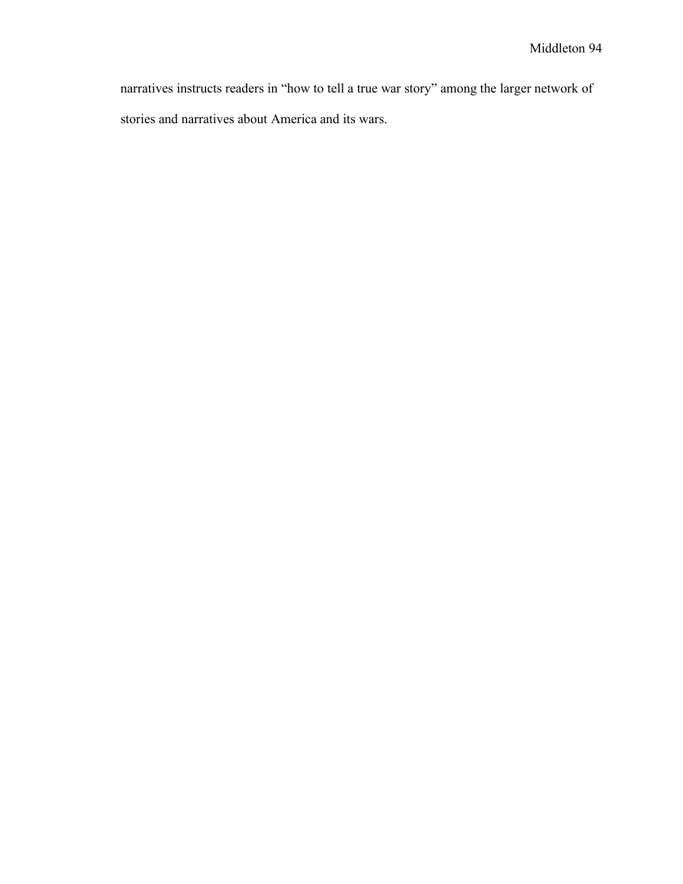narratives instructs readers in “how to tell a true war story” among the larger network of stories and narratives about America and its wars.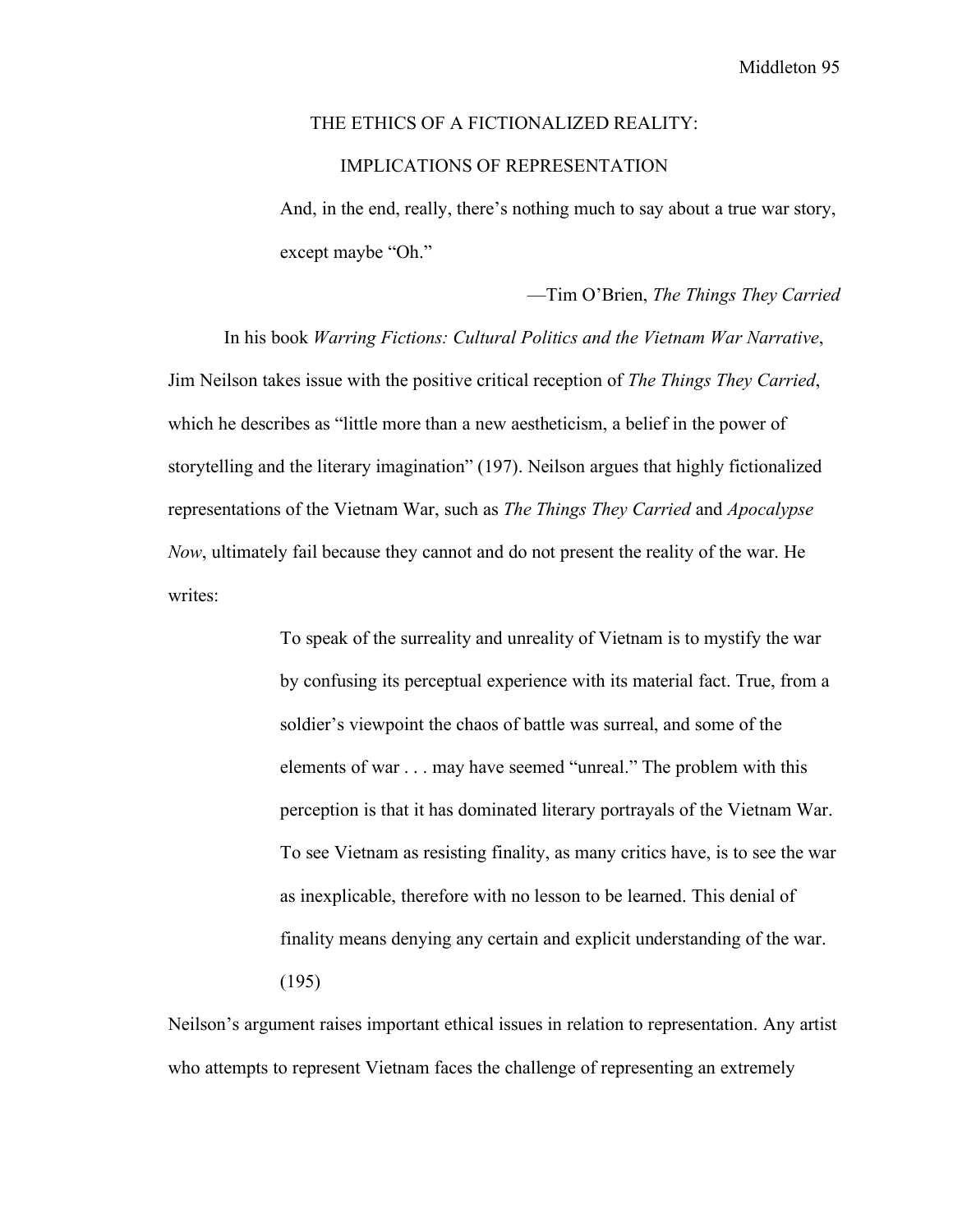# THE ETHICS OF A FICTIONALIZED REALITY:
# IMPLICATIONS OF REPRESENTATION

> And, in the end, really, there's nothing much to say about a true war story, except maybe "Oh."
>
> —Tim O'Brien, *The Things They Carried*

In his book *Warring Fictions: Cultural Politics and the Vietnam War Narrative*, Jim Neilson takes issue with the positive critical reception of *The Things They Carried*, which he describes as "little more than a new aestheticism, a belief in the power of storytelling and the literary imagination" (197). Neilson argues that highly fictionalized representations of the Vietnam War, such as *The Things They Carried* and *Apocalypse Now*, ultimately fail because they cannot and do not present the reality of the war. He writes:

> To speak of the surreality and unreality of Vietnam is to mystify the war by confusing its perceptual experience with its material fact. True, from a soldier's viewpoint the chaos of battle was surreal, and some of the elements of war . . . may have seemed "unreal." The problem with this perception is that it has dominated literary portrayals of the Vietnam War. To see Vietnam as resisting finality, as many critics have, is to see the war as inexplicable, therefore with no lesson to be learned. This denial of finality means denying any certain and explicit understanding of the war. (195)

Neilson's argument raises important ethical issues in relation to representation. Any artist who attempts to represent Vietnam faces the challenge of representing an extremely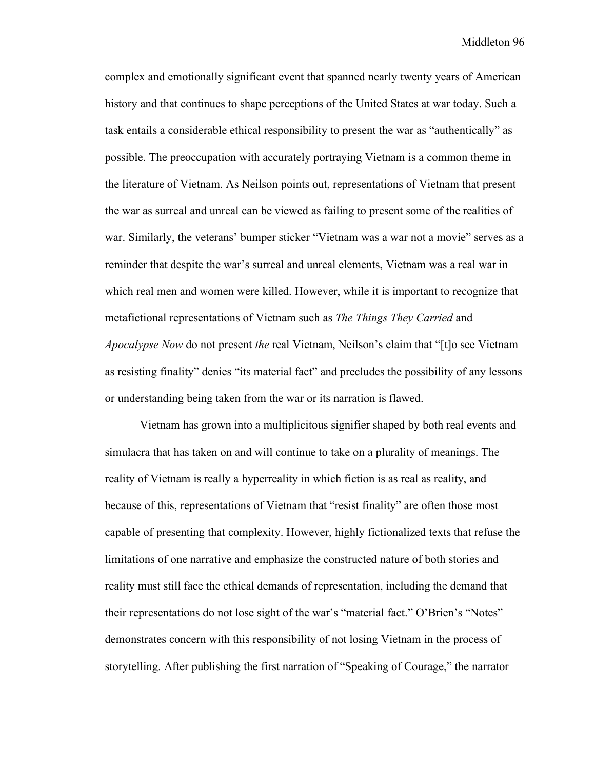complex and emotionally significant event that spanned nearly twenty years of American history and that continues to shape perceptions of the United States at war today. Such a task entails a considerable ethical responsibility to present the war as "authentically" as possible. The preoccupation with accurately portraying Vietnam is a common theme in the literature of Vietnam. As Neilson points out, representations of Vietnam that present the war as surreal and unreal can be viewed as failing to present some of the realities of war. Similarly, the veterans' bumper sticker "Vietnam was a war not a movie" serves as a reminder that despite the war's surreal and unreal elements, Vietnam was a real war in which real men and women were killed. However, while it is important to recognize that metafictional representations of Vietnam such as *The Things They Carried* and *Apocalypse Now* do not present *the* real Vietnam, Neilson's claim that "[t]o see Vietnam as resisting finality" denies "its material fact" and precludes the possibility of any lessons or understanding being taken from the war or its narration is flawed.

Vietnam has grown into a multiplicitous signifier shaped by both real events and simulacra that has taken on and will continue to take on a plurality of meanings. The reality of Vietnam is really a hyperreality in which fiction is as real as reality, and because of this, representations of Vietnam that "resist finality" are often those most capable of presenting that complexity. However, highly fictionalized texts that refuse the limitations of one narrative and emphasize the constructed nature of both stories and reality must still face the ethical demands of representation, including the demand that their representations do not lose sight of the war's "material fact." O'Brien's "Notes" demonstrates concern with this responsibility of not losing Vietnam in the process of storytelling. After publishing the first narration of "Speaking of Courage," the narrator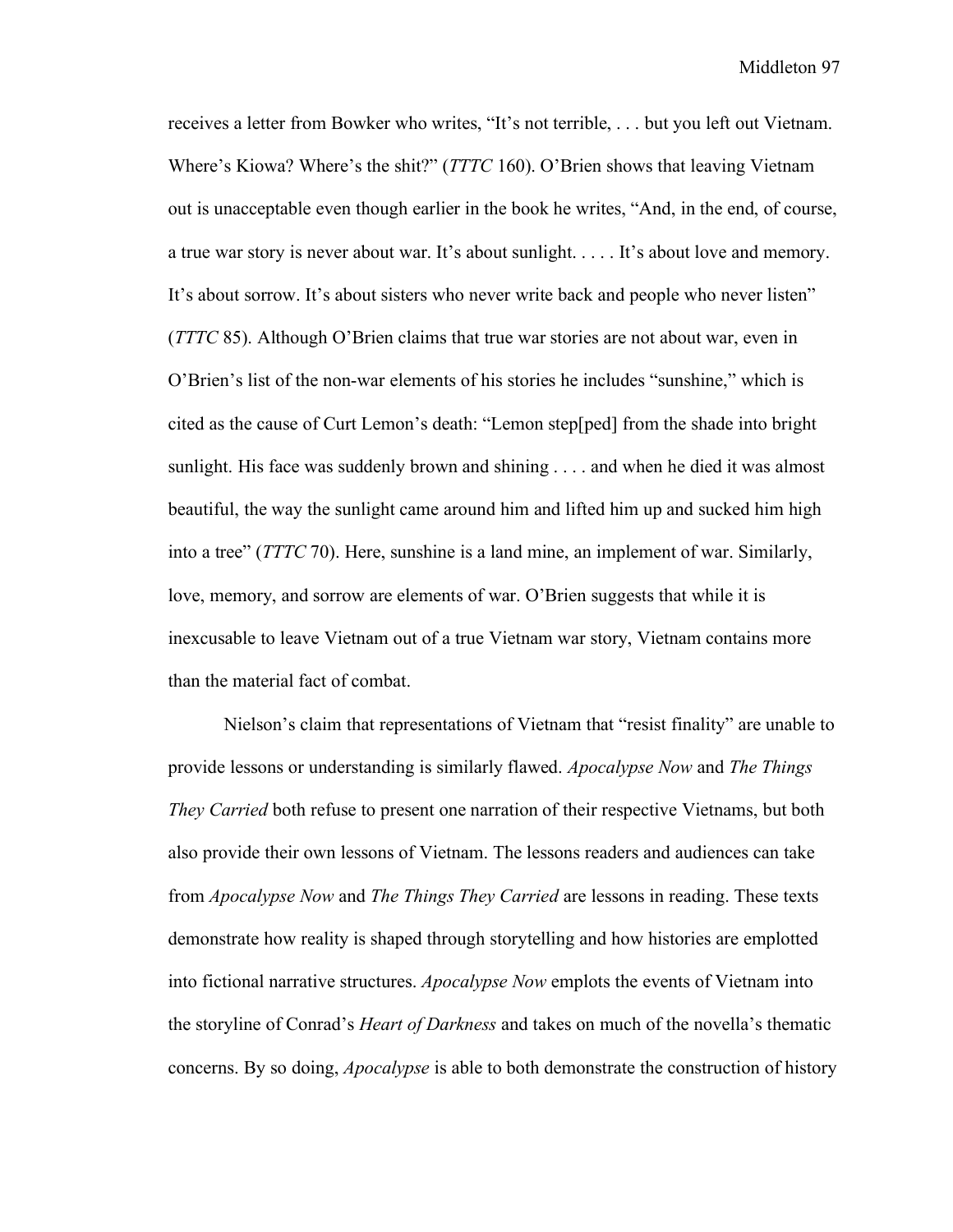receives a letter from Bowker who writes, "It's not terrible, . . . but you left out Vietnam. Where's Kiowa? Where's the shit?" (*TTTC* 160). O'Brien shows that leaving Vietnam out is unacceptable even though earlier in the book he writes, "And, in the end, of course, a true war story is never about war. It's about sunlight. . . . . It's about love and memory. It's about sorrow. It's about sisters who never write back and people who never listen" (*TTTC* 85). Although O'Brien claims that true war stories are not about war, even in O'Brien's list of the non-war elements of his stories he includes "sunshine," which is cited as the cause of Curt Lemon's death: "Lemon step[ped] from the shade into bright sunlight. His face was suddenly brown and shining . . . . and when he died it was almost beautiful, the way the sunlight came around him and lifted him up and sucked him high into a tree" (*TTTC* 70). Here, sunshine is a land mine, an implement of war. Similarly, love, memory, and sorrow are elements of war. O'Brien suggests that while it is inexcusable to leave Vietnam out of a true Vietnam war story, Vietnam contains more than the material fact of combat.

Nielson's claim that representations of Vietnam that "resist finality" are unable to provide lessons or understanding is similarly flawed. *Apocalypse Now* and *The Things They Carried* both refuse to present one narration of their respective Vietnams, but both also provide their own lessons of Vietnam. The lessons readers and audiences can take from *Apocalypse Now* and *The Things They Carried* are lessons in reading. These texts demonstrate how reality is shaped through storytelling and how histories are emplotted into fictional narrative structures. *Apocalypse Now* emplots the events of Vietnam into the storyline of Conrad's *Heart of Darkness* and takes on much of the novella's thematic concerns. By so doing, *Apocalypse* is able to both demonstrate the construction of history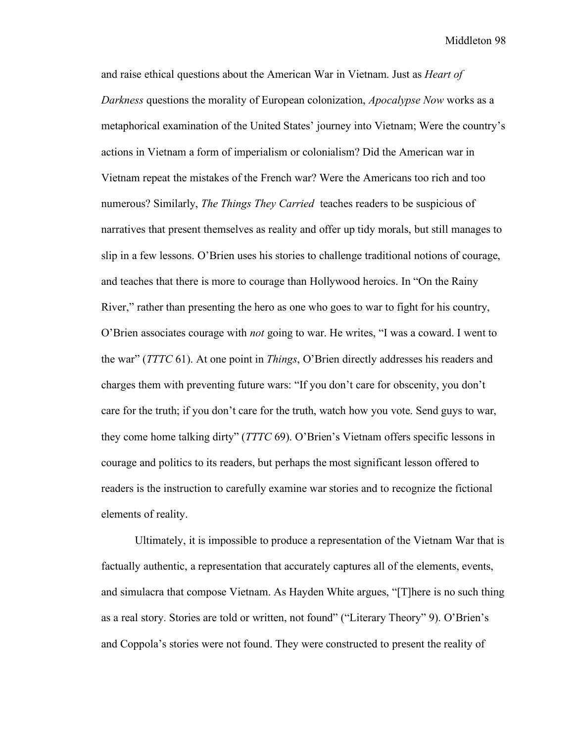and raise ethical questions about the American War in Vietnam. Just as *Heart of Darkness* questions the morality of European colonization, *Apocalypse Now* works as a metaphorical examination of the United States' journey into Vietnam; Were the country's actions in Vietnam a form of imperialism or colonialism? Did the American war in Vietnam repeat the mistakes of the French war? Were the Americans too rich and too numerous? Similarly, *The Things They Carried* teaches readers to be suspicious of narratives that present themselves as reality and offer up tidy morals, but still manages to slip in a few lessons. O'Brien uses his stories to challenge traditional notions of courage, and teaches that there is more to courage than Hollywood heroics. In "On the Rainy River," rather than presenting the hero as one who goes to war to fight for his country, O'Brien associates courage with *not* going to war. He writes, "I was a coward. I went to the war" (*TTTC* 61). At one point in *Things*, O'Brien directly addresses his readers and charges them with preventing future wars: "If you don't care for obscenity, you don't care for the truth; if you don't care for the truth, watch how you vote. Send guys to war, they come home talking dirty" (*TTTC* 69). O'Brien's Vietnam offers specific lessons in courage and politics to its readers, but perhaps the most significant lesson offered to readers is the instruction to carefully examine war stories and to recognize the fictional elements of reality.

Ultimately, it is impossible to produce a representation of the Vietnam War that is factually authentic, a representation that accurately captures all of the elements, events, and simulacra that compose Vietnam. As Hayden White argues, "[T]here is no such thing as a real story. Stories are told or written, not found" ("Literary Theory" 9). O'Brien's and Coppola's stories were not found. They were constructed to present the reality of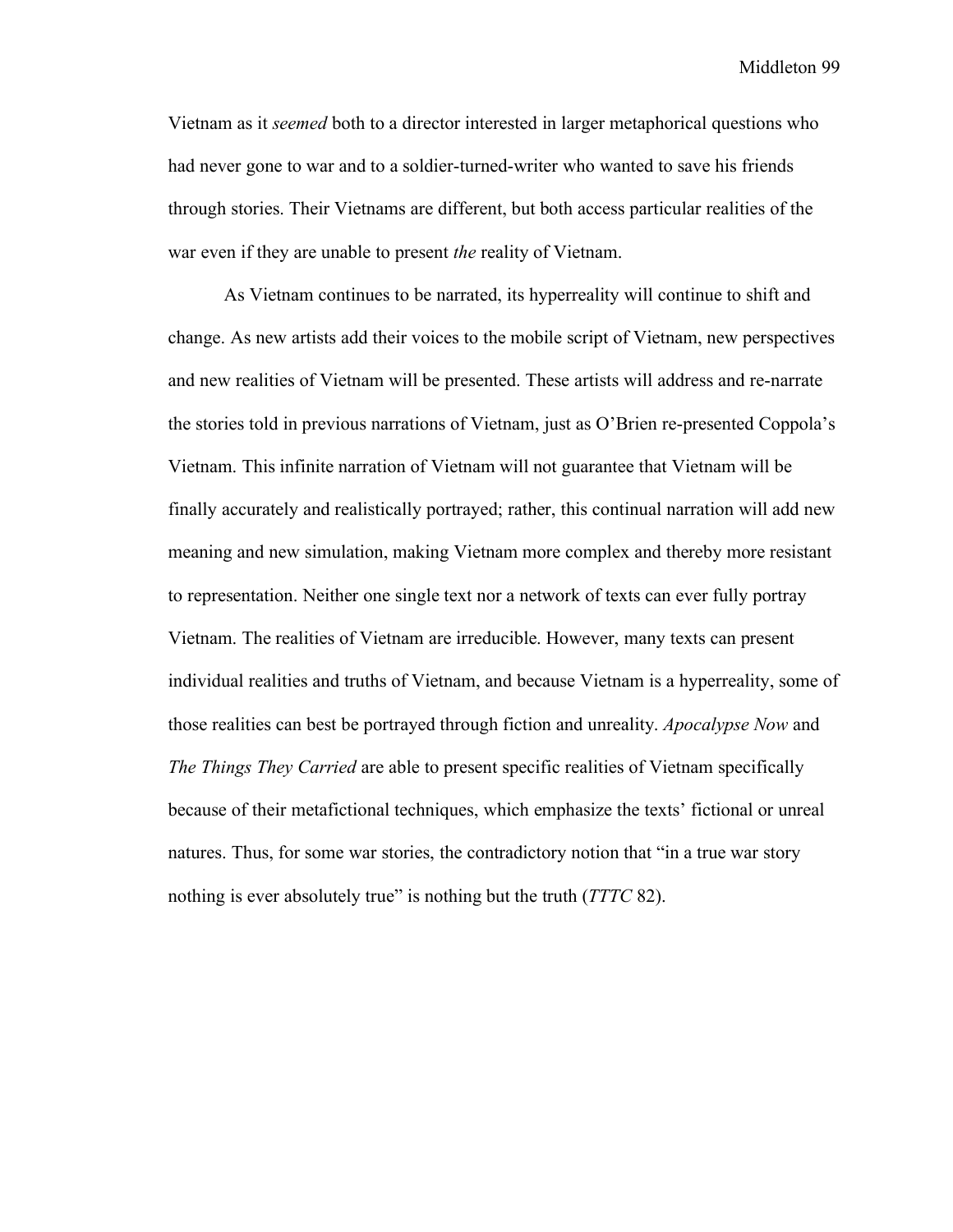Vietnam as it *seemed* both to a director interested in larger metaphorical questions who had never gone to war and to a soldier-turned-writer who wanted to save his friends through stories. Their Vietnams are different, but both access particular realities of the war even if they are unable to present *the* reality of Vietnam.

As Vietnam continues to be narrated, its hyperreality will continue to shift and change. As new artists add their voices to the mobile script of Vietnam, new perspectives and new realities of Vietnam will be presented. These artists will address and re-narrate the stories told in previous narrations of Vietnam, just as O'Brien re-presented Coppola's Vietnam. This infinite narration of Vietnam will not guarantee that Vietnam will be finally accurately and realistically portrayed; rather, this continual narration will add new meaning and new simulation, making Vietnam more complex and thereby more resistant to representation. Neither one single text nor a network of texts can ever fully portray Vietnam. The realities of Vietnam are irreducible. However, many texts can present individual realities and truths of Vietnam, and because Vietnam is a hyperreality, some of those realities can best be portrayed through fiction and unreality. *Apocalypse Now* and *The Things They Carried* are able to present specific realities of Vietnam specifically because of their metafictional techniques, which emphasize the texts' fictional or unreal natures. Thus, for some war stories, the contradictory notion that "in a true war story nothing is ever absolutely true" is nothing but the truth (*TTTC* 82).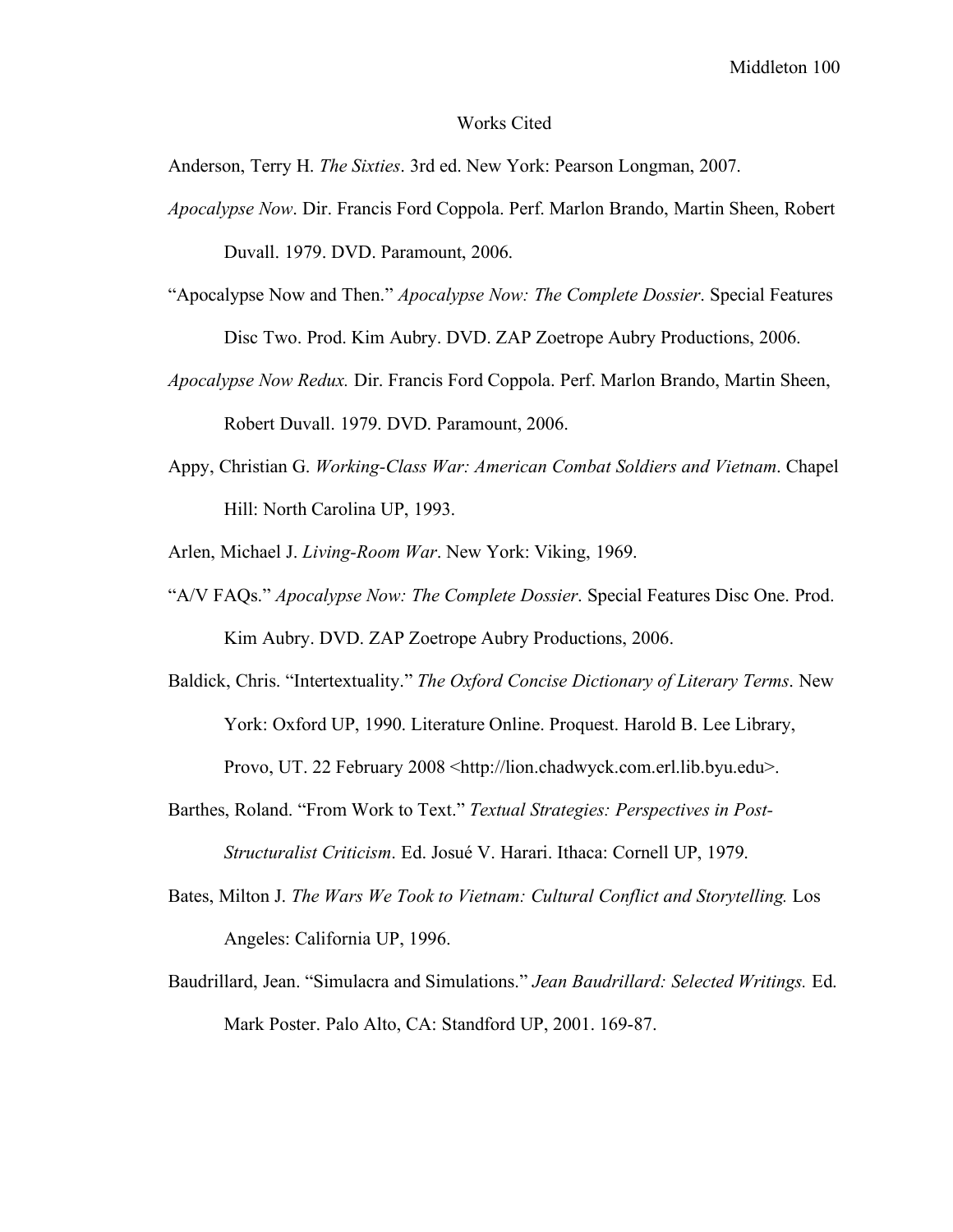## Works Cited

Anderson, Terry H. *The Sixties*. 3rd ed. New York: Pearson Longman, 2007.

*Apocalypse Now*. Dir. Francis Ford Coppola. Perf. Marlon Brando, Martin Sheen, Robert Duvall. 1979. DVD. Paramount, 2006.

"Apocalypse Now and Then." *Apocalypse Now: The Complete Dossier*. Special Features Disc Two. Prod. Kim Aubry. DVD. ZAP Zoetrope Aubry Productions, 2006.

*Apocalypse Now Redux.* Dir. Francis Ford Coppola. Perf. Marlon Brando, Martin Sheen, Robert Duvall. 1979. DVD. Paramount, 2006.

Appy, Christian G. *Working-Class War: American Combat Soldiers and Vietnam*. Chapel Hill: North Carolina UP, 1993.

Arlen, Michael J. *Living-Room War*. New York: Viking, 1969.

"A/V FAQs." *Apocalypse Now: The Complete Dossier*. Special Features Disc One. Prod. Kim Aubry. DVD. ZAP Zoetrope Aubry Productions, 2006.

Baldick, Chris. "Intertextuality." *The Oxford Concise Dictionary of Literary Terms*. New York: Oxford UP, 1990. Literature Online. Proquest. Harold B. Lee Library, Provo, UT. 22 February 2008 <http://lion.chadwyck.com.erl.lib.byu.edu>.

Barthes, Roland. "From Work to Text." *Textual Strategies: Perspectives in Post-Structuralist Criticism*. Ed. Josué V. Harari. Ithaca: Cornell UP, 1979.

Bates, Milton J. *The Wars We Took to Vietnam: Cultural Conflict and Storytelling.* Los Angeles: California UP, 1996.

Baudrillard, Jean. "Simulacra and Simulations." *Jean Baudrillard: Selected Writings.* Ed. Mark Poster. Palo Alto, CA: Standford UP, 2001. 169-87.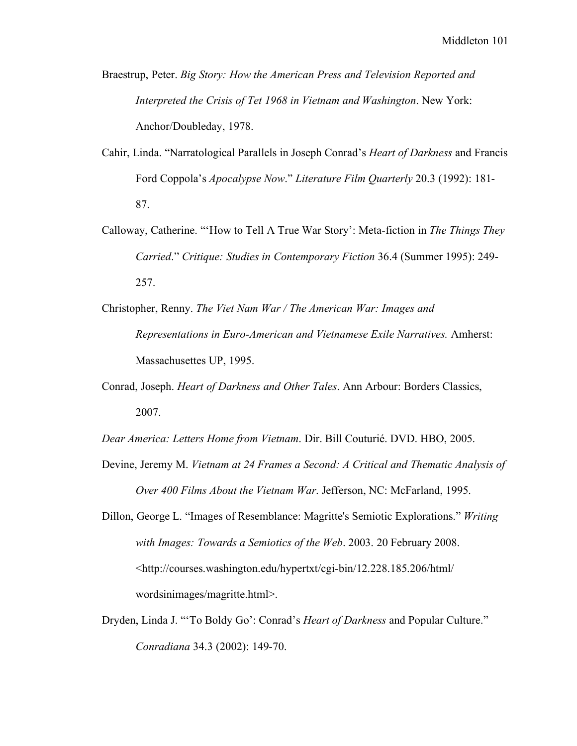Braestrup, Peter. *Big Story: How the American Press and Television Reported and Interpreted the Crisis of Tet 1968 in Vietnam and Washington*. New York: Anchor/Doubleday, 1978.

Cahir, Linda. "Narratological Parallels in Joseph Conrad's *Heart of Darkness* and Francis Ford Coppola's *Apocalypse Now*." *Literature Film Quarterly* 20.3 (1992): 181-87.

Calloway, Catherine. "'How to Tell A True War Story': Meta-fiction in *The Things They Carried*." *Critique: Studies in Contemporary Fiction* 36.4 (Summer 1995): 249-257.

Christopher, Renny. *The Viet Nam War / The American War: Images and Representations in Euro-American and Vietnamese Exile Narratives.* Amherst: Massachusettes UP, 1995.

Conrad, Joseph. *Heart of Darkness and Other Tales*. Ann Arbour: Borders Classics, 2007.

*Dear America: Letters Home from Vietnam*. Dir. Bill Couturié. DVD. HBO, 2005.

Devine, Jeremy M. *Vietnam at 24 Frames a Second: A Critical and Thematic Analysis of Over 400 Films About the Vietnam War*. Jefferson, NC: McFarland, 1995.

Dillon, George L. "Images of Resemblance: Magritte's Semiotic Explorations." *Writing with Images: Towards a Semiotics of the Web*. 2003. 20 February 2008. <http://courses.washington.edu/hypertxt/cgi-bin/12.228.185.206/html/wordsinimages/magritte.html>.

Dryden, Linda J. "'To Boldy Go': Conrad's *Heart of Darkness* and Popular Culture." *Conradiana* 34.3 (2002): 149-70.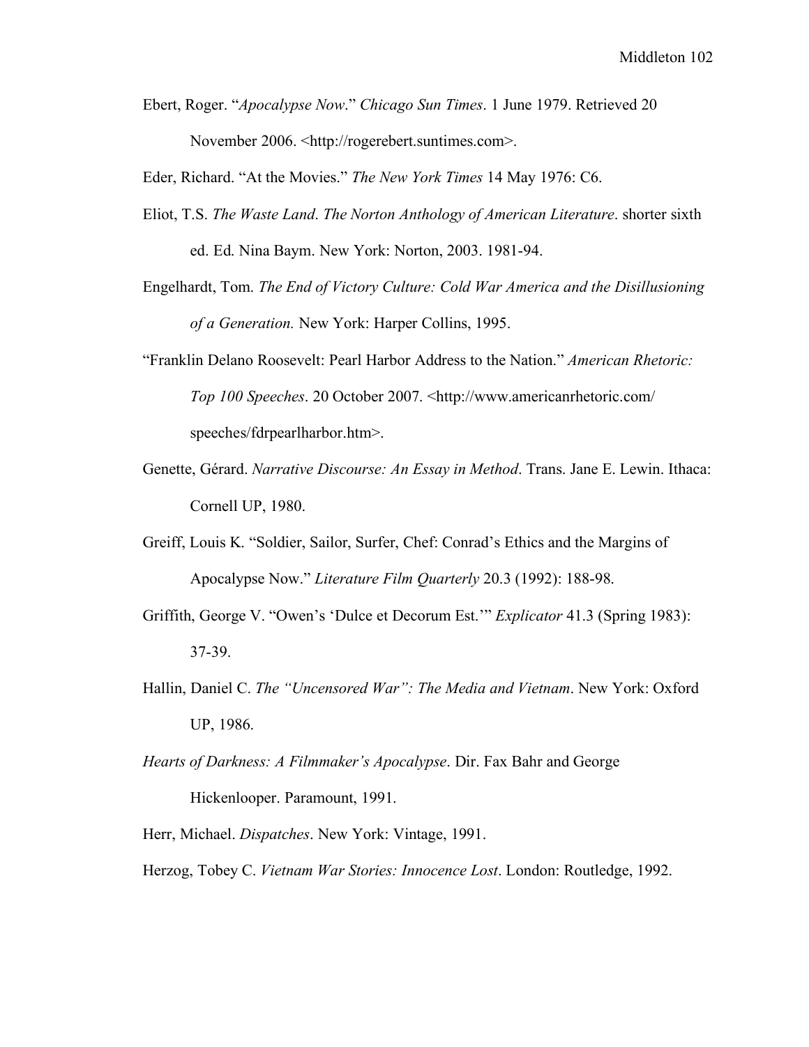Ebert, Roger. “*Apocalypse Now*.” *Chicago Sun Times*. 1 June 1979. Retrieved 20 November 2006. <http://rogerebert.suntimes.com>.

Eder, Richard. “At the Movies.” *The New York Times* 14 May 1976: C6.

Eliot, T.S. *The Waste Land*. *The Norton Anthology of American Literature*. shorter sixth ed. Ed. Nina Baym. New York: Norton, 2003. 1981-94.

Engelhardt, Tom. *The End of Victory Culture: Cold War America and the Disillusioning of a Generation.* New York: Harper Collins, 1995.

“Franklin Delano Roosevelt: Pearl Harbor Address to the Nation.” *American Rhetoric: Top 100 Speeches*. 20 October 2007. <http://www.americanrhetoric.com/speeches/fdrpearlharbor.htm>.

Genette, Gérard. *Narrative Discourse: An Essay in Method*. Trans. Jane E. Lewin. Ithaca: Cornell UP, 1980.

Greiff, Louis K. “Soldier, Sailor, Surfer, Chef: Conrad’s Ethics and the Margins of Apocalypse Now.” *Literature Film Quarterly* 20.3 (1992): 188-98.

Griffith, George V. “Owen’s ‘Dulce et Decorum Est.’” *Explicator* 41.3 (Spring 1983): 37-39.

Hallin, Daniel C. *The “Uncensored War”: The Media and Vietnam*. New York: Oxford UP, 1986.

*Hearts of Darkness: A Filmmaker’s Apocalypse*. Dir. Fax Bahr and George Hickenlooper. Paramount, 1991.

Herr, Michael. *Dispatches*. New York: Vintage, 1991.

Herzog, Tobey C. *Vietnam War Stories: Innocence Lost*. London: Routledge, 1992.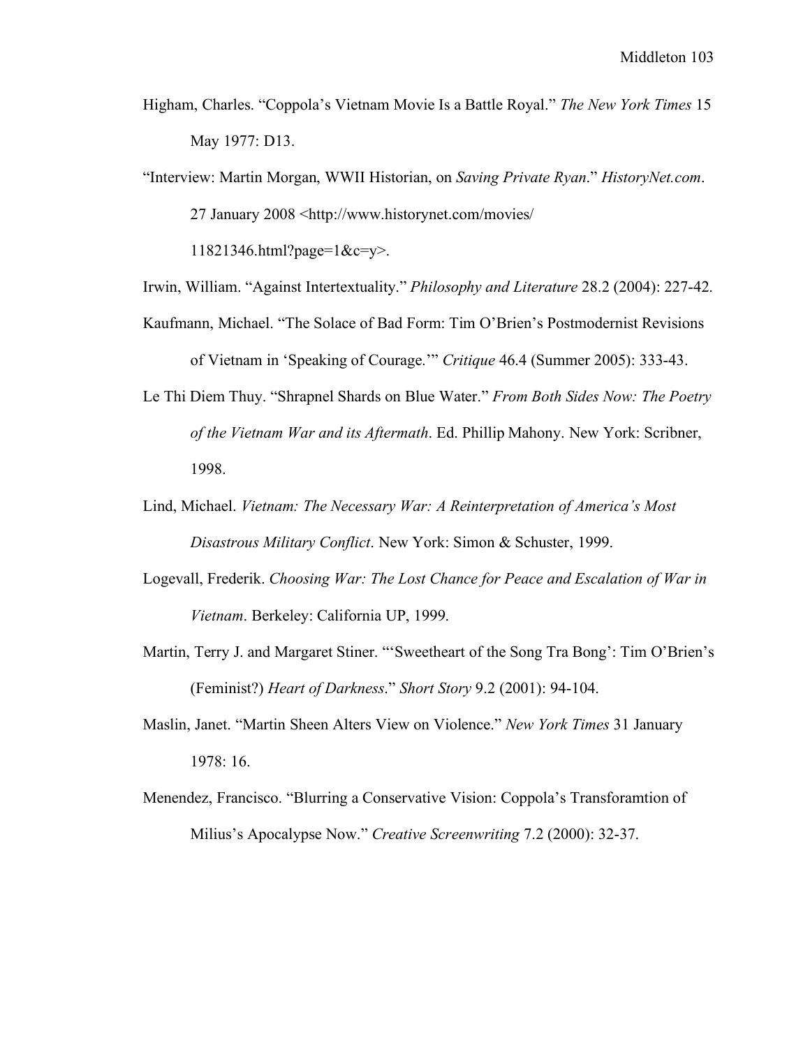Higham, Charles. "Coppola's Vietnam Movie Is a Battle Royal." *The New York Times* 15 May 1977: D13.

"Interview: Martin Morgan, WWII Historian, on *Saving Private Ryan*." *HistoryNet.com*. 27 January 2008 <http://www.historynet.com/movies/11821346.html?page=1&c=y>.

Irwin, William. "Against Intertextuality." *Philosophy and Literature* 28.2 (2004): 227-42.

Kaufmann, Michael. "The Solace of Bad Form: Tim O'Brien's Postmodernist Revisions of Vietnam in 'Speaking of Courage.'" *Critique* 46.4 (Summer 2005): 333-43.

Le Thi Diem Thuy. "Shrapnel Shards on Blue Water." *From Both Sides Now: The Poetry of the Vietnam War and its Aftermath*. Ed. Phillip Mahony. New York: Scribner, 1998.

Lind, Michael. *Vietnam: The Necessary War: A Reinterpretation of America's Most Disastrous Military Conflict*. New York: Simon & Schuster, 1999.

Logevall, Frederik. *Choosing War: The Lost Chance for Peace and Escalation of War in Vietnam*. Berkeley: California UP, 1999.

Martin, Terry J. and Margaret Stiner. "'Sweetheart of the Song Tra Bong': Tim O'Brien's (Feminist?) *Heart of Darkness*." *Short Story* 9.2 (2001): 94-104.

Maslin, Janet. "Martin Sheen Alters View on Violence." *New York Times* 31 January 1978: 16.

Menendez, Francisco. "Blurring a Conservative Vision: Coppola's Transforamtion of Milius's Apocalypse Now." *Creative Screenwriting* 7.2 (2000): 32-37.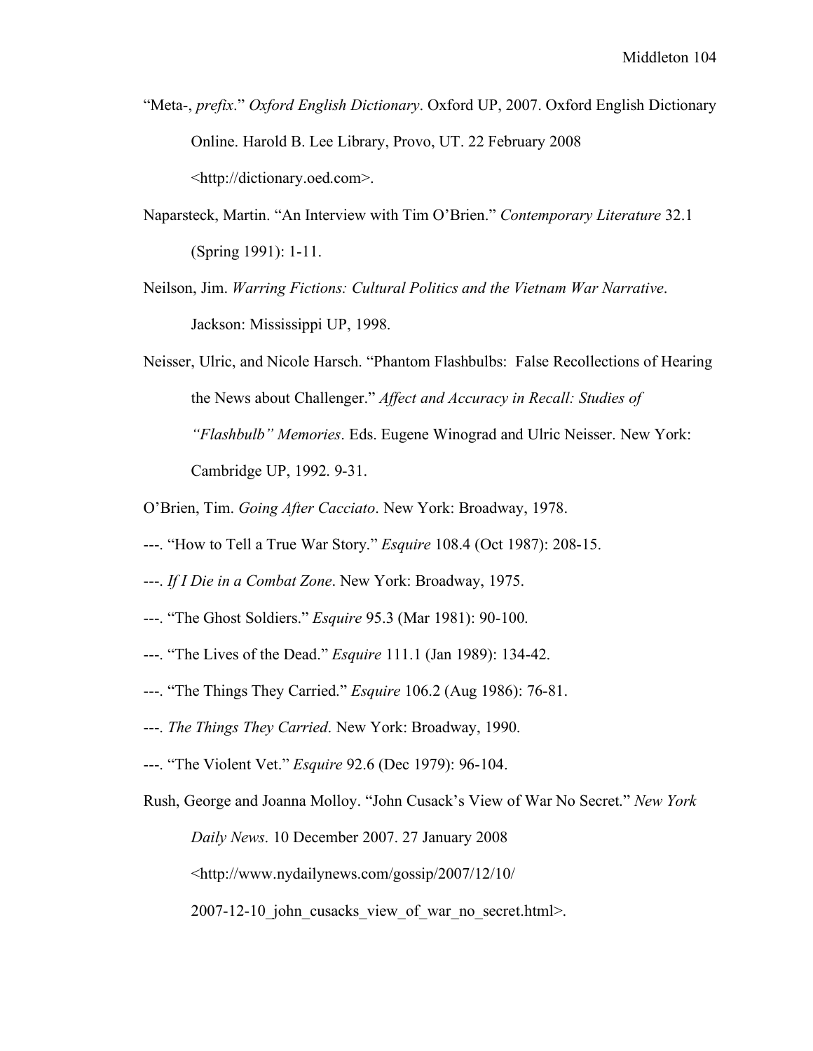"Meta-, *prefix*." *Oxford English Dictionary*. Oxford UP, 2007. Oxford English Dictionary Online. Harold B. Lee Library, Provo, UT. 22 February 2008 <http://dictionary.oed.com>.

Naparsteck, Martin. "An Interview with Tim O'Brien." *Contemporary Literature* 32.1 (Spring 1991): 1-11.

Neilson, Jim. *Warring Fictions: Cultural Politics and the Vietnam War Narrative*. Jackson: Mississippi UP, 1998.

Neisser, Ulric, and Nicole Harsch. "Phantom Flashbulbs: False Recollections of Hearing the News about Challenger." *Affect and Accuracy in Recall: Studies of "Flashbulb" Memories*. Eds. Eugene Winograd and Ulric Neisser. New York: Cambridge UP, 1992. 9-31.

O'Brien, Tim. *Going After Cacciato*. New York: Broadway, 1978.

---. "How to Tell a True War Story." *Esquire* 108.4 (Oct 1987): 208-15.

---. *If I Die in a Combat Zone*. New York: Broadway, 1975.

---. "The Ghost Soldiers." *Esquire* 95.3 (Mar 1981): 90-100.

---. "The Lives of the Dead." *Esquire* 111.1 (Jan 1989): 134-42.

---. "The Things They Carried." *Esquire* 106.2 (Aug 1986): 76-81.

---. *The Things They Carried*. New York: Broadway, 1990.

---. "The Violent Vet." *Esquire* 92.6 (Dec 1979): 96-104.

Rush, George and Joanna Molloy. "John Cusack's View of War No Secret." *New York Daily News*. 10 December 2007. 27 January 2008 <http://www.nydailynews.com/gossip/2007/12/10/2007-12-10_john_cusacks_view_of_war_no_secret.html>.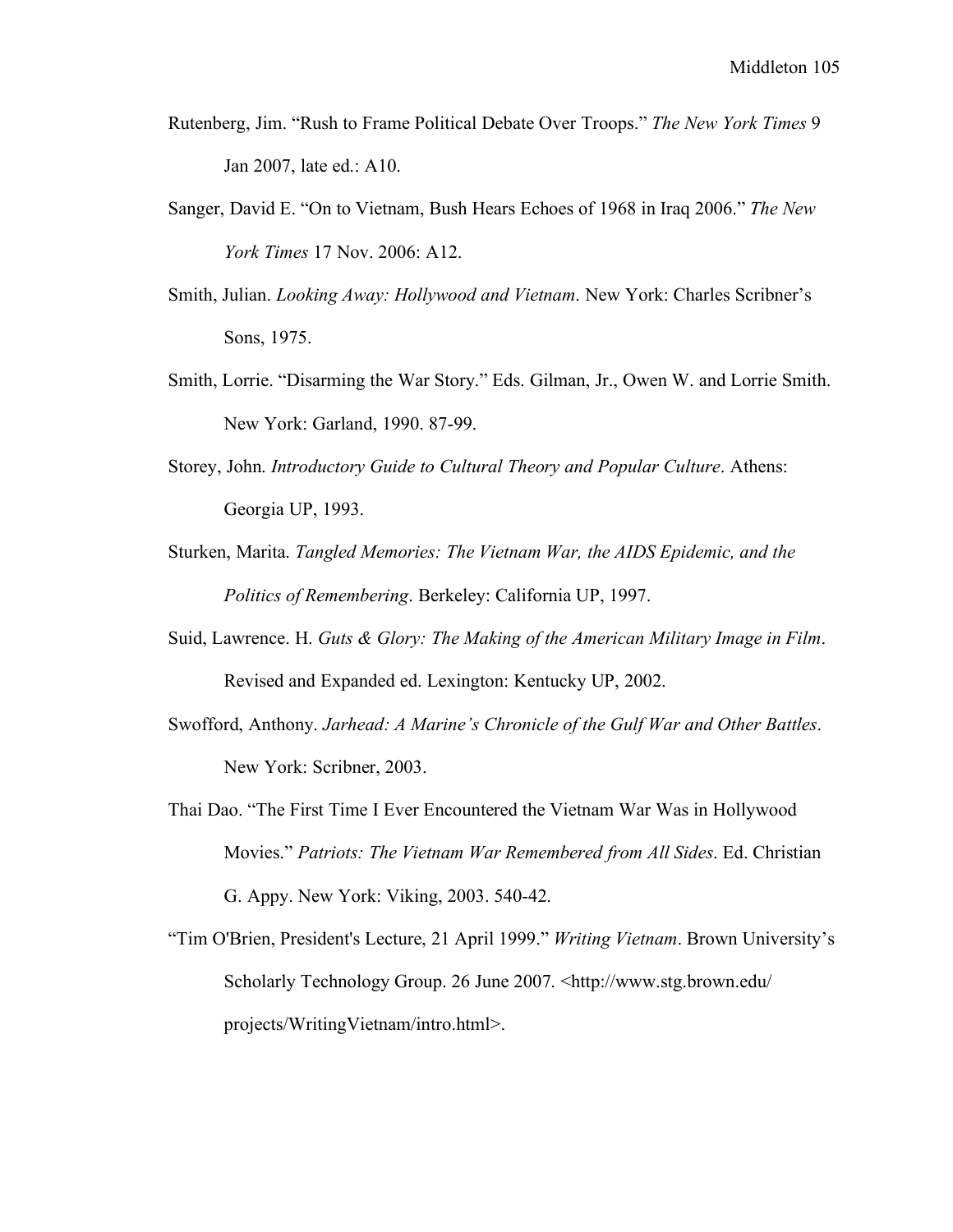Rutenberg, Jim. “Rush to Frame Political Debate Over Troops.” *The New York Times* 9 Jan 2007, late ed.: A10.

Sanger, David E. “On to Vietnam, Bush Hears Echoes of 1968 in Iraq 2006.” *The New York Times* 17 Nov. 2006: A12.

Smith, Julian. *Looking Away: Hollywood and Vietnam*. New York: Charles Scribner’s Sons, 1975.

Smith, Lorrie. “Disarming the War Story.” Eds. Gilman, Jr., Owen W. and Lorrie Smith. New York: Garland, 1990. 87-99.

Storey, John. *Introductory Guide to Cultural Theory and Popular Culture*. Athens: Georgia UP, 1993.

Sturken, Marita. *Tangled Memories: The Vietnam War, the AIDS Epidemic, and the Politics of Remembering*. Berkeley: California UP, 1997.

Suid, Lawrence. H. *Guts & Glory: The Making of the American Military Image in Film*. Revised and Expanded ed. Lexington: Kentucky UP, 2002.

Swofford, Anthony. *Jarhead: A Marine’s Chronicle of the Gulf War and Other Battles*. New York: Scribner, 2003.

Thai Dao. “The First Time I Ever Encountered the Vietnam War Was in Hollywood Movies.” *Patriots: The Vietnam War Remembered from All Sides*. Ed. Christian G. Appy. New York: Viking, 2003. 540-42.

“Tim O'Brien, President's Lecture, 21 April 1999.” *Writing Vietnam*. Brown University’s Scholarly Technology Group. 26 June 2007. <http://www.stg.brown.edu/projects/WritingVietnam/intro.html>.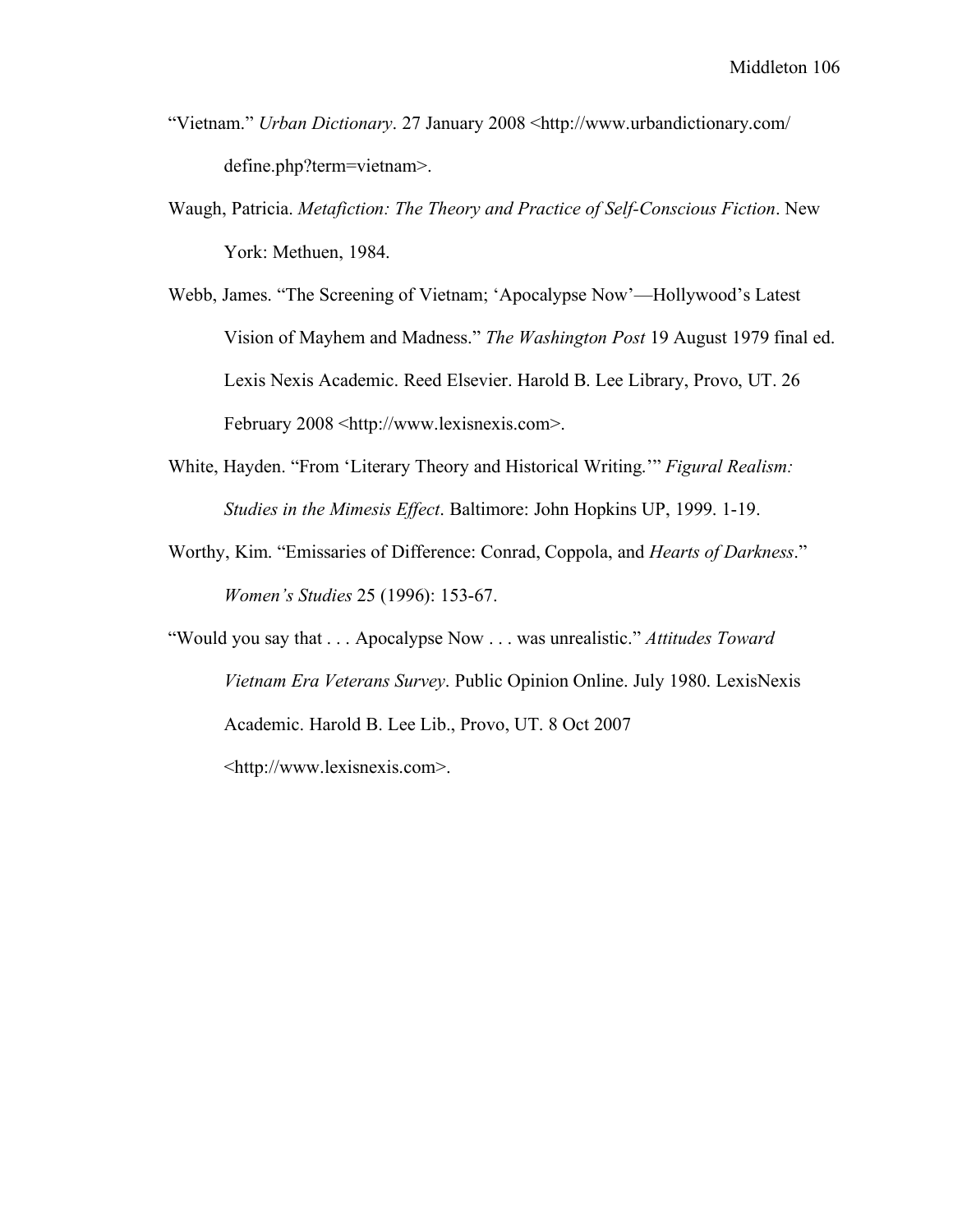"Vietnam." *Urban Dictionary*. 27 January 2008 <http://www.urbandictionary.com/define.php?term=vietnam>.

Waugh, Patricia. *Metafiction: The Theory and Practice of Self-Conscious Fiction*. New York: Methuen, 1984.

Webb, James. "The Screening of Vietnam; 'Apocalypse Now'—Hollywood's Latest Vision of Mayhem and Madness." *The Washington Post* 19 August 1979 final ed. Lexis Nexis Academic. Reed Elsevier. Harold B. Lee Library, Provo, UT. 26 February 2008 <http://www.lexisnexis.com>.

White, Hayden. "From 'Literary Theory and Historical Writing.'" *Figural Realism: Studies in the Mimesis Effect*. Baltimore: John Hopkins UP, 1999. 1-19.

Worthy, Kim. "Emissaries of Difference: Conrad, Coppola, and *Hearts of Darkness*." *Women's Studies* 25 (1996): 153-67.

"Would you say that . . . Apocalypse Now . . . was unrealistic." *Attitudes Toward Vietnam Era Veterans Survey*. Public Opinion Online. July 1980. LexisNexis Academic. Harold B. Lee Lib., Provo, UT. 8 Oct 2007 <http://www.lexisnexis.com>.